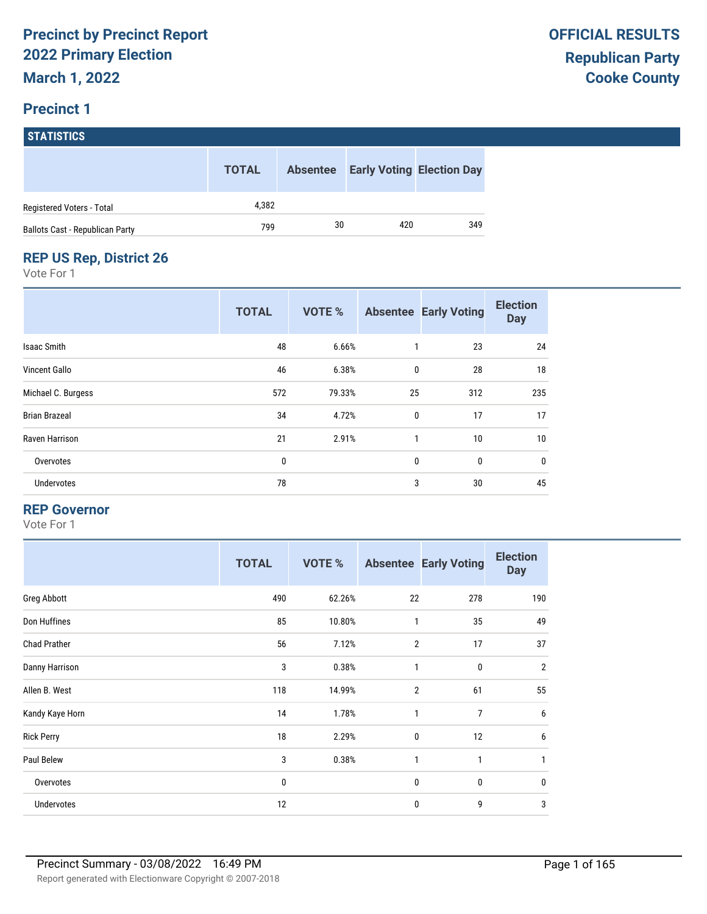# Precinct by Precinct Report
## 2022 Primary Election
## March 1, 2022

**OFFICIAL RESULTS**
**Republican Party**
**Cooke County**

## Precinct 1

### STATISTICS

| | TOTAL | Absentee | Early Voting | Election Day |
|---|---|---|---|---|
| Registered Voters - Total | 4,382 | | | |
| Ballots Cast - Republican Party | 799 | 30 | 420 | 349 |

### REP US Rep, District 26

Vote For 1

| | TOTAL | VOTE % | Absentee | Early Voting | Election Day |
|---|---|---|---|---|---|
| Isaac Smith | 48 | 6.66% | 1 | 23 | 24 |
| Vincent Gallo | 46 | 6.38% | 0 | 28 | 18 |
| Michael C. Burgess | 572 | 79.33% | 25 | 312 | 235 |
| Brian Brazeal | 34 | 4.72% | 0 | 17 | 17 |
| Raven Harrison | 21 | 2.91% | 1 | 10 | 10 |
| Overvotes | 0 | | 0 | 0 | 0 |
| Undervotes | 78 | | 3 | 30 | 45 |

### REP Governor

Vote For 1

| | TOTAL | VOTE % | Absentee | Early Voting | Election Day |
|---|---|---|---|---|---|
| Greg Abbott | 490 | 62.26% | 22 | 278 | 190 |
| Don Huffines | 85 | 10.80% | 1 | 35 | 49 |
| Chad Prather | 56 | 7.12% | 2 | 17 | 37 |
| Danny Harrison | 3 | 0.38% | 1 | 0 | 2 |
| Allen B. West | 118 | 14.99% | 2 | 61 | 55 |
| Kandy Kaye Horn | 14 | 1.78% | 1 | 7 | 6 |
| Rick Perry | 18 | 2.29% | 0 | 12 | 6 |
| Paul Belew | 3 | 0.38% | 1 | 1 | 1 |
| Overvotes | 0 | | 0 | 0 | 0 |
| Undervotes | 12 | | 0 | 9 | 3 |

Precinct Summary - 03/08/2022 16:49 PM

Report generated with Electionware Copyright © 2007-2018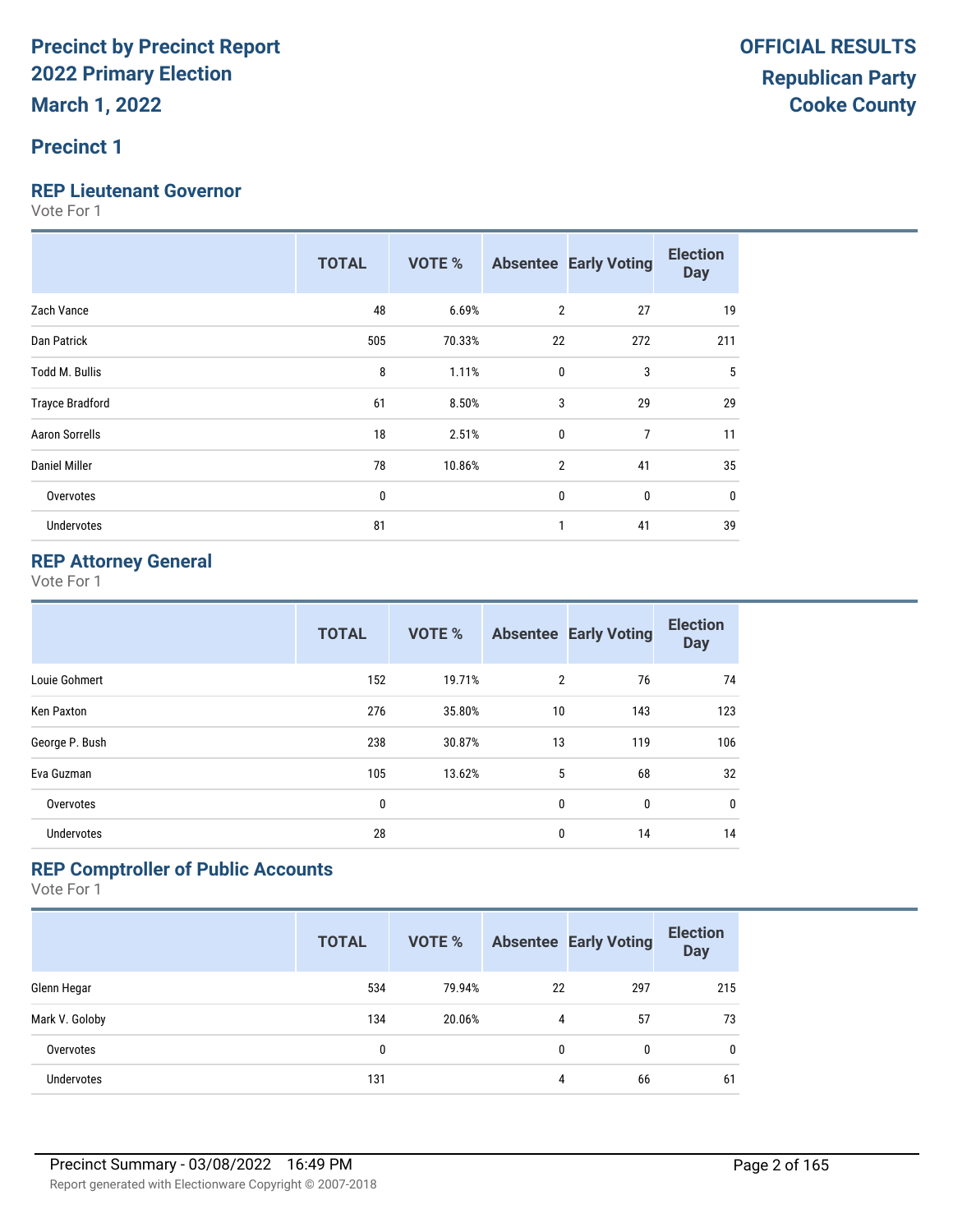# Precinct by Precinct Report
# 2022 Primary Election
# March 1, 2022

**OFFICIAL RESULTS**
**Republican Party**
**Cooke County**

## Precinct 1

### REP Lieutenant Governor

Vote For 1

| | TOTAL | VOTE % | Absentee | Early Voting | Election Day |
|---|---|---|---|---|---|
| Zach Vance | 48 | 6.69% | 2 | 27 | 19 |
| Dan Patrick | 505 | 70.33% | 22 | 272 | 211 |
| Todd M. Bullis | 8 | 1.11% | 0 | 3 | 5 |
| Trayce Bradford | 61 | 8.50% | 3 | 29 | 29 |
| Aaron Sorrells | 18 | 2.51% | 0 | 7 | 11 |
| Daniel Miller | 78 | 10.86% | 2 | 41 | 35 |
| Overvotes | 0 | | 0 | 0 | 0 |
| Undervotes | 81 | | 1 | 41 | 39 |

### REP Attorney General

Vote For 1

| | TOTAL | VOTE % | Absentee | Early Voting | Election Day |
|---|---|---|---|---|---|
| Louie Gohmert | 152 | 19.71% | 2 | 76 | 74 |
| Ken Paxton | 276 | 35.80% | 10 | 143 | 123 |
| George P. Bush | 238 | 30.87% | 13 | 119 | 106 |
| Eva Guzman | 105 | 13.62% | 5 | 68 | 32 |
| Overvotes | 0 | | 0 | 0 | 0 |
| Undervotes | 28 | | 0 | 14 | 14 |

### REP Comptroller of Public Accounts

Vote For 1

| | TOTAL | VOTE % | Absentee | Early Voting | Election Day |
|---|---|---|---|---|---|
| Glenn Hegar | 534 | 79.94% | 22 | 297 | 215 |
| Mark V. Goloby | 134 | 20.06% | 4 | 57 | 73 |
| Overvotes | 0 | | 0 | 0 | 0 |
| Undervotes | 131 | | 4 | 66 | 61 |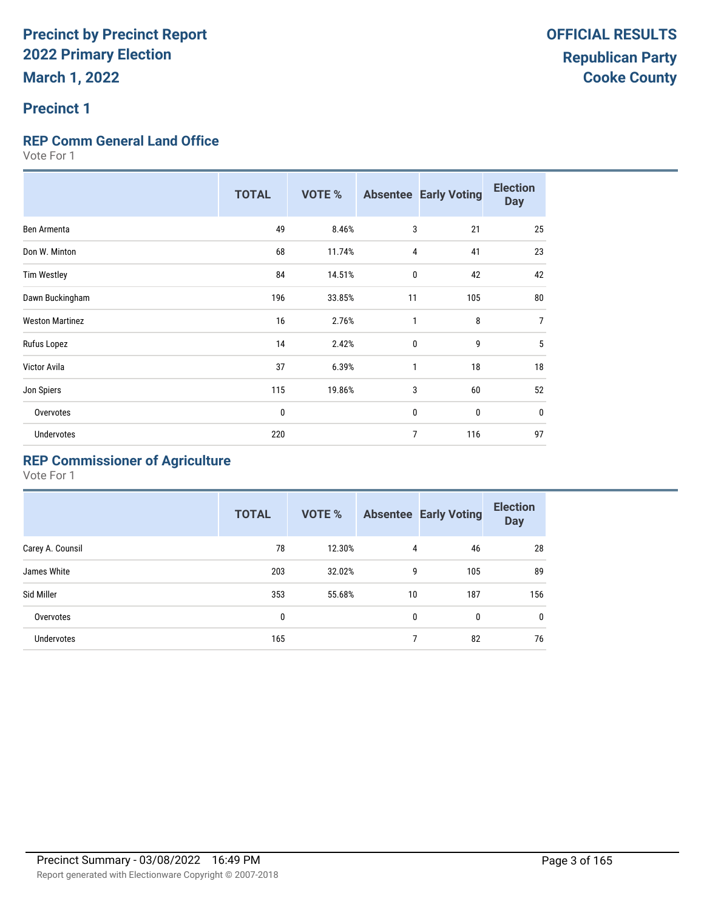# Precinct by Precinct Report
## 2022 Primary Election
## March 1, 2022

**OFFICIAL RESULTS**
**Republican Party**
**Cooke County**

## Precinct 1

### REP Comm General Land Office

Vote For 1

| | TOTAL | VOTE % | Absentee | Early Voting | Election Day |
|---|---|---|---|---|---|
| Ben Armenta | 49 | 8.46% | 3 | 21 | 25 |
| Don W. Minton | 68 | 11.74% | 4 | 41 | 23 |
| Tim Westley | 84 | 14.51% | 0 | 42 | 42 |
| Dawn Buckingham | 196 | 33.85% | 11 | 105 | 80 |
| Weston Martinez | 16 | 2.76% | 1 | 8 | 7 |
| Rufus Lopez | 14 | 2.42% | 0 | 9 | 5 |
| Victor Avila | 37 | 6.39% | 1 | 18 | 18 |
| Jon Spiers | 115 | 19.86% | 3 | 60 | 52 |
| Overvotes | 0 | | 0 | 0 | 0 |
| Undervotes | 220 | | 7 | 116 | 97 |

### REP Commissioner of Agriculture

Vote For 1

| | TOTAL | VOTE % | Absentee | Early Voting | Election Day |
|---|---|---|---|---|---|
| Carey A. Counsil | 78 | 12.30% | 4 | 46 | 28 |
| James White | 203 | 32.02% | 9 | 105 | 89 |
| Sid Miller | 353 | 55.68% | 10 | 187 | 156 |
| Overvotes | 0 | | 0 | 0 | 0 |
| Undervotes | 165 | | 7 | 82 | 76 |

Precinct Summary - 03/08/2022 16:49 PM

Report generated with Electionware Copyright © 2007-2018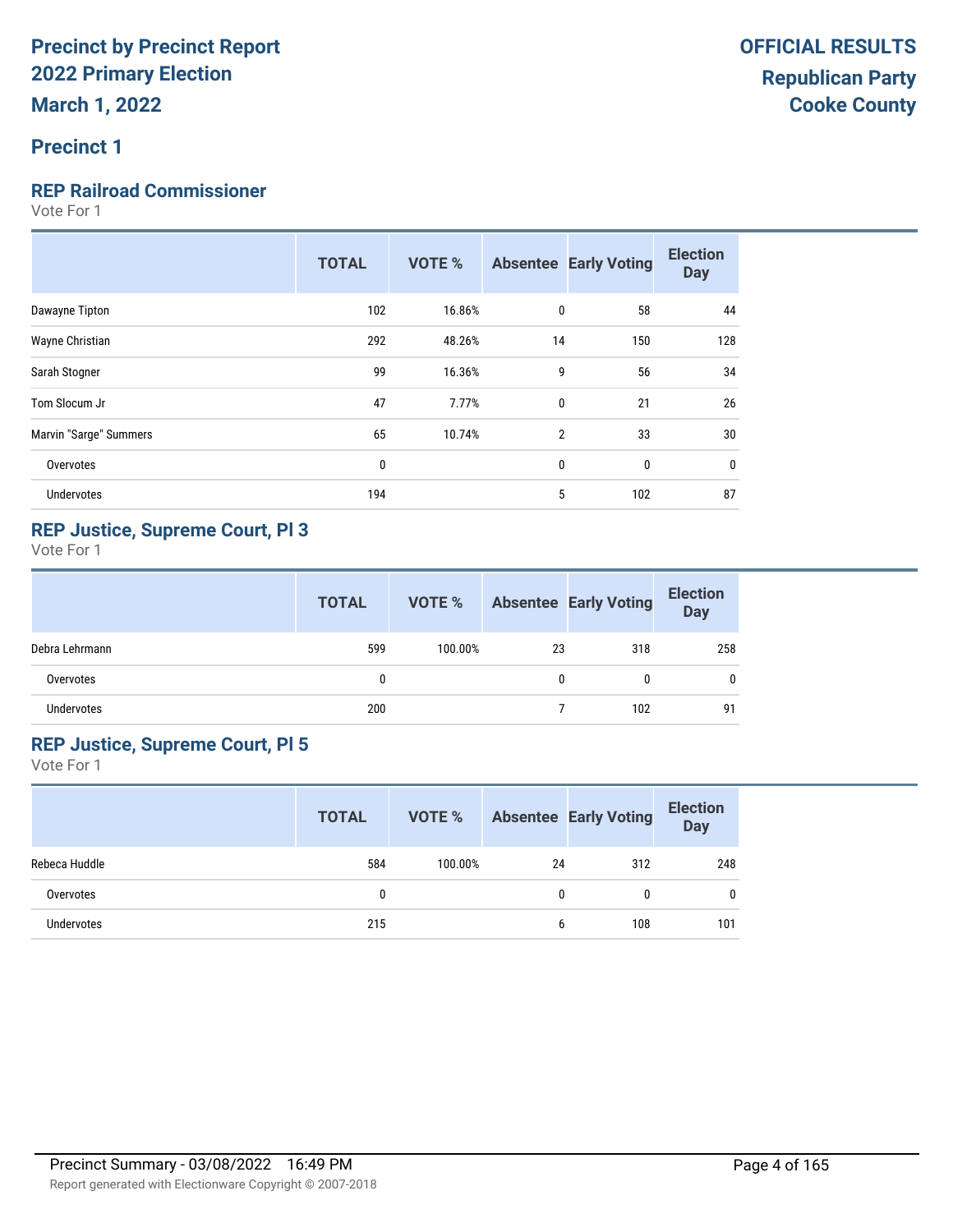# Precinct by Precinct Report
# 2022 Primary Election
# March 1, 2022

# OFFICIAL RESULTS
# Republican Party
# Cooke County

## Precinct 1

### REP Railroad Commissioner

Vote For 1

| | TOTAL | VOTE % | Absentee | Early Voting | Election Day |
|---|---|---|---|---|---|
| Dawayne Tipton | 102 | 16.86% | 0 | 58 | 44 |
| Wayne Christian | 292 | 48.26% | 14 | 150 | 128 |
| Sarah Stogner | 99 | 16.36% | 9 | 56 | 34 |
| Tom Slocum Jr | 47 | 7.77% | 0 | 21 | 26 |
| Marvin "Sarge" Summers | 65 | 10.74% | 2 | 33 | 30 |
| Overvotes | 0 | | 0 | 0 | 0 |
| Undervotes | 194 | | 5 | 102 | 87 |

### REP Justice, Supreme Court, Pl 3

Vote For 1

| | TOTAL | VOTE % | Absentee | Early Voting | Election Day |
|---|---|---|---|---|---|
| Debra Lehrmann | 599 | 100.00% | 23 | 318 | 258 |
| Overvotes | 0 | | 0 | 0 | 0 |
| Undervotes | 200 | | 7 | 102 | 91 |

### REP Justice, Supreme Court, Pl 5

Vote For 1

| | TOTAL | VOTE % | Absentee | Early Voting | Election Day |
|---|---|---|---|---|---|
| Rebeca Huddle | 584 | 100.00% | 24 | 312 | 248 |
| Overvotes | 0 | | 0 | 0 | 0 |
| Undervotes | 215 | | 6 | 108 | 101 |

Precinct Summary - 03/08/2022 16:49 PM

Report generated with Electionware Copyright © 2007-2018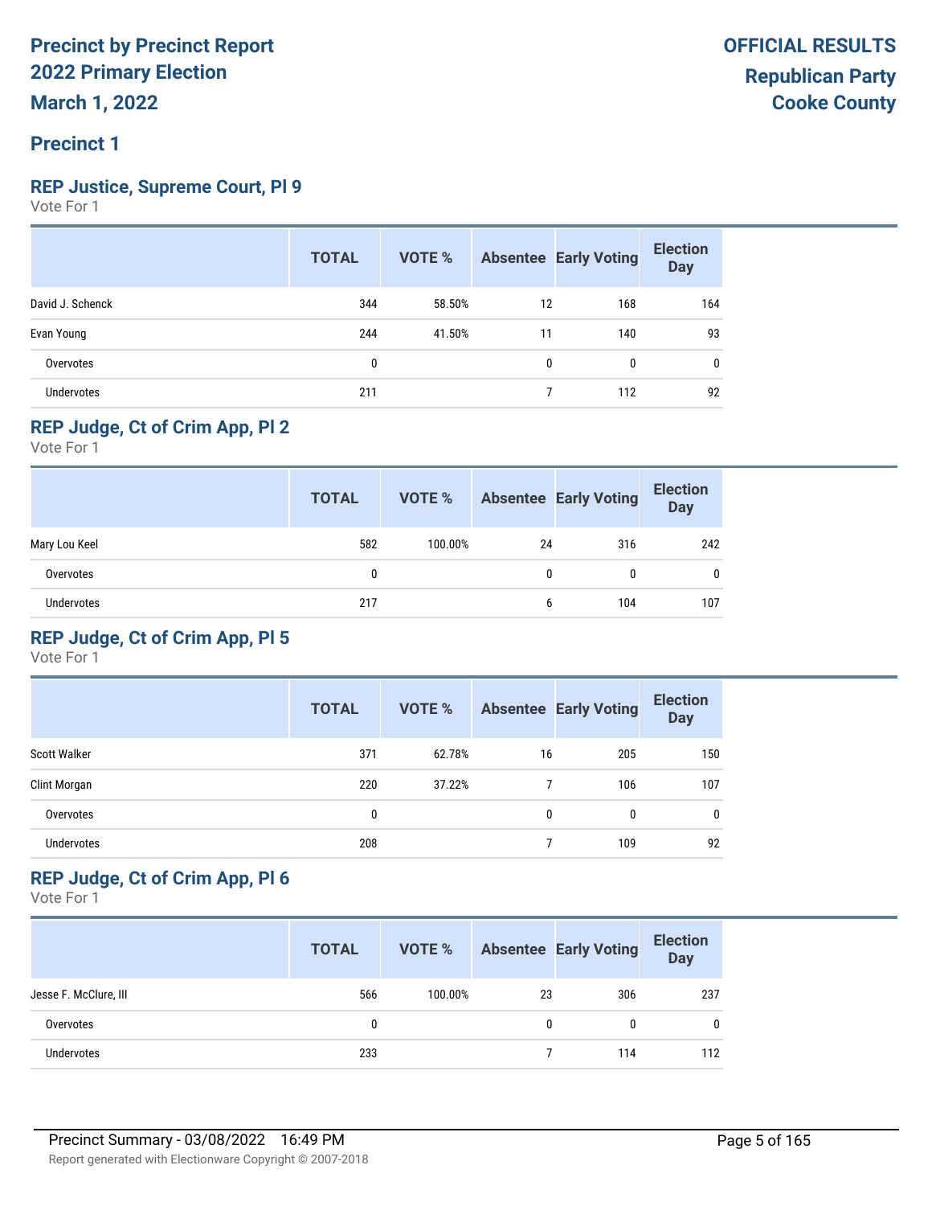# Precinct by Precinct Report
## 2022 Primary Election
### March 1, 2022

**OFFICIAL RESULTS**
**Republican Party**
**Cooke County**

## Precinct 1

### REP Justice, Supreme Court, Pl 9
Vote For 1

| | TOTAL | VOTE % | Absentee | Early Voting | Election Day |
|---|---|---|---|---|---|
| David J. Schenck | 344 | 58.50% | 12 | 168 | 164 |
| Evan Young | 244 | 41.50% | 11 | 140 | 93 |
| Overvotes | 0 | | 0 | 0 | 0 |
| Undervotes | 211 | | 7 | 112 | 92 |

### REP Judge, Ct of Crim App, Pl 2
Vote For 1

| | TOTAL | VOTE % | Absentee | Early Voting | Election Day |
|---|---|---|---|---|---|
| Mary Lou Keel | 582 | 100.00% | 24 | 316 | 242 |
| Overvotes | 0 | | 0 | 0 | 0 |
| Undervotes | 217 | | 6 | 104 | 107 |

### REP Judge, Ct of Crim App, Pl 5
Vote For 1

| | TOTAL | VOTE % | Absentee | Early Voting | Election Day |
|---|---|---|---|---|---|
| Scott Walker | 371 | 62.78% | 16 | 205 | 150 |
| Clint Morgan | 220 | 37.22% | 7 | 106 | 107 |
| Overvotes | 0 | | 0 | 0 | 0 |
| Undervotes | 208 | | 7 | 109 | 92 |

### REP Judge, Ct of Crim App, Pl 6
Vote For 1

| | TOTAL | VOTE % | Absentee | Early Voting | Election Day |
|---|---|---|---|---|---|
| Jesse F. McClure, III | 566 | 100.00% | 23 | 306 | 237 |
| Overvotes | 0 | | 0 | 0 | 0 |
| Undervotes | 233 | | 7 | 114 | 112 |

Precinct Summary - 03/08/2022 16:49 PM

Report generated with Electionware Copyright © 2007-2018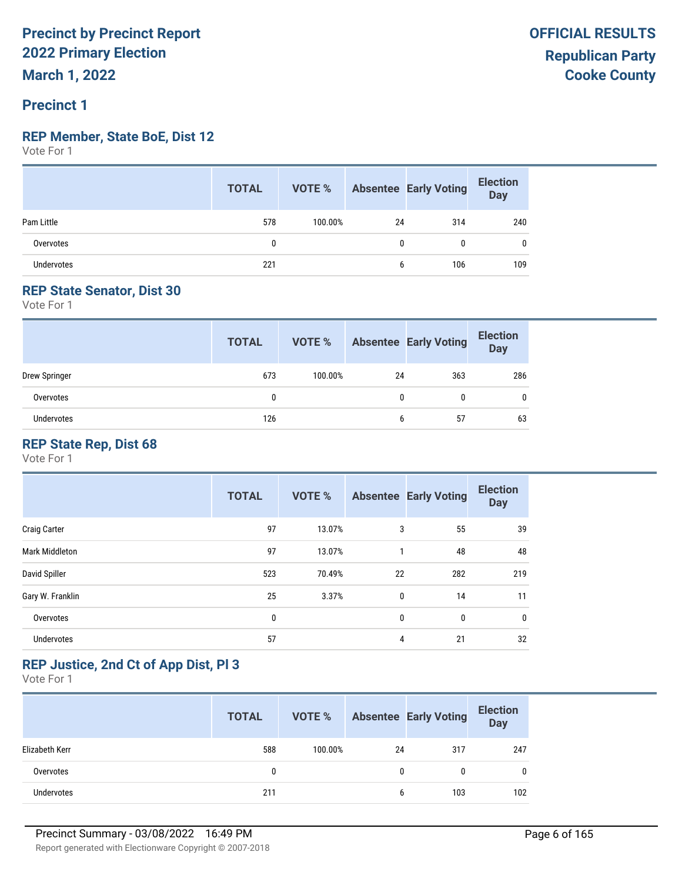# Precinct by Precinct Report
# 2022 Primary Election
**March 1, 2022**

**OFFICIAL RESULTS**
**Republican Party**
**Cooke County**

## Precinct 1

### REP Member, State BoE, Dist 12
Vote For 1

| | TOTAL | VOTE % | Absentee | Early Voting | Election Day |
|---|---|---|---|---|---|
| Pam Little | 578 | 100.00% | 24 | 314 | 240 |
| Overvotes | 0 | | 0 | 0 | 0 |
| Undervotes | 221 | | 6 | 106 | 109 |

### REP State Senator, Dist 30
Vote For 1

| | TOTAL | VOTE % | Absentee | Early Voting | Election Day |
|---|---|---|---|---|---|
| Drew Springer | 673 | 100.00% | 24 | 363 | 286 |
| Overvotes | 0 | | 0 | 0 | 0 |
| Undervotes | 126 | | 6 | 57 | 63 |

### REP State Rep, Dist 68
Vote For 1

| | TOTAL | VOTE % | Absentee | Early Voting | Election Day |
|---|---|---|---|---|---|
| Craig Carter | 97 | 13.07% | 3 | 55 | 39 |
| Mark Middleton | 97 | 13.07% | 1 | 48 | 48 |
| David Spiller | 523 | 70.49% | 22 | 282 | 219 |
| Gary W. Franklin | 25 | 3.37% | 0 | 14 | 11 |
| Overvotes | 0 | | 0 | 0 | 0 |
| Undervotes | 57 | | 4 | 21 | 32 |

### REP Justice, 2nd Ct of App Dist, Pl 3
Vote For 1

| | TOTAL | VOTE % | Absentee | Early Voting | Election Day |
|---|---|---|---|---|---|
| Elizabeth Kerr | 588 | 100.00% | 24 | 317 | 247 |
| Overvotes | 0 | | 0 | 0 | 0 |
| Undervotes | 211 | | 6 | 103 | 102 |

Precinct Summary - 03/08/2022 16:49 PM

Report generated with Electionware Copyright © 2007-2018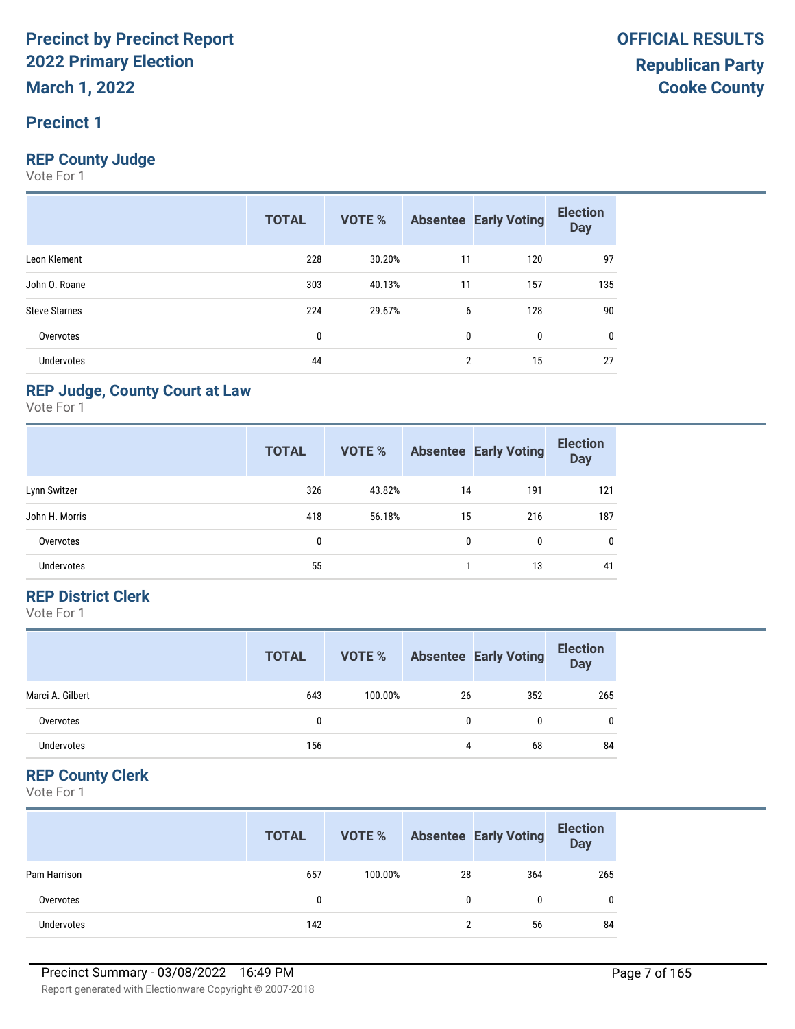# Precinct by Precinct Report
# 2022 Primary Election
# March 1, 2022

**OFFICIAL RESULTS**
**Republican Party**
**Cooke County**

## Precinct 1

### REP County Judge
Vote For 1

| | TOTAL | VOTE % | Absentee | Early Voting | Election Day |
|---|---|---|---|---|---|
| Leon Klement | 228 | 30.20% | 11 | 120 | 97 |
| John O. Roane | 303 | 40.13% | 11 | 157 | 135 |
| Steve Starnes | 224 | 29.67% | 6 | 128 | 90 |
| Overvotes | 0 | | 0 | 0 | 0 |
| Undervotes | 44 | | 2 | 15 | 27 |

### REP Judge, County Court at Law
Vote For 1

| | TOTAL | VOTE % | Absentee | Early Voting | Election Day |
|---|---|---|---|---|---|
| Lynn Switzer | 326 | 43.82% | 14 | 191 | 121 |
| John H. Morris | 418 | 56.18% | 15 | 216 | 187 |
| Overvotes | 0 | | 0 | 0 | 0 |
| Undervotes | 55 | | 1 | 13 | 41 |

### REP District Clerk
Vote For 1

| | TOTAL | VOTE % | Absentee | Early Voting | Election Day |
|---|---|---|---|---|---|
| Marci A. Gilbert | 643 | 100.00% | 26 | 352 | 265 |
| Overvotes | 0 | | 0 | 0 | 0 |
| Undervotes | 156 | | 4 | 68 | 84 |

### REP County Clerk
Vote For 1

| | TOTAL | VOTE % | Absentee | Early Voting | Election Day |
|---|---|---|---|---|---|
| Pam Harrison | 657 | 100.00% | 28 | 364 | 265 |
| Overvotes | 0 | | 0 | 0 | 0 |
| Undervotes | 142 | | 2 | 56 | 84 |

Precinct Summary - 03/08/2022 16:49 PM

Report generated with Electionware Copyright © 2007-2018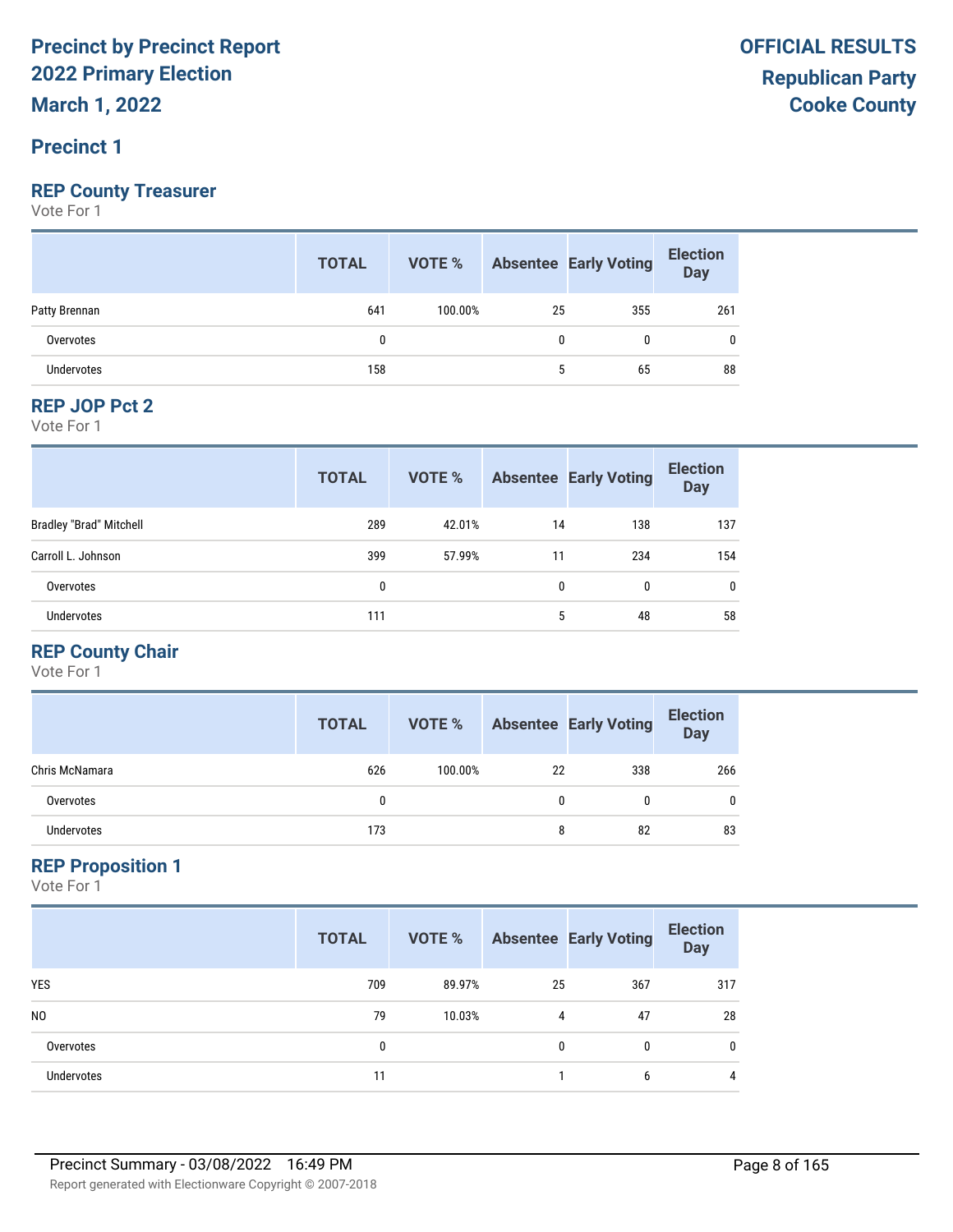**Precinct by Precinct Report**
**2022 Primary Election**
**March 1, 2022**

**OFFICIAL RESULTS**
**Republican Party**
**Cooke County**

## Precinct 1

### REP County Treasurer

Vote For 1

| | TOTAL | VOTE % | Absentee | Early Voting | Election Day |
|---|---|---|---|---|---|
| Patty Brennan | 641 | 100.00% | 25 | 355 | 261 |
| Overvotes | 0 | | 0 | 0 | 0 |
| Undervotes | 158 | | 5 | 65 | 88 |

### REP JOP Pct 2

Vote For 1

| | TOTAL | VOTE % | Absentee | Early Voting | Election Day |
|---|---|---|---|---|---|
| Bradley "Brad" Mitchell | 289 | 42.01% | 14 | 138 | 137 |
| Carroll L. Johnson | 399 | 57.99% | 11 | 234 | 154 |
| Overvotes | 0 | | 0 | 0 | 0 |
| Undervotes | 111 | | 5 | 48 | 58 |

### REP County Chair

Vote For 1

| | TOTAL | VOTE % | Absentee | Early Voting | Election Day |
|---|---|---|---|---|---|
| Chris McNamara | 626 | 100.00% | 22 | 338 | 266 |
| Overvotes | 0 | | 0 | 0 | 0 |
| Undervotes | 173 | | 8 | 82 | 83 |

### REP Proposition 1

Vote For 1

| | TOTAL | VOTE % | Absentee | Early Voting | Election Day |
|---|---|---|---|---|---|
| YES | 709 | 89.97% | 25 | 367 | 317 |
| NO | 79 | 10.03% | 4 | 47 | 28 |
| Overvotes | 0 | | 0 | 0 | 0 |
| Undervotes | 11 | | 1 | 6 | 4 |

Precinct Summary - 03/08/2022 16:49 PM

Report generated with Electionware Copyright © 2007-2018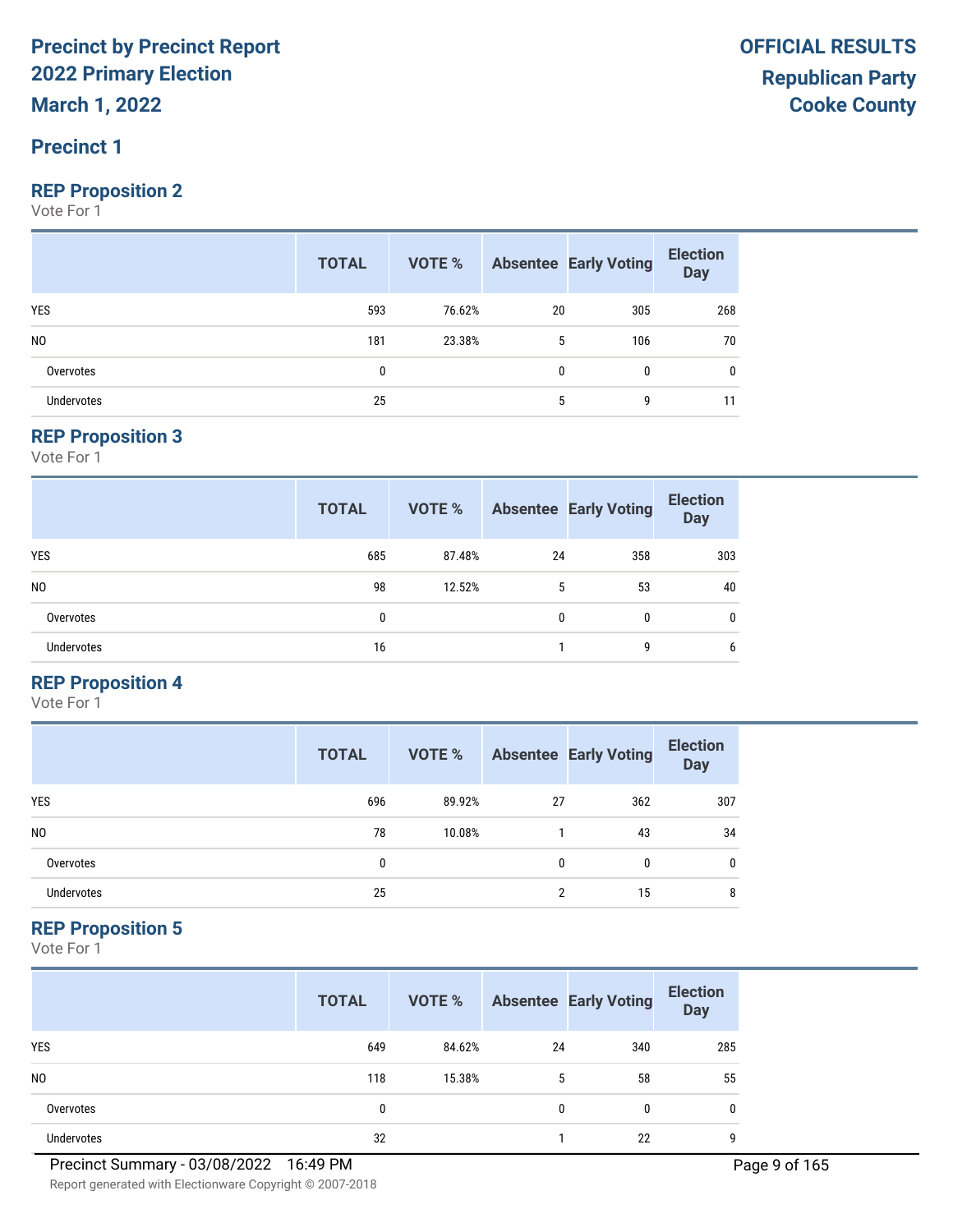# Precinct by Precinct Report
## 2022 Primary Election
## March 1, 2022

**OFFICIAL RESULTS**
**Republican Party**
**Cooke County**

## Precinct 1

### REP Proposition 2
Vote For 1

| | TOTAL | VOTE % | Absentee | Early Voting | Election Day |
|---|---|---|---|---|---|
| YES | 593 | 76.62% | 20 | 305 | 268 |
| NO | 181 | 23.38% | 5 | 106 | 70 |
| Overvotes | 0 | | 0 | 0 | 0 |
| Undervotes | 25 | | 5 | 9 | 11 |

### REP Proposition 3
Vote For 1

| | TOTAL | VOTE % | Absentee | Early Voting | Election Day |
|---|---|---|---|---|---|
| YES | 685 | 87.48% | 24 | 358 | 303 |
| NO | 98 | 12.52% | 5 | 53 | 40 |
| Overvotes | 0 | | 0 | 0 | 0 |
| Undervotes | 16 | | 1 | 9 | 6 |

### REP Proposition 4
Vote For 1

| | TOTAL | VOTE % | Absentee | Early Voting | Election Day |
|---|---|---|---|---|---|
| YES | 696 | 89.92% | 27 | 362 | 307 |
| NO | 78 | 10.08% | 1 | 43 | 34 |
| Overvotes | 0 | | 0 | 0 | 0 |
| Undervotes | 25 | | 2 | 15 | 8 |

### REP Proposition 5
Vote For 1

| | TOTAL | VOTE % | Absentee | Early Voting | Election Day |
|---|---|---|---|---|---|
| YES | 649 | 84.62% | 24 | 340 | 285 |
| NO | 118 | 15.38% | 5 | 58 | 55 |
| Overvotes | 0 | | 0 | 0 | 0 |
| Undervotes | 32 | | 1 | 22 | 9 |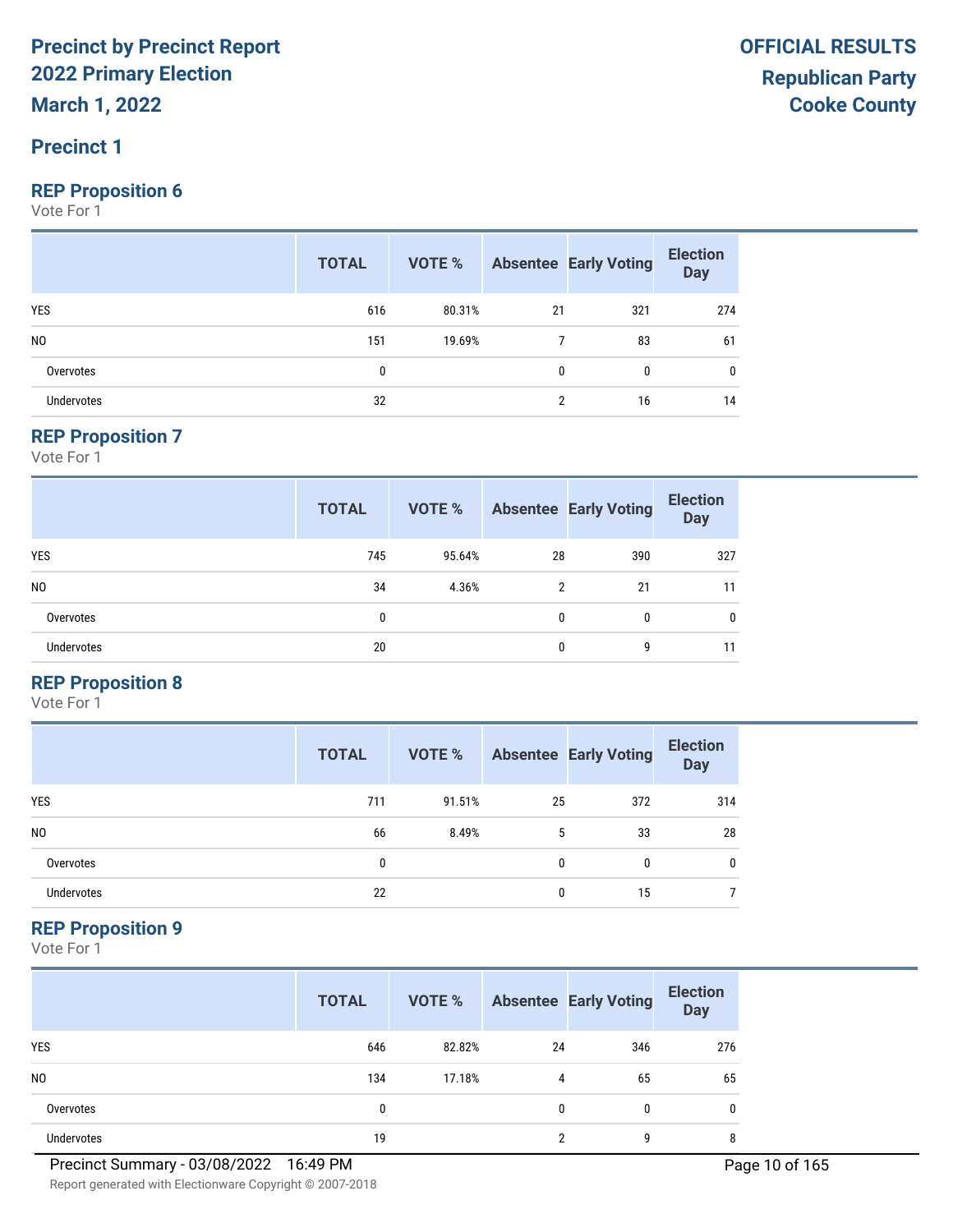# Precinct by Precinct Report
# 2022 Primary Election
# March 1, 2022

**OFFICIAL RESULTS**
**Republican Party**
**Cooke County**

## Precinct 1

### REP Proposition 6

Vote For 1

| | TOTAL | VOTE % | Absentee | Early Voting | Election Day |
|---|---|---|---|---|---|
| YES | 616 | 80.31% | 21 | 321 | 274 |
| NO | 151 | 19.69% | 7 | 83 | 61 |
| Overvotes | 0 | | 0 | 0 | 0 |
| Undervotes | 32 | | 2 | 16 | 14 |

### REP Proposition 7

Vote For 1

| | TOTAL | VOTE % | Absentee | Early Voting | Election Day |
|---|---|---|---|---|---|
| YES | 745 | 95.64% | 28 | 390 | 327 |
| NO | 34 | 4.36% | 2 | 21 | 11 |
| Overvotes | 0 | | 0 | 0 | 0 |
| Undervotes | 20 | | 0 | 9 | 11 |

### REP Proposition 8

Vote For 1

| | TOTAL | VOTE % | Absentee | Early Voting | Election Day |
|---|---|---|---|---|---|
| YES | 711 | 91.51% | 25 | 372 | 314 |
| NO | 66 | 8.49% | 5 | 33 | 28 |
| Overvotes | 0 | | 0 | 0 | 0 |
| Undervotes | 22 | | 0 | 15 | 7 |

### REP Proposition 9

Vote For 1

| | TOTAL | VOTE % | Absentee | Early Voting | Election Day |
|---|---|---|---|---|---|
| YES | 646 | 82.82% | 24 | 346 | 276 |
| NO | 134 | 17.18% | 4 | 65 | 65 |
| Overvotes | 0 | | 0 | 0 | 0 |
| Undervotes | 19 | | 2 | 9 | 8 |

Precinct Summary - 03/08/2022 16:49 PM

Report generated with Electionware Copyright © 2007-2018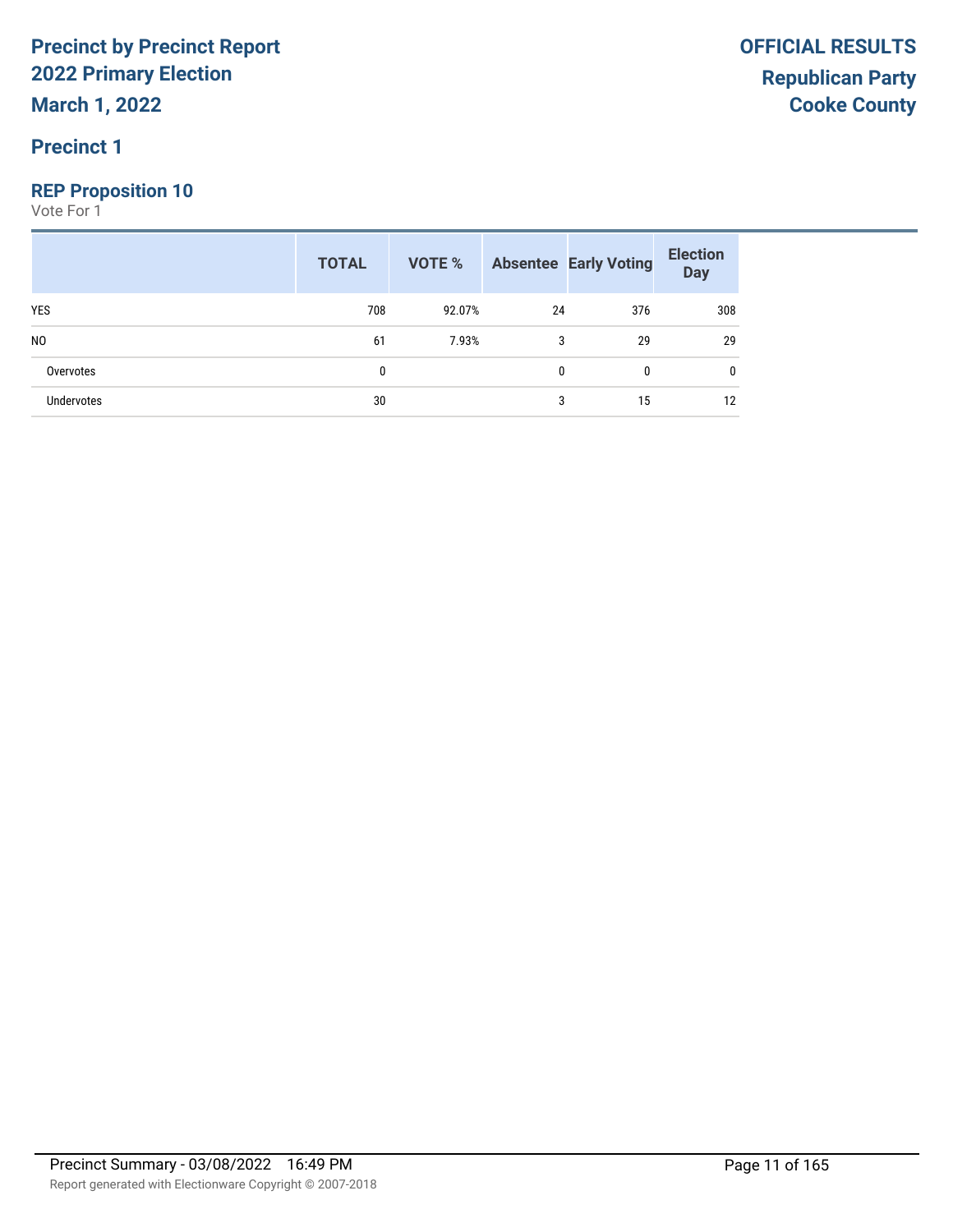# Precinct by Precinct Report
## 2022 Primary Election
## March 1, 2022

**OFFICIAL RESULTS**
**Republican Party**
**Cooke County**

## Precinct 1

### REP Proposition 10

Vote For 1

| | TOTAL | VOTE % | Absentee | Early Voting | Election Day |
|---|---|---|---|---|---|
| YES | 708 | 92.07% | 24 | 376 | 308 |
| NO | 61 | 7.93% | 3 | 29 | 29 |
| Overvotes | 0 | | 0 | 0 | 0 |
| Undervotes | 30 | | 3 | 15 | 12 |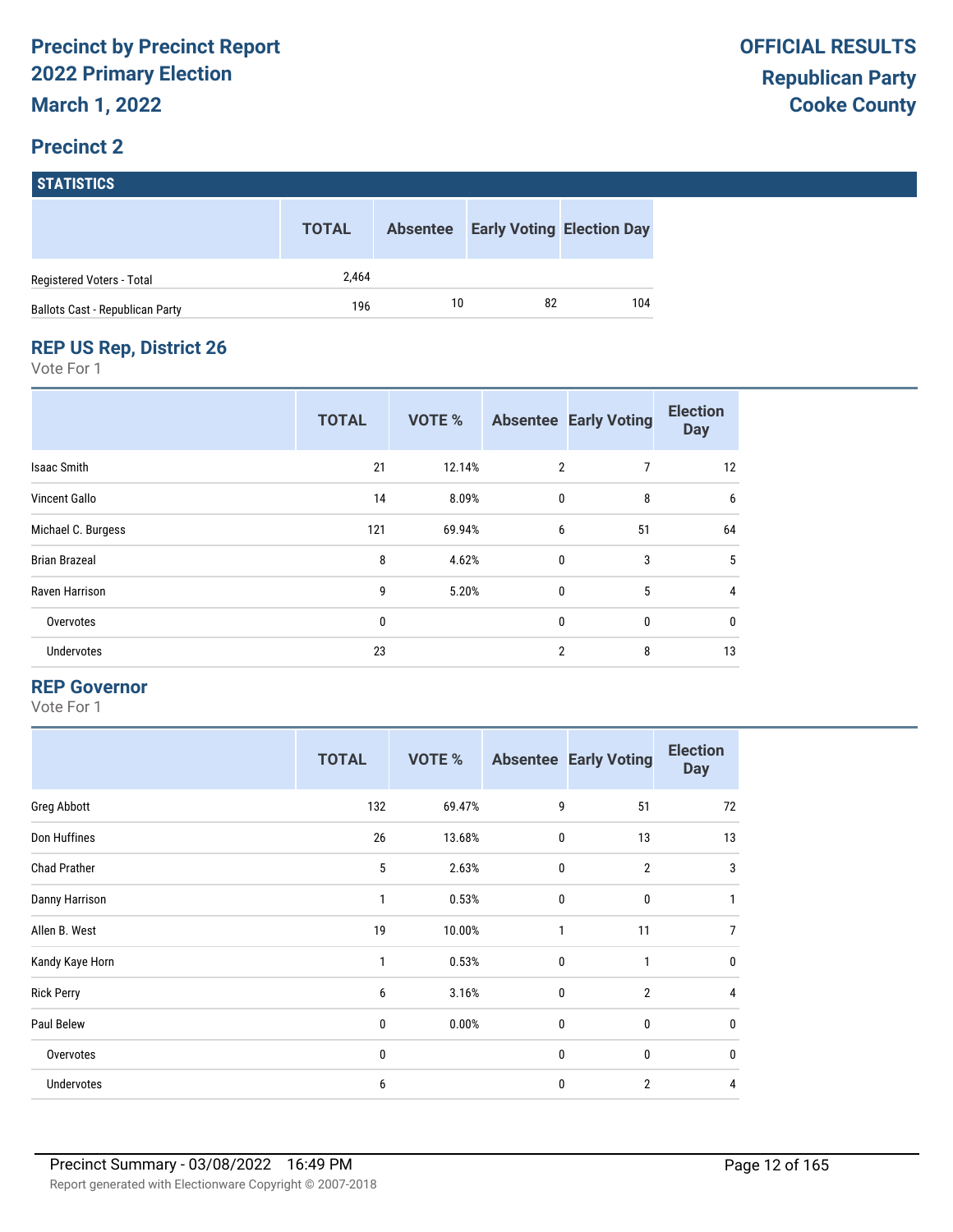# Precinct by Precinct Report
## 2022 Primary Election
## March 1, 2022

**OFFICIAL RESULTS**
**Republican Party**
**Cooke County**

## Precinct 2

### STATISTICS

| | TOTAL | Absentee | Early Voting | Election Day |
|---|---|---|---|---|
| Registered Voters - Total | 2,464 | | | |
| Ballots Cast - Republican Party | 196 | 10 | 82 | 104 |

### REP US Rep, District 26

Vote For 1

| | TOTAL | VOTE % | Absentee | Early Voting | Election Day |
|---|---|---|---|---|---|
| Isaac Smith | 21 | 12.14% | 2 | 7 | 12 |
| Vincent Gallo | 14 | 8.09% | 0 | 8 | 6 |
| Michael C. Burgess | 121 | 69.94% | 6 | 51 | 64 |
| Brian Brazeal | 8 | 4.62% | 0 | 3 | 5 |
| Raven Harrison | 9 | 5.20% | 0 | 5 | 4 |
| Overvotes | 0 | | 0 | 0 | 0 |
| Undervotes | 23 | | 2 | 8 | 13 |

### REP Governor

Vote For 1

| | TOTAL | VOTE % | Absentee | Early Voting | Election Day |
|---|---|---|---|---|---|
| Greg Abbott | 132 | 69.47% | 9 | 51 | 72 |
| Don Huffines | 26 | 13.68% | 0 | 13 | 13 |
| Chad Prather | 5 | 2.63% | 0 | 2 | 3 |
| Danny Harrison | 1 | 0.53% | 0 | 0 | 1 |
| Allen B. West | 19 | 10.00% | 1 | 11 | 7 |
| Kandy Kaye Horn | 1 | 0.53% | 0 | 1 | 0 |
| Rick Perry | 6 | 3.16% | 0 | 2 | 4 |
| Paul Belew | 0 | 0.00% | 0 | 0 | 0 |
| Overvotes | 0 | | 0 | 0 | 0 |
| Undervotes | 6 | | 0 | 2 | 4 |

Precinct Summary - 03/08/2022 16:49 PM

Report generated with Electionware Copyright © 2007-2018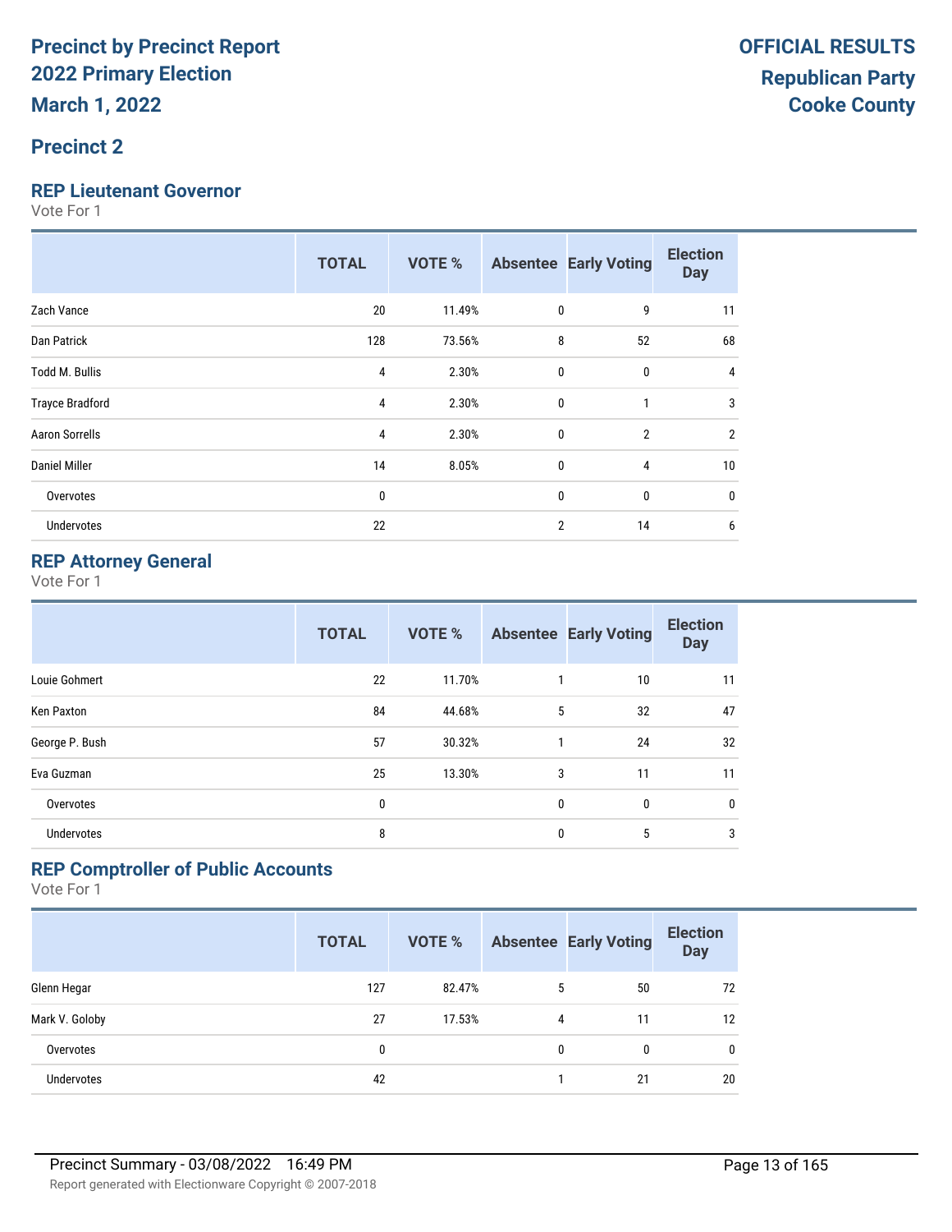# Precinct by Precinct Report
# 2022 Primary Election
# March 1, 2022

**OFFICIAL RESULTS**
**Republican Party**
**Cooke County**

## Precinct 2

### REP Lieutenant Governor

Vote For 1

| | TOTAL | VOTE % | Absentee | Early Voting | Election Day |
|---|---|---|---|---|---|
| Zach Vance | 20 | 11.49% | 0 | 9 | 11 |
| Dan Patrick | 128 | 73.56% | 8 | 52 | 68 |
| Todd M. Bullis | 4 | 2.30% | 0 | 0 | 4 |
| Trayce Bradford | 4 | 2.30% | 0 | 1 | 3 |
| Aaron Sorrells | 4 | 2.30% | 0 | 2 | 2 |
| Daniel Miller | 14 | 8.05% | 0 | 4 | 10 |
| Overvotes | 0 | | 0 | 0 | 0 |
| Undervotes | 22 | | 2 | 14 | 6 |

### REP Attorney General

Vote For 1

| | TOTAL | VOTE % | Absentee | Early Voting | Election Day |
|---|---|---|---|---|---|
| Louie Gohmert | 22 | 11.70% | 1 | 10 | 11 |
| Ken Paxton | 84 | 44.68% | 5 | 32 | 47 |
| George P. Bush | 57 | 30.32% | 1 | 24 | 32 |
| Eva Guzman | 25 | 13.30% | 3 | 11 | 11 |
| Overvotes | 0 | | 0 | 0 | 0 |
| Undervotes | 8 | | 0 | 5 | 3 |

### REP Comptroller of Public Accounts

Vote For 1

| | TOTAL | VOTE % | Absentee | Early Voting | Election Day |
|---|---|---|---|---|---|
| Glenn Hegar | 127 | 82.47% | 5 | 50 | 72 |
| Mark V. Goloby | 27 | 17.53% | 4 | 11 | 12 |
| Overvotes | 0 | | 0 | 0 | 0 |
| Undervotes | 42 | | 1 | 21 | 20 |

Precinct Summary - 03/08/2022 16:49 PM

Report generated with Electionware Copyright © 2007-2018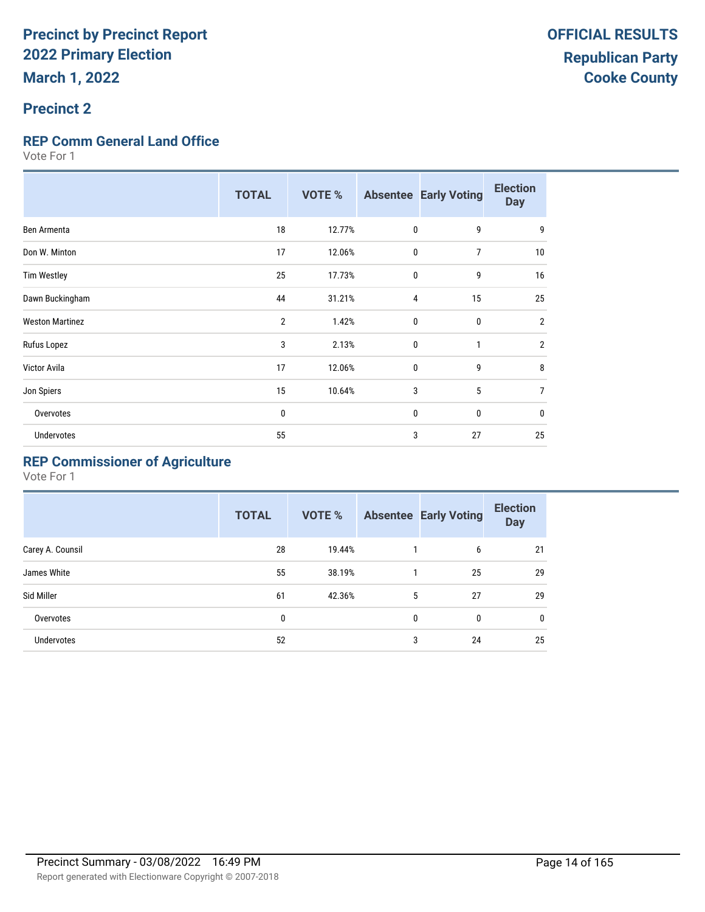# Precinct by Precinct Report 2022 Primary Election

**March 1, 2022**

**OFFICIAL RESULTS**
**Republican Party**
**Cooke County**

## Precinct 2

### REP Comm General Land Office

Vote For 1

| | TOTAL | VOTE % | Absentee | Early Voting | Election Day |
|---|---|---|---|---|---|
| Ben Armenta | 18 | 12.77% | 0 | 9 | 9 |
| Don W. Minton | 17 | 12.06% | 0 | 7 | 10 |
| Tim Westley | 25 | 17.73% | 0 | 9 | 16 |
| Dawn Buckingham | 44 | 31.21% | 4 | 15 | 25 |
| Weston Martinez | 2 | 1.42% | 0 | 0 | 2 |
| Rufus Lopez | 3 | 2.13% | 0 | 1 | 2 |
| Victor Avila | 17 | 12.06% | 0 | 9 | 8 |
| Jon Spiers | 15 | 10.64% | 3 | 5 | 7 |
| Overvotes | 0 | | 0 | 0 | 0 |
| Undervotes | 55 | | 3 | 27 | 25 |

### REP Commissioner of Agriculture

Vote For 1

| | TOTAL | VOTE % | Absentee | Early Voting | Election Day |
|---|---|---|---|---|---|
| Carey A. Counsil | 28 | 19.44% | 1 | 6 | 21 |
| James White | 55 | 38.19% | 1 | 25 | 29 |
| Sid Miller | 61 | 42.36% | 5 | 27 | 29 |
| Overvotes | 0 | | 0 | 0 | 0 |
| Undervotes | 52 | | 3 | 24 | 25 |

Precinct Summary - 03/08/2022 16:49 PM

Report generated with Electionware Copyright © 2007-2018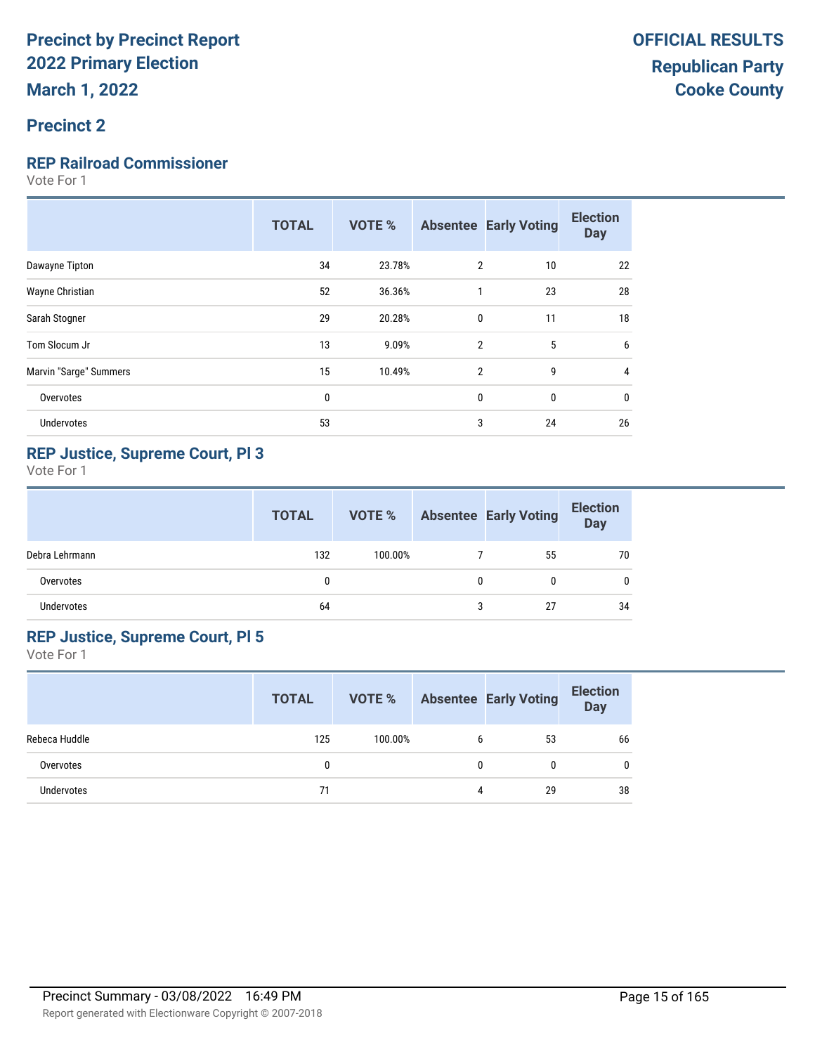# Precinct by Precinct Report
# 2022 Primary Election
# March 1, 2022

**OFFICIAL RESULTS**
**Republican Party**
**Cooke County**

## Precinct 2

### REP Railroad Commissioner

Vote For 1

| | TOTAL | VOTE % | Absentee | Early Voting | Election Day |
|---|---|---|---|---|---|
| Dawayne Tipton | 34 | 23.78% | 2 | 10 | 22 |
| Wayne Christian | 52 | 36.36% | 1 | 23 | 28 |
| Sarah Stogner | 29 | 20.28% | 0 | 11 | 18 |
| Tom Slocum Jr | 13 | 9.09% | 2 | 5 | 6 |
| Marvin "Sarge" Summers | 15 | 10.49% | 2 | 9 | 4 |
| Overvotes | 0 | | 0 | 0 | 0 |
| Undervotes | 53 | | 3 | 24 | 26 |

### REP Justice, Supreme Court, Pl 3

Vote For 1

| | TOTAL | VOTE % | Absentee | Early Voting | Election Day |
|---|---|---|---|---|---|
| Debra Lehrmann | 132 | 100.00% | 7 | 55 | 70 |
| Overvotes | 0 | | 0 | 0 | 0 |
| Undervotes | 64 | | 3 | 27 | 34 |

### REP Justice, Supreme Court, Pl 5

Vote For 1

| | TOTAL | VOTE % | Absentee | Early Voting | Election Day |
|---|---|---|---|---|---|
| Rebeca Huddle | 125 | 100.00% | 6 | 53 | 66 |
| Overvotes | 0 | | 0 | 0 | 0 |
| Undervotes | 71 | | 4 | 29 | 38 |

Precinct Summary - 03/08/2022 16:49 PM

Report generated with Electionware Copyright © 2007-2018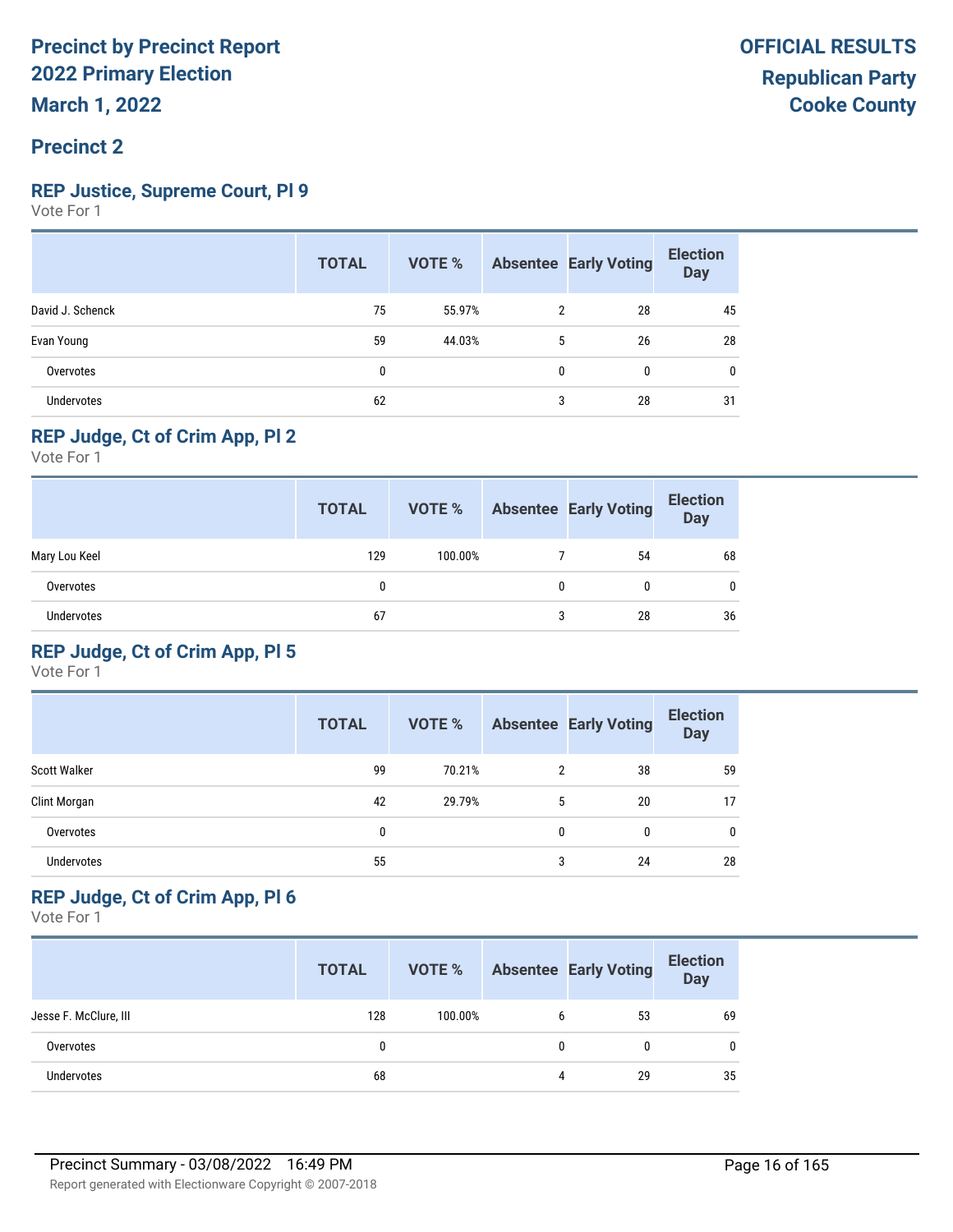# Precinct by Precinct Report
## 2022 Primary Election
## March 1, 2022

**OFFICIAL RESULTS**
**Republican Party**
**Cooke County**

## Precinct 2

### REP Justice, Supreme Court, Pl 9
Vote For 1

| | TOTAL | VOTE % | Absentee | Early Voting | Election Day |
|---|---|---|---|---|---|
| David J. Schenck | 75 | 55.97% | 2 | 28 | 45 |
| Evan Young | 59 | 44.03% | 5 | 26 | 28 |
| Overvotes | 0 | | 0 | 0 | 0 |
| Undervotes | 62 | | 3 | 28 | 31 |

### REP Judge, Ct of Crim App, Pl 2
Vote For 1

| | TOTAL | VOTE % | Absentee | Early Voting | Election Day |
|---|---|---|---|---|---|
| Mary Lou Keel | 129 | 100.00% | 7 | 54 | 68 |
| Overvotes | 0 | | 0 | 0 | 0 |
| Undervotes | 67 | | 3 | 28 | 36 |

### REP Judge, Ct of Crim App, Pl 5
Vote For 1

| | TOTAL | VOTE % | Absentee | Early Voting | Election Day |
|---|---|---|---|---|---|
| Scott Walker | 99 | 70.21% | 2 | 38 | 59 |
| Clint Morgan | 42 | 29.79% | 5 | 20 | 17 |
| Overvotes | 0 | | 0 | 0 | 0 |
| Undervotes | 55 | | 3 | 24 | 28 |

### REP Judge, Ct of Crim App, Pl 6
Vote For 1

| | TOTAL | VOTE % | Absentee | Early Voting | Election Day |
|---|---|---|---|---|---|
| Jesse F. McClure, III | 128 | 100.00% | 6 | 53 | 69 |
| Overvotes | 0 | | 0 | 0 | 0 |
| Undervotes | 68 | | 4 | 29 | 35 |

Precinct Summary - 03/08/2022 16:49 PM

Report generated with Electionware Copyright © 2007-2018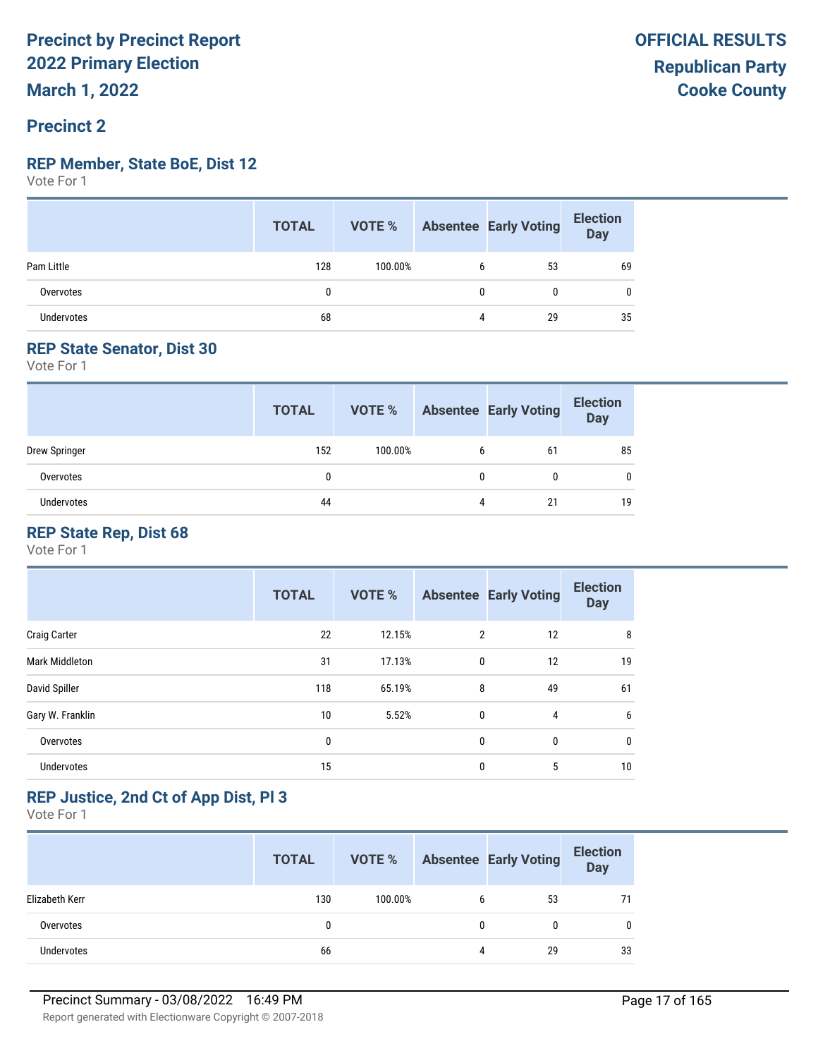# Precinct by Precinct Report
# 2022 Primary Election
# March 1, 2022

**OFFICIAL RESULTS**
**Republican Party**
**Cooke County**

## Precinct 2

### REP Member, State BoE, Dist 12

Vote For 1

| | TOTAL | VOTE % | Absentee | Early Voting | Election Day |
|---|---|---|---|---|---|
| Pam Little | 128 | 100.00% | 6 | 53 | 69 |
| Overvotes | 0 | | 0 | 0 | 0 |
| Undervotes | 68 | | 4 | 29 | 35 |

### REP State Senator, Dist 30

Vote For 1

| | TOTAL | VOTE % | Absentee | Early Voting | Election Day |
|---|---|---|---|---|---|
| Drew Springer | 152 | 100.00% | 6 | 61 | 85 |
| Overvotes | 0 | | 0 | 0 | 0 |
| Undervotes | 44 | | 4 | 21 | 19 |

### REP State Rep, Dist 68

Vote For 1

| | TOTAL | VOTE % | Absentee | Early Voting | Election Day |
|---|---|---|---|---|---|
| Craig Carter | 22 | 12.15% | 2 | 12 | 8 |
| Mark Middleton | 31 | 17.13% | 0 | 12 | 19 |
| David Spiller | 118 | 65.19% | 8 | 49 | 61 |
| Gary W. Franklin | 10 | 5.52% | 0 | 4 | 6 |
| Overvotes | 0 | | 0 | 0 | 0 |
| Undervotes | 15 | | 0 | 5 | 10 |

### REP Justice, 2nd Ct of App Dist, Pl 3

Vote For 1

| | TOTAL | VOTE % | Absentee | Early Voting | Election Day |
|---|---|---|---|---|---|
| Elizabeth Kerr | 130 | 100.00% | 6 | 53 | 71 |
| Overvotes | 0 | | 0 | 0 | 0 |
| Undervotes | 66 | | 4 | 29 | 33 |

Precinct Summary - 03/08/2022 16:49 PM

Report generated with Electionware Copyright © 2007-2018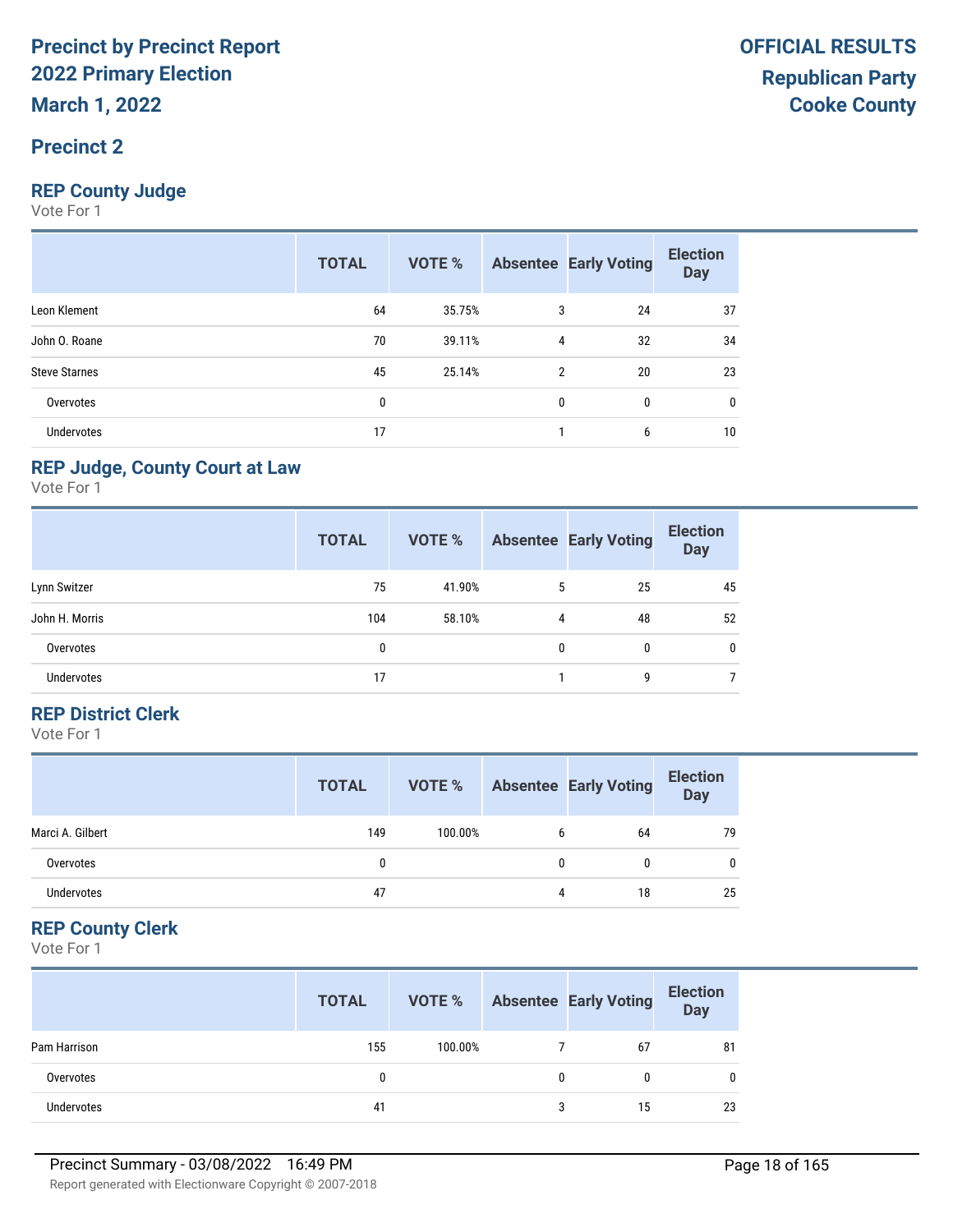# Precinct by Precinct Report
# 2022 Primary Election
# March 1, 2022

**OFFICIAL RESULTS**
**Republican Party**
**Cooke County**

## Precinct 2

### REP County Judge
Vote For 1

| | TOTAL | VOTE % | Absentee | Early Voting | Election Day |
|---|---|---|---|---|---|
| Leon Klement | 64 | 35.75% | 3 | 24 | 37 |
| John O. Roane | 70 | 39.11% | 4 | 32 | 34 |
| Steve Starnes | 45 | 25.14% | 2 | 20 | 23 |
| Overvotes | 0 | | 0 | 0 | 0 |
| Undervotes | 17 | | 1 | 6 | 10 |

### REP Judge, County Court at Law
Vote For 1

| | TOTAL | VOTE % | Absentee | Early Voting | Election Day |
|---|---|---|---|---|---|
| Lynn Switzer | 75 | 41.90% | 5 | 25 | 45 |
| John H. Morris | 104 | 58.10% | 4 | 48 | 52 |
| Overvotes | 0 | | 0 | 0 | 0 |
| Undervotes | 17 | | 1 | 9 | 7 |

### REP District Clerk
Vote For 1

| | TOTAL | VOTE % | Absentee | Early Voting | Election Day |
|---|---|---|---|---|---|
| Marci A. Gilbert | 149 | 100.00% | 6 | 64 | 79 |
| Overvotes | 0 | | 0 | 0 | 0 |
| Undervotes | 47 | | 4 | 18 | 25 |

### REP County Clerk
Vote For 1

| | TOTAL | VOTE % | Absentee | Early Voting | Election Day |
|---|---|---|---|---|---|
| Pam Harrison | 155 | 100.00% | 7 | 67 | 81 |
| Overvotes | 0 | | 0 | 0 | 0 |
| Undervotes | 41 | | 3 | 15 | 23 |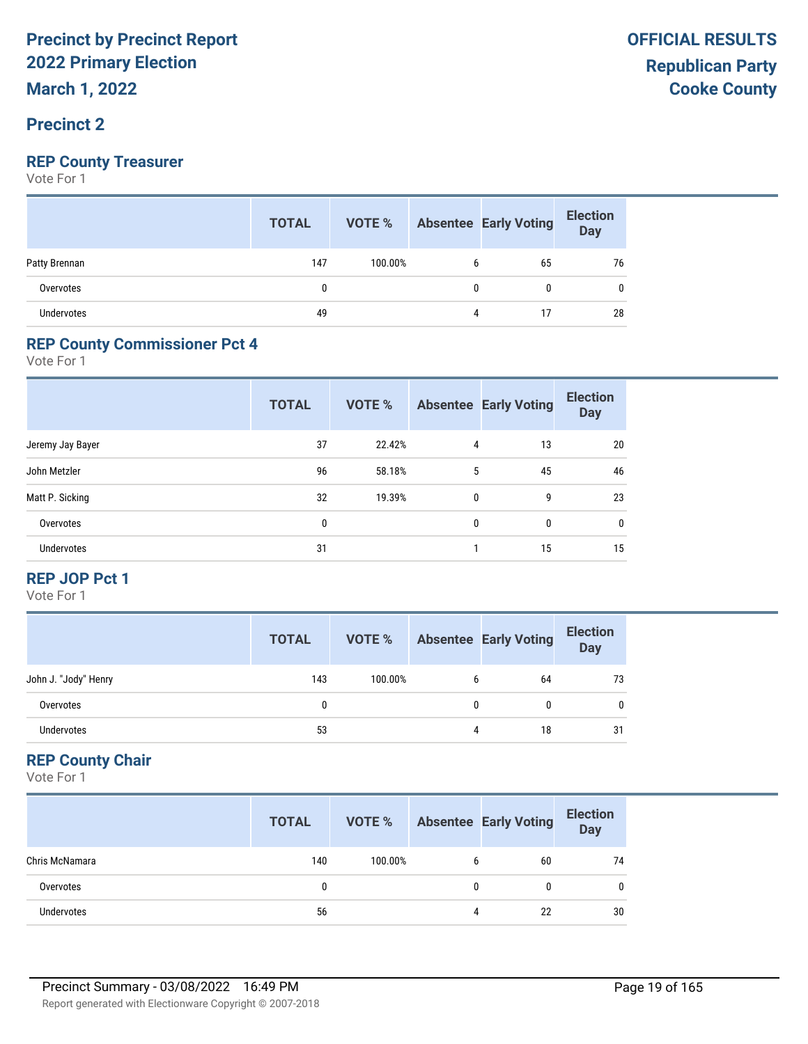# Precinct by Precinct Report
## 2022 Primary Election
## March 1, 2022

**OFFICIAL RESULTS**
**Republican Party**
**Cooke County**

## Precinct 2

### REP County Treasurer

Vote For 1

| | TOTAL | VOTE % | Absentee | Early Voting | Election Day |
|---|---|---|---|---|---|
| Patty Brennan | 147 | 100.00% | 6 | 65 | 76 |
| Overvotes | 0 | | 0 | 0 | 0 |
| Undervotes | 49 | | 4 | 17 | 28 |

### REP County Commissioner Pct 4

Vote For 1

| | TOTAL | VOTE % | Absentee | Early Voting | Election Day |
|---|---|---|---|---|---|
| Jeremy Jay Bayer | 37 | 22.42% | 4 | 13 | 20 |
| John Metzler | 96 | 58.18% | 5 | 45 | 46 |
| Matt P. Sicking | 32 | 19.39% | 0 | 9 | 23 |
| Overvotes | 0 | | 0 | 0 | 0 |
| Undervotes | 31 | | 1 | 15 | 15 |

### REP JOP Pct 1

Vote For 1

| | TOTAL | VOTE % | Absentee | Early Voting | Election Day |
|---|---|---|---|---|---|
| John J. "Jody" Henry | 143 | 100.00% | 6 | 64 | 73 |
| Overvotes | 0 | | 0 | 0 | 0 |
| Undervotes | 53 | | 4 | 18 | 31 |

### REP County Chair

Vote For 1

| | TOTAL | VOTE % | Absentee | Early Voting | Election Day |
|---|---|---|---|---|---|
| Chris McNamara | 140 | 100.00% | 6 | 60 | 74 |
| Overvotes | 0 | | 0 | 0 | 0 |
| Undervotes | 56 | | 4 | 22 | 30 |

Precinct Summary - 03/08/2022 16:49 PM

Report generated with Electionware Copyright © 2007-2018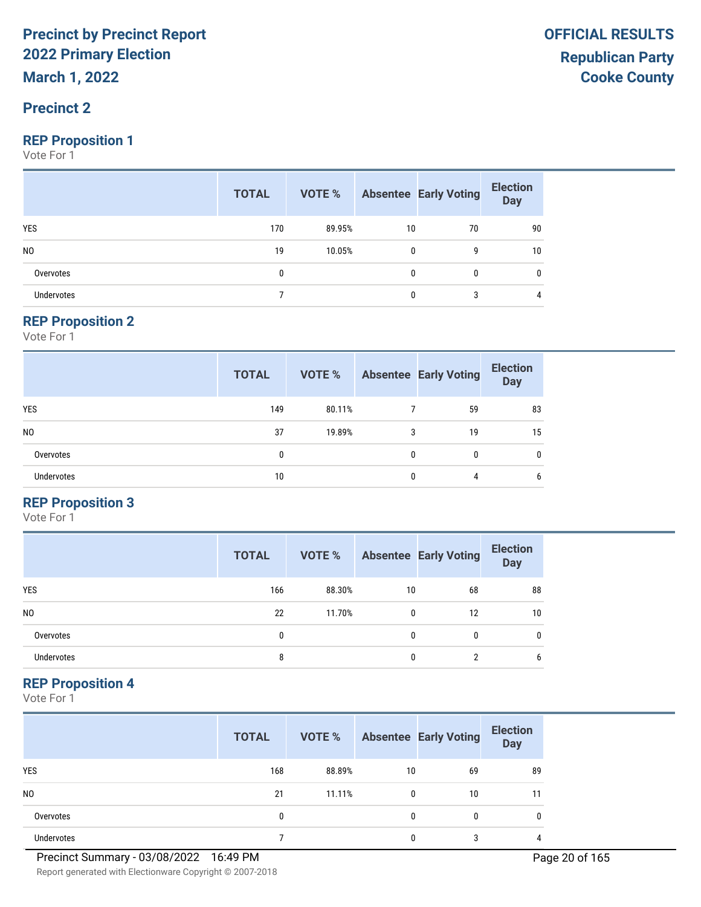# Precinct by Precinct Report
## 2022 Primary Election
## March 1, 2022

**OFFICIAL RESULTS**
**Republican Party**
**Cooke County**

## Precinct 2

### REP Proposition 1
Vote For 1

| | TOTAL | VOTE % | Absentee | Early Voting | Election Day |
|---|---|---|---|---|---|
| YES | 170 | 89.95% | 10 | 70 | 90 |
| NO | 19 | 10.05% | 0 | 9 | 10 |
| Overvotes | 0 | | 0 | 0 | 0 |
| Undervotes | 7 | | 0 | 3 | 4 |

### REP Proposition 2
Vote For 1

| | TOTAL | VOTE % | Absentee | Early Voting | Election Day |
|---|---|---|---|---|---|
| YES | 149 | 80.11% | 7 | 59 | 83 |
| NO | 37 | 19.89% | 3 | 19 | 15 |
| Overvotes | 0 | | 0 | 0 | 0 |
| Undervotes | 10 | | 0 | 4 | 6 |

### REP Proposition 3
Vote For 1

| | TOTAL | VOTE % | Absentee | Early Voting | Election Day |
|---|---|---|---|---|---|
| YES | 166 | 88.30% | 10 | 68 | 88 |
| NO | 22 | 11.70% | 0 | 12 | 10 |
| Overvotes | 0 | | 0 | 0 | 0 |
| Undervotes | 8 | | 0 | 2 | 6 |

### REP Proposition 4
Vote For 1

| | TOTAL | VOTE % | Absentee | Early Voting | Election Day |
|---|---|---|---|---|---|
| YES | 168 | 88.89% | 10 | 69 | 89 |
| NO | 21 | 11.11% | 0 | 10 | 11 |
| Overvotes | 0 | | 0 | 0 | 0 |
| Undervotes | 7 | | 0 | 3 | 4 |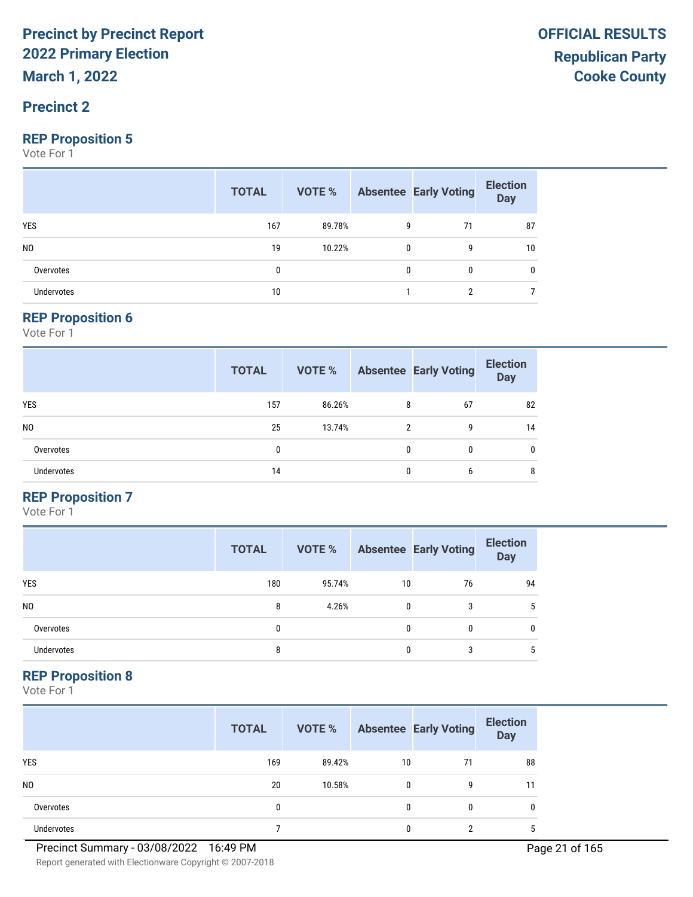# Precinct by Precinct Report
# 2022 Primary Election
# March 1, 2022

**OFFICIAL RESULTS**
**Republican Party**
**Cooke County**

## Precinct 2

### REP Proposition 5

Vote For 1

| | TOTAL | VOTE % | Absentee | Early Voting | Election Day |
|---|---|---|---|---|---|
| YES | 167 | 89.78% | 9 | 71 | 87 |
| NO | 19 | 10.22% | 0 | 9 | 10 |
| Overvotes | 0 | | 0 | 0 | 0 |
| Undervotes | 10 | | 1 | 2 | 7 |

### REP Proposition 6

Vote For 1

| | TOTAL | VOTE % | Absentee | Early Voting | Election Day |
|---|---|---|---|---|---|
| YES | 157 | 86.26% | 8 | 67 | 82 |
| NO | 25 | 13.74% | 2 | 9 | 14 |
| Overvotes | 0 | | 0 | 0 | 0 |
| Undervotes | 14 | | 0 | 6 | 8 |

### REP Proposition 7

Vote For 1

| | TOTAL | VOTE % | Absentee | Early Voting | Election Day |
|---|---|---|---|---|---|
| YES | 180 | 95.74% | 10 | 76 | 94 |
| NO | 8 | 4.26% | 0 | 3 | 5 |
| Overvotes | 0 | | 0 | 0 | 0 |
| Undervotes | 8 | | 0 | 3 | 5 |

### REP Proposition 8

Vote For 1

| | TOTAL | VOTE % | Absentee | Early Voting | Election Day |
|---|---|---|---|---|---|
| YES | 169 | 89.42% | 10 | 71 | 88 |
| NO | 20 | 10.58% | 0 | 9 | 11 |
| Overvotes | 0 | | 0 | 0 | 0 |
| Undervotes | 7 | | 0 | 2 | 5 |

Precinct Summary - 03/08/2022 16:49 PM

Report generated with Electionware Copyright © 2007-2018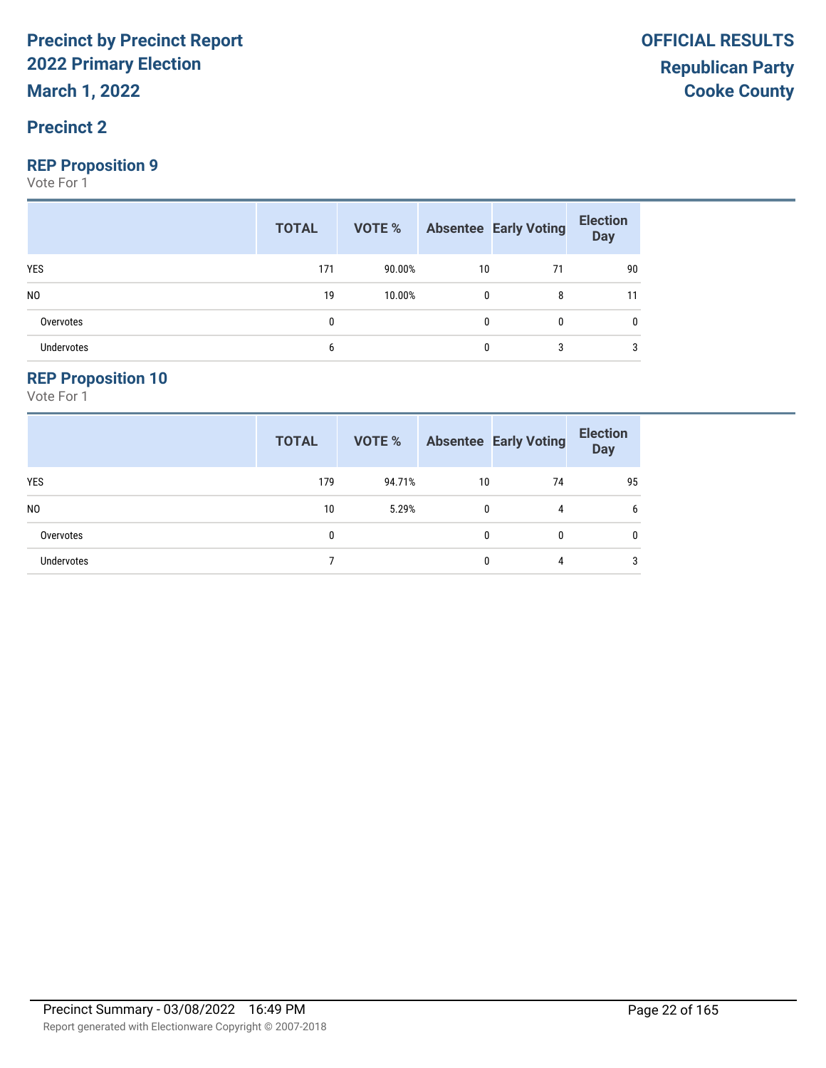# Precinct by Precinct Report
# 2022 Primary Election
# March 1, 2022

**OFFICIAL RESULTS**
**Republican Party**
**Cooke County**

## Precinct 2

### REP Proposition 9

Vote For 1

| | TOTAL | VOTE % | Absentee | Early Voting | Election Day |
|---|---|---|---|---|---|
| YES | 171 | 90.00% | 10 | 71 | 90 |
| NO | 19 | 10.00% | 0 | 8 | 11 |
| Overvotes | 0 | | 0 | 0 | 0 |
| Undervotes | 6 | | 0 | 3 | 3 |

### REP Proposition 10

Vote For 1

| | TOTAL | VOTE % | Absentee | Early Voting | Election Day |
|---|---|---|---|---|---|
| YES | 179 | 94.71% | 10 | 74 | 95 |
| NO | 10 | 5.29% | 0 | 4 | 6 |
| Overvotes | 0 | | 0 | 0 | 0 |
| Undervotes | 7 | | 0 | 4 | 3 |

Precinct Summary - 03/08/2022 16:49 PM

Report generated with Electionware Copyright © 2007-2018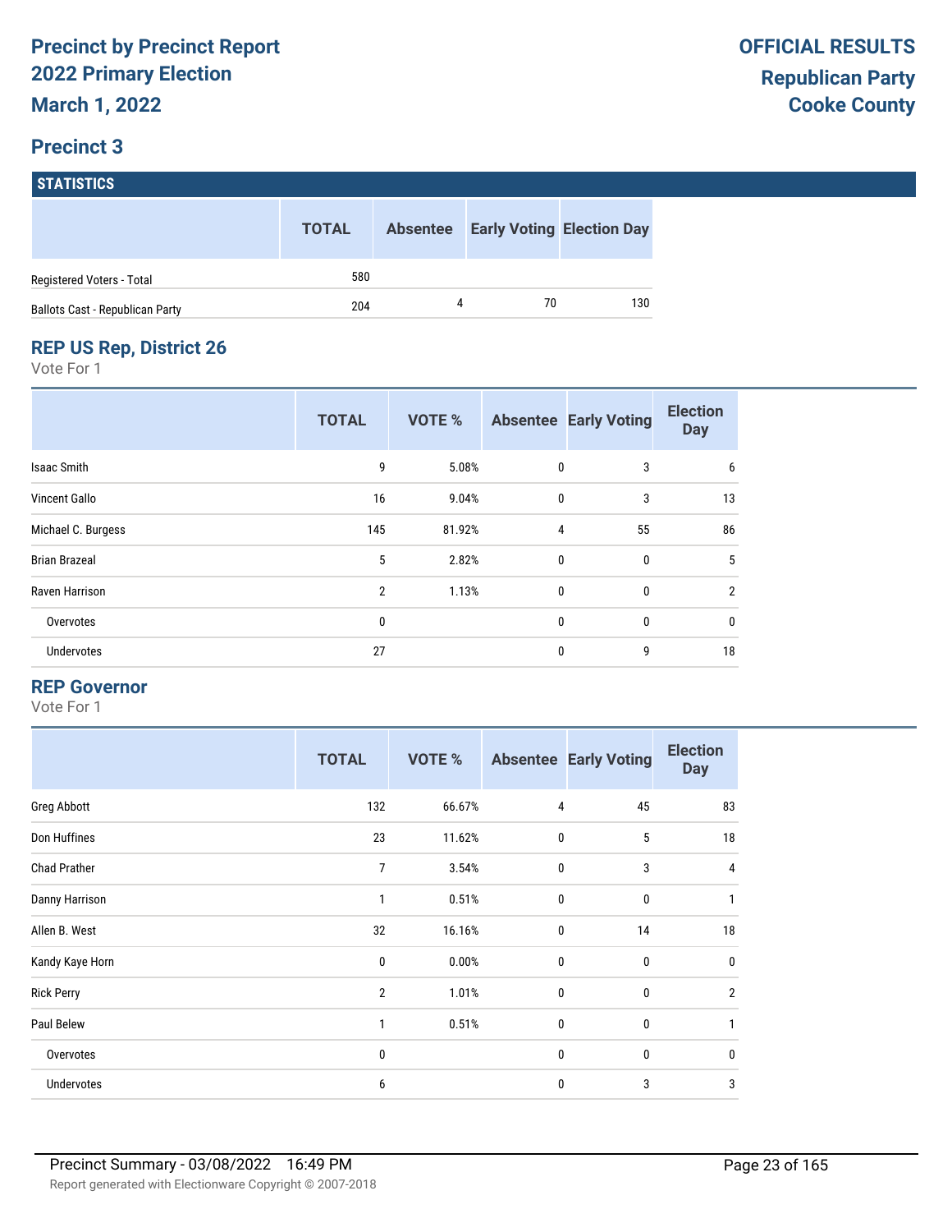# Precinct by Precinct Report
# 2022 Primary Election
# March 1, 2022

**OFFICIAL RESULTS**
**Republican Party**
**Cooke County**

## Precinct 3

### STATISTICS

| | TOTAL | Absentee | Early Voting | Election Day |
|---|---|---|---|---|
| Registered Voters - Total | 580 | | | |
| Ballots Cast - Republican Party | 204 | 4 | 70 | 130 |

### REP US Rep, District 26

Vote For 1

| | TOTAL | VOTE % | Absentee | Early Voting | Election Day |
|---|---|---|---|---|---|
| Isaac Smith | 9 | 5.08% | 0 | 3 | 6 |
| Vincent Gallo | 16 | 9.04% | 0 | 3 | 13 |
| Michael C. Burgess | 145 | 81.92% | 4 | 55 | 86 |
| Brian Brazeal | 5 | 2.82% | 0 | 0 | 5 |
| Raven Harrison | 2 | 1.13% | 0 | 0 | 2 |
| Overvotes | 0 | | 0 | 0 | 0 |
| Undervotes | 27 | | 0 | 9 | 18 |

### REP Governor

Vote For 1

| | TOTAL | VOTE % | Absentee | Early Voting | Election Day |
|---|---|---|---|---|---|
| Greg Abbott | 132 | 66.67% | 4 | 45 | 83 |
| Don Huffines | 23 | 11.62% | 0 | 5 | 18 |
| Chad Prather | 7 | 3.54% | 0 | 3 | 4 |
| Danny Harrison | 1 | 0.51% | 0 | 0 | 1 |
| Allen B. West | 32 | 16.16% | 0 | 14 | 18 |
| Kandy Kaye Horn | 0 | 0.00% | 0 | 0 | 0 |
| Rick Perry | 2 | 1.01% | 0 | 0 | 2 |
| Paul Belew | 1 | 0.51% | 0 | 0 | 1 |
| Overvotes | 0 | | 0 | 0 | 0 |
| Undervotes | 6 | | 0 | 3 | 3 |

Precinct Summary - 03/08/2022 16:49 PM

Report generated with Electionware Copyright © 2007-2018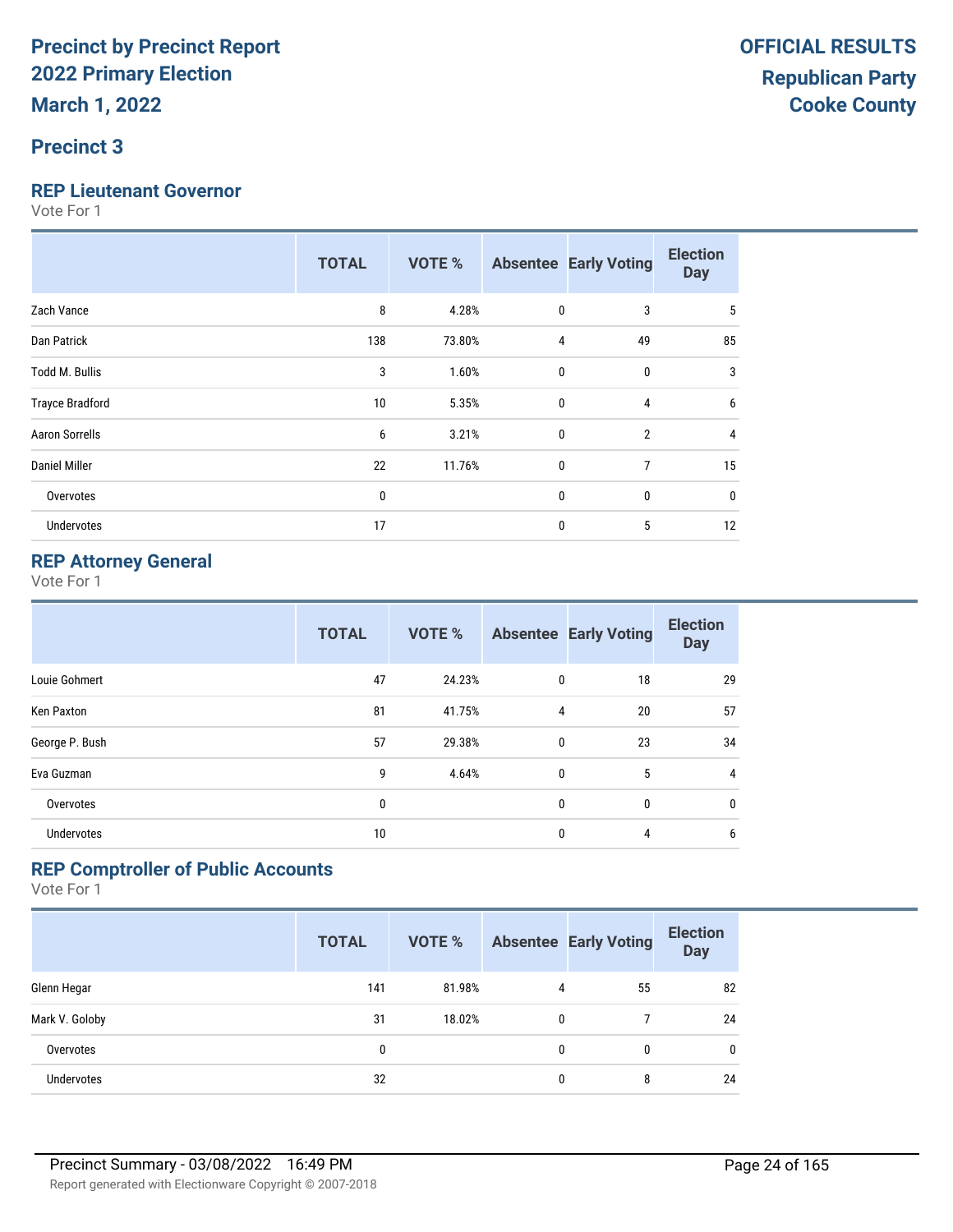**Precinct by Precinct Report**
**2022 Primary Election**
**March 1, 2022**

**OFFICIAL RESULTS**
**Republican Party**
**Cooke County**

## Precinct 3

### REP Lieutenant Governor

Vote For 1

| | TOTAL | VOTE % | Absentee | Early Voting | Election Day |
|---|---|---|---|---|---|
| Zach Vance | 8 | 4.28% | 0 | 3 | 5 |
| Dan Patrick | 138 | 73.80% | 4 | 49 | 85 |
| Todd M. Bullis | 3 | 1.60% | 0 | 0 | 3 |
| Trayce Bradford | 10 | 5.35% | 0 | 4 | 6 |
| Aaron Sorrells | 6 | 3.21% | 0 | 2 | 4 |
| Daniel Miller | 22 | 11.76% | 0 | 7 | 15 |
| Overvotes | 0 | | 0 | 0 | 0 |
| Undervotes | 17 | | 0 | 5 | 12 |

### REP Attorney General

Vote For 1

| | TOTAL | VOTE % | Absentee | Early Voting | Election Day |
|---|---|---|---|---|---|
| Louie Gohmert | 47 | 24.23% | 0 | 18 | 29 |
| Ken Paxton | 81 | 41.75% | 4 | 20 | 57 |
| George P. Bush | 57 | 29.38% | 0 | 23 | 34 |
| Eva Guzman | 9 | 4.64% | 0 | 5 | 4 |
| Overvotes | 0 | | 0 | 0 | 0 |
| Undervotes | 10 | | 0 | 4 | 6 |

### REP Comptroller of Public Accounts

Vote For 1

| | TOTAL | VOTE % | Absentee | Early Voting | Election Day |
|---|---|---|---|---|---|
| Glenn Hegar | 141 | 81.98% | 4 | 55 | 82 |
| Mark V. Goloby | 31 | 18.02% | 0 | 7 | 24 |
| Overvotes | 0 | | 0 | 0 | 0 |
| Undervotes | 32 | | 0 | 8 | 24 |

Precinct Summary - 03/08/2022 16:49 PM

Report generated with Electionware Copyright © 2007-2018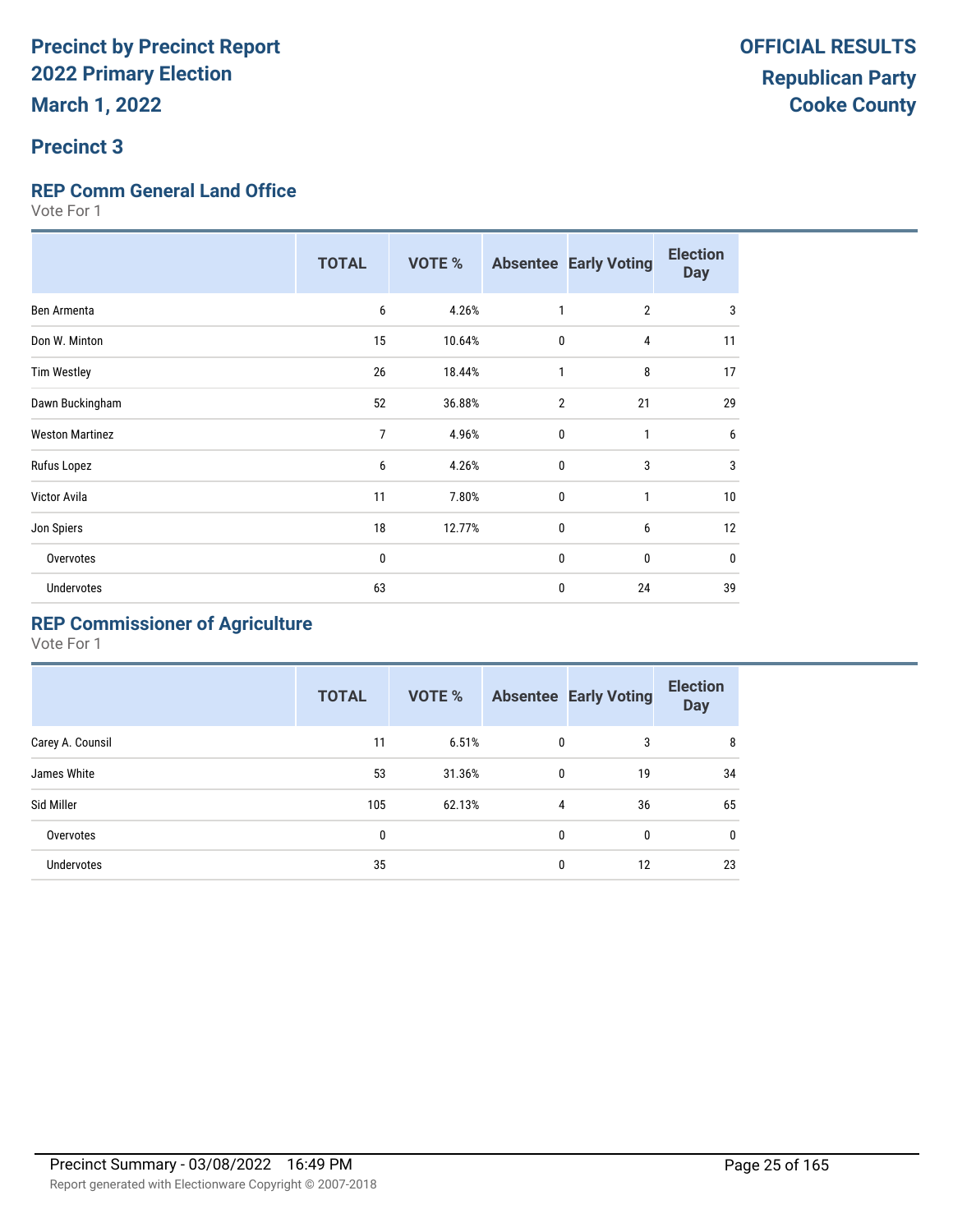# Precinct by Precinct Report
# 2022 Primary Election
# March 1, 2022

**OFFICIAL RESULTS**
**Republican Party**
**Cooke County**

## Precinct 3

### REP Comm General Land Office

Vote For 1

| | TOTAL | VOTE % | Absentee | Early Voting | Election Day |
|---|---|---|---|---|---|
| Ben Armenta | 6 | 4.26% | 1 | 2 | 3 |
| Don W. Minton | 15 | 10.64% | 0 | 4 | 11 |
| Tim Westley | 26 | 18.44% | 1 | 8 | 17 |
| Dawn Buckingham | 52 | 36.88% | 2 | 21 | 29 |
| Weston Martinez | 7 | 4.96% | 0 | 1 | 6 |
| Rufus Lopez | 6 | 4.26% | 0 | 3 | 3 |
| Victor Avila | 11 | 7.80% | 0 | 1 | 10 |
| Jon Spiers | 18 | 12.77% | 0 | 6 | 12 |
| Overvotes | 0 | | 0 | 0 | 0 |
| Undervotes | 63 | | 0 | 24 | 39 |

### REP Commissioner of Agriculture

Vote For 1

| | TOTAL | VOTE % | Absentee | Early Voting | Election Day |
|---|---|---|---|---|---|
| Carey A. Counsil | 11 | 6.51% | 0 | 3 | 8 |
| James White | 53 | 31.36% | 0 | 19 | 34 |
| Sid Miller | 105 | 62.13% | 4 | 36 | 65 |
| Overvotes | 0 | | 0 | 0 | 0 |
| Undervotes | 35 | | 0 | 12 | 23 |

Precinct Summary - 03/08/2022 16:49 PM

Report generated with Electionware Copyright © 2007-2018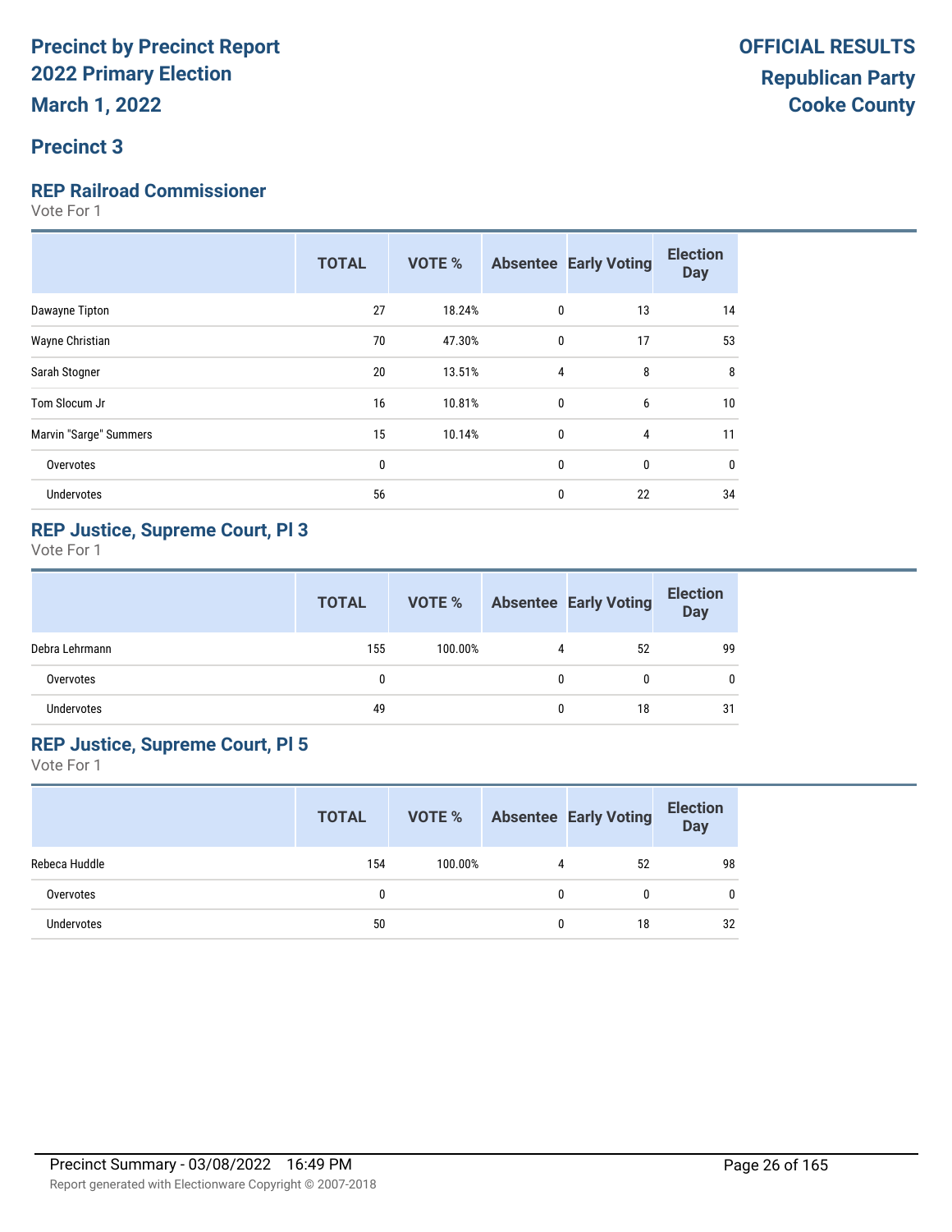# Precinct by Precinct Report
## 2022 Primary Election
## March 1, 2022

**OFFICIAL RESULTS**
**Republican Party**
**Cooke County**

## Precinct 3

### REP Railroad Commissioner

Vote For 1

| | TOTAL | VOTE % | Absentee | Early Voting | Election Day |
|---|---|---|---|---|---|
| Dawayne Tipton | 27 | 18.24% | 0 | 13 | 14 |
| Wayne Christian | 70 | 47.30% | 0 | 17 | 53 |
| Sarah Stogner | 20 | 13.51% | 4 | 8 | 8 |
| Tom Slocum Jr | 16 | 10.81% | 0 | 6 | 10 |
| Marvin "Sarge" Summers | 15 | 10.14% | 0 | 4 | 11 |
| Overvotes | 0 | | 0 | 0 | 0 |
| Undervotes | 56 | | 0 | 22 | 34 |

### REP Justice, Supreme Court, Pl 3

Vote For 1

| | TOTAL | VOTE % | Absentee | Early Voting | Election Day |
|---|---|---|---|---|---|
| Debra Lehrmann | 155 | 100.00% | 4 | 52 | 99 |
| Overvotes | 0 | | 0 | 0 | 0 |
| Undervotes | 49 | | 0 | 18 | 31 |

### REP Justice, Supreme Court, Pl 5

Vote For 1

| | TOTAL | VOTE % | Absentee | Early Voting | Election Day |
|---|---|---|---|---|---|
| Rebeca Huddle | 154 | 100.00% | 4 | 52 | 98 |
| Overvotes | 0 | | 0 | 0 | 0 |
| Undervotes | 50 | | 0 | 18 | 32 |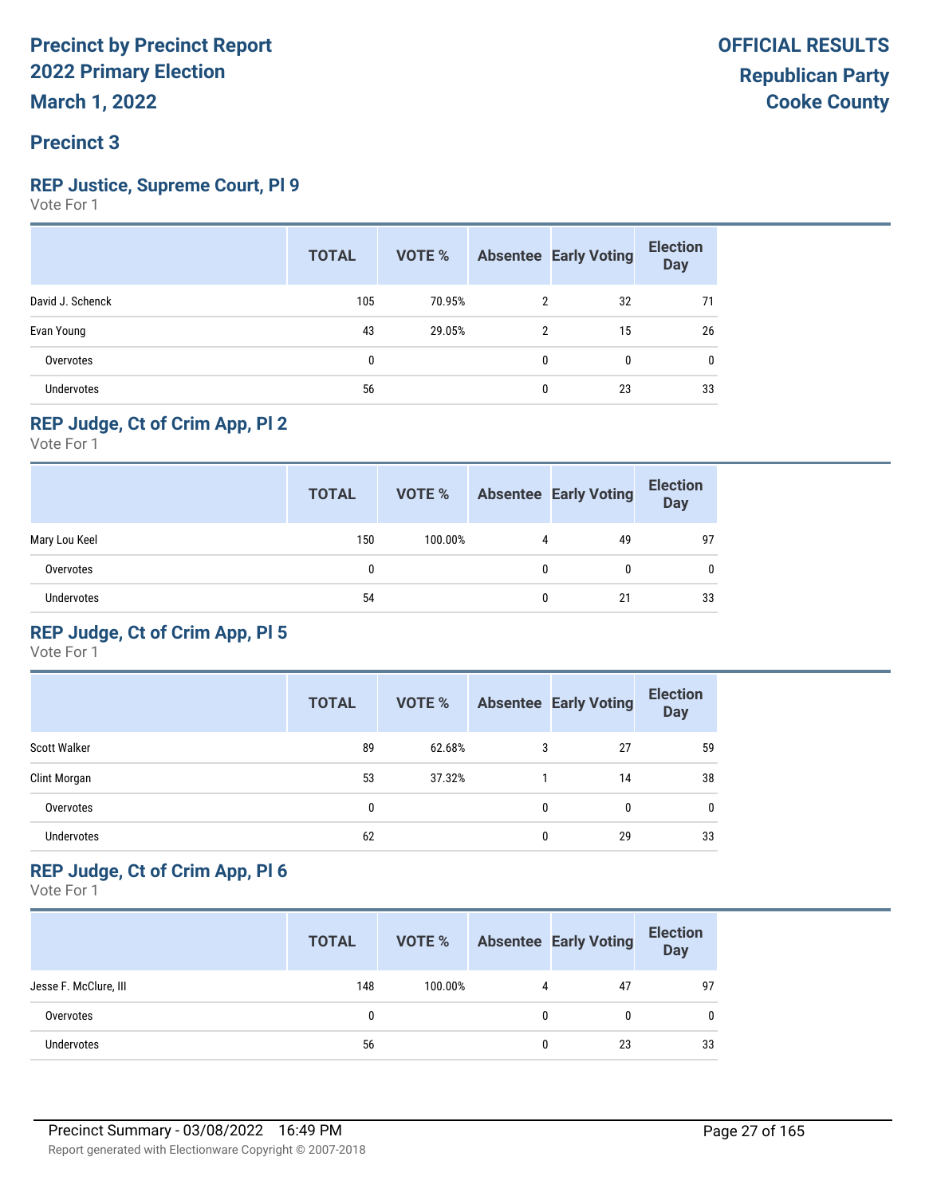# Precinct by Precinct Report
## 2022 Primary Election
## March 1, 2022

**OFFICIAL RESULTS**
**Republican Party**
**Cooke County**

## Precinct 3

### REP Justice, Supreme Court, Pl 9

Vote For 1

| | TOTAL | VOTE % | Absentee | Early Voting | Election Day |
|---|---|---|---|---|---|
| David J. Schenck | 105 | 70.95% | 2 | 32 | 71 |
| Evan Young | 43 | 29.05% | 2 | 15 | 26 |
| Overvotes | 0 | | 0 | 0 | 0 |
| Undervotes | 56 | | 0 | 23 | 33 |

### REP Judge, Ct of Crim App, Pl 2

Vote For 1

| | TOTAL | VOTE % | Absentee | Early Voting | Election Day |
|---|---|---|---|---|---|
| Mary Lou Keel | 150 | 100.00% | 4 | 49 | 97 |
| Overvotes | 0 | | 0 | 0 | 0 |
| Undervotes | 54 | | 0 | 21 | 33 |

### REP Judge, Ct of Crim App, Pl 5

Vote For 1

| | TOTAL | VOTE % | Absentee | Early Voting | Election Day |
|---|---|---|---|---|---|
| Scott Walker | 89 | 62.68% | 3 | 27 | 59 |
| Clint Morgan | 53 | 37.32% | 1 | 14 | 38 |
| Overvotes | 0 | | 0 | 0 | 0 |
| Undervotes | 62 | | 0 | 29 | 33 |

### REP Judge, Ct of Crim App, Pl 6

Vote For 1

| | TOTAL | VOTE % | Absentee | Early Voting | Election Day |
|---|---|---|---|---|---|
| Jesse F. McClure, III | 148 | 100.00% | 4 | 47 | 97 |
| Overvotes | 0 | | 0 | 0 | 0 |
| Undervotes | 56 | | 0 | 23 | 33 |

Precinct Summary - 03/08/2022 16:49 PM

Report generated with Electionware Copyright © 2007-2018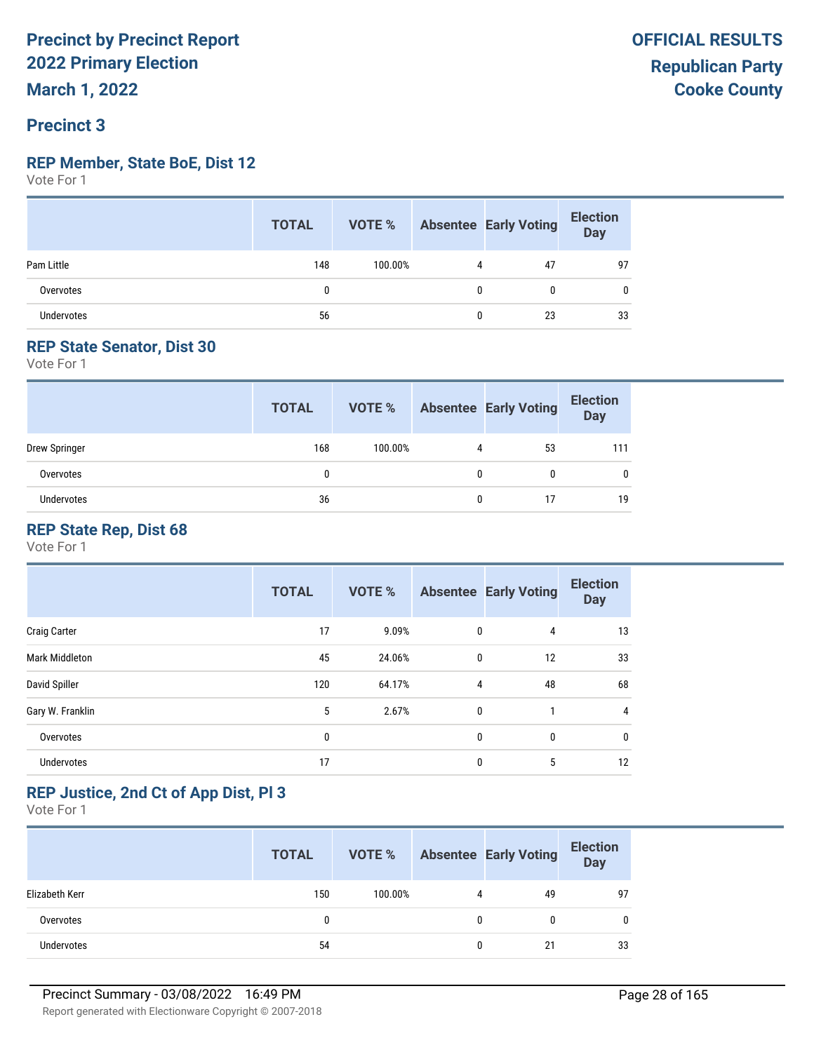# Precinct by Precinct Report
# 2022 Primary Election
# March 1, 2022

**OFFICIAL RESULTS**
**Republican Party**
**Cooke County**

## Precinct 3

### REP Member, State BoE, Dist 12

Vote For 1

| | TOTAL | VOTE % | Absentee | Early Voting | Election Day |
|---|---|---|---|---|---|
| Pam Little | 148 | 100.00% | 4 | 47 | 97 |
| Overvotes | 0 | | 0 | 0 | 0 |
| Undervotes | 56 | | 0 | 23 | 33 |

### REP State Senator, Dist 30

Vote For 1

| | TOTAL | VOTE % | Absentee | Early Voting | Election Day |
|---|---|---|---|---|---|
| Drew Springer | 168 | 100.00% | 4 | 53 | 111 |
| Overvotes | 0 | | 0 | 0 | 0 |
| Undervotes | 36 | | 0 | 17 | 19 |

### REP State Rep, Dist 68

Vote For 1

| | TOTAL | VOTE % | Absentee | Early Voting | Election Day |
|---|---|---|---|---|---|
| Craig Carter | 17 | 9.09% | 0 | 4 | 13 |
| Mark Middleton | 45 | 24.06% | 0 | 12 | 33 |
| David Spiller | 120 | 64.17% | 4 | 48 | 68 |
| Gary W. Franklin | 5 | 2.67% | 0 | 1 | 4 |
| Overvotes | 0 | | 0 | 0 | 0 |
| Undervotes | 17 | | 0 | 5 | 12 |

### REP Justice, 2nd Ct of App Dist, Pl 3

Vote For 1

| | TOTAL | VOTE % | Absentee | Early Voting | Election Day |
|---|---|---|---|---|---|
| Elizabeth Kerr | 150 | 100.00% | 4 | 49 | 97 |
| Overvotes | 0 | | 0 | 0 | 0 |
| Undervotes | 54 | | 0 | 21 | 33 |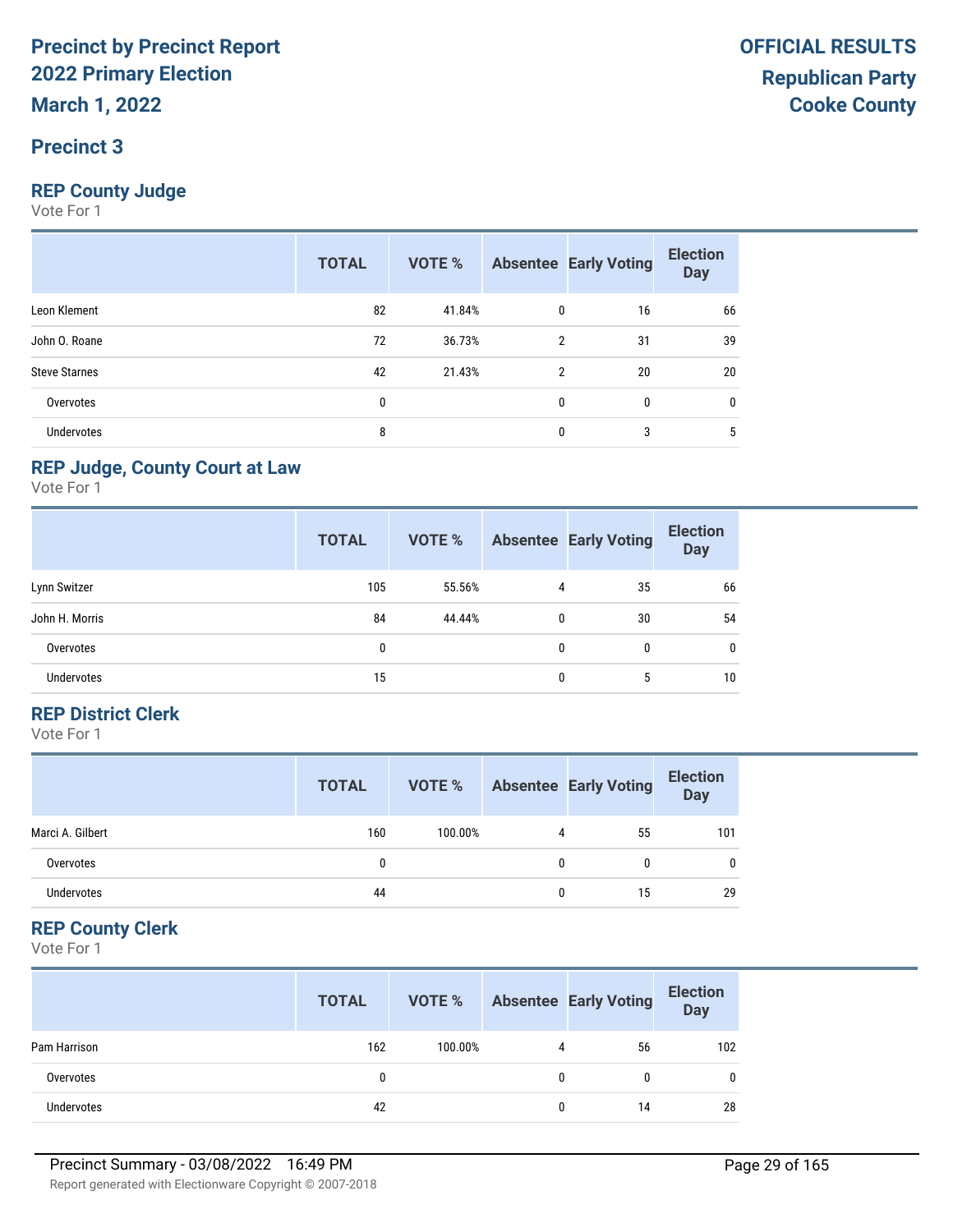# Precinct by Precinct Report
## 2022 Primary Election
## March 1, 2022

**OFFICIAL RESULTS**
**Republican Party**
**Cooke County**

## Precinct 3

### REP County Judge
Vote For 1

| | TOTAL | VOTE % | Absentee | Early Voting | Election Day |
|---|---|---|---|---|---|
| Leon Klement | 82 | 41.84% | 0 | 16 | 66 |
| John O. Roane | 72 | 36.73% | 2 | 31 | 39 |
| Steve Starnes | 42 | 21.43% | 2 | 20 | 20 |
| Overvotes | 0 | | 0 | 0 | 0 |
| Undervotes | 8 | | 0 | 3 | 5 |

### REP Judge, County Court at Law
Vote For 1

| | TOTAL | VOTE % | Absentee | Early Voting | Election Day |
|---|---|---|---|---|---|
| Lynn Switzer | 105 | 55.56% | 4 | 35 | 66 |
| John H. Morris | 84 | 44.44% | 0 | 30 | 54 |
| Overvotes | 0 | | 0 | 0 | 0 |
| Undervotes | 15 | | 0 | 5 | 10 |

### REP District Clerk
Vote For 1

| | TOTAL | VOTE % | Absentee | Early Voting | Election Day |
|---|---|---|---|---|---|
| Marci A. Gilbert | 160 | 100.00% | 4 | 55 | 101 |
| Overvotes | 0 | | 0 | 0 | 0 |
| Undervotes | 44 | | 0 | 15 | 29 |

### REP County Clerk
Vote For 1

| | TOTAL | VOTE % | Absentee | Early Voting | Election Day |
|---|---|---|---|---|---|
| Pam Harrison | 162 | 100.00% | 4 | 56 | 102 |
| Overvotes | 0 | | 0 | 0 | 0 |
| Undervotes | 42 | | 0 | 14 | 28 |

Precinct Summary - 03/08/2022 16:49 PM

Report generated with Electionware Copyright © 2007-2018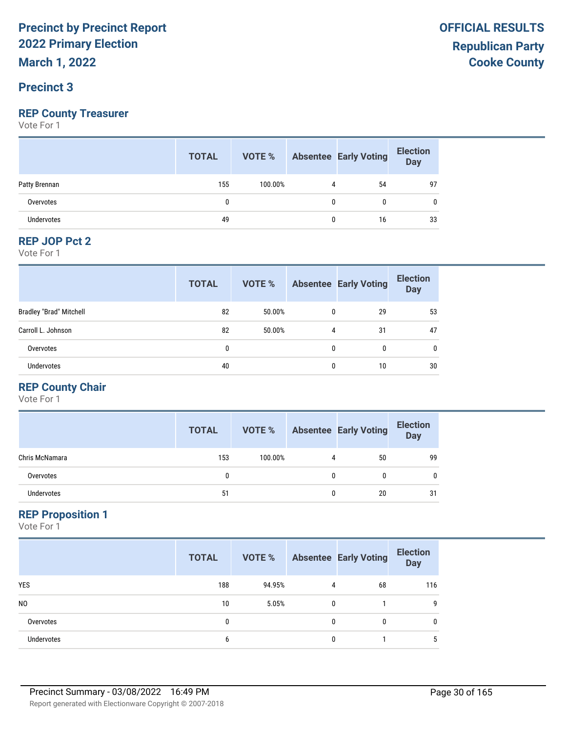# Precinct by Precinct Report
# 2022 Primary Election
# March 1, 2022

**OFFICIAL RESULTS**
**Republican Party**
**Cooke County**

## Precinct 3

### REP County Treasurer
Vote For 1

| | TOTAL | VOTE % | Absentee | Early Voting | Election Day |
|---|---|---|---|---|---|
| Patty Brennan | 155 | 100.00% | 4 | 54 | 97 |
| Overvotes | 0 | | 0 | 0 | 0 |
| Undervotes | 49 | | 0 | 16 | 33 |

### REP JOP Pct 2
Vote For 1

| | TOTAL | VOTE % | Absentee | Early Voting | Election Day |
|---|---|---|---|---|---|
| Bradley "Brad" Mitchell | 82 | 50.00% | 0 | 29 | 53 |
| Carroll L. Johnson | 82 | 50.00% | 4 | 31 | 47 |
| Overvotes | 0 | | 0 | 0 | 0 |
| Undervotes | 40 | | 0 | 10 | 30 |

### REP County Chair
Vote For 1

| | TOTAL | VOTE % | Absentee | Early Voting | Election Day |
|---|---|---|---|---|---|
| Chris McNamara | 153 | 100.00% | 4 | 50 | 99 |
| Overvotes | 0 | | 0 | 0 | 0 |
| Undervotes | 51 | | 0 | 20 | 31 |

### REP Proposition 1
Vote For 1

| | TOTAL | VOTE % | Absentee | Early Voting | Election Day |
|---|---|---|---|---|---|
| YES | 188 | 94.95% | 4 | 68 | 116 |
| NO | 10 | 5.05% | 0 | 1 | 9 |
| Overvotes | 0 | | 0 | 0 | 0 |
| Undervotes | 6 | | 0 | 1 | 5 |

Precinct Summary - 03/08/2022 16:49 PM

Report generated with Electionware Copyright © 2007-2018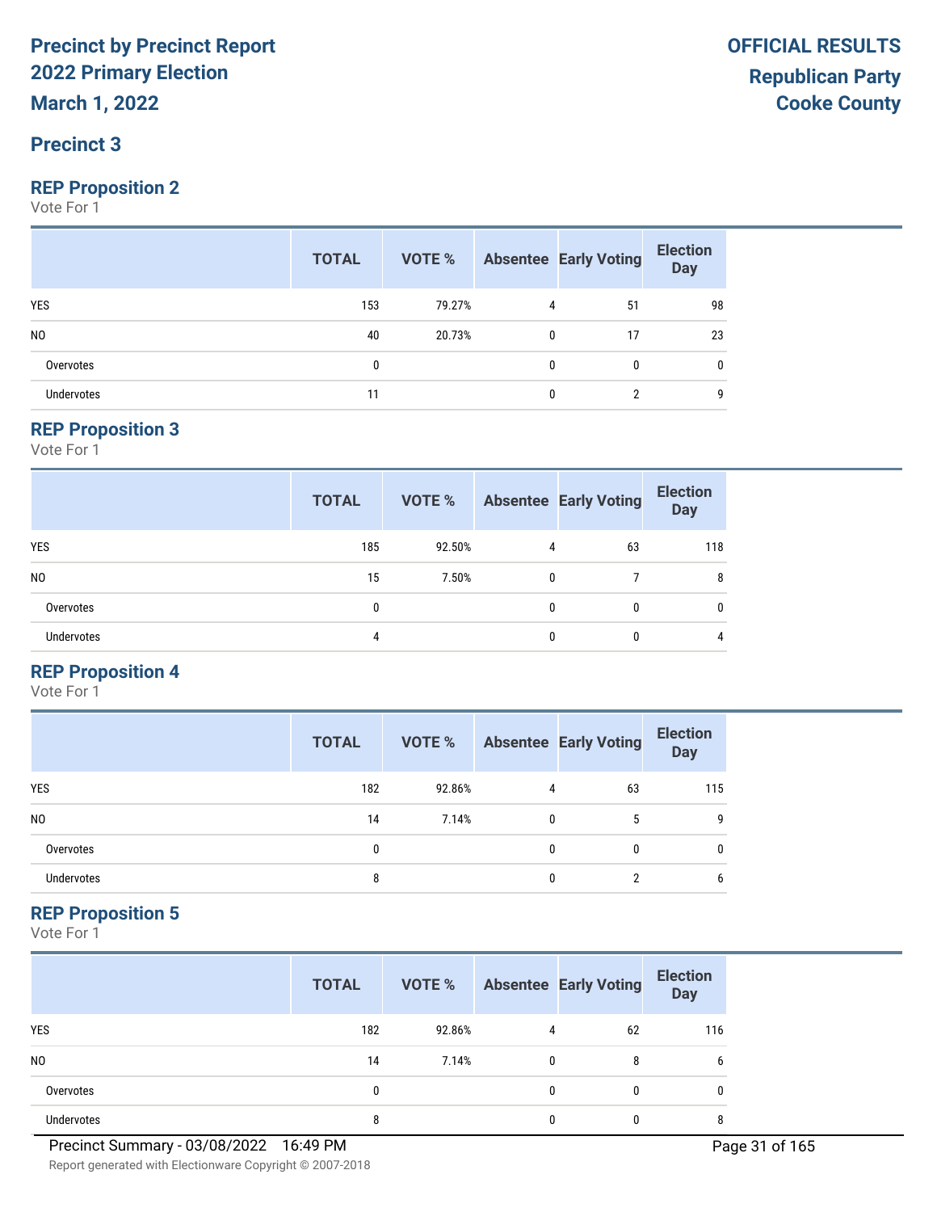# Precinct by Precinct Report
# 2022 Primary Election
# March 1, 2022

**OFFICIAL RESULTS**
**Republican Party**
**Cooke County**

## Precinct 3

### REP Proposition 2

Vote For 1

| | TOTAL | VOTE % | Absentee | Early Voting | Election Day |
|---|---|---|---|---|---|
| YES | 153 | 79.27% | 4 | 51 | 98 |
| NO | 40 | 20.73% | 0 | 17 | 23 |
| Overvotes | 0 | | 0 | 0 | 0 |
| Undervotes | 11 | | 0 | 2 | 9 |

### REP Proposition 3

Vote For 1

| | TOTAL | VOTE % | Absentee | Early Voting | Election Day |
|---|---|---|---|---|---|
| YES | 185 | 92.50% | 4 | 63 | 118 |
| NO | 15 | 7.50% | 0 | 7 | 8 |
| Overvotes | 0 | | 0 | 0 | 0 |
| Undervotes | 4 | | 0 | 0 | 4 |

### REP Proposition 4

Vote For 1

| | TOTAL | VOTE % | Absentee | Early Voting | Election Day |
|---|---|---|---|---|---|
| YES | 182 | 92.86% | 4 | 63 | 115 |
| NO | 14 | 7.14% | 0 | 5 | 9 |
| Overvotes | 0 | | 0 | 0 | 0 |
| Undervotes | 8 | | 0 | 2 | 6 |

### REP Proposition 5

Vote For 1

| | TOTAL | VOTE % | Absentee | Early Voting | Election Day |
|---|---|---|---|---|---|
| YES | 182 | 92.86% | 4 | 62 | 116 |
| NO | 14 | 7.14% | 0 | 8 | 6 |
| Overvotes | 0 | | 0 | 0 | 0 |
| Undervotes | 8 | | 0 | 0 | 8 |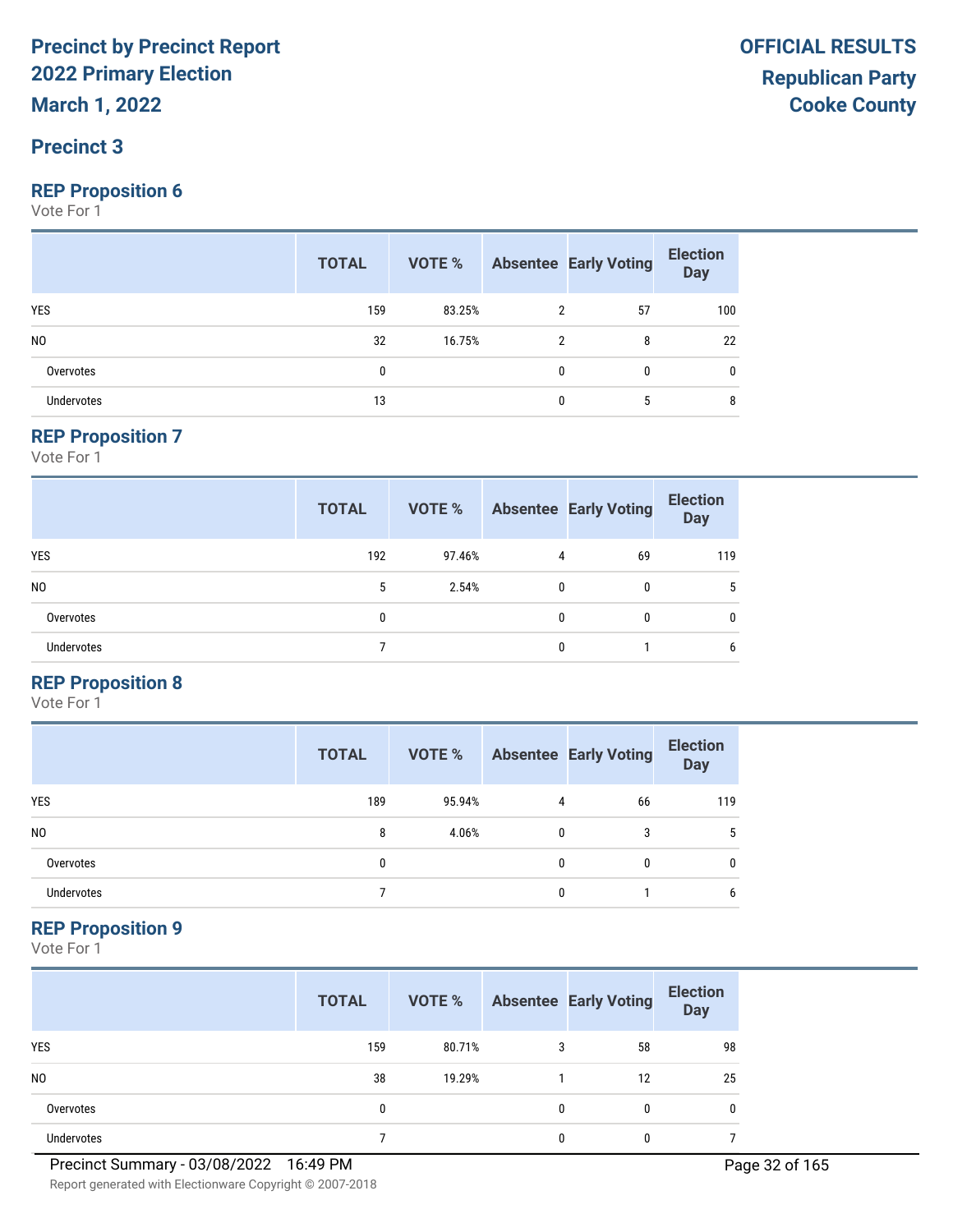# Precinct by Precinct Report
## 2022 Primary Election
## March 1, 2022

**OFFICIAL RESULTS**
**Republican Party**
**Cooke County**

## Precinct 3

### REP Proposition 6
Vote For 1

| | TOTAL | VOTE % | Absentee | Early Voting | Election Day |
|---|---|---|---|---|---|
| YES | 159 | 83.25% | 2 | 57 | 100 |
| NO | 32 | 16.75% | 2 | 8 | 22 |
| Overvotes | 0 | | 0 | 0 | 0 |
| Undervotes | 13 | | 0 | 5 | 8 |

### REP Proposition 7
Vote For 1

| | TOTAL | VOTE % | Absentee | Early Voting | Election Day |
|---|---|---|---|---|---|
| YES | 192 | 97.46% | 4 | 69 | 119 |
| NO | 5 | 2.54% | 0 | 0 | 5 |
| Overvotes | 0 | | 0 | 0 | 0 |
| Undervotes | 7 | | 0 | 1 | 6 |

### REP Proposition 8
Vote For 1

| | TOTAL | VOTE % | Absentee | Early Voting | Election Day |
|---|---|---|---|---|---|
| YES | 189 | 95.94% | 4 | 66 | 119 |
| NO | 8 | 4.06% | 0 | 3 | 5 |
| Overvotes | 0 | | 0 | 0 | 0 |
| Undervotes | 7 | | 0 | 1 | 6 |

### REP Proposition 9
Vote For 1

| | TOTAL | VOTE % | Absentee | Early Voting | Election Day |
|---|---|---|---|---|---|
| YES | 159 | 80.71% | 3 | 58 | 98 |
| NO | 38 | 19.29% | 1 | 12 | 25 |
| Overvotes | 0 | | 0 | 0 | 0 |
| Undervotes | 7 | | 0 | 0 | 7 |

Precinct Summary - 03/08/2022 16:49 PM

Report generated with Electionware Copyright © 2007-2018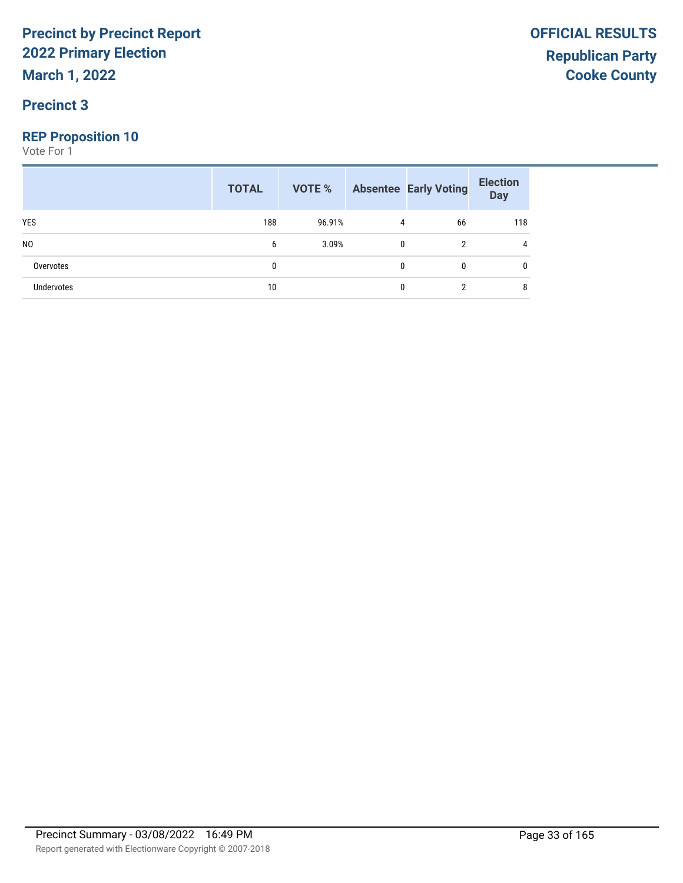# Precinct by Precinct Report
## 2022 Primary Election
**March 1, 2022**

**OFFICIAL RESULTS**
**Republican Party**
**Cooke County**

### Precinct 3

### REP Proposition 10
Vote For 1

| | TOTAL | VOTE % | Absentee | Early Voting | Election Day |
|---|---|---|---|---|---|
| YES | 188 | 96.91% | 4 | 66 | 118 |
| NO | 6 | 3.09% | 0 | 2 | 4 |
| Overvotes | 0 | | 0 | 0 | 0 |
| Undervotes | 10 | | 0 | 2 | 8 |

Precinct Summary - 03/08/2022 16:49 PM

Report generated with Electionware Copyright © 2007-2018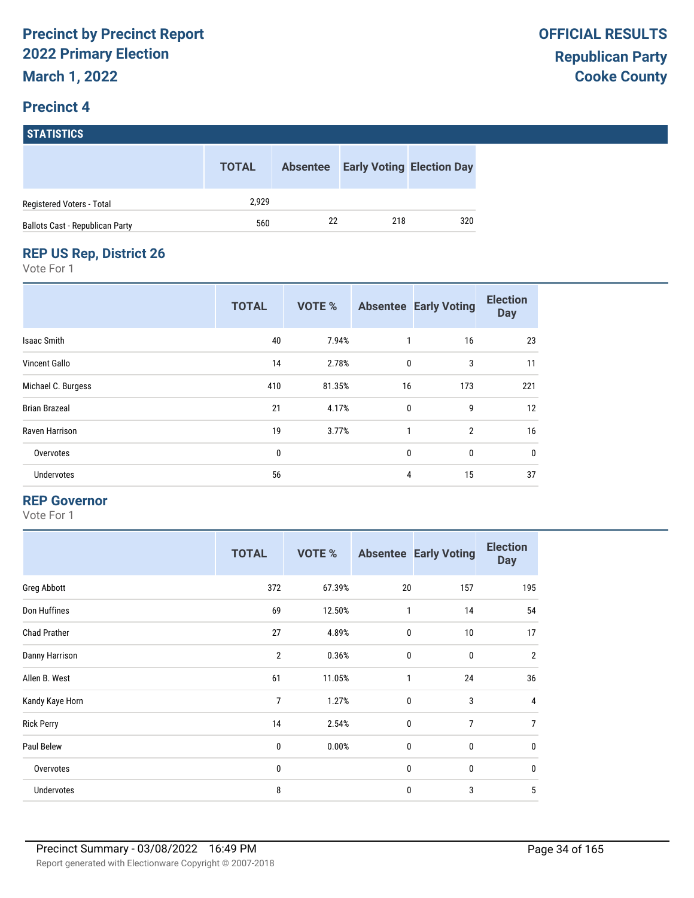# Precinct by Precinct Report
# 2022 Primary Election
# March 1, 2022

# OFFICIAL RESULTS
## Republican Party
## Cooke County

## Precinct 4

### STATISTICS

| | TOTAL | Absentee | Early Voting | Election Day |
|---|---|---|---|---|
| Registered Voters - Total | 2,929 | | | |
| Ballots Cast - Republican Party | 560 | 22 | 218 | 320 |

### REP US Rep, District 26

Vote For 1

| | TOTAL | VOTE % | Absentee | Early Voting | Election Day |
|---|---|---|---|---|---|
| Isaac Smith | 40 | 7.94% | 1 | 16 | 23 |
| Vincent Gallo | 14 | 2.78% | 0 | 3 | 11 |
| Michael C. Burgess | 410 | 81.35% | 16 | 173 | 221 |
| Brian Brazeal | 21 | 4.17% | 0 | 9 | 12 |
| Raven Harrison | 19 | 3.77% | 1 | 2 | 16 |
| Overvotes | 0 | | 0 | 0 | 0 |
| Undervotes | 56 | | 4 | 15 | 37 |

### REP Governor

Vote For 1

| | TOTAL | VOTE % | Absentee | Early Voting | Election Day |
|---|---|---|---|---|---|
| Greg Abbott | 372 | 67.39% | 20 | 157 | 195 |
| Don Huffines | 69 | 12.50% | 1 | 14 | 54 |
| Chad Prather | 27 | 4.89% | 0 | 10 | 17 |
| Danny Harrison | 2 | 0.36% | 0 | 0 | 2 |
| Allen B. West | 61 | 11.05% | 1 | 24 | 36 |
| Kandy Kaye Horn | 7 | 1.27% | 0 | 3 | 4 |
| Rick Perry | 14 | 2.54% | 0 | 7 | 7 |
| Paul Belew | 0 | 0.00% | 0 | 0 | 0 |
| Overvotes | 0 | | 0 | 0 | 0 |
| Undervotes | 8 | | 0 | 3 | 5 |

Precinct Summary - 03/08/2022 16:49 PM

Report generated with Electionware Copyright © 2007-2018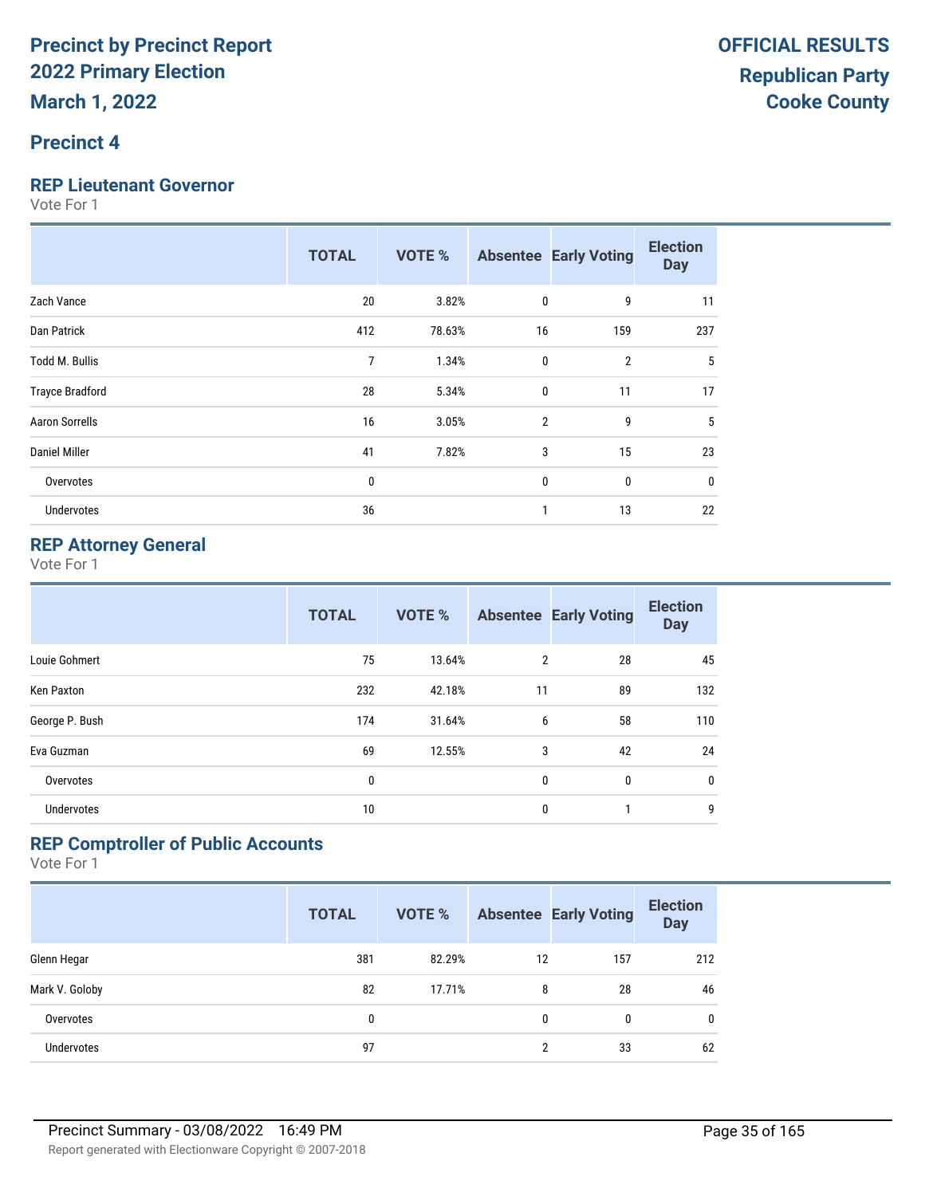# Precinct by Precinct Report
# 2022 Primary Election
# March 1, 2022

**OFFICIAL RESULTS**
**Republican Party**
**Cooke County**

## Precinct 4

### REP Lieutenant Governor

Vote For 1

| | TOTAL | VOTE % | Absentee | Early Voting | Election Day |
|---|---|---|---|---|---|
| Zach Vance | 20 | 3.82% | 0 | 9 | 11 |
| Dan Patrick | 412 | 78.63% | 16 | 159 | 237 |
| Todd M. Bullis | 7 | 1.34% | 0 | 2 | 5 |
| Trayce Bradford | 28 | 5.34% | 0 | 11 | 17 |
| Aaron Sorrells | 16 | 3.05% | 2 | 9 | 5 |
| Daniel Miller | 41 | 7.82% | 3 | 15 | 23 |
| Overvotes | 0 | | 0 | 0 | 0 |
| Undervotes | 36 | | 1 | 13 | 22 |

### REP Attorney General

Vote For 1

| | TOTAL | VOTE % | Absentee | Early Voting | Election Day |
|---|---|---|---|---|---|
| Louie Gohmert | 75 | 13.64% | 2 | 28 | 45 |
| Ken Paxton | 232 | 42.18% | 11 | 89 | 132 |
| George P. Bush | 174 | 31.64% | 6 | 58 | 110 |
| Eva Guzman | 69 | 12.55% | 3 | 42 | 24 |
| Overvotes | 0 | | 0 | 0 | 0 |
| Undervotes | 10 | | 0 | 1 | 9 |

### REP Comptroller of Public Accounts

Vote For 1

| | TOTAL | VOTE % | Absentee | Early Voting | Election Day |
|---|---|---|---|---|---|
| Glenn Hegar | 381 | 82.29% | 12 | 157 | 212 |
| Mark V. Goloby | 82 | 17.71% | 8 | 28 | 46 |
| Overvotes | 0 | | 0 | 0 | 0 |
| Undervotes | 97 | | 2 | 33 | 62 |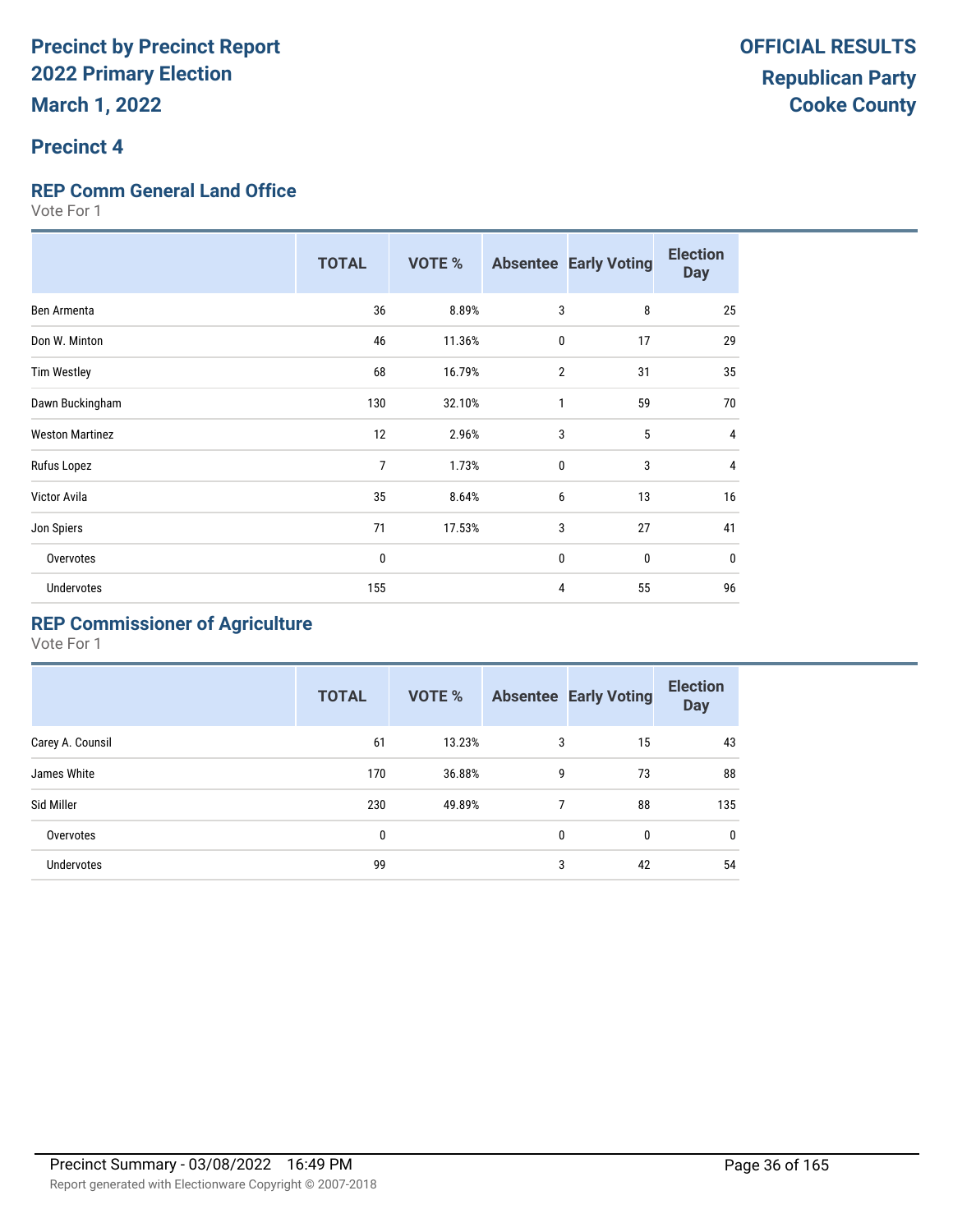# Precinct by Precinct Report
# 2022 Primary Election
# March 1, 2022

**OFFICIAL RESULTS**
**Republican Party**
**Cooke County**

## Precinct 4

### REP Comm General Land Office

Vote For 1

| | TOTAL | VOTE % | Absentee | Early Voting | Election Day |
|---|---|---|---|---|---|
| Ben Armenta | 36 | 8.89% | 3 | 8 | 25 |
| Don W. Minton | 46 | 11.36% | 0 | 17 | 29 |
| Tim Westley | 68 | 16.79% | 2 | 31 | 35 |
| Dawn Buckingham | 130 | 32.10% | 1 | 59 | 70 |
| Weston Martinez | 12 | 2.96% | 3 | 5 | 4 |
| Rufus Lopez | 7 | 1.73% | 0 | 3 | 4 |
| Victor Avila | 35 | 8.64% | 6 | 13 | 16 |
| Jon Spiers | 71 | 17.53% | 3 | 27 | 41 |
| Overvotes | 0 | | 0 | 0 | 0 |
| Undervotes | 155 | | 4 | 55 | 96 |

### REP Commissioner of Agriculture

Vote For 1

| | TOTAL | VOTE % | Absentee | Early Voting | Election Day |
|---|---|---|---|---|---|
| Carey A. Counsil | 61 | 13.23% | 3 | 15 | 43 |
| James White | 170 | 36.88% | 9 | 73 | 88 |
| Sid Miller | 230 | 49.89% | 7 | 88 | 135 |
| Overvotes | 0 | | 0 | 0 | 0 |
| Undervotes | 99 | | 3 | 42 | 54 |

Precinct Summary - 03/08/2022 16:49 PM

Report generated with Electionware Copyright © 2007-2018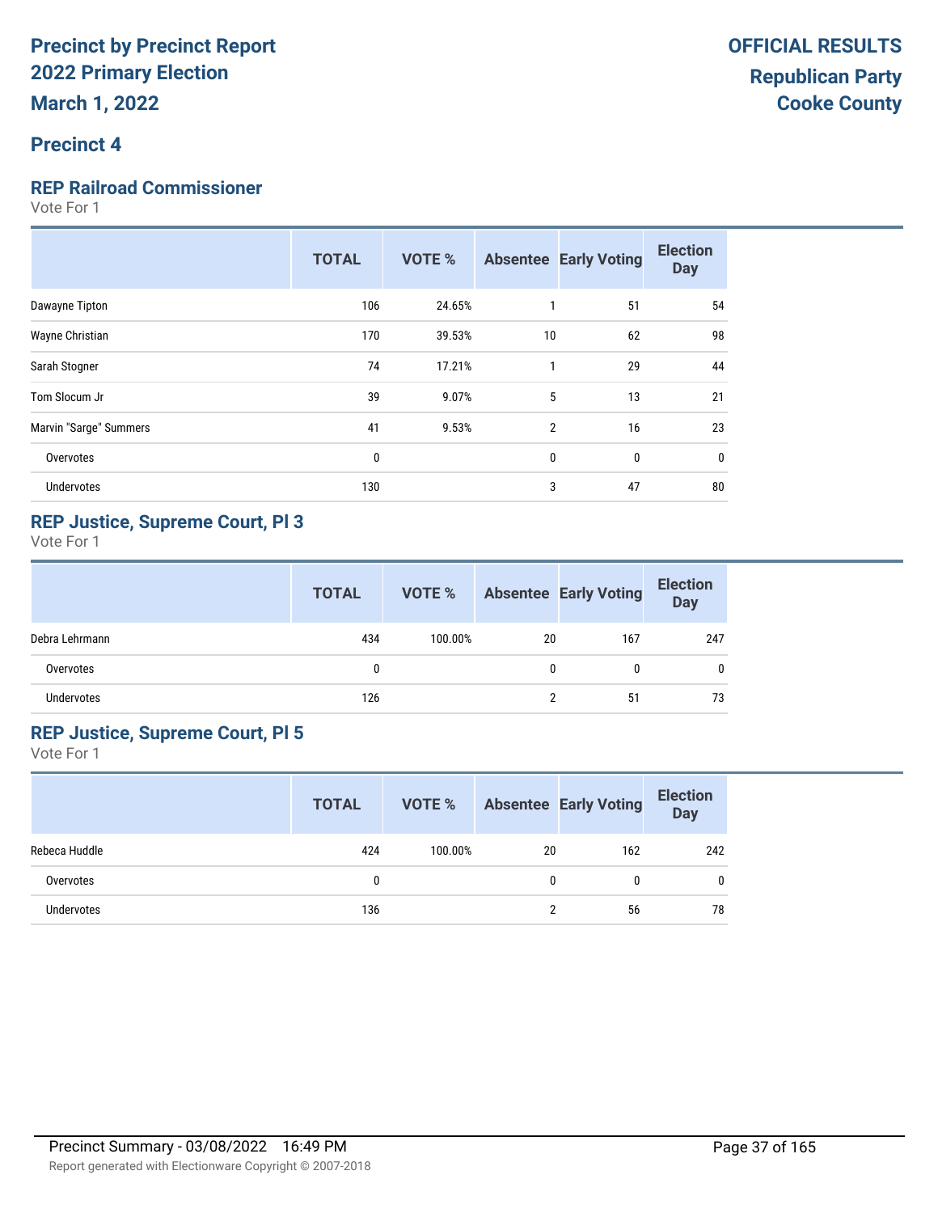# Precinct by Precinct Report
## 2022 Primary Election
## March 1, 2022

**OFFICIAL RESULTS**
**Republican Party**
**Cooke County**

## Precinct 4

### REP Railroad Commissioner

Vote For 1

| | TOTAL | VOTE % | Absentee | Early Voting | Election Day |
|---|---|---|---|---|---|
| Dawayne Tipton | 106 | 24.65% | 1 | 51 | 54 |
| Wayne Christian | 170 | 39.53% | 10 | 62 | 98 |
| Sarah Stogner | 74 | 17.21% | 1 | 29 | 44 |
| Tom Slocum Jr | 39 | 9.07% | 5 | 13 | 21 |
| Marvin "Sarge" Summers | 41 | 9.53% | 2 | 16 | 23 |
| Overvotes | 0 | | 0 | 0 | 0 |
| Undervotes | 130 | | 3 | 47 | 80 |

### REP Justice, Supreme Court, Pl 3

Vote For 1

| | TOTAL | VOTE % | Absentee | Early Voting | Election Day |
|---|---|---|---|---|---|
| Debra Lehrmann | 434 | 100.00% | 20 | 167 | 247 |
| Overvotes | 0 | | 0 | 0 | 0 |
| Undervotes | 126 | | 2 | 51 | 73 |

### REP Justice, Supreme Court, Pl 5

Vote For 1

| | TOTAL | VOTE % | Absentee | Early Voting | Election Day |
|---|---|---|---|---|---|
| Rebeca Huddle | 424 | 100.00% | 20 | 162 | 242 |
| Overvotes | 0 | | 0 | 0 | 0 |
| Undervotes | 136 | | 2 | 56 | 78 |

Precinct Summary - 03/08/2022 16:49 PM

Report generated with Electionware Copyright © 2007-2018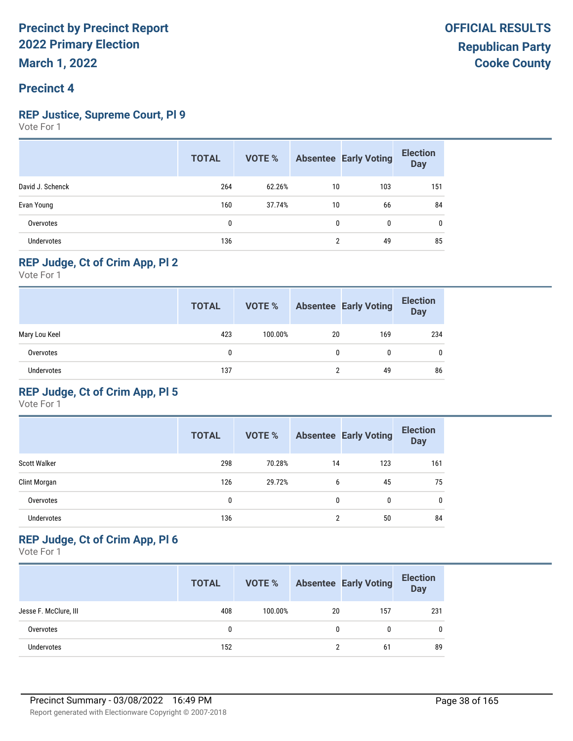# Precinct by Precinct Report
# 2022 Primary Election
# March 1, 2022

**OFFICIAL RESULTS**
**Republican Party**
**Cooke County**

## Precinct 4

### REP Justice, Supreme Court, Pl 9

Vote For 1

| | TOTAL | VOTE % | Absentee | Early Voting | Election Day |
|---|---|---|---|---|---|
| David J. Schenck | 264 | 62.26% | 10 | 103 | 151 |
| Evan Young | 160 | 37.74% | 10 | 66 | 84 |
| Overvotes | 0 | | 0 | 0 | 0 |
| Undervotes | 136 | | 2 | 49 | 85 |

### REP Judge, Ct of Crim App, Pl 2

Vote For 1

| | TOTAL | VOTE % | Absentee | Early Voting | Election Day |
|---|---|---|---|---|---|
| Mary Lou Keel | 423 | 100.00% | 20 | 169 | 234 |
| Overvotes | 0 | | 0 | 0 | 0 |
| Undervotes | 137 | | 2 | 49 | 86 |

### REP Judge, Ct of Crim App, Pl 5

Vote For 1

| | TOTAL | VOTE % | Absentee | Early Voting | Election Day |
|---|---|---|---|---|---|
| Scott Walker | 298 | 70.28% | 14 | 123 | 161 |
| Clint Morgan | 126 | 29.72% | 6 | 45 | 75 |
| Overvotes | 0 | | 0 | 0 | 0 |
| Undervotes | 136 | | 2 | 50 | 84 |

### REP Judge, Ct of Crim App, Pl 6

Vote For 1

| | TOTAL | VOTE % | Absentee | Early Voting | Election Day |
|---|---|---|---|---|---|
| Jesse F. McClure, III | 408 | 100.00% | 20 | 157 | 231 |
| Overvotes | 0 | | 0 | 0 | 0 |
| Undervotes | 152 | | 2 | 61 | 89 |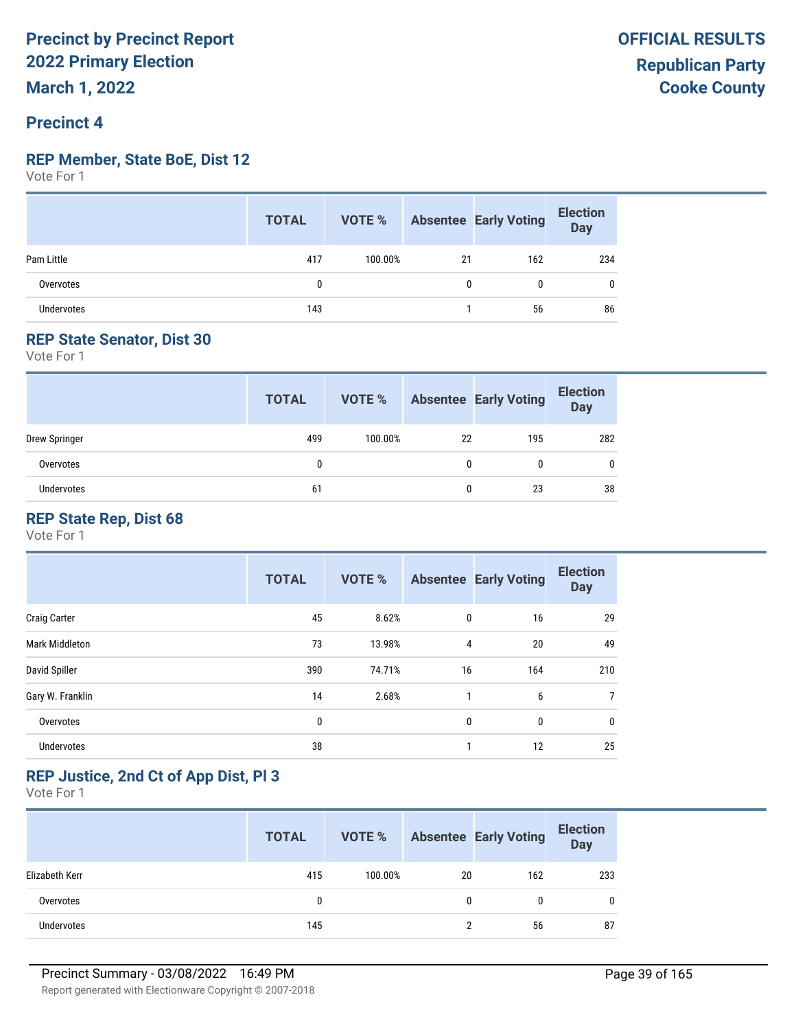**Precinct by Precinct Report**
**2022 Primary Election**
**March 1, 2022**

**OFFICIAL RESULTS**
**Republican Party**
**Cooke County**

## Precinct 4

### REP Member, State BoE, Dist 12

Vote For 1

| | TOTAL | VOTE % | Absentee | Early Voting | Election Day |
|---|---|---|---|---|---|
| Pam Little | 417 | 100.00% | 21 | 162 | 234 |
| Overvotes | 0 | | 0 | 0 | 0 |
| Undervotes | 143 | | 1 | 56 | 86 |

### REP State Senator, Dist 30

Vote For 1

| | TOTAL | VOTE % | Absentee | Early Voting | Election Day |
|---|---|---|---|---|---|
| Drew Springer | 499 | 100.00% | 22 | 195 | 282 |
| Overvotes | 0 | | 0 | 0 | 0 |
| Undervotes | 61 | | 0 | 23 | 38 |

### REP State Rep, Dist 68

Vote For 1

| | TOTAL | VOTE % | Absentee | Early Voting | Election Day |
|---|---|---|---|---|---|
| Craig Carter | 45 | 8.62% | 0 | 16 | 29 |
| Mark Middleton | 73 | 13.98% | 4 | 20 | 49 |
| David Spiller | 390 | 74.71% | 16 | 164 | 210 |
| Gary W. Franklin | 14 | 2.68% | 1 | 6 | 7 |
| Overvotes | 0 | | 0 | 0 | 0 |
| Undervotes | 38 | | 1 | 12 | 25 |

### REP Justice, 2nd Ct of App Dist, Pl 3

Vote For 1

| | TOTAL | VOTE % | Absentee | Early Voting | Election Day |
|---|---|---|---|---|---|
| Elizabeth Kerr | 415 | 100.00% | 20 | 162 | 233 |
| Overvotes | 0 | | 0 | 0 | 0 |
| Undervotes | 145 | | 2 | 56 | 87 |

Precinct Summary - 03/08/2022 16:49 PM

Report generated with Electionware Copyright © 2007-2018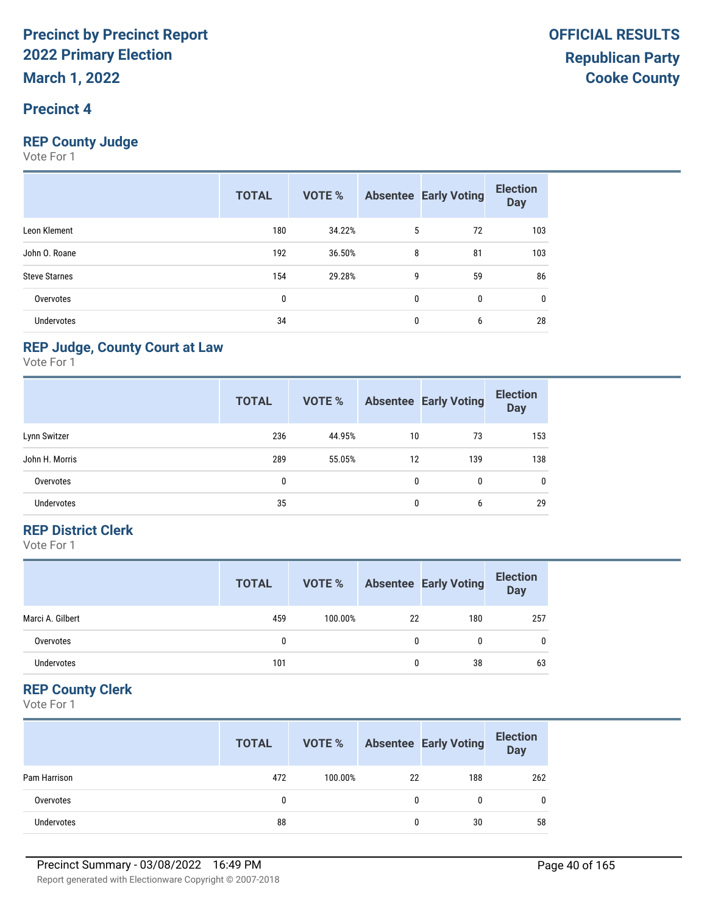# Precinct by Precinct Report 2022 Primary Election

**March 1, 2022**

**OFFICIAL RESULTS**
**Republican Party**
**Cooke County**

## Precinct 4

### REP County Judge

Vote For 1

| | TOTAL | VOTE % | Absentee | Early Voting | Election Day |
|---|---|---|---|---|---|
| Leon Klement | 180 | 34.22% | 5 | 72 | 103 |
| John O. Roane | 192 | 36.50% | 8 | 81 | 103 |
| Steve Starnes | 154 | 29.28% | 9 | 59 | 86 |
| Overvotes | 0 | | 0 | 0 | 0 |
| Undervotes | 34 | | 0 | 6 | 28 |

### REP Judge, County Court at Law

Vote For 1

| | TOTAL | VOTE % | Absentee | Early Voting | Election Day |
|---|---|---|---|---|---|
| Lynn Switzer | 236 | 44.95% | 10 | 73 | 153 |
| John H. Morris | 289 | 55.05% | 12 | 139 | 138 |
| Overvotes | 0 | | 0 | 0 | 0 |
| Undervotes | 35 | | 0 | 6 | 29 |

### REP District Clerk

Vote For 1

| | TOTAL | VOTE % | Absentee | Early Voting | Election Day |
|---|---|---|---|---|---|
| Marci A. Gilbert | 459 | 100.00% | 22 | 180 | 257 |
| Overvotes | 0 | | 0 | 0 | 0 |
| Undervotes | 101 | | 0 | 38 | 63 |

### REP County Clerk

Vote For 1

| | TOTAL | VOTE % | Absentee | Early Voting | Election Day |
|---|---|---|---|---|---|
| Pam Harrison | 472 | 100.00% | 22 | 188 | 262 |
| Overvotes | 0 | | 0 | 0 | 0 |
| Undervotes | 88 | | 0 | 30 | 58 |

Precinct Summary - 03/08/2022 16:49 PM

Report generated with Electionware Copyright © 2007-2018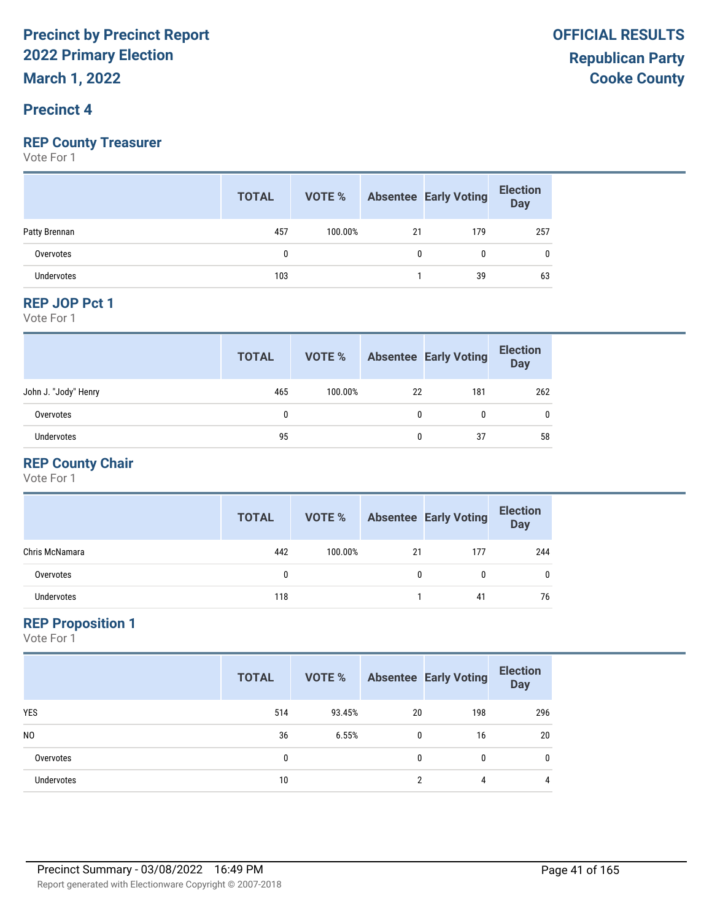**Precinct by Precinct Report**
**2022 Primary Election**
**March 1, 2022**

**OFFICIAL RESULTS**
**Republican Party**
**Cooke County**

## Precinct 4

### REP County Treasurer

Vote For 1

| | TOTAL | VOTE % | Absentee | Early Voting | Election Day |
|---|---|---|---|---|---|
| Patty Brennan | 457 | 100.00% | 21 | 179 | 257 |
| Overvotes | 0 | | 0 | 0 | 0 |
| Undervotes | 103 | | 1 | 39 | 63 |

### REP JOP Pct 1

Vote For 1

| | TOTAL | VOTE % | Absentee | Early Voting | Election Day |
|---|---|---|---|---|---|
| John J. "Jody" Henry | 465 | 100.00% | 22 | 181 | 262 |
| Overvotes | 0 | | 0 | 0 | 0 |
| Undervotes | 95 | | 0 | 37 | 58 |

### REP County Chair

Vote For 1

| | TOTAL | VOTE % | Absentee | Early Voting | Election Day |
|---|---|---|---|---|---|
| Chris McNamara | 442 | 100.00% | 21 | 177 | 244 |
| Overvotes | 0 | | 0 | 0 | 0 |
| Undervotes | 118 | | 1 | 41 | 76 |

### REP Proposition 1

Vote For 1

| | TOTAL | VOTE % | Absentee | Early Voting | Election Day |
|---|---|---|---|---|---|
| YES | 514 | 93.45% | 20 | 198 | 296 |
| NO | 36 | 6.55% | 0 | 16 | 20 |
| Overvotes | 0 | | 0 | 0 | 0 |
| Undervotes | 10 | | 2 | 4 | 4 |

Precinct Summary - 03/08/2022 16:49 PM

Report generated with Electionware Copyright © 2007-2018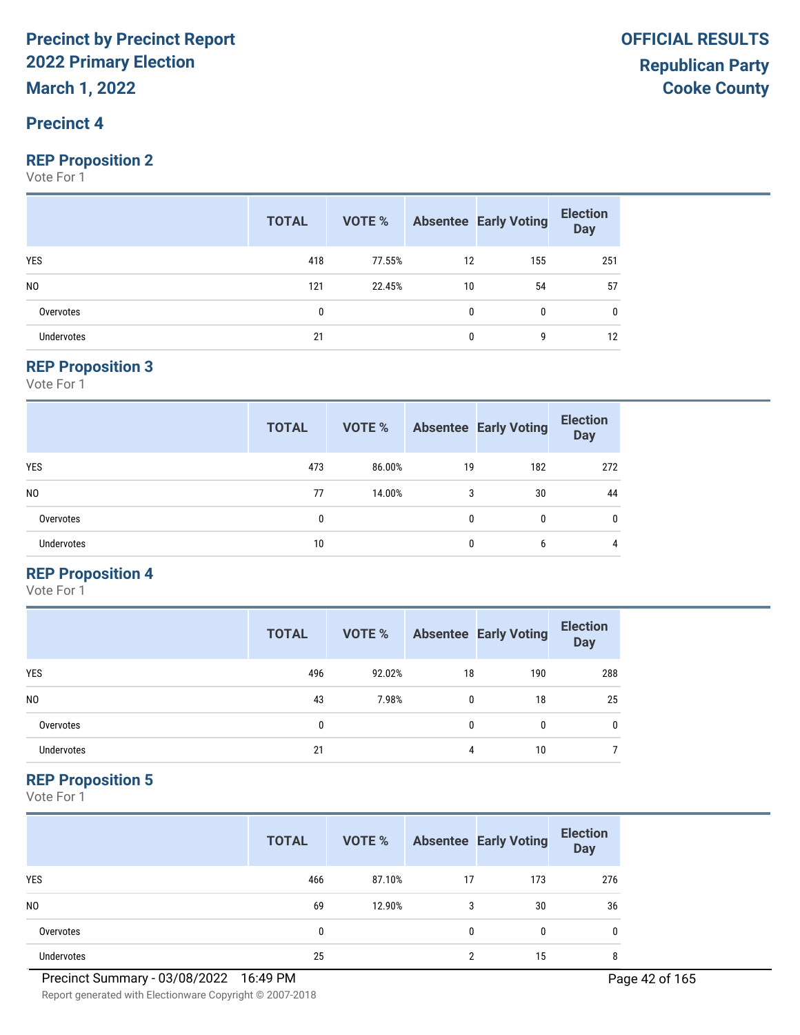# Precinct by Precinct Report
# 2022 Primary Election
# March 1, 2022

# OFFICIAL RESULTS
## Republican Party
## Cooke County

## Precinct 4

### REP Proposition 2
Vote For 1

| | TOTAL | VOTE % | Absentee | Early Voting | Election Day |
|---|---|---|---|---|---|
| YES | 418 | 77.55% | 12 | 155 | 251 |
| NO | 121 | 22.45% | 10 | 54 | 57 |
| Overvotes | 0 | | 0 | 0 | 0 |
| Undervotes | 21 | | 0 | 9 | 12 |

### REP Proposition 3
Vote For 1

| | TOTAL | VOTE % | Absentee | Early Voting | Election Day |
|---|---|---|---|---|---|
| YES | 473 | 86.00% | 19 | 182 | 272 |
| NO | 77 | 14.00% | 3 | 30 | 44 |
| Overvotes | 0 | | 0 | 0 | 0 |
| Undervotes | 10 | | 0 | 6 | 4 |

### REP Proposition 4
Vote For 1

| | TOTAL | VOTE % | Absentee | Early Voting | Election Day |
|---|---|---|---|---|---|
| YES | 496 | 92.02% | 18 | 190 | 288 |
| NO | 43 | 7.98% | 0 | 18 | 25 |
| Overvotes | 0 | | 0 | 0 | 0 |
| Undervotes | 21 | | 4 | 10 | 7 |

### REP Proposition 5
Vote For 1

| | TOTAL | VOTE % | Absentee | Early Voting | Election Day |
|---|---|---|---|---|---|
| YES | 466 | 87.10% | 17 | 173 | 276 |
| NO | 69 | 12.90% | 3 | 30 | 36 |
| Overvotes | 0 | | 0 | 0 | 0 |
| Undervotes | 25 | | 2 | 15 | 8 |

Precinct Summary - 03/08/2022 16:49 PM

Report generated with Electionware Copyright © 2007-2018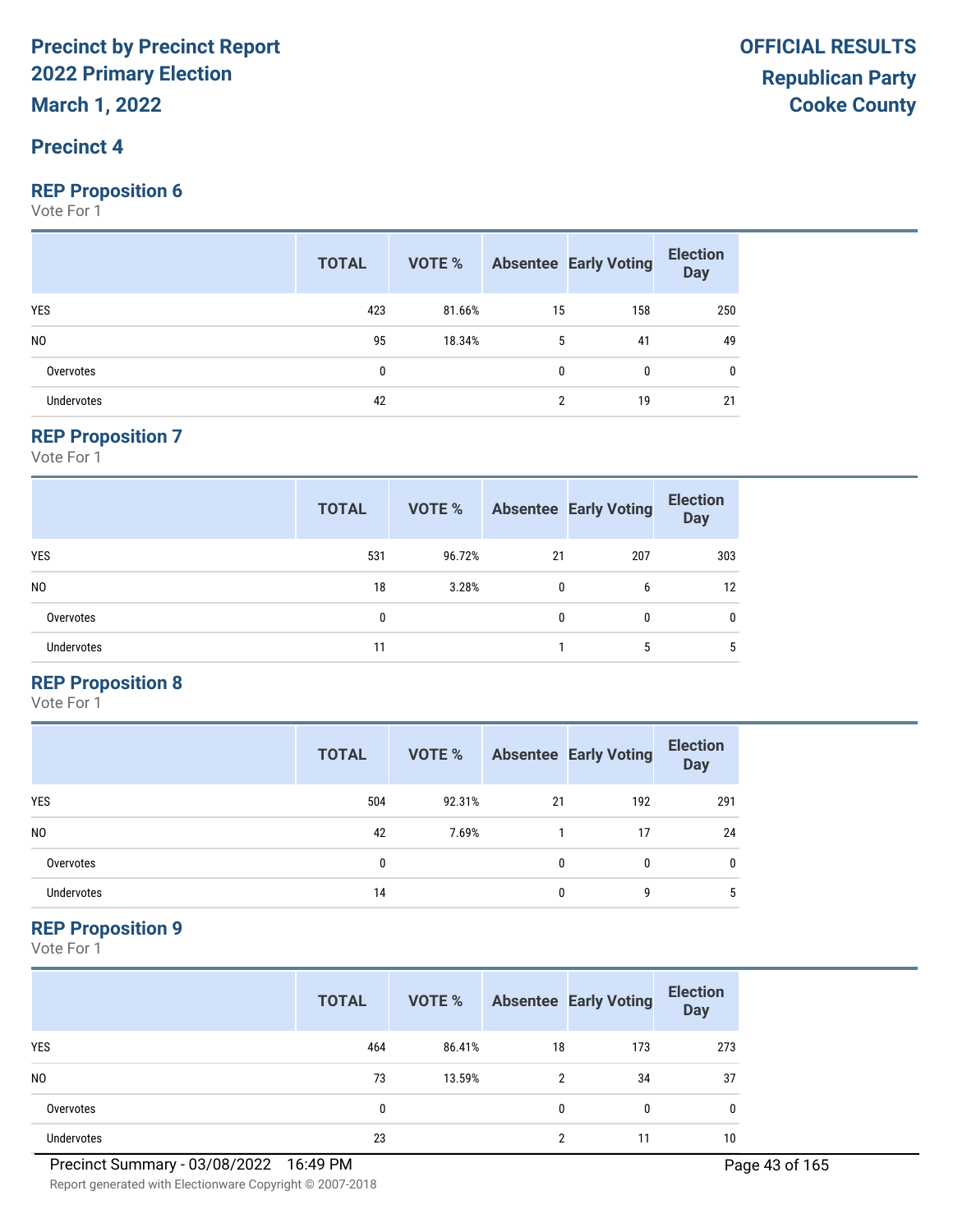# Precinct by Precinct Report
# 2022 Primary Election
# March 1, 2022

**OFFICIAL RESULTS**
**Republican Party**
**Cooke County**

## Precinct 4

### REP Proposition 6
Vote For 1

| | TOTAL | VOTE % | Absentee | Early Voting | Election Day |
|---|---|---|---|---|---|
| YES | 423 | 81.66% | 15 | 158 | 250 |
| NO | 95 | 18.34% | 5 | 41 | 49 |
| Overvotes | 0 | | 0 | 0 | 0 |
| Undervotes | 42 | | 2 | 19 | 21 |

### REP Proposition 7
Vote For 1

| | TOTAL | VOTE % | Absentee | Early Voting | Election Day |
|---|---|---|---|---|---|
| YES | 531 | 96.72% | 21 | 207 | 303 |
| NO | 18 | 3.28% | 0 | 6 | 12 |
| Overvotes | 0 | | 0 | 0 | 0 |
| Undervotes | 11 | | 1 | 5 | 5 |

### REP Proposition 8
Vote For 1

| | TOTAL | VOTE % | Absentee | Early Voting | Election Day |
|---|---|---|---|---|---|
| YES | 504 | 92.31% | 21 | 192 | 291 |
| NO | 42 | 7.69% | 1 | 17 | 24 |
| Overvotes | 0 | | 0 | 0 | 0 |
| Undervotes | 14 | | 0 | 9 | 5 |

### REP Proposition 9
Vote For 1

| | TOTAL | VOTE % | Absentee | Early Voting | Election Day |
|---|---|---|---|---|---|
| YES | 464 | 86.41% | 18 | 173 | 273 |
| NO | 73 | 13.59% | 2 | 34 | 37 |
| Overvotes | 0 | | 0 | 0 | 0 |
| Undervotes | 23 | | 2 | 11 | 10 |

Precinct Summary - 03/08/2022 16:49 PM

Report generated with Electionware Copyright © 2007-2018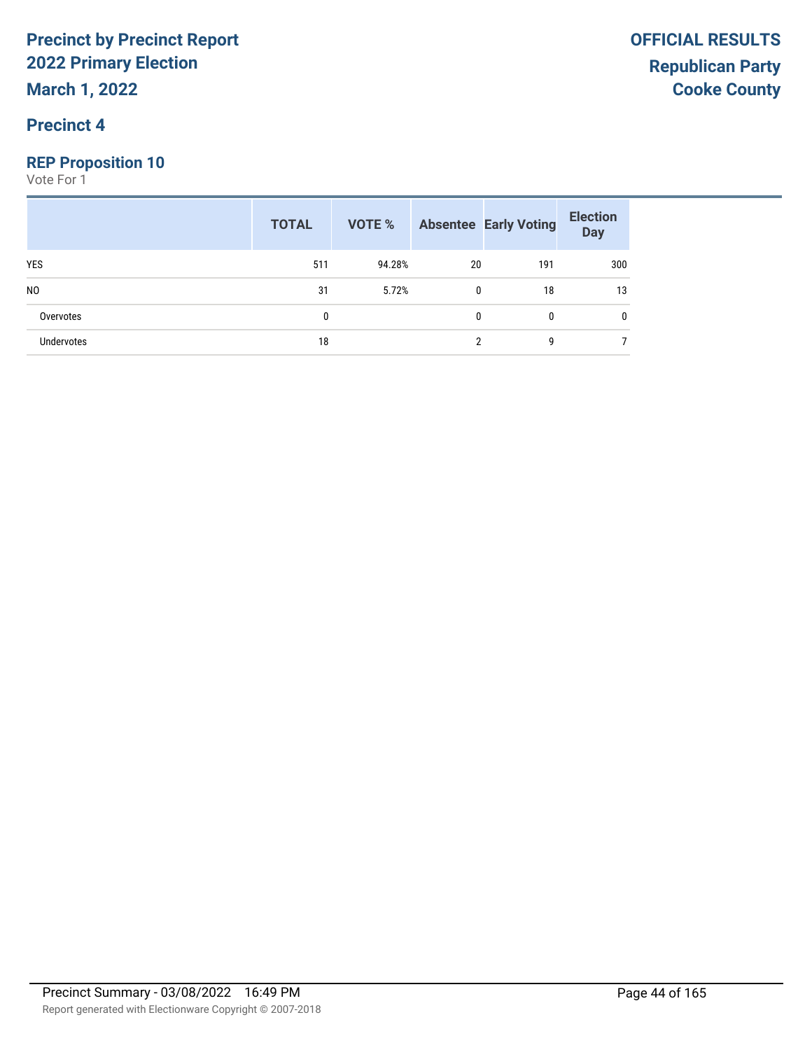# Precinct by Precinct Report
# 2022 Primary Election
**March 1, 2022**

**OFFICIAL RESULTS**
**Republican Party**
**Cooke County**

## Precinct 4

### REP Proposition 10
Vote For 1

| | TOTAL | VOTE % | Absentee | Early Voting | Election Day |
|---|---|---|---|---|---|
| YES | 511 | 94.28% | 20 | 191 | 300 |
| NO | 31 | 5.72% | 0 | 18 | 13 |
| Overvotes | 0 | | 0 | 0 | 0 |
| Undervotes | 18 | | 2 | 9 | 7 |

Precinct Summary - 03/08/2022 16:49 PM

Report generated with Electionware Copyright © 2007-2018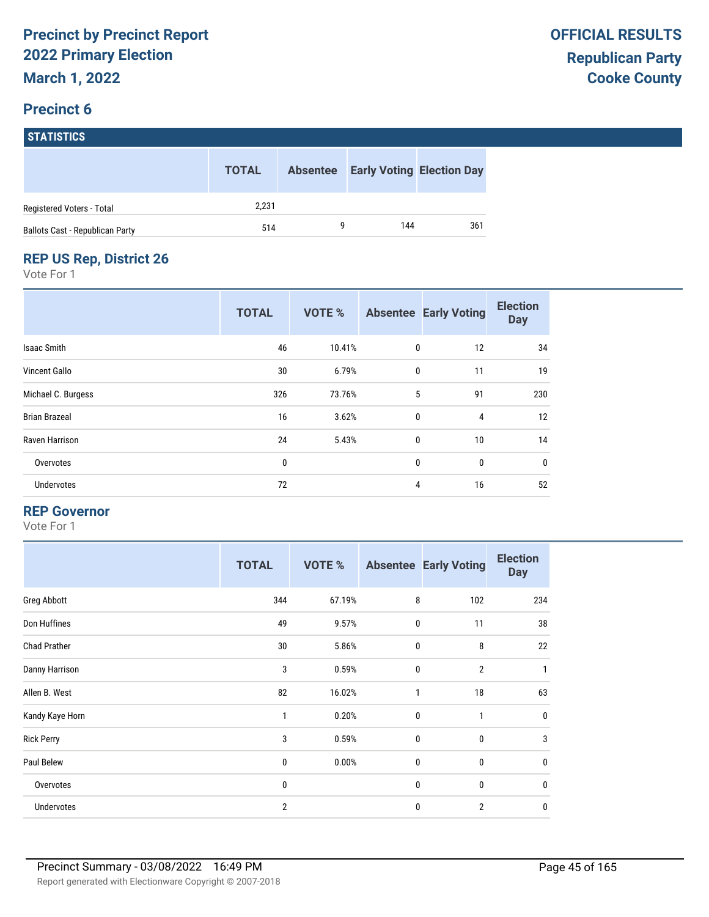# Precinct by Precinct Report
# 2022 Primary Election
**March 1, 2022**

**OFFICIAL RESULTS**
**Republican Party**
**Cooke County**

## Precinct 6

### STATISTICS

| | TOTAL | Absentee | Early Voting | Election Day |
|---|---|---|---|---|
| Registered Voters - Total | 2,231 | | | |
| Ballots Cast - Republican Party | 514 | 9 | 144 | 361 |

### REP US Rep, District 26
Vote For 1

| | TOTAL | VOTE % | Absentee | Early Voting | Election Day |
|---|---|---|---|---|---|
| Isaac Smith | 46 | 10.41% | 0 | 12 | 34 |
| Vincent Gallo | 30 | 6.79% | 0 | 11 | 19 |
| Michael C. Burgess | 326 | 73.76% | 5 | 91 | 230 |
| Brian Brazeal | 16 | 3.62% | 0 | 4 | 12 |
| Raven Harrison | 24 | 5.43% | 0 | 10 | 14 |
| Overvotes | 0 | | 0 | 0 | 0 |
| Undervotes | 72 | | 4 | 16 | 52 |

### REP Governor
Vote For 1

| | TOTAL | VOTE % | Absentee | Early Voting | Election Day |
|---|---|---|---|---|---|
| Greg Abbott | 344 | 67.19% | 8 | 102 | 234 |
| Don Huffines | 49 | 9.57% | 0 | 11 | 38 |
| Chad Prather | 30 | 5.86% | 0 | 8 | 22 |
| Danny Harrison | 3 | 0.59% | 0 | 2 | 1 |
| Allen B. West | 82 | 16.02% | 1 | 18 | 63 |
| Kandy Kaye Horn | 1 | 0.20% | 0 | 1 | 0 |
| Rick Perry | 3 | 0.59% | 0 | 0 | 3 |
| Paul Belew | 0 | 0.00% | 0 | 0 | 0 |
| Overvotes | 0 | | 0 | 0 | 0 |
| Undervotes | 2 | | 0 | 2 | 0 |

Precinct Summary - 03/08/2022 16:49 PM

Report generated with Electionware Copyright © 2007-2018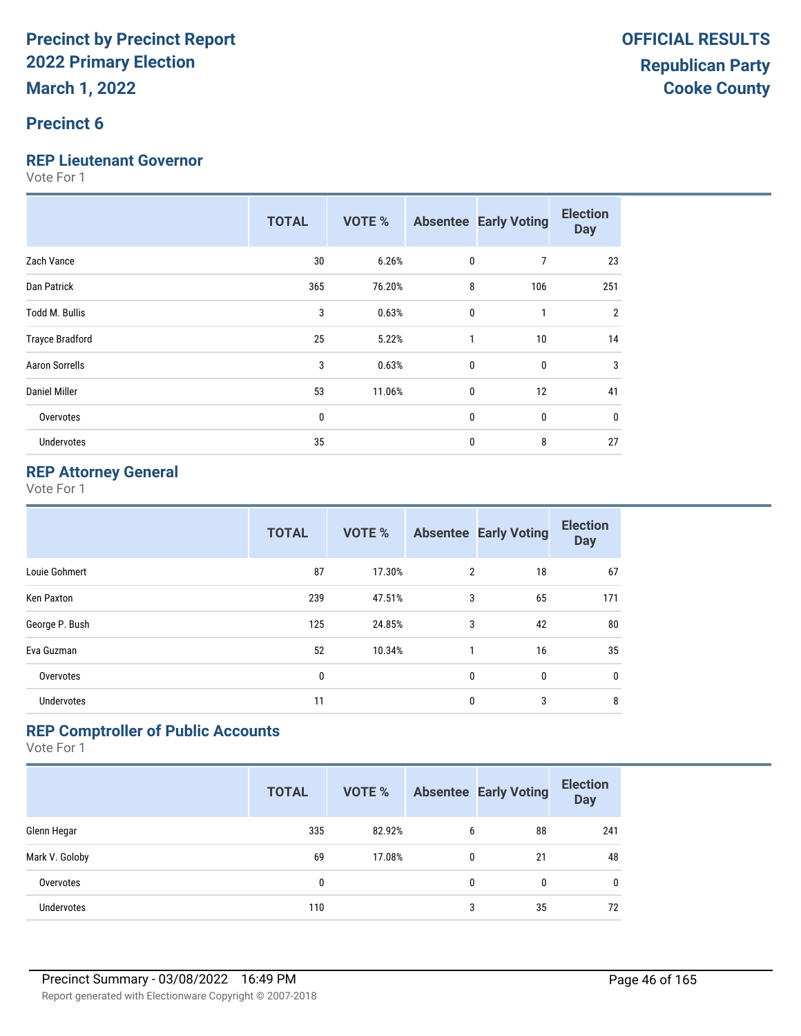# Precinct by Precinct Report
# 2022 Primary Election
# March 1, 2022

**OFFICIAL RESULTS**
**Republican Party**
**Cooke County**

## Precinct 6

### REP Lieutenant Governor

Vote For 1

| | TOTAL | VOTE % | Absentee | Early Voting | Election Day |
|---|---|---|---|---|---|
| Zach Vance | 30 | 6.26% | 0 | 7 | 23 |
| Dan Patrick | 365 | 76.20% | 8 | 106 | 251 |
| Todd M. Bullis | 3 | 0.63% | 0 | 1 | 2 |
| Trayce Bradford | 25 | 5.22% | 1 | 10 | 14 |
| Aaron Sorrells | 3 | 0.63% | 0 | 0 | 3 |
| Daniel Miller | 53 | 11.06% | 0 | 12 | 41 |
| Overvotes | 0 | | 0 | 0 | 0 |
| Undervotes | 35 | | 0 | 8 | 27 |

### REP Attorney General

Vote For 1

| | TOTAL | VOTE % | Absentee | Early Voting | Election Day |
|---|---|---|---|---|---|
| Louie Gohmert | 87 | 17.30% | 2 | 18 | 67 |
| Ken Paxton | 239 | 47.51% | 3 | 65 | 171 |
| George P. Bush | 125 | 24.85% | 3 | 42 | 80 |
| Eva Guzman | 52 | 10.34% | 1 | 16 | 35 |
| Overvotes | 0 | | 0 | 0 | 0 |
| Undervotes | 11 | | 0 | 3 | 8 |

### REP Comptroller of Public Accounts

Vote For 1

| | TOTAL | VOTE % | Absentee | Early Voting | Election Day |
|---|---|---|---|---|---|
| Glenn Hegar | 335 | 82.92% | 6 | 88 | 241 |
| Mark V. Goloby | 69 | 17.08% | 0 | 21 | 48 |
| Overvotes | 0 | | 0 | 0 | 0 |
| Undervotes | 110 | | 3 | 35 | 72 |

Precinct Summary - 03/08/2022 16:49 PM

Report generated with Electionware Copyright © 2007-2018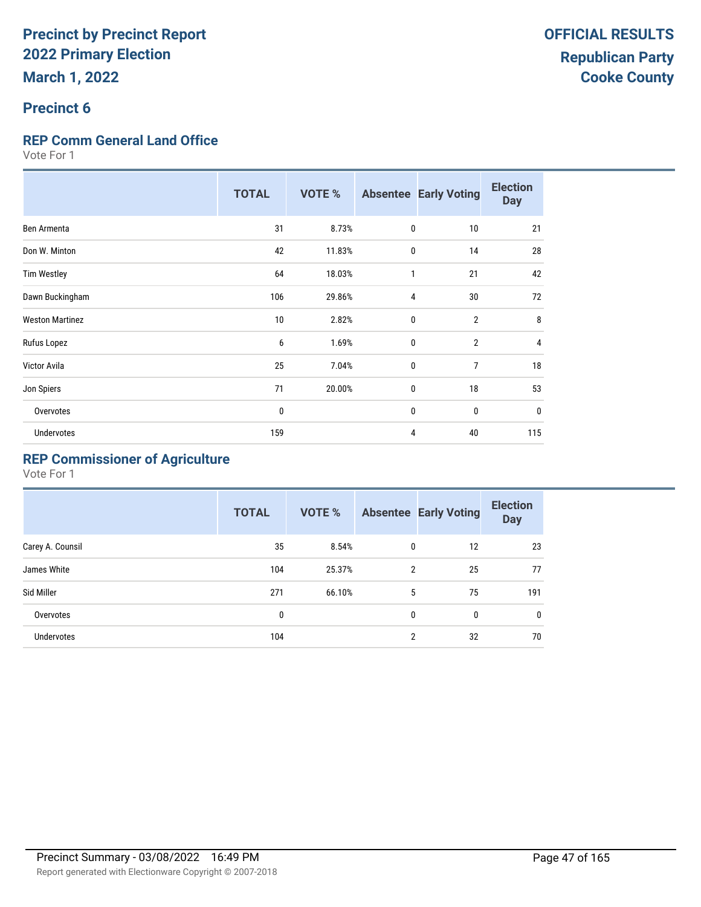# Precinct by Precinct Report
# 2022 Primary Election
# March 1, 2022

**OFFICIAL RESULTS**
**Republican Party**
**Cooke County**

## Precinct 6

### REP Comm General Land Office

Vote For 1

| | TOTAL | VOTE % | Absentee | Early Voting | Election Day |
|---|---|---|---|---|---|
| Ben Armenta | 31 | 8.73% | 0 | 10 | 21 |
| Don W. Minton | 42 | 11.83% | 0 | 14 | 28 |
| Tim Westley | 64 | 18.03% | 1 | 21 | 42 |
| Dawn Buckingham | 106 | 29.86% | 4 | 30 | 72 |
| Weston Martinez | 10 | 2.82% | 0 | 2 | 8 |
| Rufus Lopez | 6 | 1.69% | 0 | 2 | 4 |
| Victor Avila | 25 | 7.04% | 0 | 7 | 18 |
| Jon Spiers | 71 | 20.00% | 0 | 18 | 53 |
| Overvotes | 0 | | 0 | 0 | 0 |
| Undervotes | 159 | | 4 | 40 | 115 |

### REP Commissioner of Agriculture

Vote For 1

| | TOTAL | VOTE % | Absentee | Early Voting | Election Day |
|---|---|---|---|---|---|
| Carey A. Counsil | 35 | 8.54% | 0 | 12 | 23 |
| James White | 104 | 25.37% | 2 | 25 | 77 |
| Sid Miller | 271 | 66.10% | 5 | 75 | 191 |
| Overvotes | 0 | | 0 | 0 | 0 |
| Undervotes | 104 | | 2 | 32 | 70 |

Precinct Summary - 03/08/2022 16:49 PM

Report generated with Electionware Copyright © 2007-2018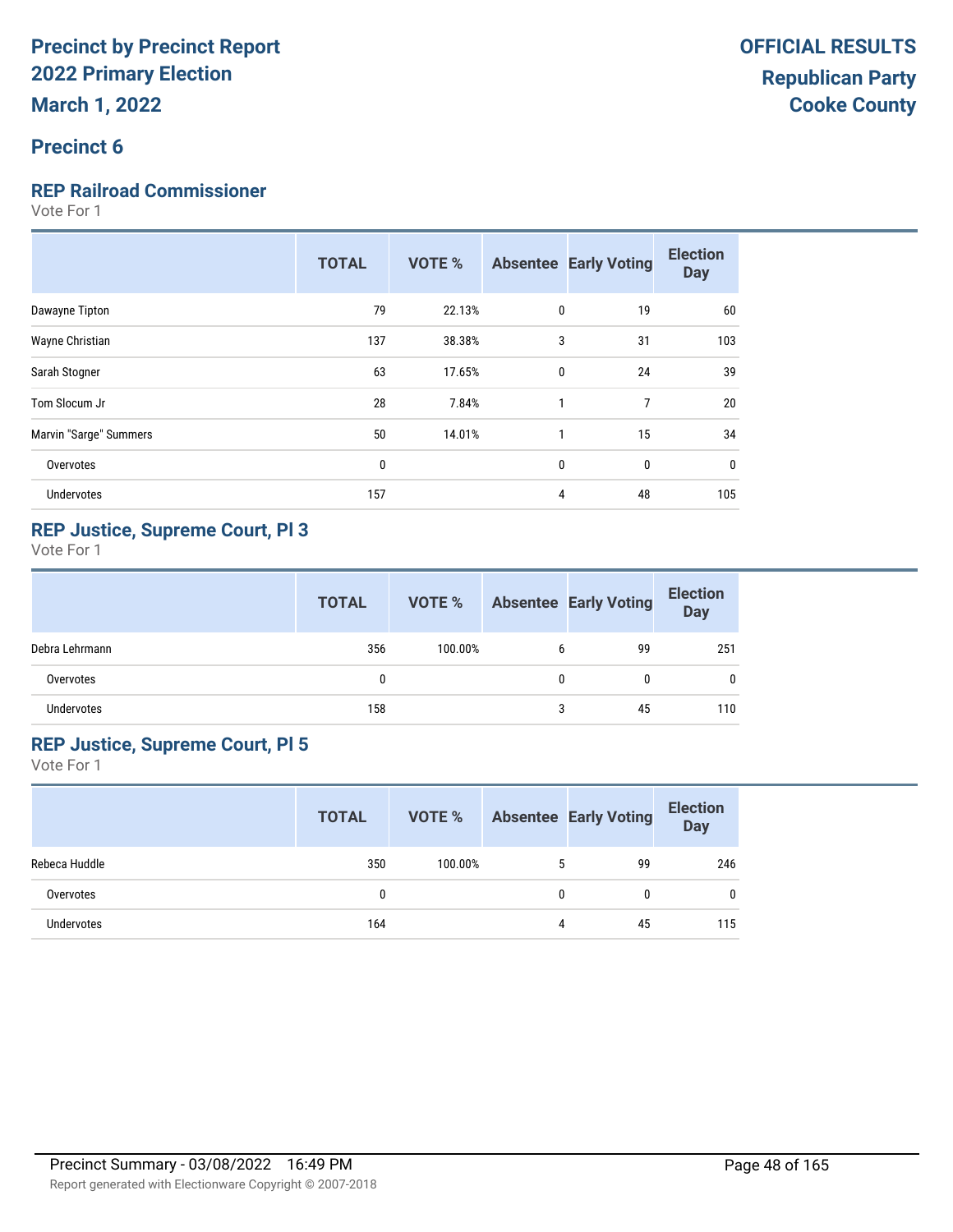# Precinct by Precinct Report
# 2022 Primary Election
# March 1, 2022

**OFFICIAL RESULTS**
**Republican Party**
**Cooke County**

## Precinct 6

### REP Railroad Commissioner

Vote For 1

| | TOTAL | VOTE % | Absentee | Early Voting | Election Day |
|---|---|---|---|---|---|
| Dawayne Tipton | 79 | 22.13% | 0 | 19 | 60 |
| Wayne Christian | 137 | 38.38% | 3 | 31 | 103 |
| Sarah Stogner | 63 | 17.65% | 0 | 24 | 39 |
| Tom Slocum Jr | 28 | 7.84% | 1 | 7 | 20 |
| Marvin "Sarge" Summers | 50 | 14.01% | 1 | 15 | 34 |
| Overvotes | 0 | | 0 | 0 | 0 |
| Undervotes | 157 | | 4 | 48 | 105 |

### REP Justice, Supreme Court, Pl 3

Vote For 1

| | TOTAL | VOTE % | Absentee | Early Voting | Election Day |
|---|---|---|---|---|---|
| Debra Lehrmann | 356 | 100.00% | 6 | 99 | 251 |
| Overvotes | 0 | | 0 | 0 | 0 |
| Undervotes | 158 | | 3 | 45 | 110 |

### REP Justice, Supreme Court, Pl 5

Vote For 1

| | TOTAL | VOTE % | Absentee | Early Voting | Election Day |
|---|---|---|---|---|---|
| Rebeca Huddle | 350 | 100.00% | 5 | 99 | 246 |
| Overvotes | 0 | | 0 | 0 | 0 |
| Undervotes | 164 | | 4 | 45 | 115 |

Precinct Summary - 03/08/2022 16:49 PM

Report generated with Electionware Copyright © 2007-2018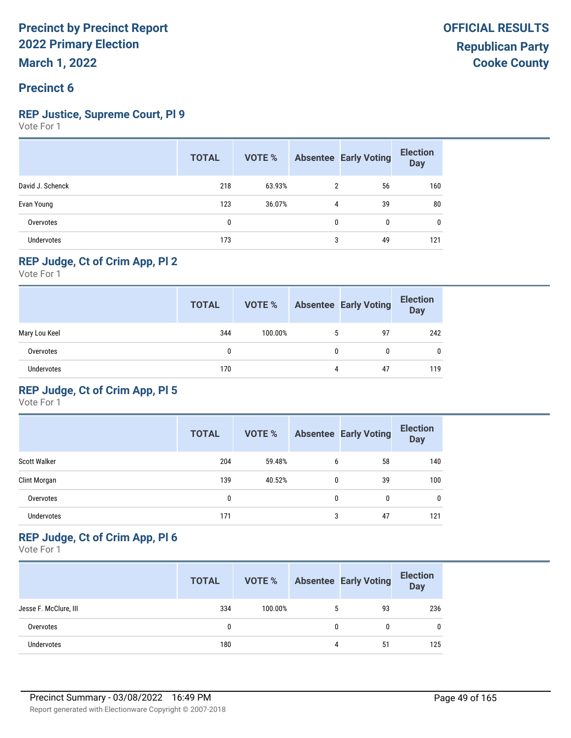# Precinct by Precinct Report
# 2022 Primary Election
# March 1, 2022

**OFFICIAL RESULTS**
**Republican Party**
**Cooke County**

## Precinct 6

### REP Justice, Supreme Court, Pl 9
Vote For 1

| | TOTAL | VOTE % | Absentee | Early Voting | Election Day |
|---|---|---|---|---|---|
| David J. Schenck | 218 | 63.93% | 2 | 56 | 160 |
| Evan Young | 123 | 36.07% | 4 | 39 | 80 |
| Overvotes | 0 | | 0 | 0 | 0 |
| Undervotes | 173 | | 3 | 49 | 121 |

### REP Judge, Ct of Crim App, Pl 2
Vote For 1

| | TOTAL | VOTE % | Absentee | Early Voting | Election Day |
|---|---|---|---|---|---|
| Mary Lou Keel | 344 | 100.00% | 5 | 97 | 242 |
| Overvotes | 0 | | 0 | 0 | 0 |
| Undervotes | 170 | | 4 | 47 | 119 |

### REP Judge, Ct of Crim App, Pl 5
Vote For 1

| | TOTAL | VOTE % | Absentee | Early Voting | Election Day |
|---|---|---|---|---|---|
| Scott Walker | 204 | 59.48% | 6 | 58 | 140 |
| Clint Morgan | 139 | 40.52% | 0 | 39 | 100 |
| Overvotes | 0 | | 0 | 0 | 0 |
| Undervotes | 171 | | 3 | 47 | 121 |

### REP Judge, Ct of Crim App, Pl 6
Vote For 1

| | TOTAL | VOTE % | Absentee | Early Voting | Election Day |
|---|---|---|---|---|---|
| Jesse F. McClure, III | 334 | 100.00% | 5 | 93 | 236 |
| Overvotes | 0 | | 0 | 0 | 0 |
| Undervotes | 180 | | 4 | 51 | 125 |

Precinct Summary - 03/08/2022 16:49 PM

Report generated with Electionware Copyright © 2007-2018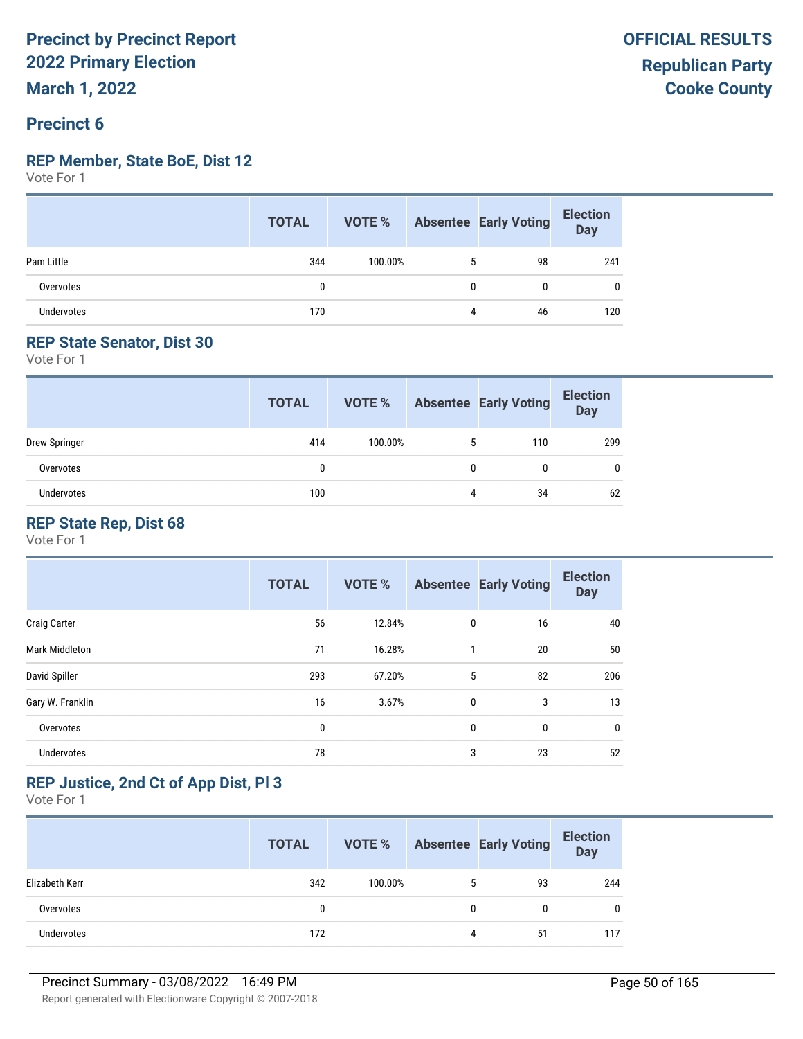# Precinct by Precinct Report
# 2022 Primary Election
# March 1, 2022

**OFFICIAL RESULTS**
**Republican Party**
**Cooke County**

## Precinct 6

### REP Member, State BoE, Dist 12

Vote For 1

| | TOTAL | VOTE % | Absentee | Early Voting | Election Day |
|---|---|---|---|---|---|
| Pam Little | 344 | 100.00% | 5 | 98 | 241 |
| Overvotes | 0 | | 0 | 0 | 0 |
| Undervotes | 170 | | 4 | 46 | 120 |

### REP State Senator, Dist 30

Vote For 1

| | TOTAL | VOTE % | Absentee | Early Voting | Election Day |
|---|---|---|---|---|---|
| Drew Springer | 414 | 100.00% | 5 | 110 | 299 |
| Overvotes | 0 | | 0 | 0 | 0 |
| Undervotes | 100 | | 4 | 34 | 62 |

### REP State Rep, Dist 68

Vote For 1

| | TOTAL | VOTE % | Absentee | Early Voting | Election Day |
|---|---|---|---|---|---|
| Craig Carter | 56 | 12.84% | 0 | 16 | 40 |
| Mark Middleton | 71 | 16.28% | 1 | 20 | 50 |
| David Spiller | 293 | 67.20% | 5 | 82 | 206 |
| Gary W. Franklin | 16 | 3.67% | 0 | 3 | 13 |
| Overvotes | 0 | | 0 | 0 | 0 |
| Undervotes | 78 | | 3 | 23 | 52 |

### REP Justice, 2nd Ct of App Dist, Pl 3

Vote For 1

| | TOTAL | VOTE % | Absentee | Early Voting | Election Day |
|---|---|---|---|---|---|
| Elizabeth Kerr | 342 | 100.00% | 5 | 93 | 244 |
| Overvotes | 0 | | 0 | 0 | 0 |
| Undervotes | 172 | | 4 | 51 | 117 |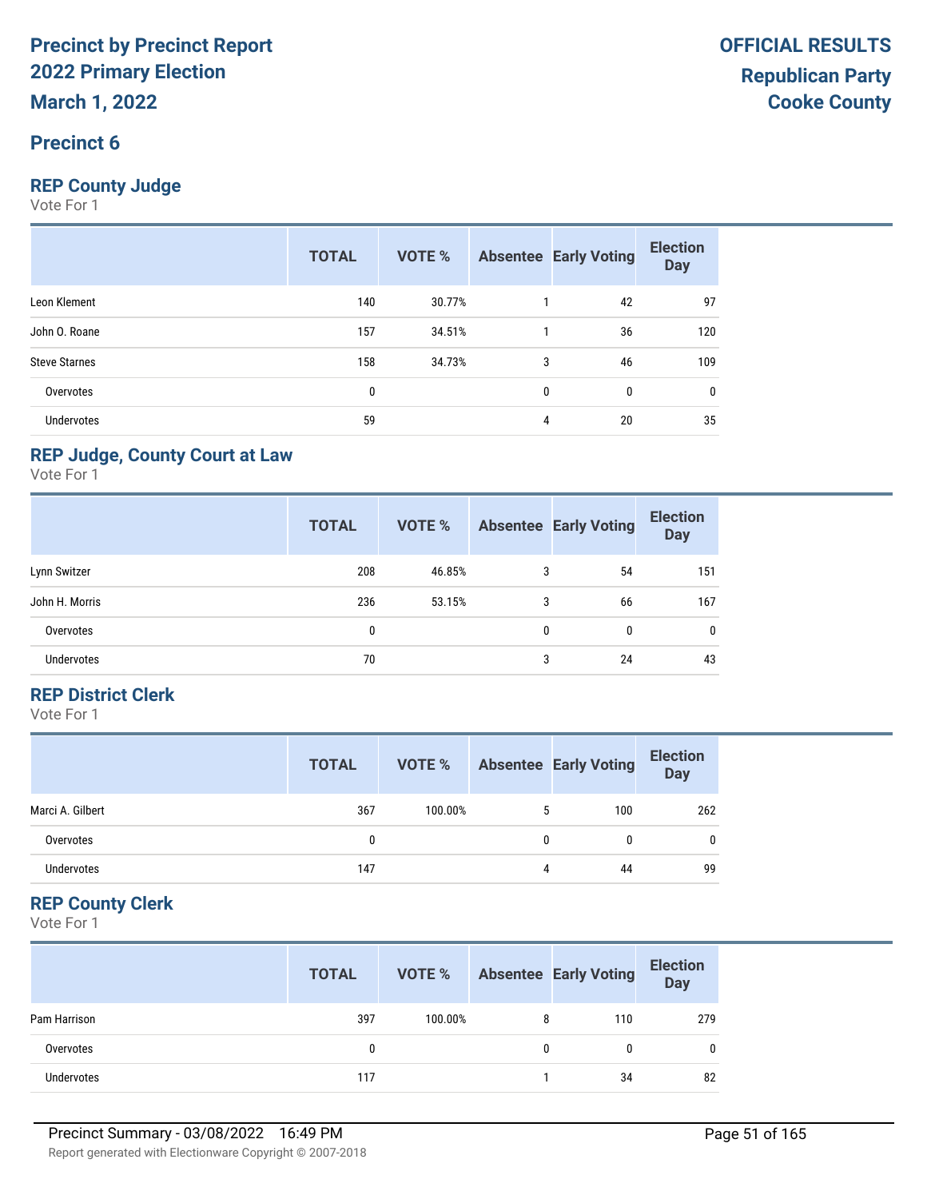# Precinct by Precinct Report
# 2022 Primary Election
# March 1, 2022

**OFFICIAL RESULTS**
**Republican Party**
**Cooke County**

## Precinct 6

### REP County Judge

Vote For 1

| | TOTAL | VOTE % | Absentee | Early Voting | Election Day |
|---|---|---|---|---|---|
| Leon Klement | 140 | 30.77% | 1 | 42 | 97 |
| John O. Roane | 157 | 34.51% | 1 | 36 | 120 |
| Steve Starnes | 158 | 34.73% | 3 | 46 | 109 |
| Overvotes | 0 | | 0 | 0 | 0 |
| Undervotes | 59 | | 4 | 20 | 35 |

### REP Judge, County Court at Law

Vote For 1

| | TOTAL | VOTE % | Absentee | Early Voting | Election Day |
|---|---|---|---|---|---|
| Lynn Switzer | 208 | 46.85% | 3 | 54 | 151 |
| John H. Morris | 236 | 53.15% | 3 | 66 | 167 |
| Overvotes | 0 | | 0 | 0 | 0 |
| Undervotes | 70 | | 3 | 24 | 43 |

### REP District Clerk

Vote For 1

| | TOTAL | VOTE % | Absentee | Early Voting | Election Day |
|---|---|---|---|---|---|
| Marci A. Gilbert | 367 | 100.00% | 5 | 100 | 262 |
| Overvotes | 0 | | 0 | 0 | 0 |
| Undervotes | 147 | | 4 | 44 | 99 |

### REP County Clerk

Vote For 1

| | TOTAL | VOTE % | Absentee | Early Voting | Election Day |
|---|---|---|---|---|---|
| Pam Harrison | 397 | 100.00% | 8 | 110 | 279 |
| Overvotes | 0 | | 0 | 0 | 0 |
| Undervotes | 117 | | 1 | 34 | 82 |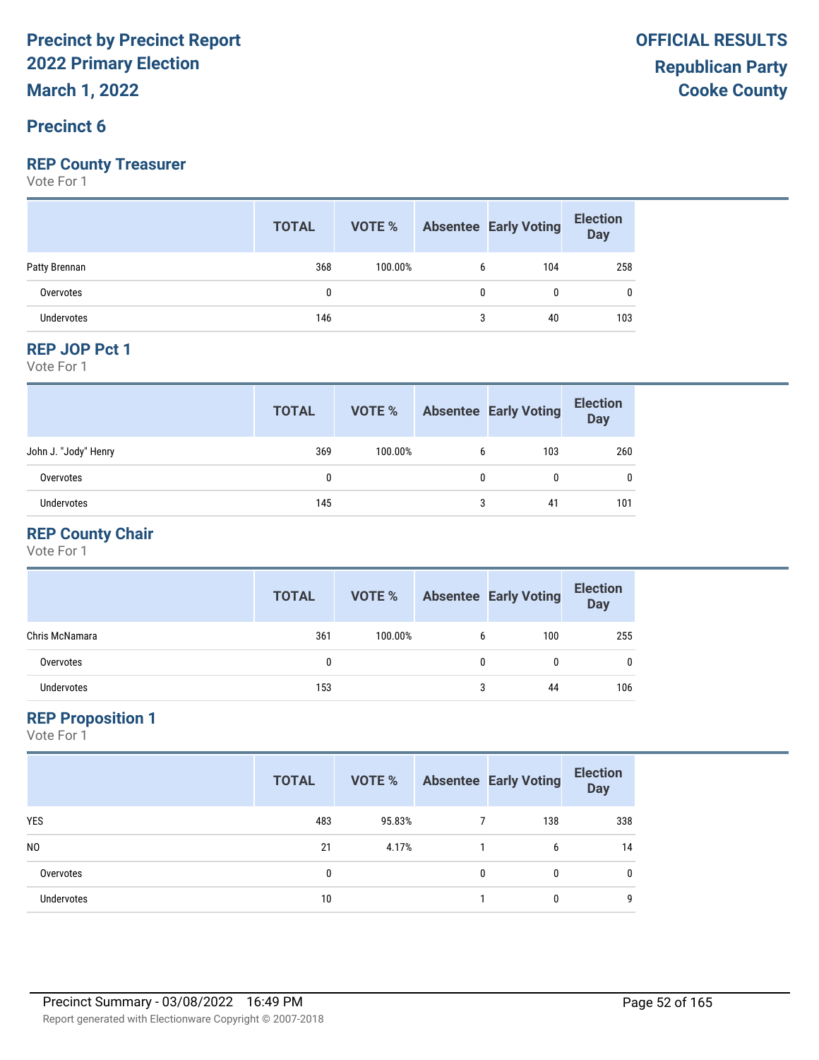# Precinct by Precinct Report
# 2022 Primary Election
# March 1, 2022

**OFFICIAL RESULTS**
**Republican Party**
**Cooke County**

## Precinct 6

### REP County Treasurer

Vote For 1

| | TOTAL | VOTE % | Absentee | Early Voting | Election Day |
|---|---|---|---|---|---|
| Patty Brennan | 368 | 100.00% | 6 | 104 | 258 |
| Overvotes | 0 | | 0 | 0 | 0 |
| Undervotes | 146 | | 3 | 40 | 103 |

### REP JOP Pct 1

Vote For 1

| | TOTAL | VOTE % | Absentee | Early Voting | Election Day |
|---|---|---|---|---|---|
| John J. "Jody" Henry | 369 | 100.00% | 6 | 103 | 260 |
| Overvotes | 0 | | 0 | 0 | 0 |
| Undervotes | 145 | | 3 | 41 | 101 |

### REP County Chair

Vote For 1

| | TOTAL | VOTE % | Absentee | Early Voting | Election Day |
|---|---|---|---|---|---|
| Chris McNamara | 361 | 100.00% | 6 | 100 | 255 |
| Overvotes | 0 | | 0 | 0 | 0 |
| Undervotes | 153 | | 3 | 44 | 106 |

### REP Proposition 1

Vote For 1

| | TOTAL | VOTE % | Absentee | Early Voting | Election Day |
|---|---|---|---|---|---|
| YES | 483 | 95.83% | 7 | 138 | 338 |
| NO | 21 | 4.17% | 1 | 6 | 14 |
| Overvotes | 0 | | 0 | 0 | 0 |
| Undervotes | 10 | | 1 | 0 | 9 |

Precinct Summary - 03/08/2022 16:49 PM

Report generated with Electionware Copyright © 2007-2018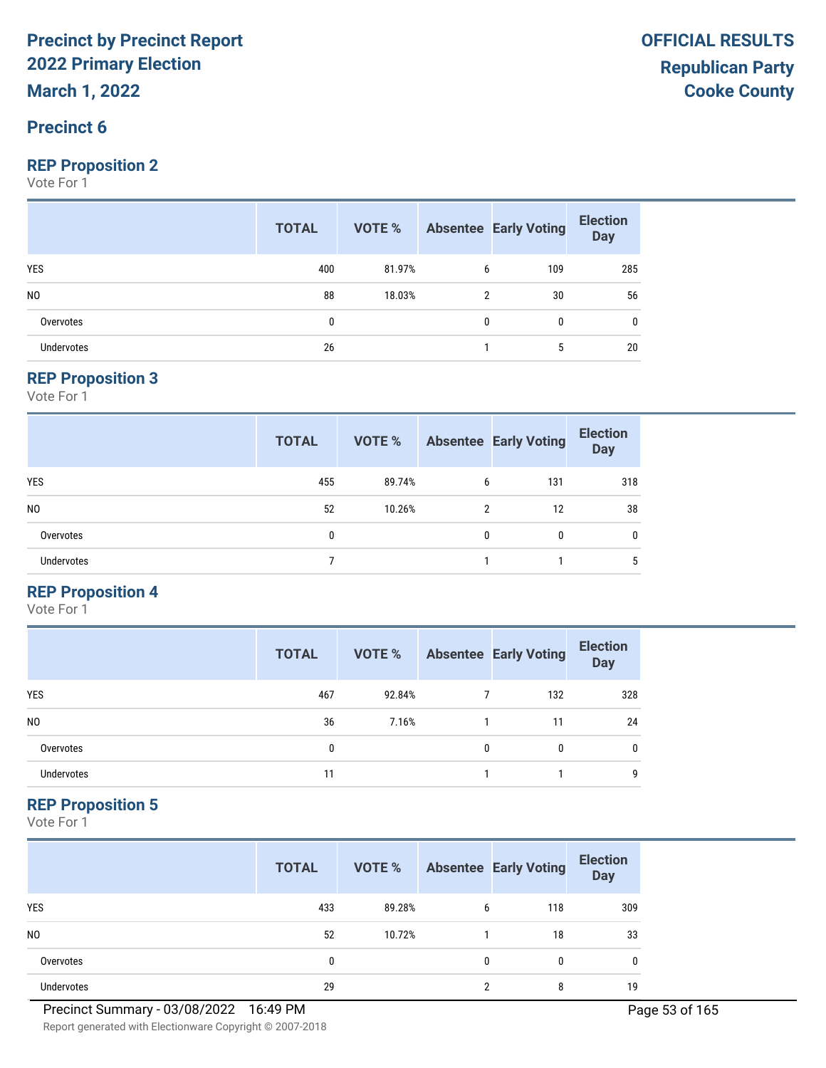# Precinct by Precinct Report
# 2022 Primary Election
# March 1, 2022

**OFFICIAL RESULTS**
**Republican Party**
**Cooke County**

## Precinct 6

### REP Proposition 2

Vote For 1

| | TOTAL | VOTE % | Absentee | Early Voting | Election Day |
|---|---|---|---|---|---|
| YES | 400 | 81.97% | 6 | 109 | 285 |
| NO | 88 | 18.03% | 2 | 30 | 56 |
| Overvotes | 0 | | 0 | 0 | 0 |
| Undervotes | 26 | | 1 | 5 | 20 |

### REP Proposition 3

Vote For 1

| | TOTAL | VOTE % | Absentee | Early Voting | Election Day |
|---|---|---|---|---|---|
| YES | 455 | 89.74% | 6 | 131 | 318 |
| NO | 52 | 10.26% | 2 | 12 | 38 |
| Overvotes | 0 | | 0 | 0 | 0 |
| Undervotes | 7 | | 1 | 1 | 5 |

### REP Proposition 4

Vote For 1

| | TOTAL | VOTE % | Absentee | Early Voting | Election Day |
|---|---|---|---|---|---|
| YES | 467 | 92.84% | 7 | 132 | 328 |
| NO | 36 | 7.16% | 1 | 11 | 24 |
| Overvotes | 0 | | 0 | 0 | 0 |
| Undervotes | 11 | | 1 | 1 | 9 |

### REP Proposition 5

Vote For 1

| | TOTAL | VOTE % | Absentee | Early Voting | Election Day |
|---|---|---|---|---|---|
| YES | 433 | 89.28% | 6 | 118 | 309 |
| NO | 52 | 10.72% | 1 | 18 | 33 |
| Overvotes | 0 | | 0 | 0 | 0 |
| Undervotes | 29 | | 2 | 8 | 19 |

Precinct Summary - 03/08/2022 16:49 PM

Report generated with Electionware Copyright © 2007-2018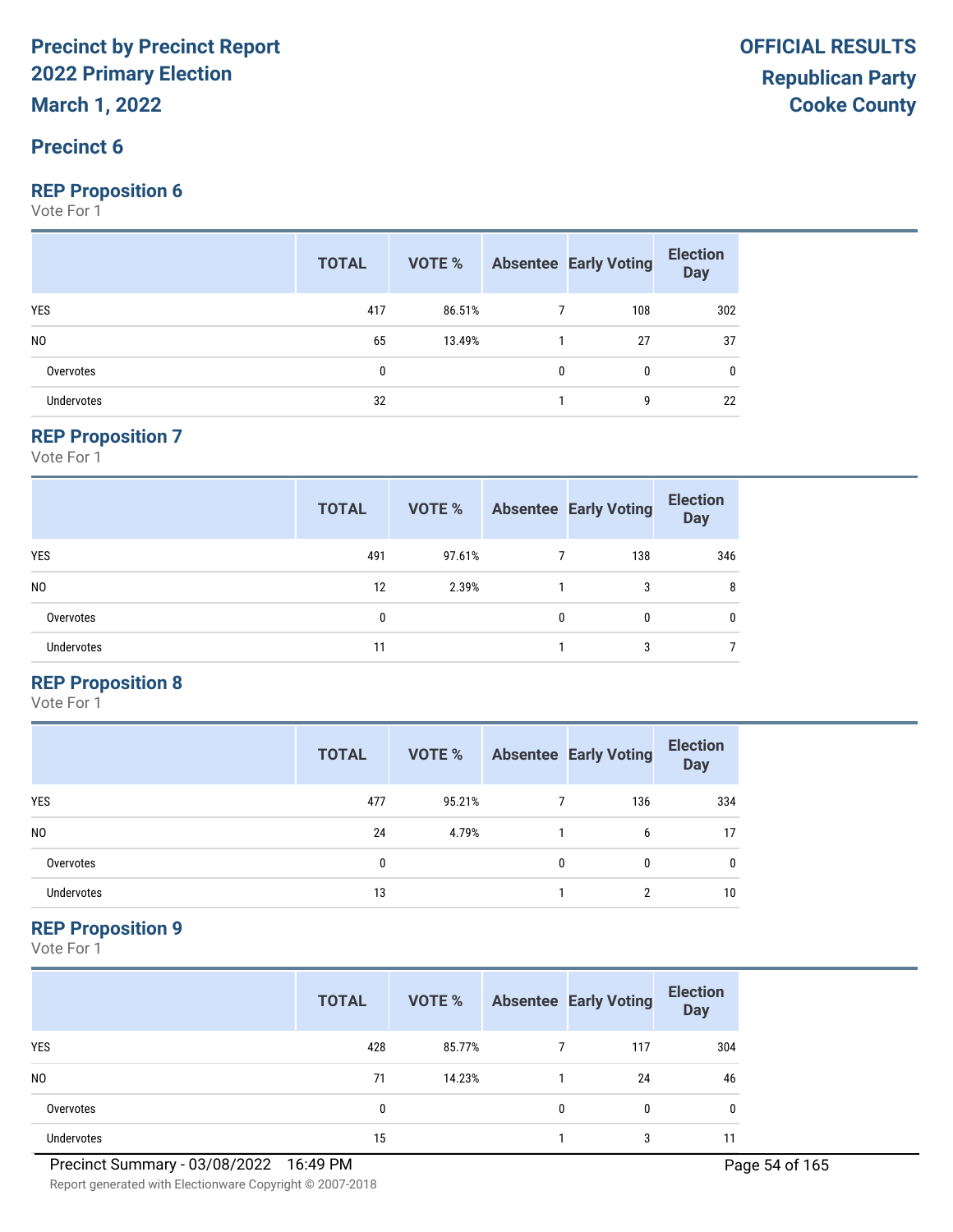# Precinct by Precinct Report
## 2022 Primary Election
## March 1, 2022

**OFFICIAL RESULTS**
**Republican Party**
**Cooke County**

## Precinct 6

### REP Proposition 6
Vote For 1

| | TOTAL | VOTE % | Absentee | Early Voting | Election Day |
|---|---|---|---|---|---|
| YES | 417 | 86.51% | 7 | 108 | 302 |
| NO | 65 | 13.49% | 1 | 27 | 37 |
| Overvotes | 0 | | 0 | 0 | 0 |
| Undervotes | 32 | | 1 | 9 | 22 |

### REP Proposition 7
Vote For 1

| | TOTAL | VOTE % | Absentee | Early Voting | Election Day |
|---|---|---|---|---|---|
| YES | 491 | 97.61% | 7 | 138 | 346 |
| NO | 12 | 2.39% | 1 | 3 | 8 |
| Overvotes | 0 | | 0 | 0 | 0 |
| Undervotes | 11 | | 1 | 3 | 7 |

### REP Proposition 8
Vote For 1

| | TOTAL | VOTE % | Absentee | Early Voting | Election Day |
|---|---|---|---|---|---|
| YES | 477 | 95.21% | 7 | 136 | 334 |
| NO | 24 | 4.79% | 1 | 6 | 17 |
| Overvotes | 0 | | 0 | 0 | 0 |
| Undervotes | 13 | | 1 | 2 | 10 |

### REP Proposition 9
Vote For 1

| | TOTAL | VOTE % | Absentee | Early Voting | Election Day |
|---|---|---|---|---|---|
| YES | 428 | 85.77% | 7 | 117 | 304 |
| NO | 71 | 14.23% | 1 | 24 | 46 |
| Overvotes | 0 | | 0 | 0 | 0 |
| Undervotes | 15 | | 1 | 3 | 11 |

Precinct Summary - 03/08/2022 16:49 PM

Report generated with Electionware Copyright © 2007-2018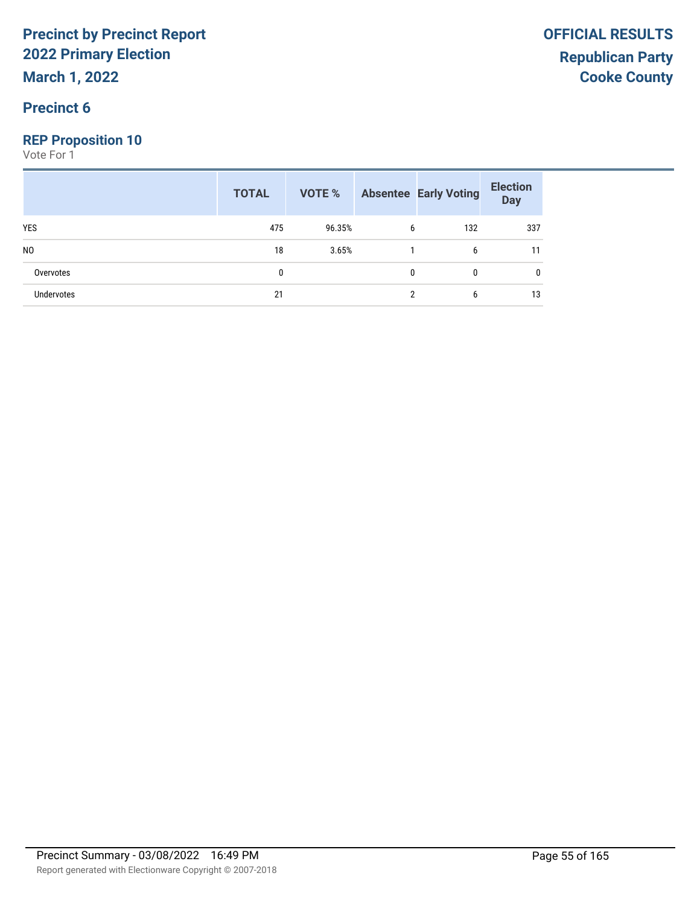# Precinct by Precinct Report
# 2022 Primary Election
# March 1, 2022

# OFFICIAL RESULTS
## Republican Party
## Cooke County

## Precinct 6

### REP Proposition 10

Vote For 1

| | TOTAL | VOTE % | Absentee | Early Voting | Election Day |
|---|---|---|---|---|---|
| YES | 475 | 96.35% | 6 | 132 | 337 |
| NO | 18 | 3.65% | 1 | 6 | 11 |
| Overvotes | 0 | | 0 | 0 | 0 |
| Undervotes | 21 | | 2 | 6 | 13 |

Precinct Summary - 03/08/2022 16:49 PM

Report generated with Electionware Copyright © 2007-2018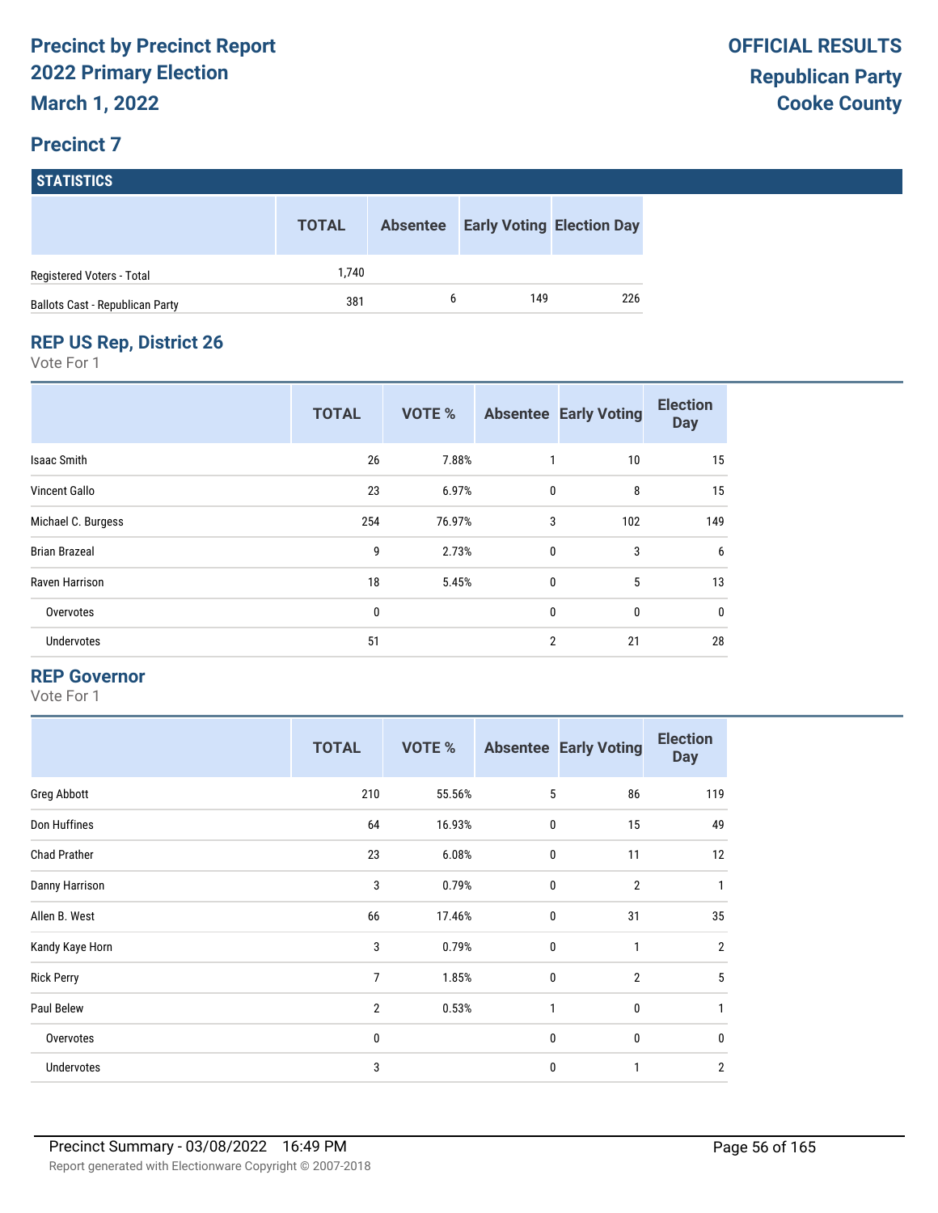# Precinct by Precinct Report
## 2022 Primary Election
## March 1, 2022

**OFFICIAL RESULTS**
**Republican Party**
**Cooke County**

## Precinct 7

### STATISTICS

| | TOTAL | Absentee | Early Voting | Election Day |
|---|---|---|---|---|
| Registered Voters - Total | 1,740 | | | |
| Ballots Cast - Republican Party | 381 | 6 | 149 | 226 |

### REP US Rep, District 26

Vote For 1

| | TOTAL | VOTE % | Absentee | Early Voting | Election Day |
|---|---|---|---|---|---|
| Isaac Smith | 26 | 7.88% | 1 | 10 | 15 |
| Vincent Gallo | 23 | 6.97% | 0 | 8 | 15 |
| Michael C. Burgess | 254 | 76.97% | 3 | 102 | 149 |
| Brian Brazeal | 9 | 2.73% | 0 | 3 | 6 |
| Raven Harrison | 18 | 5.45% | 0 | 5 | 13 |
| Overvotes | 0 | | 0 | 0 | 0 |
| Undervotes | 51 | | 2 | 21 | 28 |

### REP Governor

Vote For 1

| | TOTAL | VOTE % | Absentee | Early Voting | Election Day |
|---|---|---|---|---|---|
| Greg Abbott | 210 | 55.56% | 5 | 86 | 119 |
| Don Huffines | 64 | 16.93% | 0 | 15 | 49 |
| Chad Prather | 23 | 6.08% | 0 | 11 | 12 |
| Danny Harrison | 3 | 0.79% | 0 | 2 | 1 |
| Allen B. West | 66 | 17.46% | 0 | 31 | 35 |
| Kandy Kaye Horn | 3 | 0.79% | 0 | 1 | 2 |
| Rick Perry | 7 | 1.85% | 0 | 2 | 5 |
| Paul Belew | 2 | 0.53% | 1 | 0 | 1 |
| Overvotes | 0 | | 0 | 0 | 0 |
| Undervotes | 3 | | 0 | 1 | 2 |

Precinct Summary - 03/08/2022 16:49 PM

Report generated with Electionware Copyright © 2007-2018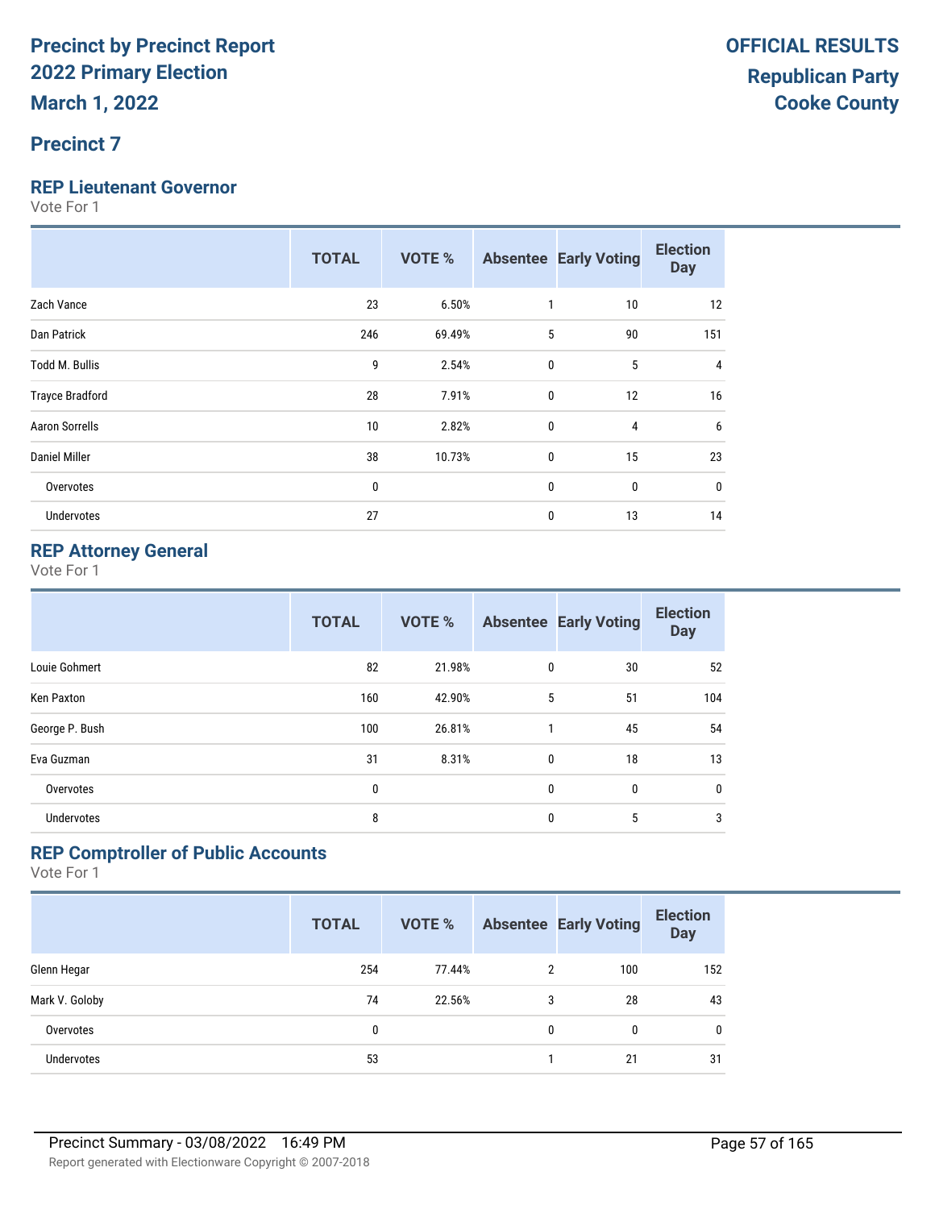# Precinct by Precinct Report
# 2022 Primary Election
# March 1, 2022

**OFFICIAL RESULTS**
**Republican Party**
**Cooke County**

## Precinct 7

### REP Lieutenant Governor

Vote For 1

| | TOTAL | VOTE % | Absentee | Early Voting | Election Day |
|---|---|---|---|---|---|
| Zach Vance | 23 | 6.50% | 1 | 10 | 12 |
| Dan Patrick | 246 | 69.49% | 5 | 90 | 151 |
| Todd M. Bullis | 9 | 2.54% | 0 | 5 | 4 |
| Trayce Bradford | 28 | 7.91% | 0 | 12 | 16 |
| Aaron Sorrells | 10 | 2.82% | 0 | 4 | 6 |
| Daniel Miller | 38 | 10.73% | 0 | 15 | 23 |
| Overvotes | 0 | | 0 | 0 | 0 |
| Undervotes | 27 | | 0 | 13 | 14 |

### REP Attorney General

Vote For 1

| | TOTAL | VOTE % | Absentee | Early Voting | Election Day |
|---|---|---|---|---|---|
| Louie Gohmert | 82 | 21.98% | 0 | 30 | 52 |
| Ken Paxton | 160 | 42.90% | 5 | 51 | 104 |
| George P. Bush | 100 | 26.81% | 1 | 45 | 54 |
| Eva Guzman | 31 | 8.31% | 0 | 18 | 13 |
| Overvotes | 0 | | 0 | 0 | 0 |
| Undervotes | 8 | | 0 | 5 | 3 |

### REP Comptroller of Public Accounts

Vote For 1

| | TOTAL | VOTE % | Absentee | Early Voting | Election Day |
|---|---|---|---|---|---|
| Glenn Hegar | 254 | 77.44% | 2 | 100 | 152 |
| Mark V. Goloby | 74 | 22.56% | 3 | 28 | 43 |
| Overvotes | 0 | | 0 | 0 | 0 |
| Undervotes | 53 | | 1 | 21 | 31 |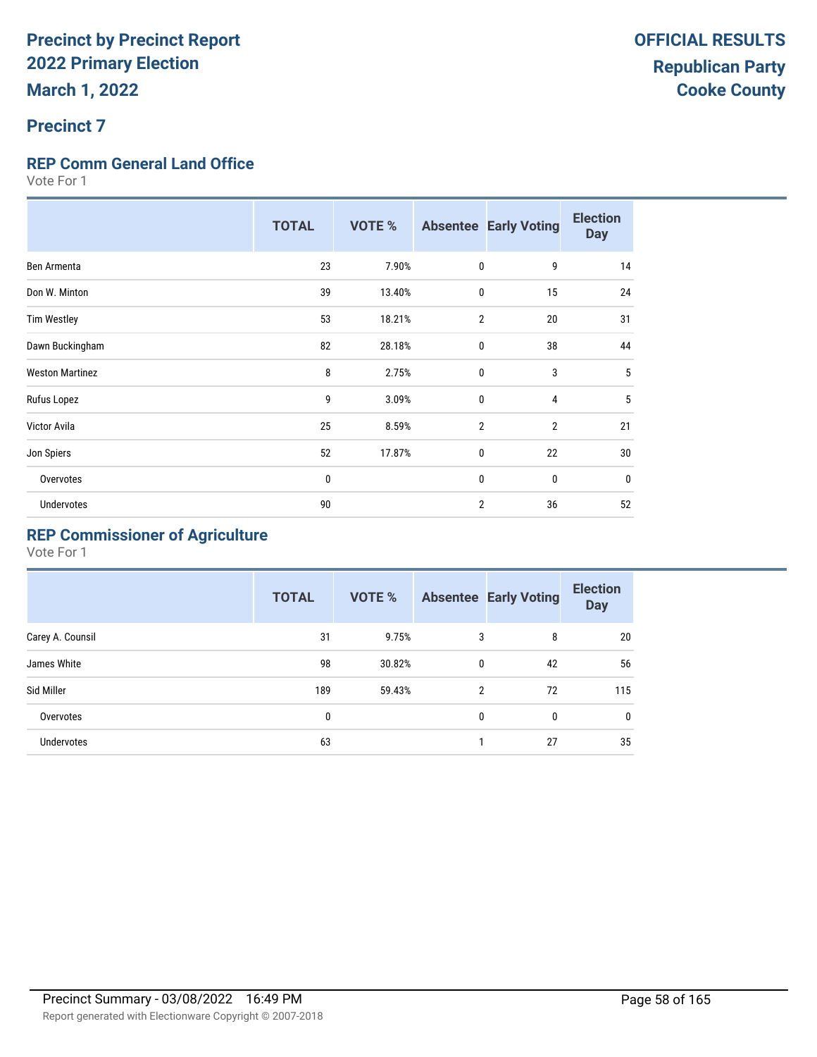**Precinct by Precinct Report**
**2022 Primary Election**
**March 1, 2022**

**OFFICIAL RESULTS**
**Republican Party**
**Cooke County**

## Precinct 7

### REP Comm General Land Office

Vote For 1

| | TOTAL | VOTE % | Absentee | Early Voting | Election Day |
|---|---|---|---|---|---|
| Ben Armenta | 23 | 7.90% | 0 | 9 | 14 |
| Don W. Minton | 39 | 13.40% | 0 | 15 | 24 |
| Tim Westley | 53 | 18.21% | 2 | 20 | 31 |
| Dawn Buckingham | 82 | 28.18% | 0 | 38 | 44 |
| Weston Martinez | 8 | 2.75% | 0 | 3 | 5 |
| Rufus Lopez | 9 | 3.09% | 0 | 4 | 5 |
| Victor Avila | 25 | 8.59% | 2 | 2 | 21 |
| Jon Spiers | 52 | 17.87% | 0 | 22 | 30 |
| Overvotes | 0 | | 0 | 0 | 0 |
| Undervotes | 90 | | 2 | 36 | 52 |

### REP Commissioner of Agriculture

Vote For 1

| | TOTAL | VOTE % | Absentee | Early Voting | Election Day |
|---|---|---|---|---|---|
| Carey A. Counsil | 31 | 9.75% | 3 | 8 | 20 |
| James White | 98 | 30.82% | 0 | 42 | 56 |
| Sid Miller | 189 | 59.43% | 2 | 72 | 115 |
| Overvotes | 0 | | 0 | 0 | 0 |
| Undervotes | 63 | | 1 | 27 | 35 |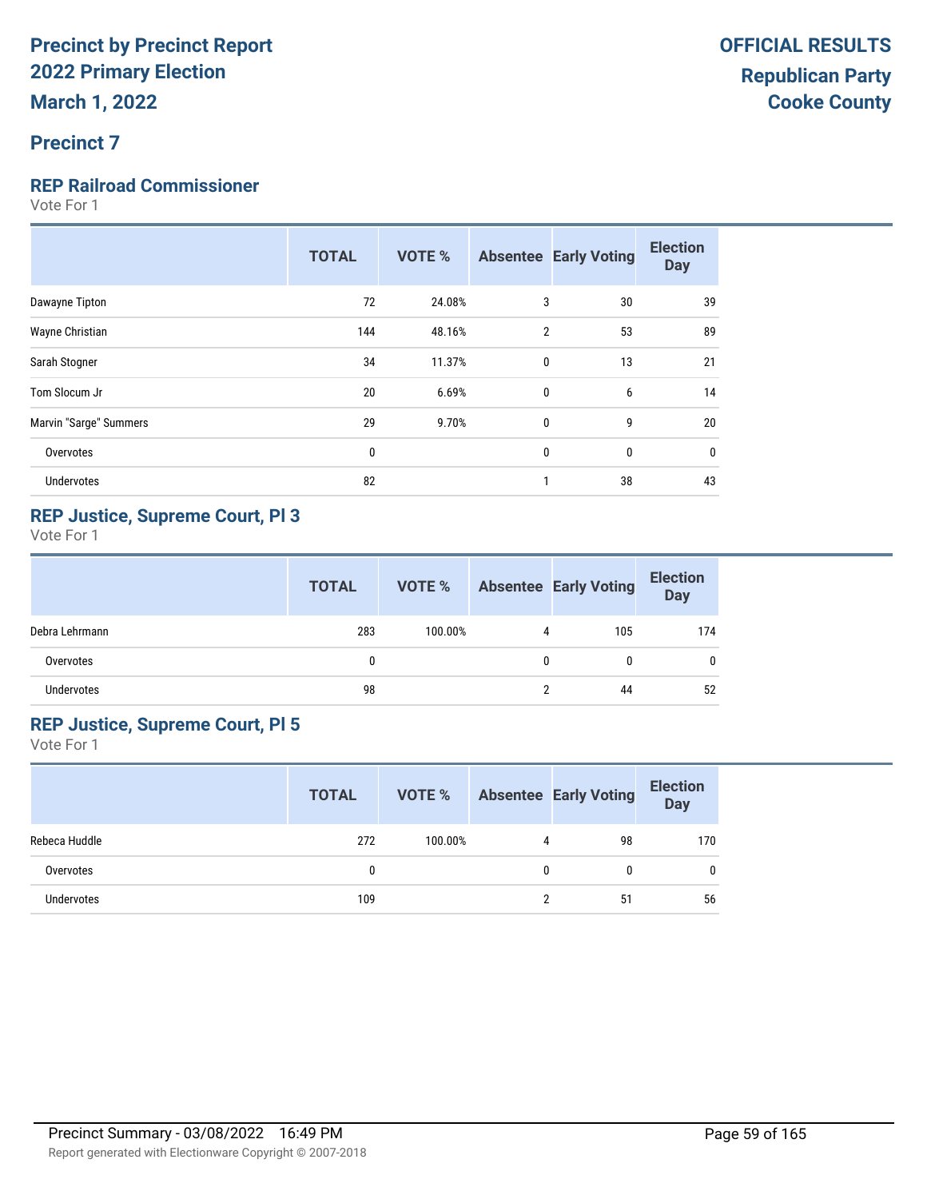# Precinct by Precinct Report
# 2022 Primary Election
# March 1, 2022

**OFFICIAL RESULTS**
**Republican Party**
**Cooke County**

## Precinct 7

### REP Railroad Commissioner

Vote For 1

| | TOTAL | VOTE % | Absentee | Early Voting | Election Day |
|---|---|---|---|---|---|
| Dawayne Tipton | 72 | 24.08% | 3 | 30 | 39 |
| Wayne Christian | 144 | 48.16% | 2 | 53 | 89 |
| Sarah Stogner | 34 | 11.37% | 0 | 13 | 21 |
| Tom Slocum Jr | 20 | 6.69% | 0 | 6 | 14 |
| Marvin "Sarge" Summers | 29 | 9.70% | 0 | 9 | 20 |
| Overvotes | 0 | | 0 | 0 | 0 |
| Undervotes | 82 | | 1 | 38 | 43 |

### REP Justice, Supreme Court, Pl 3

Vote For 1

| | TOTAL | VOTE % | Absentee | Early Voting | Election Day |
|---|---|---|---|---|---|
| Debra Lehrmann | 283 | 100.00% | 4 | 105 | 174 |
| Overvotes | 0 | | 0 | 0 | 0 |
| Undervotes | 98 | | 2 | 44 | 52 |

### REP Justice, Supreme Court, Pl 5

Vote For 1

| | TOTAL | VOTE % | Absentee | Early Voting | Election Day |
|---|---|---|---|---|---|
| Rebeca Huddle | 272 | 100.00% | 4 | 98 | 170 |
| Overvotes | 0 | | 0 | 0 | 0 |
| Undervotes | 109 | | 2 | 51 | 56 |

Precinct Summary - 03/08/2022 16:49 PM

Report generated with Electionware Copyright © 2007-2018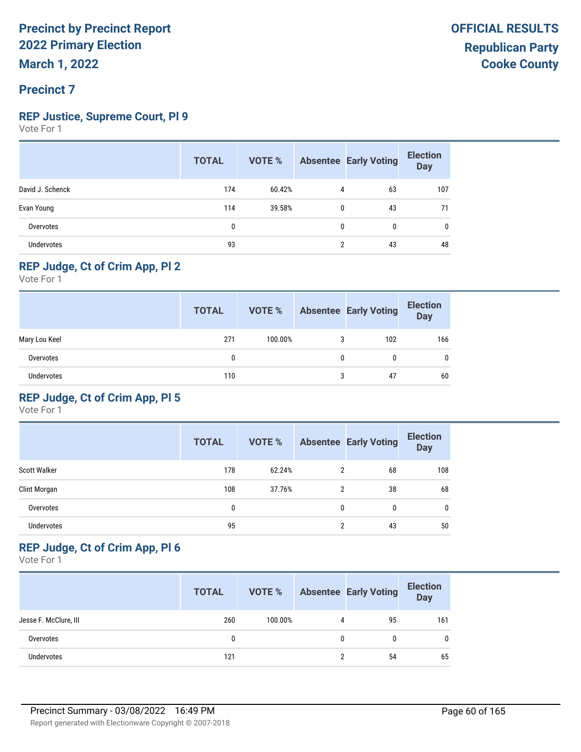# Precinct by Precinct Report
## 2022 Primary Election
### March 1, 2022

**OFFICIAL RESULTS**
**Republican Party**
**Cooke County**

## Precinct 7

### REP Justice, Supreme Court, Pl 9
Vote For 1

| | TOTAL | VOTE % | Absentee | Early Voting | Election Day |
|---|---|---|---|---|---|
| David J. Schenck | 174 | 60.42% | 4 | 63 | 107 |
| Evan Young | 114 | 39.58% | 0 | 43 | 71 |
| Overvotes | 0 | | 0 | 0 | 0 |
| Undervotes | 93 | | 2 | 43 | 48 |

### REP Judge, Ct of Crim App, Pl 2
Vote For 1

| | TOTAL | VOTE % | Absentee | Early Voting | Election Day |
|---|---|---|---|---|---|
| Mary Lou Keel | 271 | 100.00% | 3 | 102 | 166 |
| Overvotes | 0 | | 0 | 0 | 0 |
| Undervotes | 110 | | 3 | 47 | 60 |

### REP Judge, Ct of Crim App, Pl 5
Vote For 1

| | TOTAL | VOTE % | Absentee | Early Voting | Election Day |
|---|---|---|---|---|---|
| Scott Walker | 178 | 62.24% | 2 | 68 | 108 |
| Clint Morgan | 108 | 37.76% | 2 | 38 | 68 |
| Overvotes | 0 | | 0 | 0 | 0 |
| Undervotes | 95 | | 2 | 43 | 50 |

### REP Judge, Ct of Crim App, Pl 6
Vote For 1

| | TOTAL | VOTE % | Absentee | Early Voting | Election Day |
|---|---|---|---|---|---|
| Jesse F. McClure, III | 260 | 100.00% | 4 | 95 | 161 |
| Overvotes | 0 | | 0 | 0 | 0 |
| Undervotes | 121 | | 2 | 54 | 65 |

Precinct Summary - 03/08/2022 16:49 PM

Report generated with Electionware Copyright © 2007-2018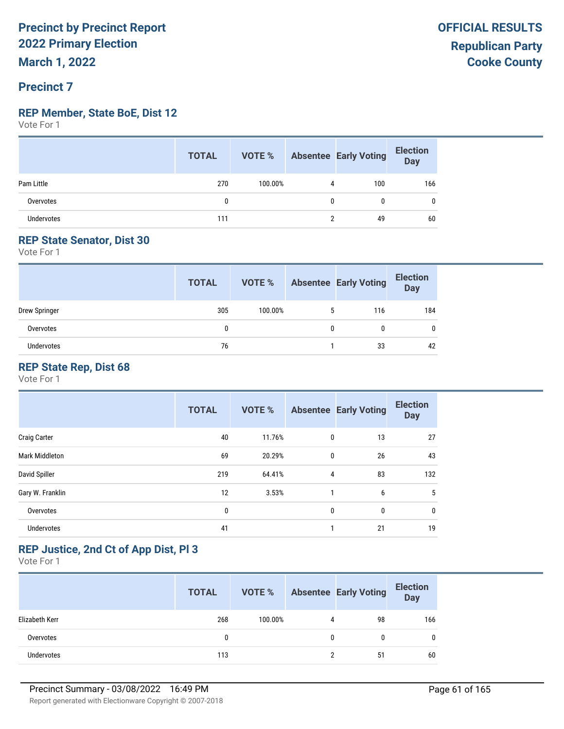# Precinct by Precinct Report
# 2022 Primary Election
# March 1, 2022

**OFFICIAL RESULTS**
**Republican Party**
**Cooke County**

## Precinct 7

### REP Member, State BoE, Dist 12

Vote For 1

| | TOTAL | VOTE % | Absentee | Early Voting | Election Day |
|---|---|---|---|---|---|
| Pam Little | 270 | 100.00% | 4 | 100 | 166 |
| Overvotes | 0 | | 0 | 0 | 0 |
| Undervotes | 111 | | 2 | 49 | 60 |

### REP State Senator, Dist 30

Vote For 1

| | TOTAL | VOTE % | Absentee | Early Voting | Election Day |
|---|---|---|---|---|---|
| Drew Springer | 305 | 100.00% | 5 | 116 | 184 |
| Overvotes | 0 | | 0 | 0 | 0 |
| Undervotes | 76 | | 1 | 33 | 42 |

### REP State Rep, Dist 68

Vote For 1

| | TOTAL | VOTE % | Absentee | Early Voting | Election Day |
|---|---|---|---|---|---|
| Craig Carter | 40 | 11.76% | 0 | 13 | 27 |
| Mark Middleton | 69 | 20.29% | 0 | 26 | 43 |
| David Spiller | 219 | 64.41% | 4 | 83 | 132 |
| Gary W. Franklin | 12 | 3.53% | 1 | 6 | 5 |
| Overvotes | 0 | | 0 | 0 | 0 |
| Undervotes | 41 | | 1 | 21 | 19 |

### REP Justice, 2nd Ct of App Dist, Pl 3

Vote For 1

| | TOTAL | VOTE % | Absentee | Early Voting | Election Day |
|---|---|---|---|---|---|
| Elizabeth Kerr | 268 | 100.00% | 4 | 98 | 166 |
| Overvotes | 0 | | 0 | 0 | 0 |
| Undervotes | 113 | | 2 | 51 | 60 |

Precinct Summary - 03/08/2022 16:49 PM

Report generated with Electionware Copyright © 2007-2018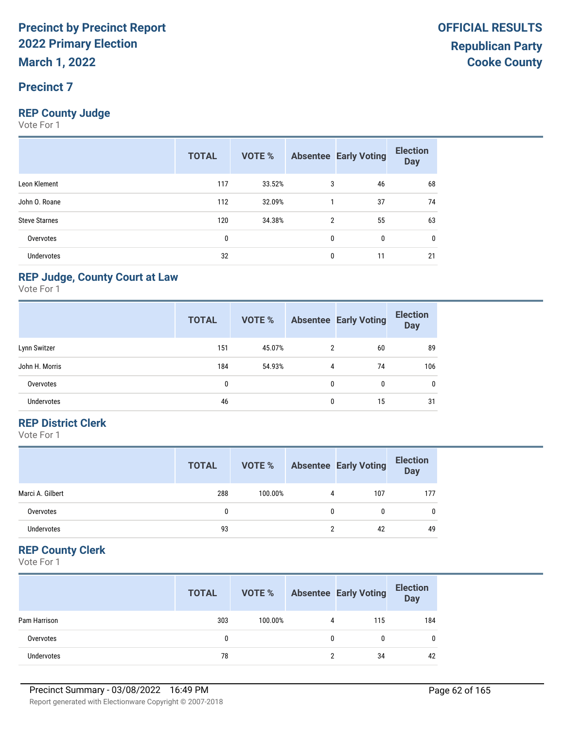# Precinct by Precinct Report
# 2022 Primary Election
# March 1, 2022

**OFFICIAL RESULTS**
**Republican Party**
**Cooke County**

## Precinct 7

### REP County Judge

Vote For 1

| | TOTAL | VOTE % | Absentee | Early Voting | Election Day |
|---|---|---|---|---|---|
| Leon Klement | 117 | 33.52% | 3 | 46 | 68 |
| John O. Roane | 112 | 32.09% | 1 | 37 | 74 |
| Steve Starnes | 120 | 34.38% | 2 | 55 | 63 |
| Overvotes | 0 | | 0 | 0 | 0 |
| Undervotes | 32 | | 0 | 11 | 21 |

### REP Judge, County Court at Law

Vote For 1

| | TOTAL | VOTE % | Absentee | Early Voting | Election Day |
|---|---|---|---|---|---|
| Lynn Switzer | 151 | 45.07% | 2 | 60 | 89 |
| John H. Morris | 184 | 54.93% | 4 | 74 | 106 |
| Overvotes | 0 | | 0 | 0 | 0 |
| Undervotes | 46 | | 0 | 15 | 31 |

### REP District Clerk

Vote For 1

| | TOTAL | VOTE % | Absentee | Early Voting | Election Day |
|---|---|---|---|---|---|
| Marci A. Gilbert | 288 | 100.00% | 4 | 107 | 177 |
| Overvotes | 0 | | 0 | 0 | 0 |
| Undervotes | 93 | | 2 | 42 | 49 |

### REP County Clerk

Vote For 1

| | TOTAL | VOTE % | Absentee | Early Voting | Election Day |
|---|---|---|---|---|---|
| Pam Harrison | 303 | 100.00% | 4 | 115 | 184 |
| Overvotes | 0 | | 0 | 0 | 0 |
| Undervotes | 78 | | 2 | 34 | 42 |

Precinct Summary - 03/08/2022 16:49 PM

Report generated with Electionware Copyright © 2007-2018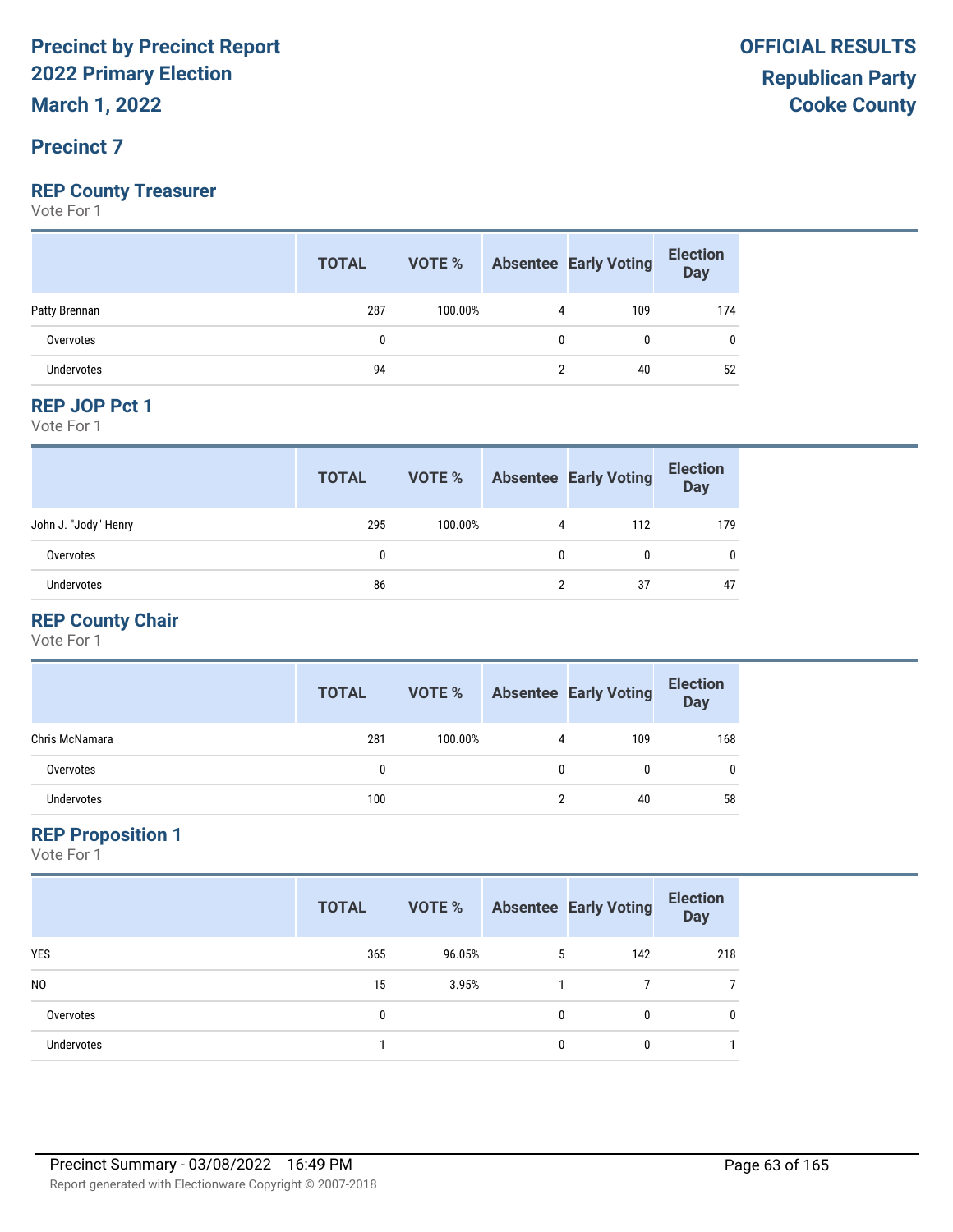# Precinct by Precinct Report
# 2022 Primary Election
# March 1, 2022

**OFFICIAL RESULTS**
**Republican Party**
**Cooke County**

## Precinct 7

### REP County Treasurer

Vote For 1

| | TOTAL | VOTE % | Absentee | Early Voting | Election Day |
|---|---|---|---|---|---|
| Patty Brennan | 287 | 100.00% | 4 | 109 | 174 |
| Overvotes | 0 | | 0 | 0 | 0 |
| Undervotes | 94 | | 2 | 40 | 52 |

### REP JOP Pct 1

Vote For 1

| | TOTAL | VOTE % | Absentee | Early Voting | Election Day |
|---|---|---|---|---|---|
| John J. "Jody" Henry | 295 | 100.00% | 4 | 112 | 179 |
| Overvotes | 0 | | 0 | 0 | 0 |
| Undervotes | 86 | | 2 | 37 | 47 |

### REP County Chair

Vote For 1

| | TOTAL | VOTE % | Absentee | Early Voting | Election Day |
|---|---|---|---|---|---|
| Chris McNamara | 281 | 100.00% | 4 | 109 | 168 |
| Overvotes | 0 | | 0 | 0 | 0 |
| Undervotes | 100 | | 2 | 40 | 58 |

### REP Proposition 1

Vote For 1

| | TOTAL | VOTE % | Absentee | Early Voting | Election Day |
|---|---|---|---|---|---|
| YES | 365 | 96.05% | 5 | 142 | 218 |
| NO | 15 | 3.95% | 1 | 7 | 7 |
| Overvotes | 0 | | 0 | 0 | 0 |
| Undervotes | 1 | | 0 | 0 | 1 |

Precinct Summary - 03/08/2022 16:49 PM

Report generated with Electionware Copyright © 2007-2018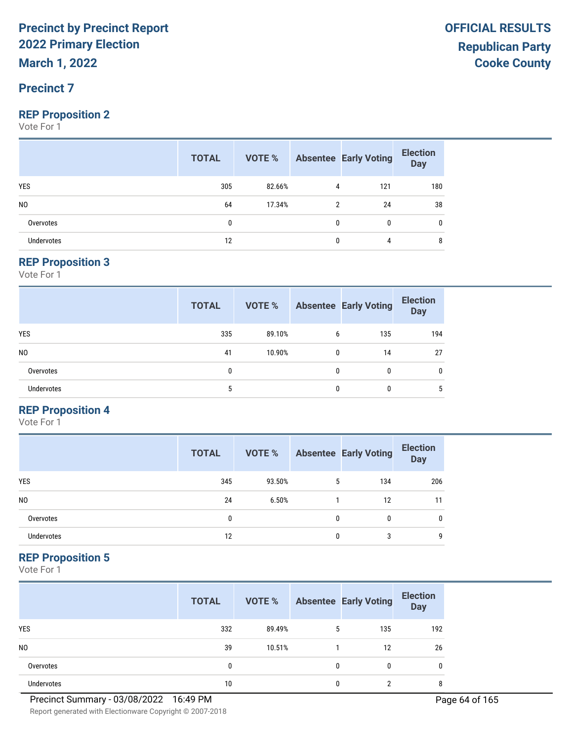# Precinct by Precinct Report
# 2022 Primary Election
# March 1, 2022

**OFFICIAL RESULTS**
**Republican Party**
**Cooke County**

## Precinct 7

### REP Proposition 2

Vote For 1

| | TOTAL | VOTE % | Absentee | Early Voting | Election Day |
|---|---|---|---|---|---|
| YES | 305 | 82.66% | 4 | 121 | 180 |
| NO | 64 | 17.34% | 2 | 24 | 38 |
| Overvotes | 0 | | 0 | 0 | 0 |
| Undervotes | 12 | | 0 | 4 | 8 |

### REP Proposition 3

Vote For 1

| | TOTAL | VOTE % | Absentee | Early Voting | Election Day |
|---|---|---|---|---|---|
| YES | 335 | 89.10% | 6 | 135 | 194 |
| NO | 41 | 10.90% | 0 | 14 | 27 |
| Overvotes | 0 | | 0 | 0 | 0 |
| Undervotes | 5 | | 0 | 0 | 5 |

### REP Proposition 4

Vote For 1

| | TOTAL | VOTE % | Absentee | Early Voting | Election Day |
|---|---|---|---|---|---|
| YES | 345 | 93.50% | 5 | 134 | 206 |
| NO | 24 | 6.50% | 1 | 12 | 11 |
| Overvotes | 0 | | 0 | 0 | 0 |
| Undervotes | 12 | | 0 | 3 | 9 |

### REP Proposition 5

Vote For 1

| | TOTAL | VOTE % | Absentee | Early Voting | Election Day |
|---|---|---|---|---|---|
| YES | 332 | 89.49% | 5 | 135 | 192 |
| NO | 39 | 10.51% | 1 | 12 | 26 |
| Overvotes | 0 | | 0 | 0 | 0 |
| Undervotes | 10 | | 0 | 2 | 8 |

Precinct Summary - 03/08/2022 16:49 PM

Report generated with Electionware Copyright © 2007-2018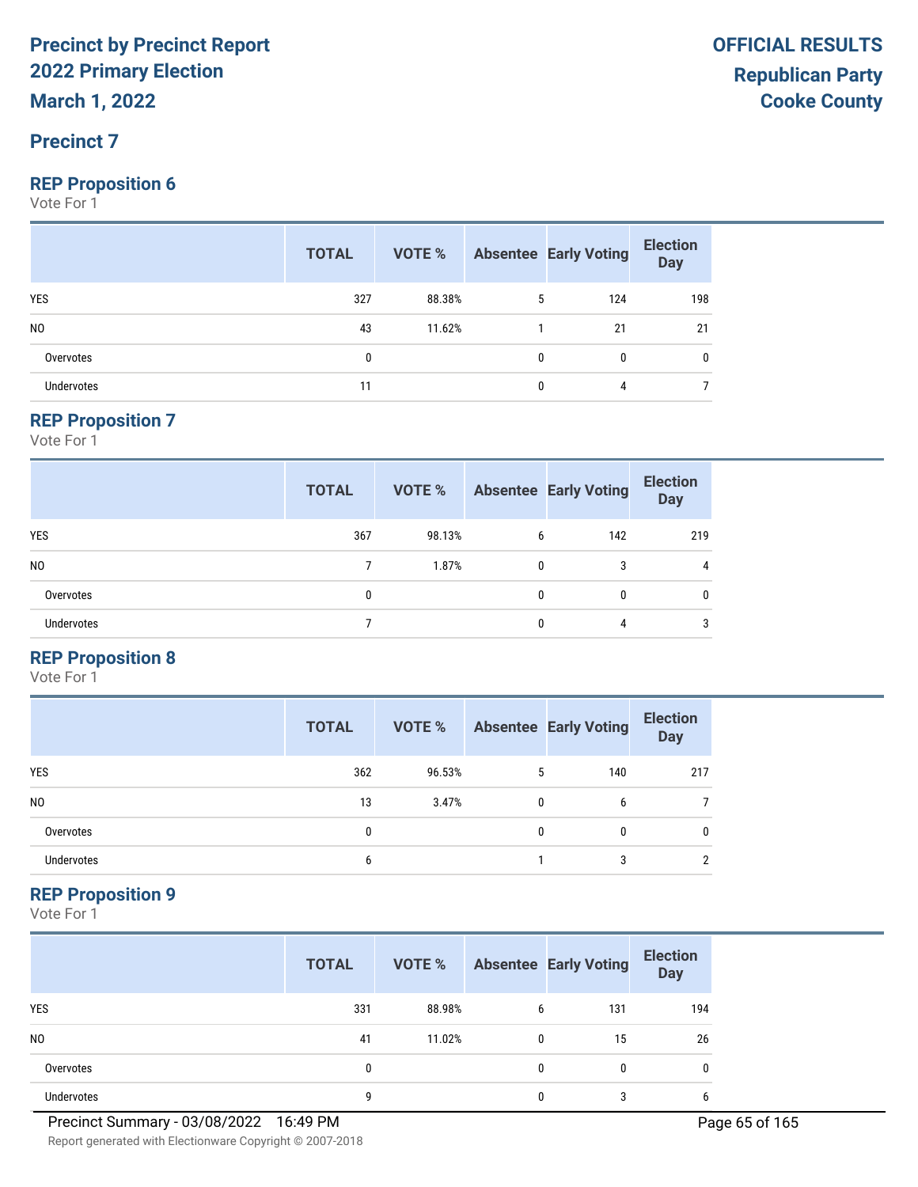# Precinct by Precinct Report
# 2022 Primary Election
# March 1, 2022

**OFFICIAL RESULTS**
**Republican Party**
**Cooke County**

## Precinct 7

### REP Proposition 6

Vote For 1

| | TOTAL | VOTE % | Absentee | Early Voting | Election Day |
|---|---|---|---|---|---|
| YES | 327 | 88.38% | 5 | 124 | 198 |
| NO | 43 | 11.62% | 1 | 21 | 21 |
| Overvotes | 0 | | 0 | 0 | 0 |
| Undervotes | 11 | | 0 | 4 | 7 |

### REP Proposition 7

Vote For 1

| | TOTAL | VOTE % | Absentee | Early Voting | Election Day |
|---|---|---|---|---|---|
| YES | 367 | 98.13% | 6 | 142 | 219 |
| NO | 7 | 1.87% | 0 | 3 | 4 |
| Overvotes | 0 | | 0 | 0 | 0 |
| Undervotes | 7 | | 0 | 4 | 3 |

### REP Proposition 8

Vote For 1

| | TOTAL | VOTE % | Absentee | Early Voting | Election Day |
|---|---|---|---|---|---|
| YES | 362 | 96.53% | 5 | 140 | 217 |
| NO | 13 | 3.47% | 0 | 6 | 7 |
| Overvotes | 0 | | 0 | 0 | 0 |
| Undervotes | 6 | | 1 | 3 | 2 |

### REP Proposition 9

Vote For 1

| | TOTAL | VOTE % | Absentee | Early Voting | Election Day |
|---|---|---|---|---|---|
| YES | 331 | 88.98% | 6 | 131 | 194 |
| NO | 41 | 11.02% | 0 | 15 | 26 |
| Overvotes | 0 | | 0 | 0 | 0 |
| Undervotes | 9 | | 0 | 3 | 6 |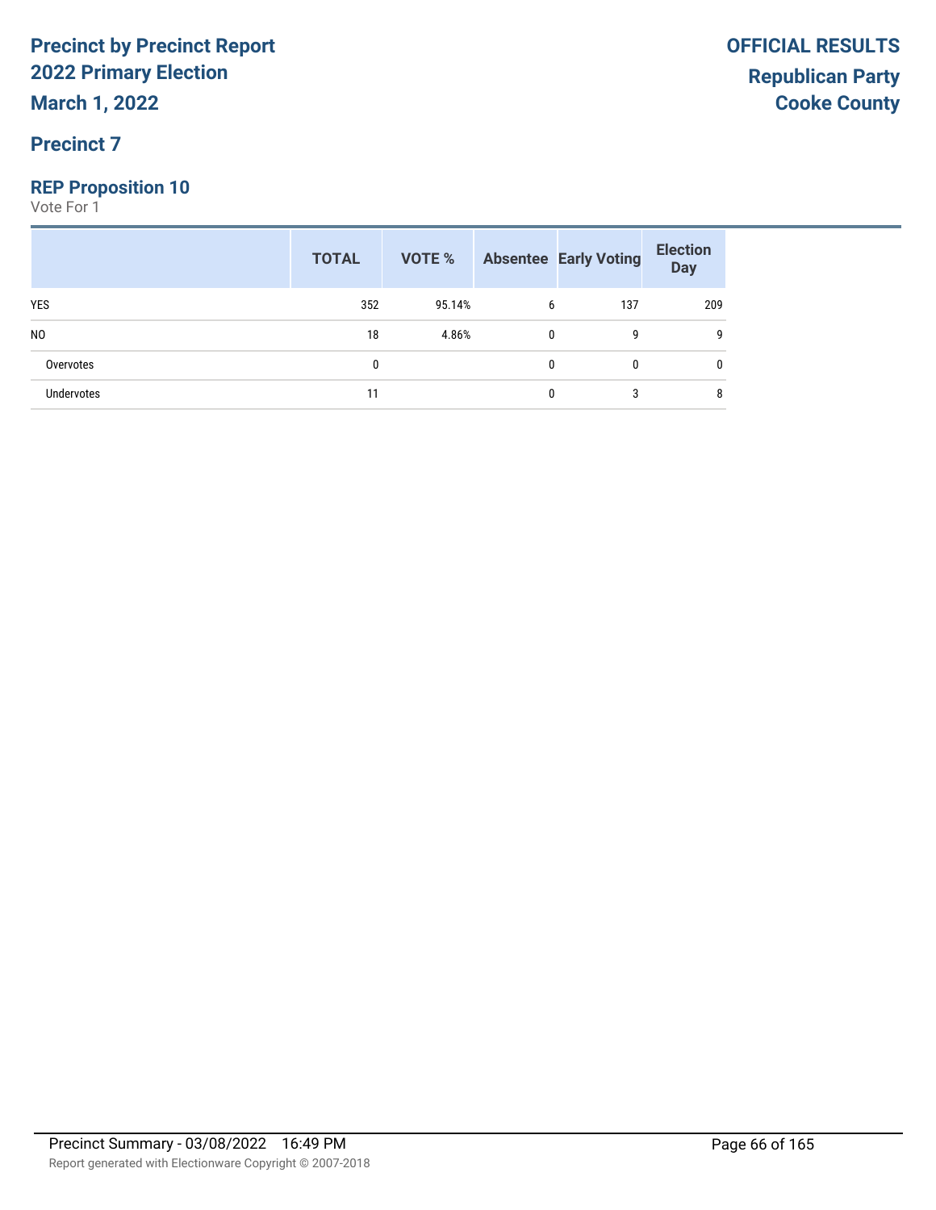# Precinct by Precinct Report
## 2022 Primary Election
**March 1, 2022**

**OFFICIAL RESULTS**
**Republican Party**
**Cooke County**

### Precinct 7

### REP Proposition 10
Vote For 1

| | TOTAL | VOTE % | Absentee | Early Voting | Election Day |
|---|---|---|---|---|---|
| YES | 352 | 95.14% | 6 | 137 | 209 |
| NO | 18 | 4.86% | 0 | 9 | 9 |
| Overvotes | 0 | | 0 | 0 | 0 |
| Undervotes | 11 | | 0 | 3 | 8 |

Precinct Summary - 03/08/2022 16:49 PM

Report generated with Electionware Copyright © 2007-2018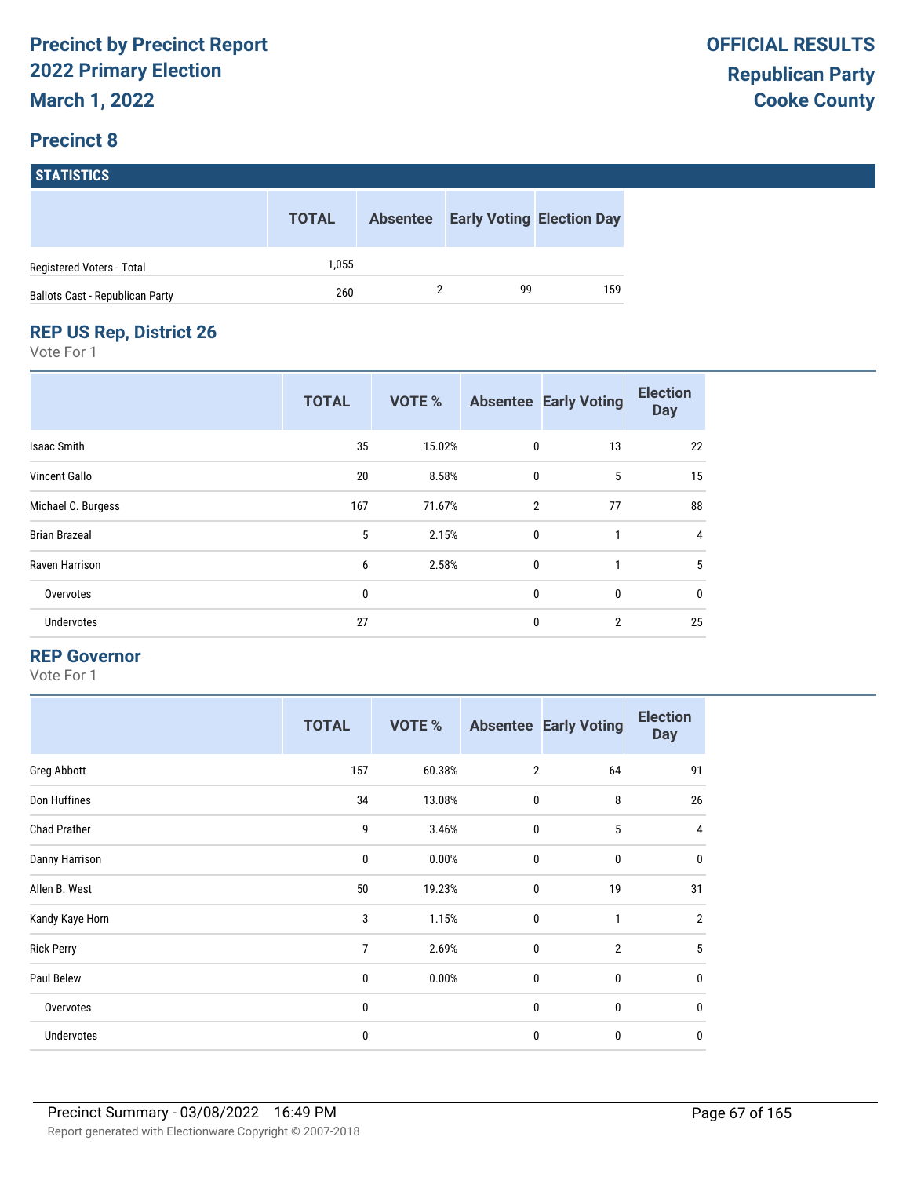# Precinct by Precinct Report
# 2022 Primary Election
# March 1, 2022

**OFFICIAL RESULTS**
**Republican Party**
**Cooke County**

## Precinct 8

### STATISTICS

| | TOTAL | Absentee | Early Voting | Election Day |
|---|---|---|---|---|
| Registered Voters - Total | 1,055 | | | |
| Ballots Cast - Republican Party | 260 | 2 | 99 | 159 |

### REP US Rep, District 26

Vote For 1

| | TOTAL | VOTE % | Absentee | Early Voting | Election Day |
|---|---|---|---|---|---|
| Isaac Smith | 35 | 15.02% | 0 | 13 | 22 |
| Vincent Gallo | 20 | 8.58% | 0 | 5 | 15 |
| Michael C. Burgess | 167 | 71.67% | 2 | 77 | 88 |
| Brian Brazeal | 5 | 2.15% | 0 | 1 | 4 |
| Raven Harrison | 6 | 2.58% | 0 | 1 | 5 |
| Overvotes | 0 | | 0 | 0 | 0 |
| Undervotes | 27 | | 0 | 2 | 25 |

### REP Governor

Vote For 1

| | TOTAL | VOTE % | Absentee | Early Voting | Election Day |
|---|---|---|---|---|---|
| Greg Abbott | 157 | 60.38% | 2 | 64 | 91 |
| Don Huffines | 34 | 13.08% | 0 | 8 | 26 |
| Chad Prather | 9 | 3.46% | 0 | 5 | 4 |
| Danny Harrison | 0 | 0.00% | 0 | 0 | 0 |
| Allen B. West | 50 | 19.23% | 0 | 19 | 31 |
| Kandy Kaye Horn | 3 | 1.15% | 0 | 1 | 2 |
| Rick Perry | 7 | 2.69% | 0 | 2 | 5 |
| Paul Belew | 0 | 0.00% | 0 | 0 | 0 |
| Overvotes | 0 | | 0 | 0 | 0 |
| Undervotes | 0 | | 0 | 0 | 0 |

Precinct Summary - 03/08/2022 16:49 PM

Report generated with Electionware Copyright © 2007-2018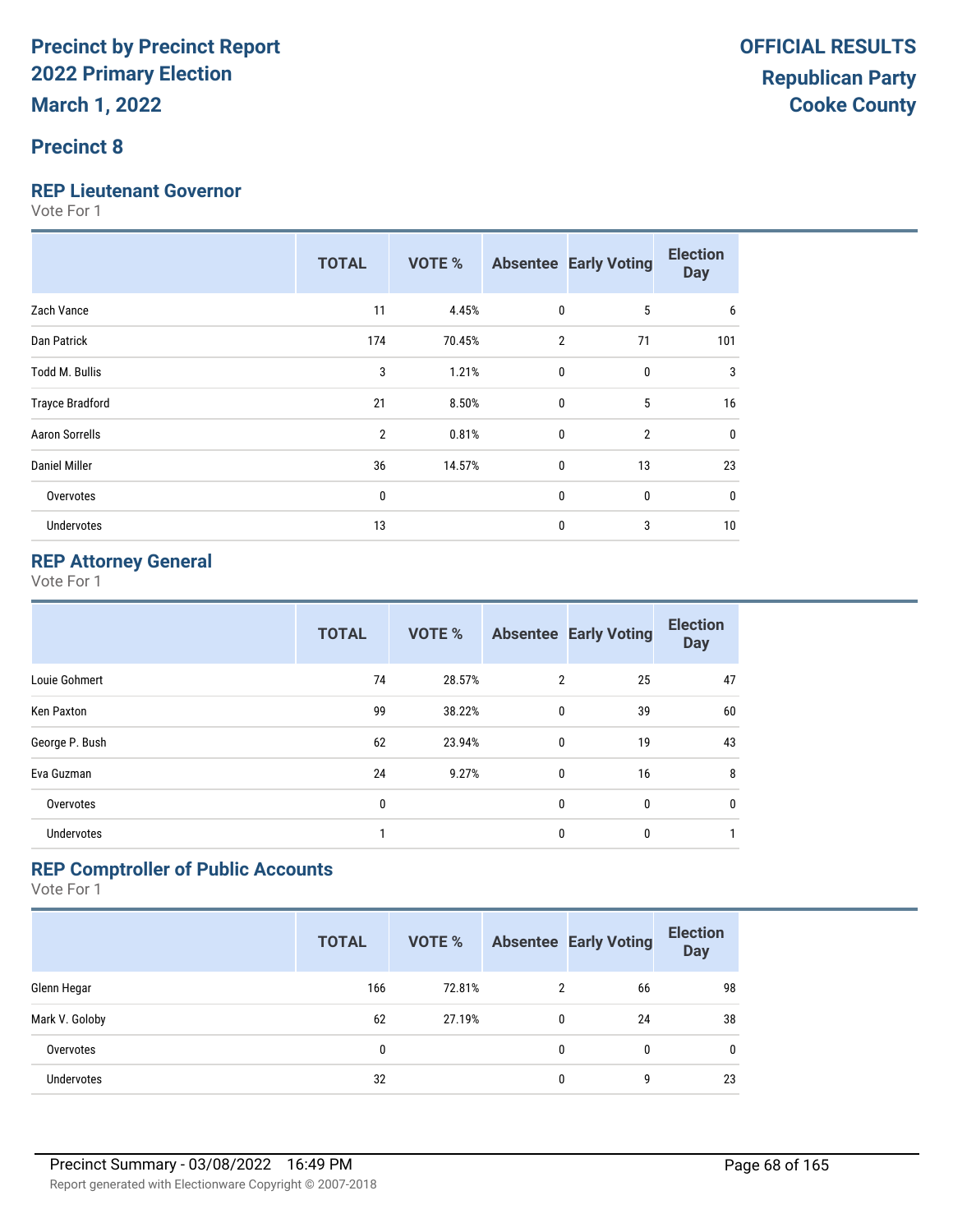# Precinct by Precinct Report
# 2022 Primary Election
# March 1, 2022

**OFFICIAL RESULTS**
**Republican Party**
**Cooke County**

## Precinct 8

### REP Lieutenant Governor

Vote For 1

| | TOTAL | VOTE % | Absentee | Early Voting | Election Day |
|---|---|---|---|---|---|
| Zach Vance | 11 | 4.45% | 0 | 5 | 6 |
| Dan Patrick | 174 | 70.45% | 2 | 71 | 101 |
| Todd M. Bullis | 3 | 1.21% | 0 | 0 | 3 |
| Trayce Bradford | 21 | 8.50% | 0 | 5 | 16 |
| Aaron Sorrells | 2 | 0.81% | 0 | 2 | 0 |
| Daniel Miller | 36 | 14.57% | 0 | 13 | 23 |
| Overvotes | 0 | | 0 | 0 | 0 |
| Undervotes | 13 | | 0 | 3 | 10 |

### REP Attorney General

Vote For 1

| | TOTAL | VOTE % | Absentee | Early Voting | Election Day |
|---|---|---|---|---|---|
| Louie Gohmert | 74 | 28.57% | 2 | 25 | 47 |
| Ken Paxton | 99 | 38.22% | 0 | 39 | 60 |
| George P. Bush | 62 | 23.94% | 0 | 19 | 43 |
| Eva Guzman | 24 | 9.27% | 0 | 16 | 8 |
| Overvotes | 0 | | 0 | 0 | 0 |
| Undervotes | 1 | | 0 | 0 | 1 |

### REP Comptroller of Public Accounts

Vote For 1

| | TOTAL | VOTE % | Absentee | Early Voting | Election Day |
|---|---|---|---|---|---|
| Glenn Hegar | 166 | 72.81% | 2 | 66 | 98 |
| Mark V. Goloby | 62 | 27.19% | 0 | 24 | 38 |
| Overvotes | 0 | | 0 | 0 | 0 |
| Undervotes | 32 | | 0 | 9 | 23 |

Precinct Summary - 03/08/2022 16:49 PM

Report generated with Electionware Copyright © 2007-2018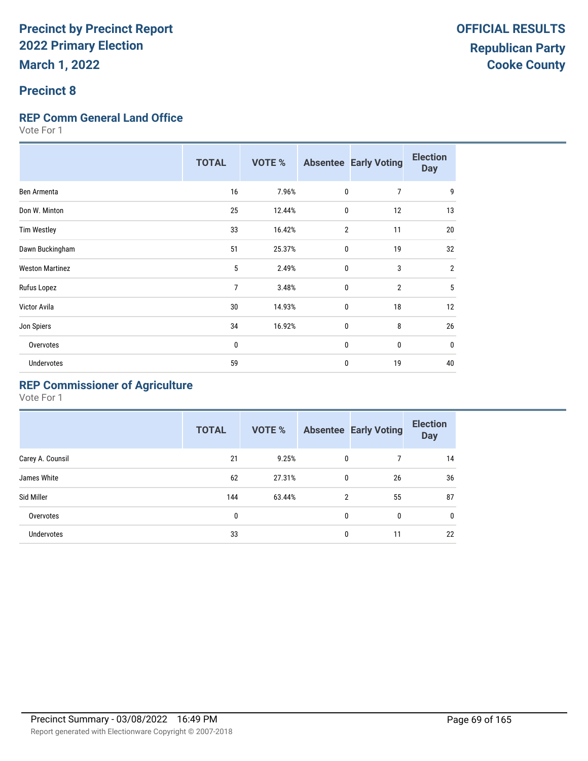# Precinct by Precinct Report
## 2022 Primary Election
## March 1, 2022

**OFFICIAL RESULTS**
**Republican Party**
**Cooke County**

## Precinct 8

### REP Comm General Land Office

Vote For 1

| | TOTAL | VOTE % | Absentee | Early Voting | Election Day |
|---|---|---|---|---|---|
| Ben Armenta | 16 | 7.96% | 0 | 7 | 9 |
| Don W. Minton | 25 | 12.44% | 0 | 12 | 13 |
| Tim Westley | 33 | 16.42% | 2 | 11 | 20 |
| Dawn Buckingham | 51 | 25.37% | 0 | 19 | 32 |
| Weston Martinez | 5 | 2.49% | 0 | 3 | 2 |
| Rufus Lopez | 7 | 3.48% | 0 | 2 | 5 |
| Victor Avila | 30 | 14.93% | 0 | 18 | 12 |
| Jon Spiers | 34 | 16.92% | 0 | 8 | 26 |
| Overvotes | 0 | | 0 | 0 | 0 |
| Undervotes | 59 | | 0 | 19 | 40 |

### REP Commissioner of Agriculture

Vote For 1

| | TOTAL | VOTE % | Absentee | Early Voting | Election Day |
|---|---|---|---|---|---|
| Carey A. Counsil | 21 | 9.25% | 0 | 7 | 14 |
| James White | 62 | 27.31% | 0 | 26 | 36 |
| Sid Miller | 144 | 63.44% | 2 | 55 | 87 |
| Overvotes | 0 | | 0 | 0 | 0 |
| Undervotes | 33 | | 0 | 11 | 22 |

Precinct Summary - 03/08/2022 16:49 PM

Report generated with Electionware Copyright © 2007-2018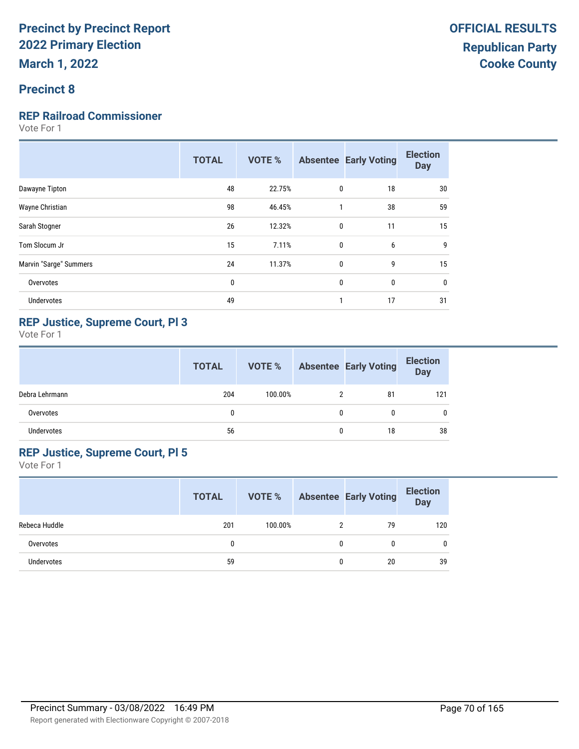# Precinct by Precinct Report
## 2022 Primary Election
## March 1, 2022

**OFFICIAL RESULTS**
**Republican Party**
**Cooke County**

## Precinct 8

### REP Railroad Commissioner

Vote For 1

| | TOTAL | VOTE % | Absentee | Early Voting | Election Day |
|---|---|---|---|---|---|
| Dawayne Tipton | 48 | 22.75% | 0 | 18 | 30 |
| Wayne Christian | 98 | 46.45% | 1 | 38 | 59 |
| Sarah Stogner | 26 | 12.32% | 0 | 11 | 15 |
| Tom Slocum Jr | 15 | 7.11% | 0 | 6 | 9 |
| Marvin "Sarge" Summers | 24 | 11.37% | 0 | 9 | 15 |
| Overvotes | 0 | | 0 | 0 | 0 |
| Undervotes | 49 | | 1 | 17 | 31 |

### REP Justice, Supreme Court, Pl 3

Vote For 1

| | TOTAL | VOTE % | Absentee | Early Voting | Election Day |
|---|---|---|---|---|---|
| Debra Lehrmann | 204 | 100.00% | 2 | 81 | 121 |
| Overvotes | 0 | | 0 | 0 | 0 |
| Undervotes | 56 | | 0 | 18 | 38 |

### REP Justice, Supreme Court, Pl 5

Vote For 1

| | TOTAL | VOTE % | Absentee | Early Voting | Election Day |
|---|---|---|---|---|---|
| Rebeca Huddle | 201 | 100.00% | 2 | 79 | 120 |
| Overvotes | 0 | | 0 | 0 | 0 |
| Undervotes | 59 | | 0 | 20 | 39 |

Precinct Summary - 03/08/2022 16:49 PM

Report generated with Electionware Copyright © 2007-2018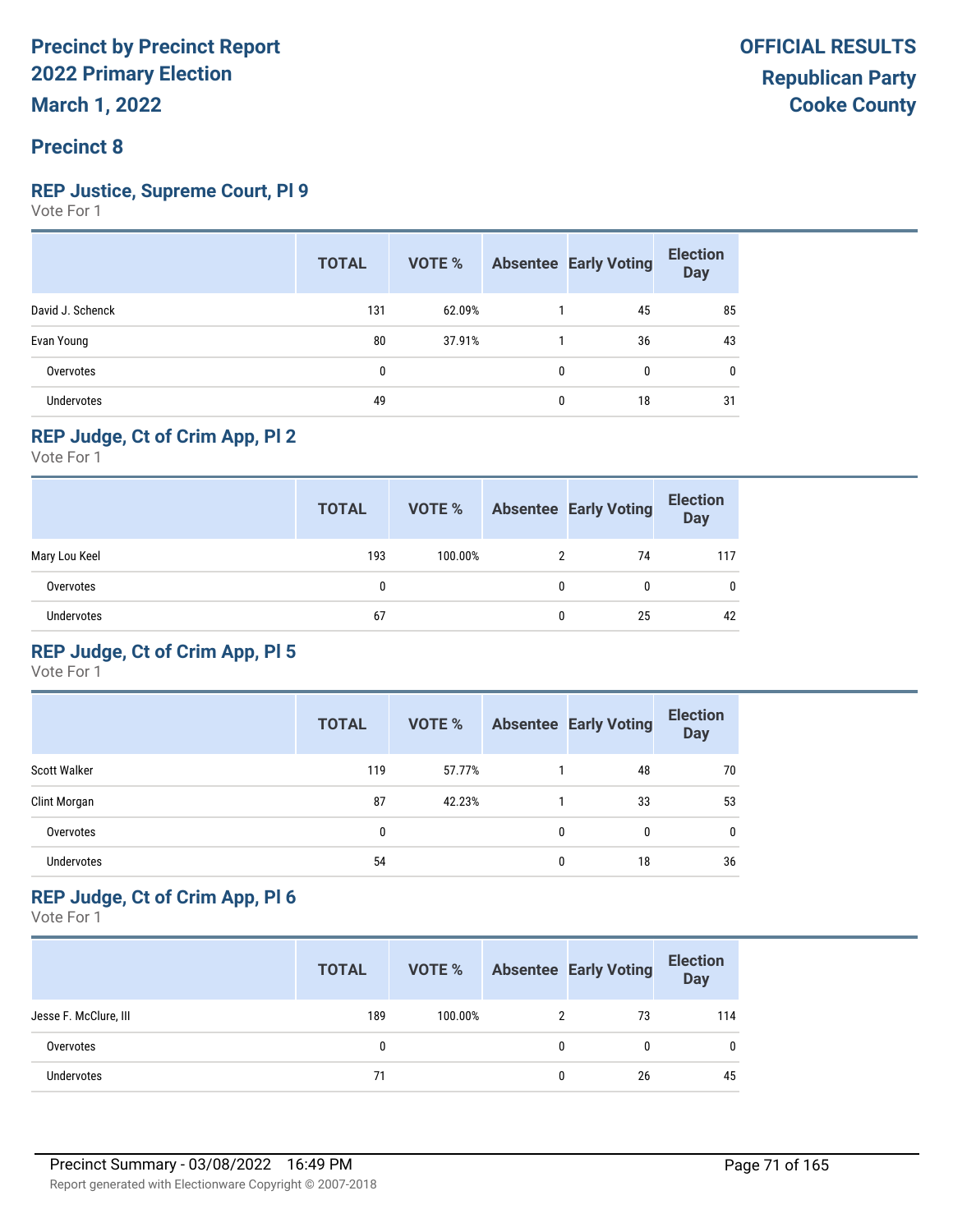# Precinct by Precinct Report
## 2022 Primary Election
## March 1, 2022

**OFFICIAL RESULTS**
**Republican Party**
**Cooke County**

## Precinct 8

### REP Justice, Supreme Court, Pl 9

Vote For 1

| | TOTAL | VOTE % | Absentee | Early Voting | Election Day |
|---|---|---|---|---|---|
| David J. Schenck | 131 | 62.09% | 1 | 45 | 85 |
| Evan Young | 80 | 37.91% | 1 | 36 | 43 |
| Overvotes | 0 | | 0 | 0 | 0 |
| Undervotes | 49 | | 0 | 18 | 31 |

### REP Judge, Ct of Crim App, Pl 2

Vote For 1

| | TOTAL | VOTE % | Absentee | Early Voting | Election Day |
|---|---|---|---|---|---|
| Mary Lou Keel | 193 | 100.00% | 2 | 74 | 117 |
| Overvotes | 0 | | 0 | 0 | 0 |
| Undervotes | 67 | | 0 | 25 | 42 |

### REP Judge, Ct of Crim App, Pl 5

Vote For 1

| | TOTAL | VOTE % | Absentee | Early Voting | Election Day |
|---|---|---|---|---|---|
| Scott Walker | 119 | 57.77% | 1 | 48 | 70 |
| Clint Morgan | 87 | 42.23% | 1 | 33 | 53 |
| Overvotes | 0 | | 0 | 0 | 0 |
| Undervotes | 54 | | 0 | 18 | 36 |

### REP Judge, Ct of Crim App, Pl 6

Vote For 1

| | TOTAL | VOTE % | Absentee | Early Voting | Election Day |
|---|---|---|---|---|---|
| Jesse F. McClure, III | 189 | 100.00% | 2 | 73 | 114 |
| Overvotes | 0 | | 0 | 0 | 0 |
| Undervotes | 71 | | 0 | 26 | 45 |

Precinct Summary - 03/08/2022 16:49 PM

Report generated with Electionware Copyright © 2007-2018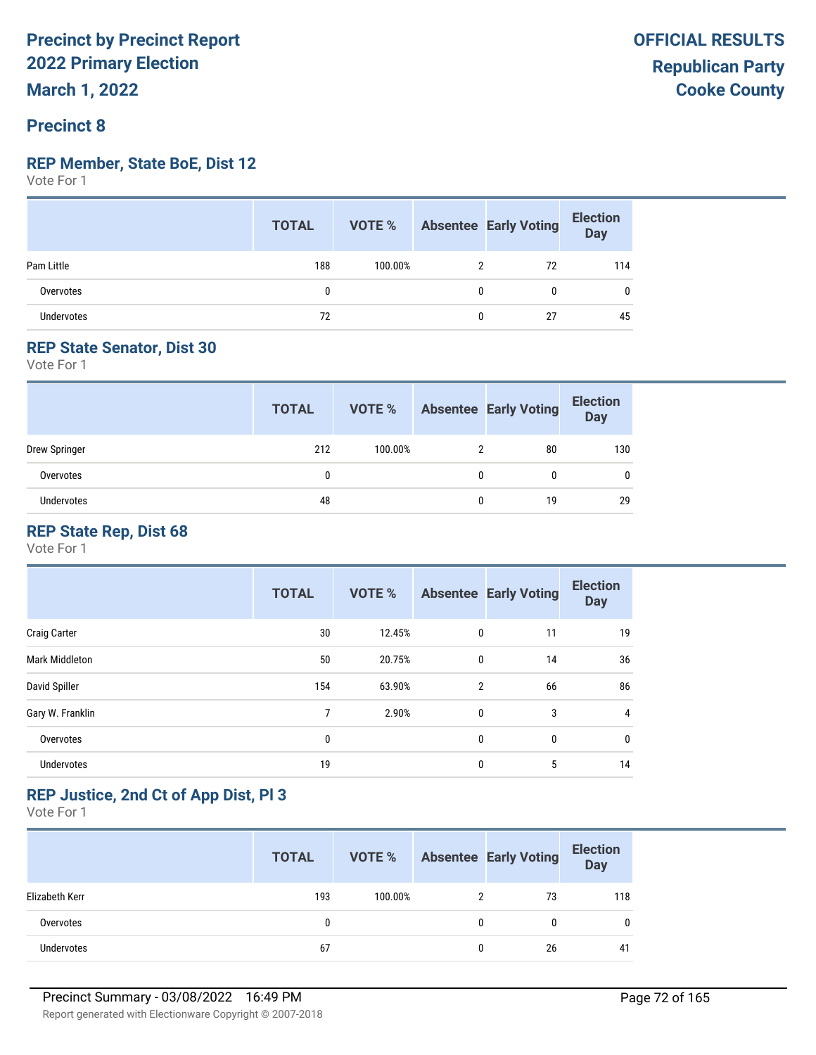# Precinct by Precinct Report
# 2022 Primary Election
# March 1, 2022

**OFFICIAL RESULTS**
**Republican Party**
**Cooke County**

## Precinct 8

### REP Member, State BoE, Dist 12

Vote For 1

| | TOTAL | VOTE % | Absentee | Early Voting | Election Day |
|---|---|---|---|---|---|
| Pam Little | 188 | 100.00% | 2 | 72 | 114 |
| Overvotes | 0 | | 0 | 0 | 0 |
| Undervotes | 72 | | 0 | 27 | 45 |

### REP State Senator, Dist 30

Vote For 1

| | TOTAL | VOTE % | Absentee | Early Voting | Election Day |
|---|---|---|---|---|---|
| Drew Springer | 212 | 100.00% | 2 | 80 | 130 |
| Overvotes | 0 | | 0 | 0 | 0 |
| Undervotes | 48 | | 0 | 19 | 29 |

### REP State Rep, Dist 68

Vote For 1

| | TOTAL | VOTE % | Absentee | Early Voting | Election Day |
|---|---|---|---|---|---|
| Craig Carter | 30 | 12.45% | 0 | 11 | 19 |
| Mark Middleton | 50 | 20.75% | 0 | 14 | 36 |
| David Spiller | 154 | 63.90% | 2 | 66 | 86 |
| Gary W. Franklin | 7 | 2.90% | 0 | 3 | 4 |
| Overvotes | 0 | | 0 | 0 | 0 |
| Undervotes | 19 | | 0 | 5 | 14 |

### REP Justice, 2nd Ct of App Dist, Pl 3

Vote For 1

| | TOTAL | VOTE % | Absentee | Early Voting | Election Day |
|---|---|---|---|---|---|
| Elizabeth Kerr | 193 | 100.00% | 2 | 73 | 118 |
| Overvotes | 0 | | 0 | 0 | 0 |
| Undervotes | 67 | | 0 | 26 | 41 |

Precinct Summary - 03/08/2022 16:49 PM

Report generated with Electionware Copyright © 2007-2018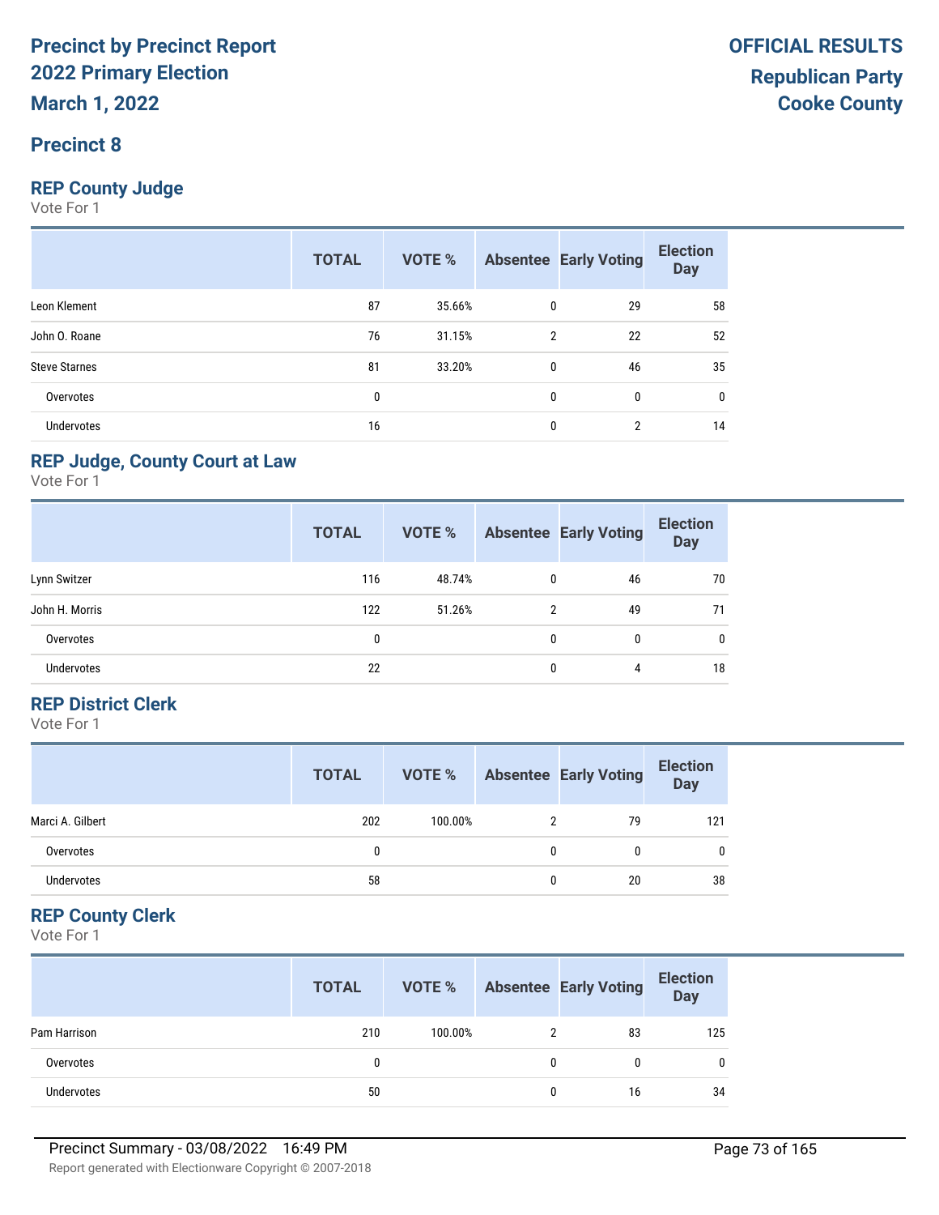# Precinct by Precinct Report
## 2022 Primary Election
## March 1, 2022

**OFFICIAL RESULTS**
**Republican Party**
**Cooke County**

## Precinct 8

### REP County Judge
Vote For 1

| | TOTAL | VOTE % | Absentee | Early Voting | Election Day |
|---|---|---|---|---|---|
| Leon Klement | 87 | 35.66% | 0 | 29 | 58 |
| John O. Roane | 76 | 31.15% | 2 | 22 | 52 |
| Steve Starnes | 81 | 33.20% | 0 | 46 | 35 |
| Overvotes | 0 | | 0 | 0 | 0 |
| Undervotes | 16 | | 0 | 2 | 14 |

### REP Judge, County Court at Law
Vote For 1

| | TOTAL | VOTE % | Absentee | Early Voting | Election Day |
|---|---|---|---|---|---|
| Lynn Switzer | 116 | 48.74% | 0 | 46 | 70 |
| John H. Morris | 122 | 51.26% | 2 | 49 | 71 |
| Overvotes | 0 | | 0 | 0 | 0 |
| Undervotes | 22 | | 0 | 4 | 18 |

### REP District Clerk
Vote For 1

| | TOTAL | VOTE % | Absentee | Early Voting | Election Day |
|---|---|---|---|---|---|
| Marci A. Gilbert | 202 | 100.00% | 2 | 79 | 121 |
| Overvotes | 0 | | 0 | 0 | 0 |
| Undervotes | 58 | | 0 | 20 | 38 |

### REP County Clerk
Vote For 1

| | TOTAL | VOTE % | Absentee | Early Voting | Election Day |
|---|---|---|---|---|---|
| Pam Harrison | 210 | 100.00% | 2 | 83 | 125 |
| Overvotes | 0 | | 0 | 0 | 0 |
| Undervotes | 50 | | 0 | 16 | 34 |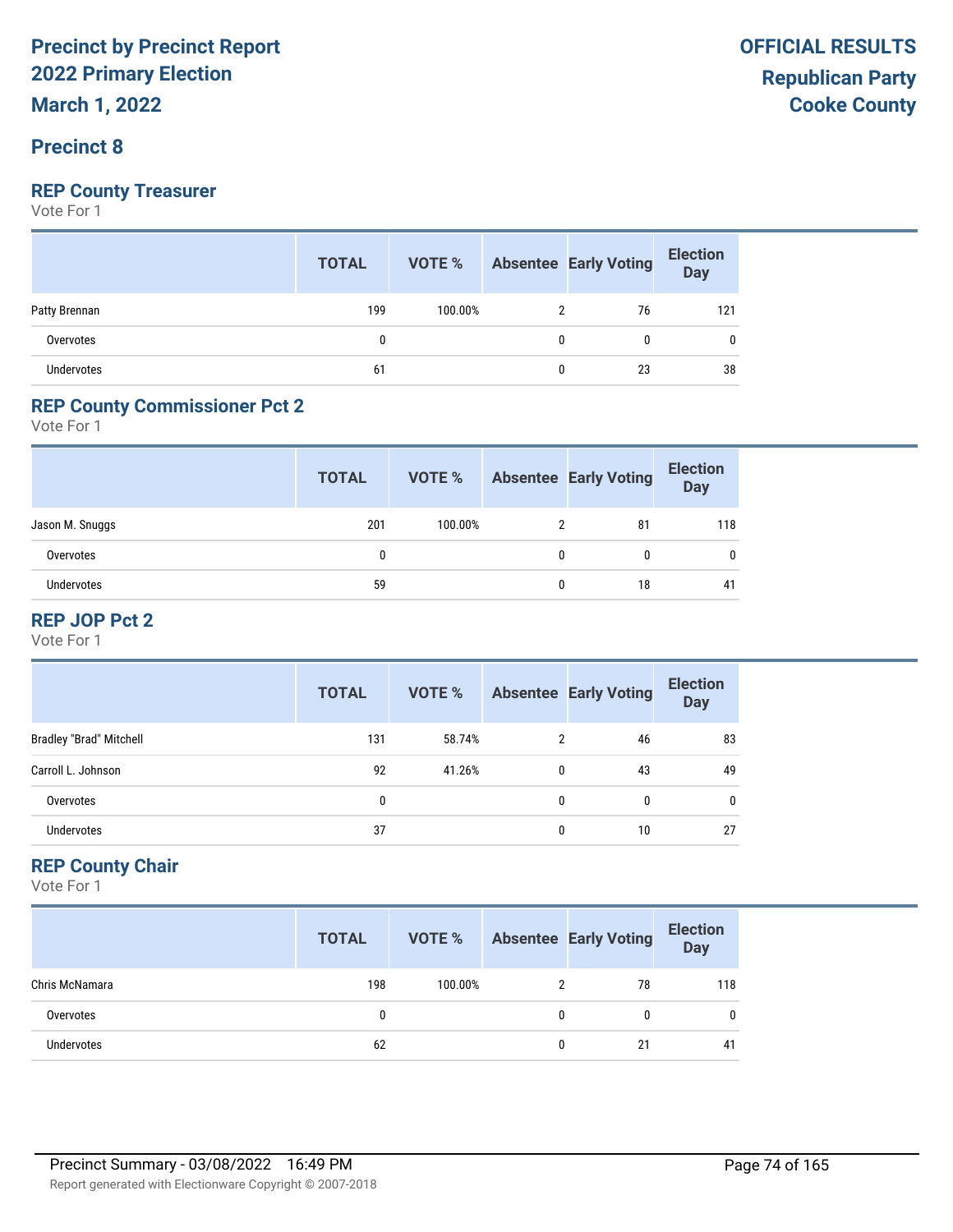# Precinct by Precinct Report
# 2022 Primary Election
# March 1, 2022

**OFFICIAL RESULTS**
**Republican Party**
**Cooke County**

## Precinct 8

### REP County Treasurer

Vote For 1

| | TOTAL | VOTE % | Absentee | Early Voting | Election Day |
|---|---|---|---|---|---|
| Patty Brennan | 199 | 100.00% | 2 | 76 | 121 |
| Overvotes | 0 | | 0 | 0 | 0 |
| Undervotes | 61 | | 0 | 23 | 38 |

### REP County Commissioner Pct 2

Vote For 1

| | TOTAL | VOTE % | Absentee | Early Voting | Election Day |
|---|---|---|---|---|---|
| Jason M. Snuggs | 201 | 100.00% | 2 | 81 | 118 |
| Overvotes | 0 | | 0 | 0 | 0 |
| Undervotes | 59 | | 0 | 18 | 41 |

### REP JOP Pct 2

Vote For 1

| | TOTAL | VOTE % | Absentee | Early Voting | Election Day |
|---|---|---|---|---|---|
| Bradley "Brad" Mitchell | 131 | 58.74% | 2 | 46 | 83 |
| Carroll L. Johnson | 92 | 41.26% | 0 | 43 | 49 |
| Overvotes | 0 | | 0 | 0 | 0 |
| Undervotes | 37 | | 0 | 10 | 27 |

### REP County Chair

Vote For 1

| | TOTAL | VOTE % | Absentee | Early Voting | Election Day |
|---|---|---|---|---|---|
| Chris McNamara | 198 | 100.00% | 2 | 78 | 118 |
| Overvotes | 0 | | 0 | 0 | 0 |
| Undervotes | 62 | | 0 | 21 | 41 |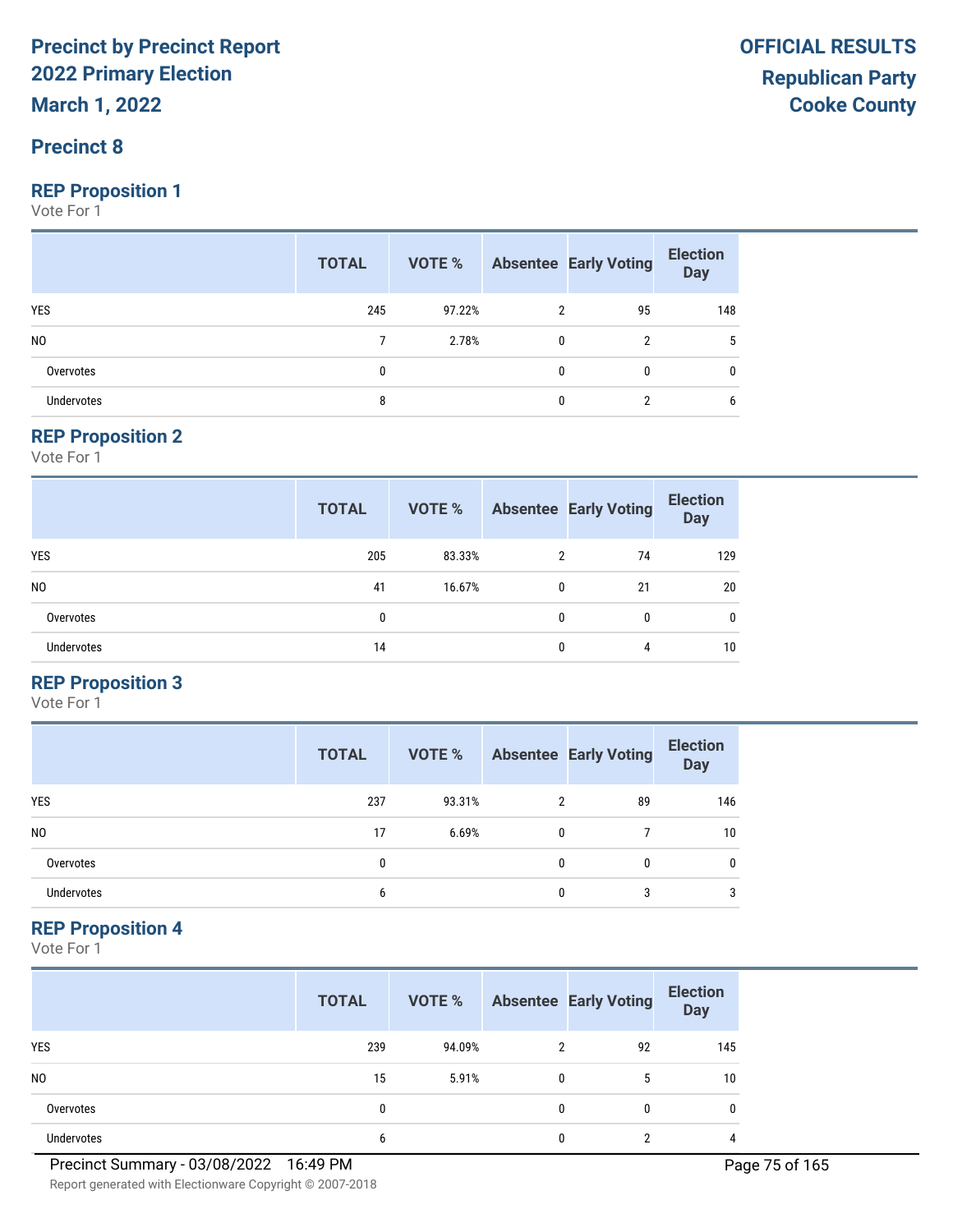# Precinct by Precinct Report
## 2022 Primary Election
## March 1, 2022

**OFFICIAL RESULTS**
**Republican Party**
**Cooke County**

## Precinct 8

### REP Proposition 1
Vote For 1

| | TOTAL | VOTE % | Absentee | Early Voting | Election Day |
|---|---|---|---|---|---|
| YES | 245 | 97.22% | 2 | 95 | 148 |
| NO | 7 | 2.78% | 0 | 2 | 5 |
| Overvotes | 0 | | 0 | 0 | 0 |
| Undervotes | 8 | | 0 | 2 | 6 |

### REP Proposition 2
Vote For 1

| | TOTAL | VOTE % | Absentee | Early Voting | Election Day |
|---|---|---|---|---|---|
| YES | 205 | 83.33% | 2 | 74 | 129 |
| NO | 41 | 16.67% | 0 | 21 | 20 |
| Overvotes | 0 | | 0 | 0 | 0 |
| Undervotes | 14 | | 0 | 4 | 10 |

### REP Proposition 3
Vote For 1

| | TOTAL | VOTE % | Absentee | Early Voting | Election Day |
|---|---|---|---|---|---|
| YES | 237 | 93.31% | 2 | 89 | 146 |
| NO | 17 | 6.69% | 0 | 7 | 10 |
| Overvotes | 0 | | 0 | 0 | 0 |
| Undervotes | 6 | | 0 | 3 | 3 |

### REP Proposition 4
Vote For 1

| | TOTAL | VOTE % | Absentee | Early Voting | Election Day |
|---|---|---|---|---|---|
| YES | 239 | 94.09% | 2 | 92 | 145 |
| NO | 15 | 5.91% | 0 | 5 | 10 |
| Overvotes | 0 | | 0 | 0 | 0 |
| Undervotes | 6 | | 0 | 2 | 4 |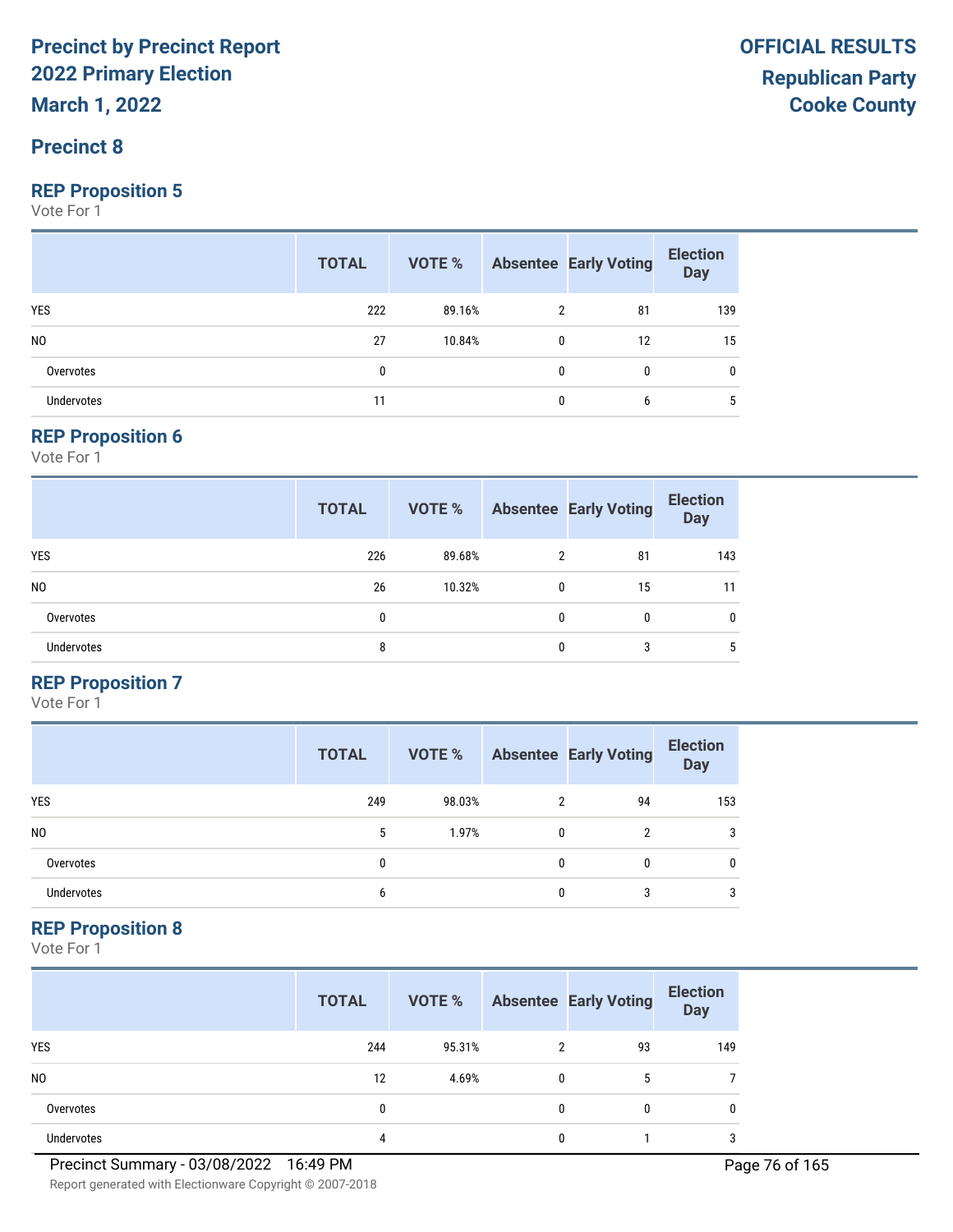# Precinct by Precinct Report
## 2022 Primary Election
## March 1, 2022

**OFFICIAL RESULTS**
**Republican Party**
**Cooke County**

## Precinct 8

### REP Proposition 5
Vote For 1

| | TOTAL | VOTE % | Absentee | Early Voting | Election Day |
|---|---|---|---|---|---|
| YES | 222 | 89.16% | 2 | 81 | 139 |
| NO | 27 | 10.84% | 0 | 12 | 15 |
| Overvotes | 0 | | 0 | 0 | 0 |
| Undervotes | 11 | | 0 | 6 | 5 |

### REP Proposition 6
Vote For 1

| | TOTAL | VOTE % | Absentee | Early Voting | Election Day |
|---|---|---|---|---|---|
| YES | 226 | 89.68% | 2 | 81 | 143 |
| NO | 26 | 10.32% | 0 | 15 | 11 |
| Overvotes | 0 | | 0 | 0 | 0 |
| Undervotes | 8 | | 0 | 3 | 5 |

### REP Proposition 7
Vote For 1

| | TOTAL | VOTE % | Absentee | Early Voting | Election Day |
|---|---|---|---|---|---|
| YES | 249 | 98.03% | 2 | 94 | 153 |
| NO | 5 | 1.97% | 0 | 2 | 3 |
| Overvotes | 0 | | 0 | 0 | 0 |
| Undervotes | 6 | | 0 | 3 | 3 |

### REP Proposition 8
Vote For 1

| | TOTAL | VOTE % | Absentee | Early Voting | Election Day |
|---|---|---|---|---|---|
| YES | 244 | 95.31% | 2 | 93 | 149 |
| NO | 12 | 4.69% | 0 | 5 | 7 |
| Overvotes | 0 | | 0 | 0 | 0 |
| Undervotes | 4 | | 0 | 1 | 3 |

Precinct Summary - 03/08/2022 16:49 PM

Report generated with Electionware Copyright © 2007-2018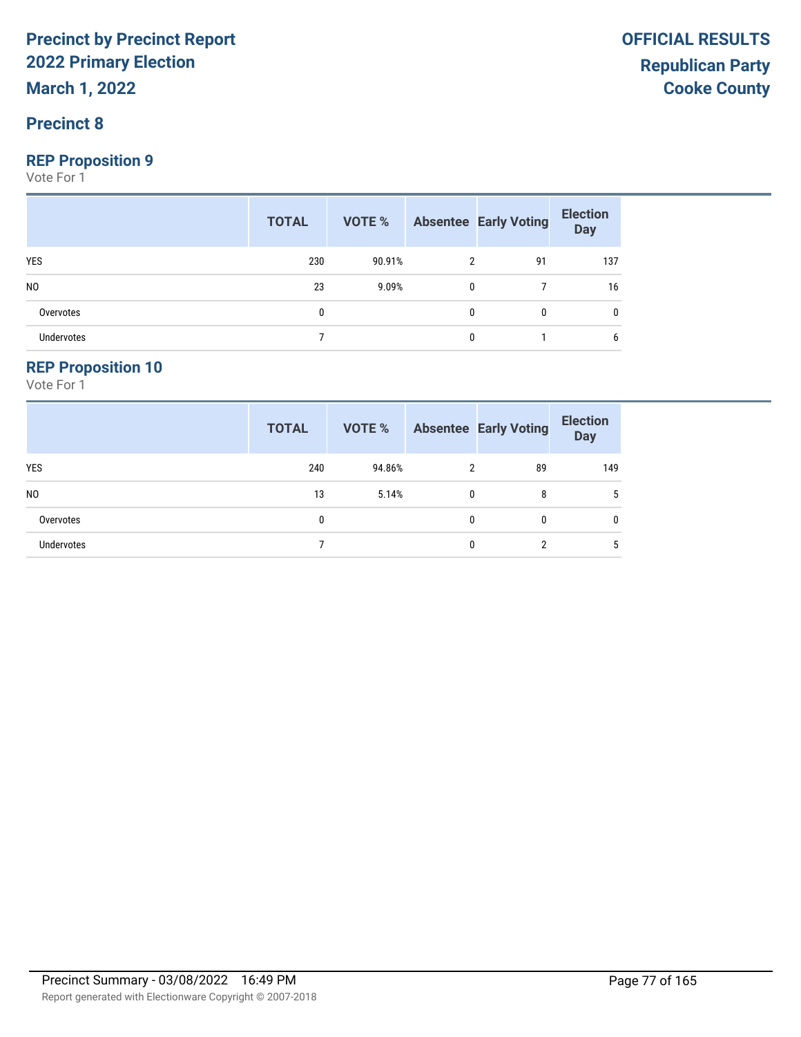# Precinct by Precinct Report
# 2022 Primary Election
## March 1, 2022

**OFFICIAL RESULTS**
**Republican Party**
**Cooke County**

## Precinct 8

### REP Proposition 9

Vote For 1

| | TOTAL | VOTE % | Absentee | Early Voting | Election Day |
|---|---|---|---|---|---|
| YES | 230 | 90.91% | 2 | 91 | 137 |
| NO | 23 | 9.09% | 0 | 7 | 16 |
| Overvotes | 0 | | 0 | 0 | 0 |
| Undervotes | 7 | | 0 | 1 | 6 |

### REP Proposition 10

Vote For 1

| | TOTAL | VOTE % | Absentee | Early Voting | Election Day |
|---|---|---|---|---|---|
| YES | 240 | 94.86% | 2 | 89 | 149 |
| NO | 13 | 5.14% | 0 | 8 | 5 |
| Overvotes | 0 | | 0 | 0 | 0 |
| Undervotes | 7 | | 0 | 2 | 5 |

Precinct Summary - 03/08/2022 16:49 PM

Report generated with Electionware Copyright © 2007-2018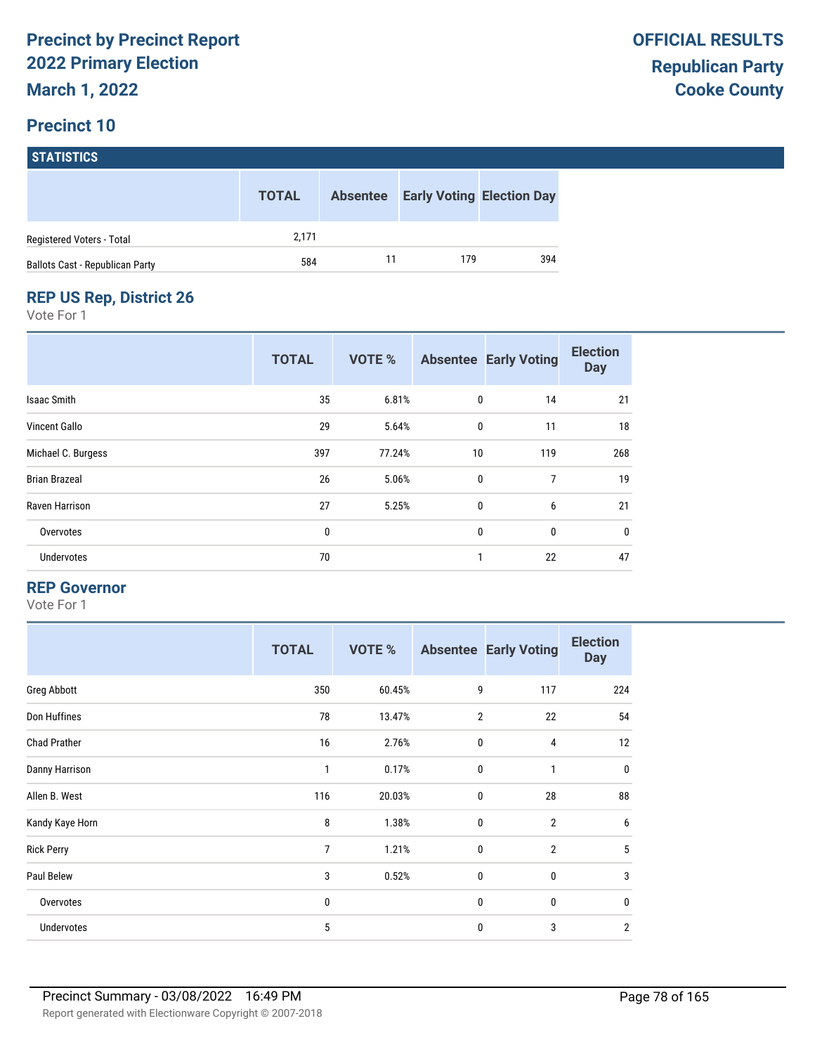# Precinct by Precinct Report
## 2022 Primary Election
## March 1, 2022

**OFFICIAL RESULTS**
**Republican Party**
**Cooke County**

## Precinct 10

### STATISTICS

| | TOTAL | Absentee | Early Voting | Election Day |
|---|---|---|---|---|
| Registered Voters - Total | 2,171 | | | |
| Ballots Cast - Republican Party | 584 | 11 | 179 | 394 |

### REP US Rep, District 26

Vote For 1

| | TOTAL | VOTE % | Absentee | Early Voting | Election Day |
|---|---|---|---|---|---|
| Isaac Smith | 35 | 6.81% | 0 | 14 | 21 |
| Vincent Gallo | 29 | 5.64% | 0 | 11 | 18 |
| Michael C. Burgess | 397 | 77.24% | 10 | 119 | 268 |
| Brian Brazeal | 26 | 5.06% | 0 | 7 | 19 |
| Raven Harrison | 27 | 5.25% | 0 | 6 | 21 |
| Overvotes | 0 | | 0 | 0 | 0 |
| Undervotes | 70 | | 1 | 22 | 47 |

### REP Governor

Vote For 1

| | TOTAL | VOTE % | Absentee | Early Voting | Election Day |
|---|---|---|---|---|---|
| Greg Abbott | 350 | 60.45% | 9 | 117 | 224 |
| Don Huffines | 78 | 13.47% | 2 | 22 | 54 |
| Chad Prather | 16 | 2.76% | 0 | 4 | 12 |
| Danny Harrison | 1 | 0.17% | 0 | 1 | 0 |
| Allen B. West | 116 | 20.03% | 0 | 28 | 88 |
| Kandy Kaye Horn | 8 | 1.38% | 0 | 2 | 6 |
| Rick Perry | 7 | 1.21% | 0 | 2 | 5 |
| Paul Belew | 3 | 0.52% | 0 | 0 | 3 |
| Overvotes | 0 | | 0 | 0 | 0 |
| Undervotes | 5 | | 0 | 3 | 2 |

Precinct Summary - 03/08/2022 16:49 PM

Report generated with Electionware Copyright © 2007-2018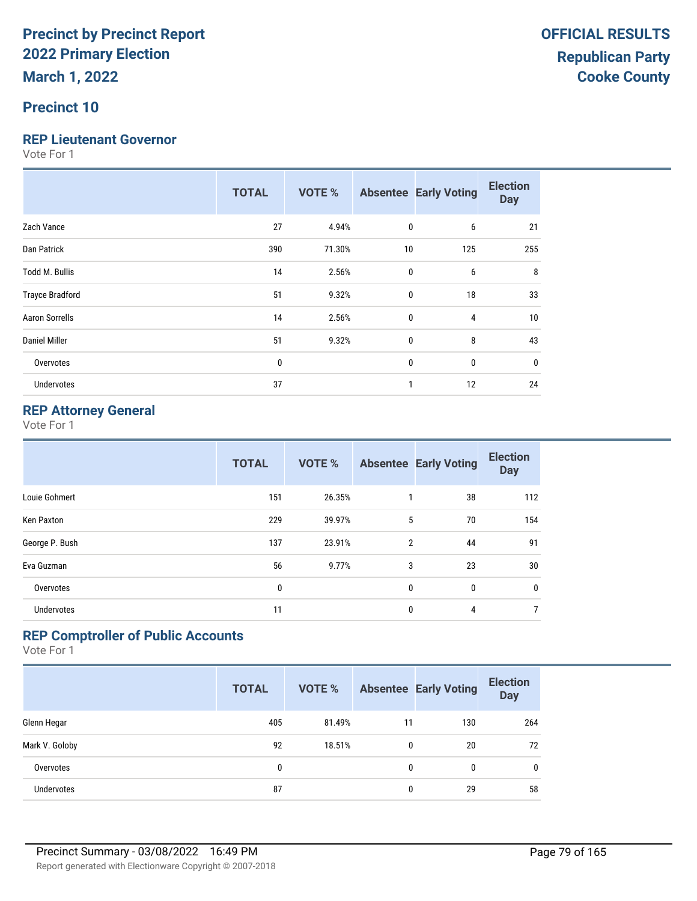# Precinct by Precinct Report
# 2022 Primary Election
# March 1, 2022

**OFFICIAL RESULTS**
**Republican Party**
**Cooke County**

## Precinct 10

### REP Lieutenant Governor

Vote For 1

| | TOTAL | VOTE % | Absentee | Early Voting | Election Day |
|---|---|---|---|---|---|
| Zach Vance | 27 | 4.94% | 0 | 6 | 21 |
| Dan Patrick | 390 | 71.30% | 10 | 125 | 255 |
| Todd M. Bullis | 14 | 2.56% | 0 | 6 | 8 |
| Trayce Bradford | 51 | 9.32% | 0 | 18 | 33 |
| Aaron Sorrells | 14 | 2.56% | 0 | 4 | 10 |
| Daniel Miller | 51 | 9.32% | 0 | 8 | 43 |
| Overvotes | 0 | | 0 | 0 | 0 |
| Undervotes | 37 | | 1 | 12 | 24 |

### REP Attorney General

Vote For 1

| | TOTAL | VOTE % | Absentee | Early Voting | Election Day |
|---|---|---|---|---|---|
| Louie Gohmert | 151 | 26.35% | 1 | 38 | 112 |
| Ken Paxton | 229 | 39.97% | 5 | 70 | 154 |
| George P. Bush | 137 | 23.91% | 2 | 44 | 91 |
| Eva Guzman | 56 | 9.77% | 3 | 23 | 30 |
| Overvotes | 0 | | 0 | 0 | 0 |
| Undervotes | 11 | | 0 | 4 | 7 |

### REP Comptroller of Public Accounts

Vote For 1

| | TOTAL | VOTE % | Absentee | Early Voting | Election Day |
|---|---|---|---|---|---|
| Glenn Hegar | 405 | 81.49% | 11 | 130 | 264 |
| Mark V. Goloby | 92 | 18.51% | 0 | 20 | 72 |
| Overvotes | 0 | | 0 | 0 | 0 |
| Undervotes | 87 | | 0 | 29 | 58 |

Precinct Summary - 03/08/2022 16:49 PM

Report generated with Electionware Copyright © 2007-2018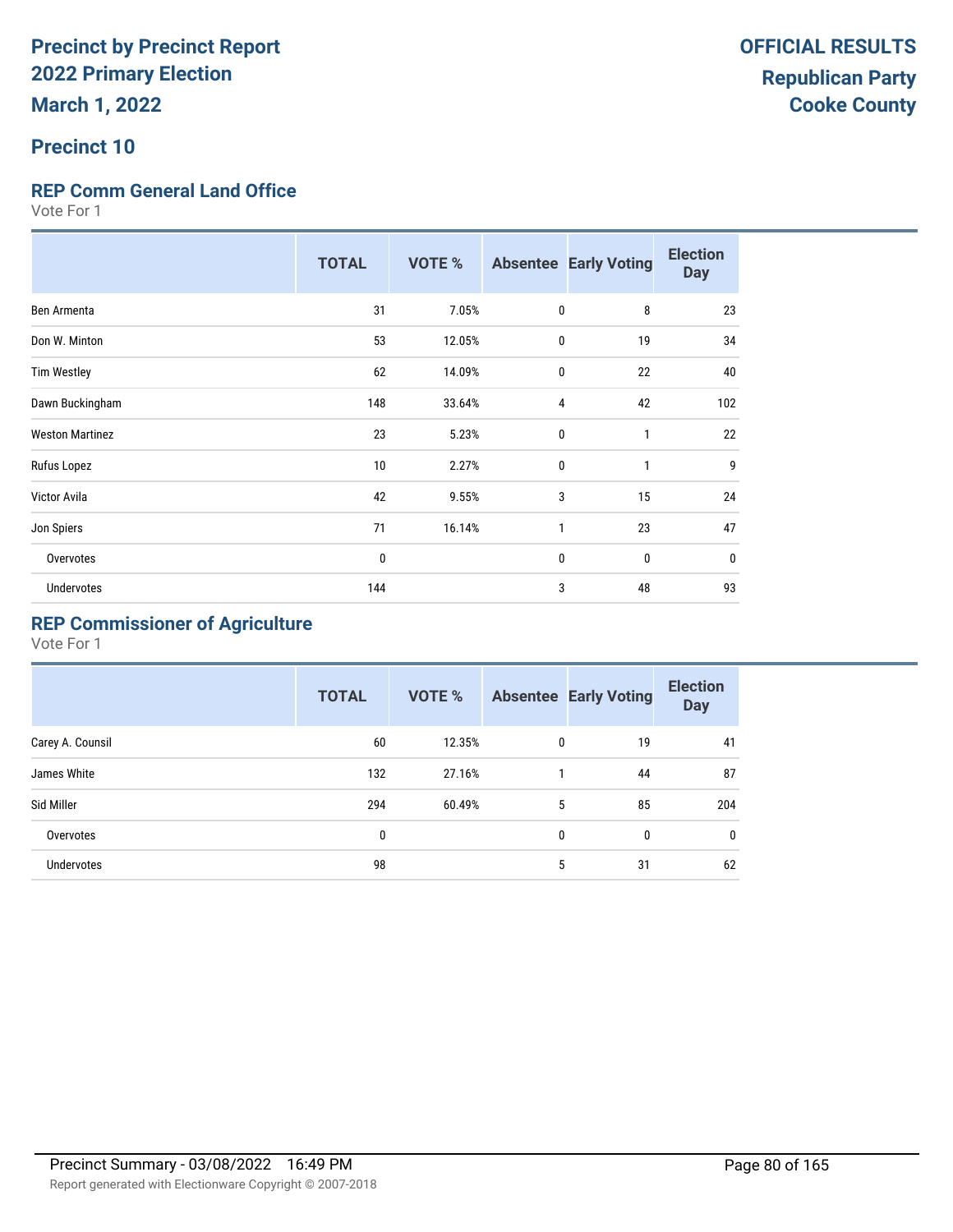# Precinct by Precinct Report
# 2022 Primary Election
## March 1, 2022

**OFFICIAL RESULTS**
**Republican Party**
**Cooke County**

## Precinct 10

### REP Comm General Land Office

Vote For 1

| | TOTAL | VOTE % | Absentee | Early Voting | Election Day |
|---|---|---|---|---|---|
| Ben Armenta | 31 | 7.05% | 0 | 8 | 23 |
| Don W. Minton | 53 | 12.05% | 0 | 19 | 34 |
| Tim Westley | 62 | 14.09% | 0 | 22 | 40 |
| Dawn Buckingham | 148 | 33.64% | 4 | 42 | 102 |
| Weston Martinez | 23 | 5.23% | 0 | 1 | 22 |
| Rufus Lopez | 10 | 2.27% | 0 | 1 | 9 |
| Victor Avila | 42 | 9.55% | 3 | 15 | 24 |
| Jon Spiers | 71 | 16.14% | 1 | 23 | 47 |
| Overvotes | 0 | | 0 | 0 | 0 |
| Undervotes | 144 | | 3 | 48 | 93 |

### REP Commissioner of Agriculture

Vote For 1

| | TOTAL | VOTE % | Absentee | Early Voting | Election Day |
|---|---|---|---|---|---|
| Carey A. Counsil | 60 | 12.35% | 0 | 19 | 41 |
| James White | 132 | 27.16% | 1 | 44 | 87 |
| Sid Miller | 294 | 60.49% | 5 | 85 | 204 |
| Overvotes | 0 | | 0 | 0 | 0 |
| Undervotes | 98 | | 5 | 31 | 62 |

Precinct Summary - 03/08/2022 16:49 PM

Report generated with Electionware Copyright © 2007-2018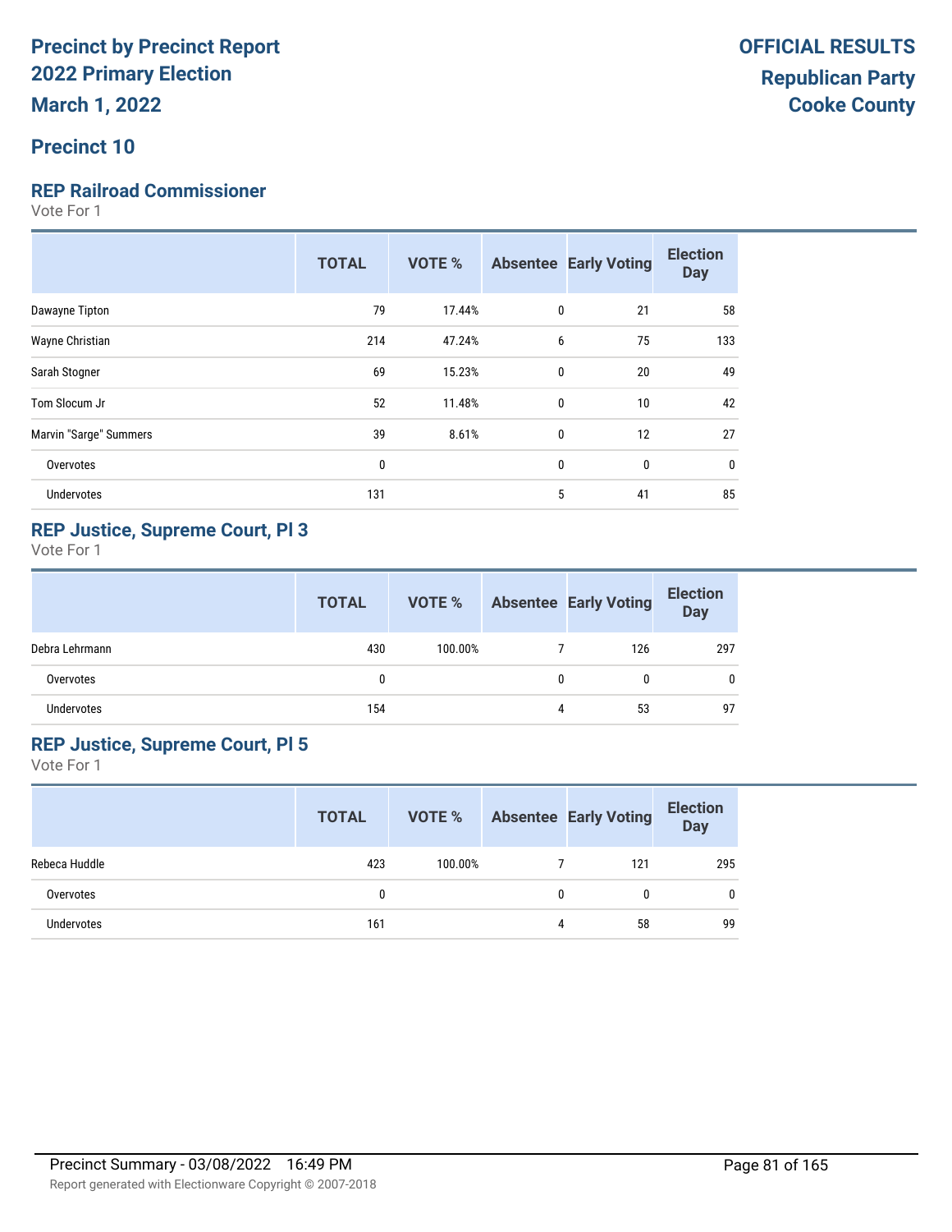# Precinct by Precinct Report
# 2022 Primary Election
# March 1, 2022

**OFFICIAL RESULTS**
**Republican Party**
**Cooke County**

## Precinct 10

### REP Railroad Commissioner

Vote For 1

| | TOTAL | VOTE % | Absentee | Early Voting | Election Day |
|---|---|---|---|---|---|
| Dawayne Tipton | 79 | 17.44% | 0 | 21 | 58 |
| Wayne Christian | 214 | 47.24% | 6 | 75 | 133 |
| Sarah Stogner | 69 | 15.23% | 0 | 20 | 49 |
| Tom Slocum Jr | 52 | 11.48% | 0 | 10 | 42 |
| Marvin "Sarge" Summers | 39 | 8.61% | 0 | 12 | 27 |
| Overvotes | 0 | | 0 | 0 | 0 |
| Undervotes | 131 | | 5 | 41 | 85 |

### REP Justice, Supreme Court, Pl 3

Vote For 1

| | TOTAL | VOTE % | Absentee | Early Voting | Election Day |
|---|---|---|---|---|---|
| Debra Lehrmann | 430 | 100.00% | 7 | 126 | 297 |
| Overvotes | 0 | | 0 | 0 | 0 |
| Undervotes | 154 | | 4 | 53 | 97 |

### REP Justice, Supreme Court, Pl 5

Vote For 1

| | TOTAL | VOTE % | Absentee | Early Voting | Election Day |
|---|---|---|---|---|---|
| Rebeca Huddle | 423 | 100.00% | 7 | 121 | 295 |
| Overvotes | 0 | | 0 | 0 | 0 |
| Undervotes | 161 | | 4 | 58 | 99 |

Precinct Summary - 03/08/2022 16:49 PM

Report generated with Electionware Copyright © 2007-2018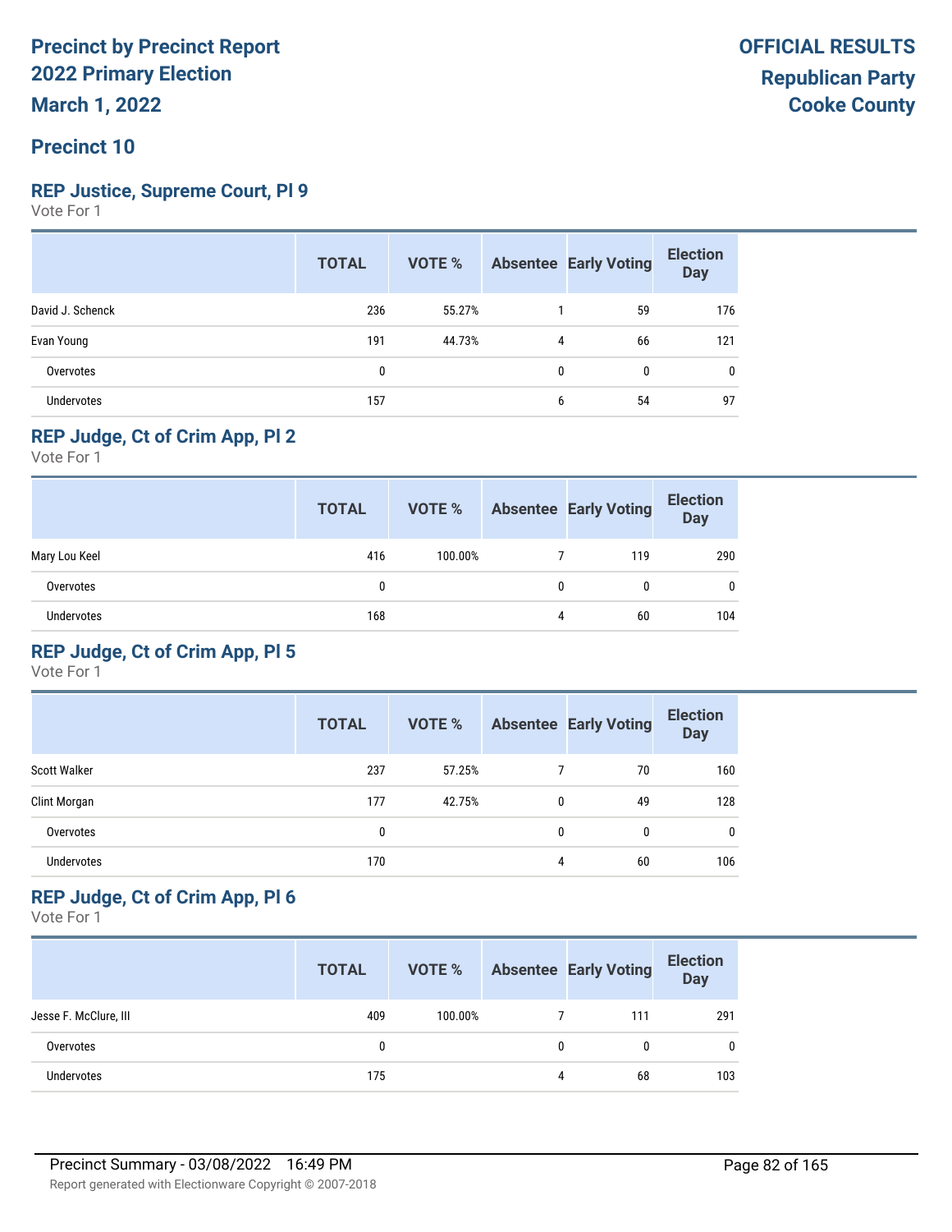**Precinct by Precinct Report**
**2022 Primary Election**
**March 1, 2022**

**OFFICIAL RESULTS**
**Republican Party**
**Cooke County**

## Precinct 10

### REP Justice, Supreme Court, Pl 9

Vote For 1

| | TOTAL | VOTE % | Absentee | Early Voting | Election Day |
|---|---|---|---|---|---|
| David J. Schenck | 236 | 55.27% | 1 | 59 | 176 |
| Evan Young | 191 | 44.73% | 4 | 66 | 121 |
| Overvotes | 0 | | 0 | 0 | 0 |
| Undervotes | 157 | | 6 | 54 | 97 |

### REP Judge, Ct of Crim App, Pl 2

Vote For 1

| | TOTAL | VOTE % | Absentee | Early Voting | Election Day |
|---|---|---|---|---|---|
| Mary Lou Keel | 416 | 100.00% | 7 | 119 | 290 |
| Overvotes | 0 | | 0 | 0 | 0 |
| Undervotes | 168 | | 4 | 60 | 104 |

### REP Judge, Ct of Crim App, Pl 5

Vote For 1

| | TOTAL | VOTE % | Absentee | Early Voting | Election Day |
|---|---|---|---|---|---|
| Scott Walker | 237 | 57.25% | 7 | 70 | 160 |
| Clint Morgan | 177 | 42.75% | 0 | 49 | 128 |
| Overvotes | 0 | | 0 | 0 | 0 |
| Undervotes | 170 | | 4 | 60 | 106 |

### REP Judge, Ct of Crim App, Pl 6

Vote For 1

| | TOTAL | VOTE % | Absentee | Early Voting | Election Day |
|---|---|---|---|---|---|
| Jesse F. McClure, III | 409 | 100.00% | 7 | 111 | 291 |
| Overvotes | 0 | | 0 | 0 | 0 |
| Undervotes | 175 | | 4 | 68 | 103 |

Precinct Summary - 03/08/2022 16:49 PM

Report generated with Electionware Copyright © 2007-2018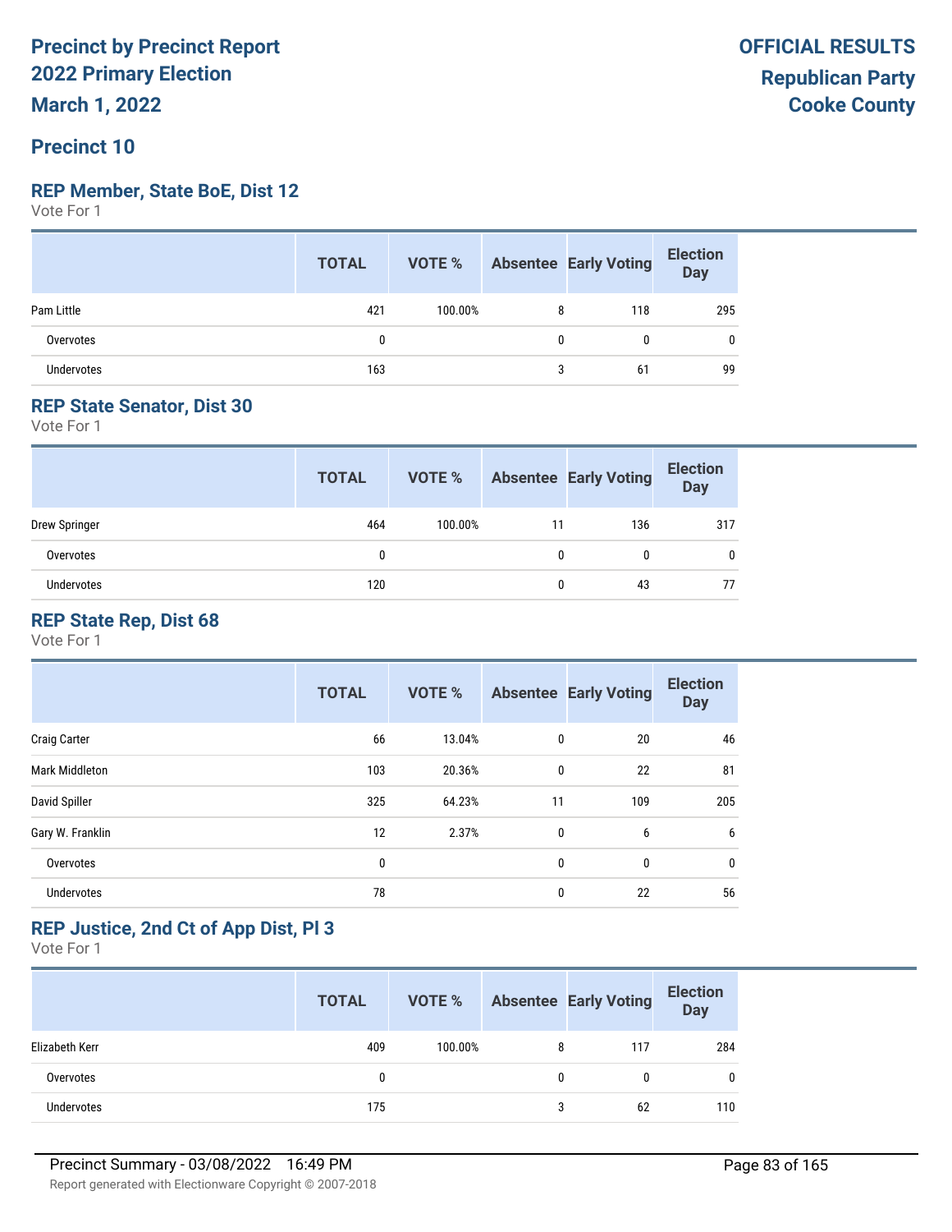# Precinct by Precinct Report
## 2022 Primary Election
## March 1, 2022

**OFFICIAL RESULTS**
**Republican Party**
**Cooke County**

## Precinct 10

### REP Member, State BoE, Dist 12
Vote For 1

| | TOTAL | VOTE % | Absentee | Early Voting | Election Day |
|---|---|---|---|---|---|
| Pam Little | 421 | 100.00% | 8 | 118 | 295 |
| Overvotes | 0 | | 0 | 0 | 0 |
| Undervotes | 163 | | 3 | 61 | 99 |

### REP State Senator, Dist 30
Vote For 1

| | TOTAL | VOTE % | Absentee | Early Voting | Election Day |
|---|---|---|---|---|---|
| Drew Springer | 464 | 100.00% | 11 | 136 | 317 |
| Overvotes | 0 | | 0 | 0 | 0 |
| Undervotes | 120 | | 0 | 43 | 77 |

### REP State Rep, Dist 68
Vote For 1

| | TOTAL | VOTE % | Absentee | Early Voting | Election Day |
|---|---|---|---|---|---|
| Craig Carter | 66 | 13.04% | 0 | 20 | 46 |
| Mark Middleton | 103 | 20.36% | 0 | 22 | 81 |
| David Spiller | 325 | 64.23% | 11 | 109 | 205 |
| Gary W. Franklin | 12 | 2.37% | 0 | 6 | 6 |
| Overvotes | 0 | | 0 | 0 | 0 |
| Undervotes | 78 | | 0 | 22 | 56 |

### REP Justice, 2nd Ct of App Dist, Pl 3
Vote For 1

| | TOTAL | VOTE % | Absentee | Early Voting | Election Day |
|---|---|---|---|---|---|
| Elizabeth Kerr | 409 | 100.00% | 8 | 117 | 284 |
| Overvotes | 0 | | 0 | 0 | 0 |
| Undervotes | 175 | | 3 | 62 | 110 |

Precinct Summary - 03/08/2022 16:49 PM

Report generated with Electionware Copyright © 2007-2018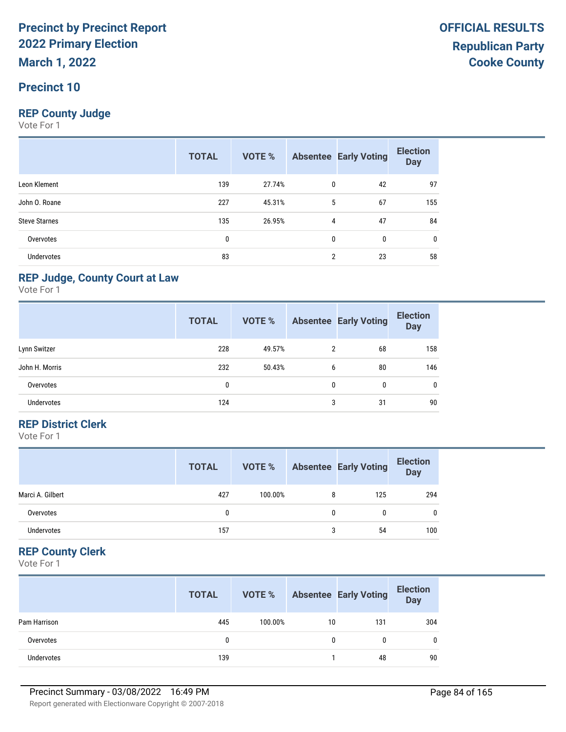# Precinct by Precinct Report
# 2022 Primary Election
# March 1, 2022

**OFFICIAL RESULTS**
**Republican Party**
**Cooke County**

## Precinct 10

### REP County Judge

Vote For 1

| | TOTAL | VOTE % | Absentee | Early Voting | Election Day |
|---|---|---|---|---|---|
| Leon Klement | 139 | 27.74% | 0 | 42 | 97 |
| John O. Roane | 227 | 45.31% | 5 | 67 | 155 |
| Steve Starnes | 135 | 26.95% | 4 | 47 | 84 |
| Overvotes | 0 | | 0 | 0 | 0 |
| Undervotes | 83 | | 2 | 23 | 58 |

### REP Judge, County Court at Law

Vote For 1

| | TOTAL | VOTE % | Absentee | Early Voting | Election Day |
|---|---|---|---|---|---|
| Lynn Switzer | 228 | 49.57% | 2 | 68 | 158 |
| John H. Morris | 232 | 50.43% | 6 | 80 | 146 |
| Overvotes | 0 | | 0 | 0 | 0 |
| Undervotes | 124 | | 3 | 31 | 90 |

### REP District Clerk

Vote For 1

| | TOTAL | VOTE % | Absentee | Early Voting | Election Day |
|---|---|---|---|---|---|
| Marci A. Gilbert | 427 | 100.00% | 8 | 125 | 294 |
| Overvotes | 0 | | 0 | 0 | 0 |
| Undervotes | 157 | | 3 | 54 | 100 |

### REP County Clerk

Vote For 1

| | TOTAL | VOTE % | Absentee | Early Voting | Election Day |
|---|---|---|---|---|---|
| Pam Harrison | 445 | 100.00% | 10 | 131 | 304 |
| Overvotes | 0 | | 0 | 0 | 0 |
| Undervotes | 139 | | 1 | 48 | 90 |

Precinct Summary - 03/08/2022 16:49 PM

Report generated with Electionware Copyright © 2007-2018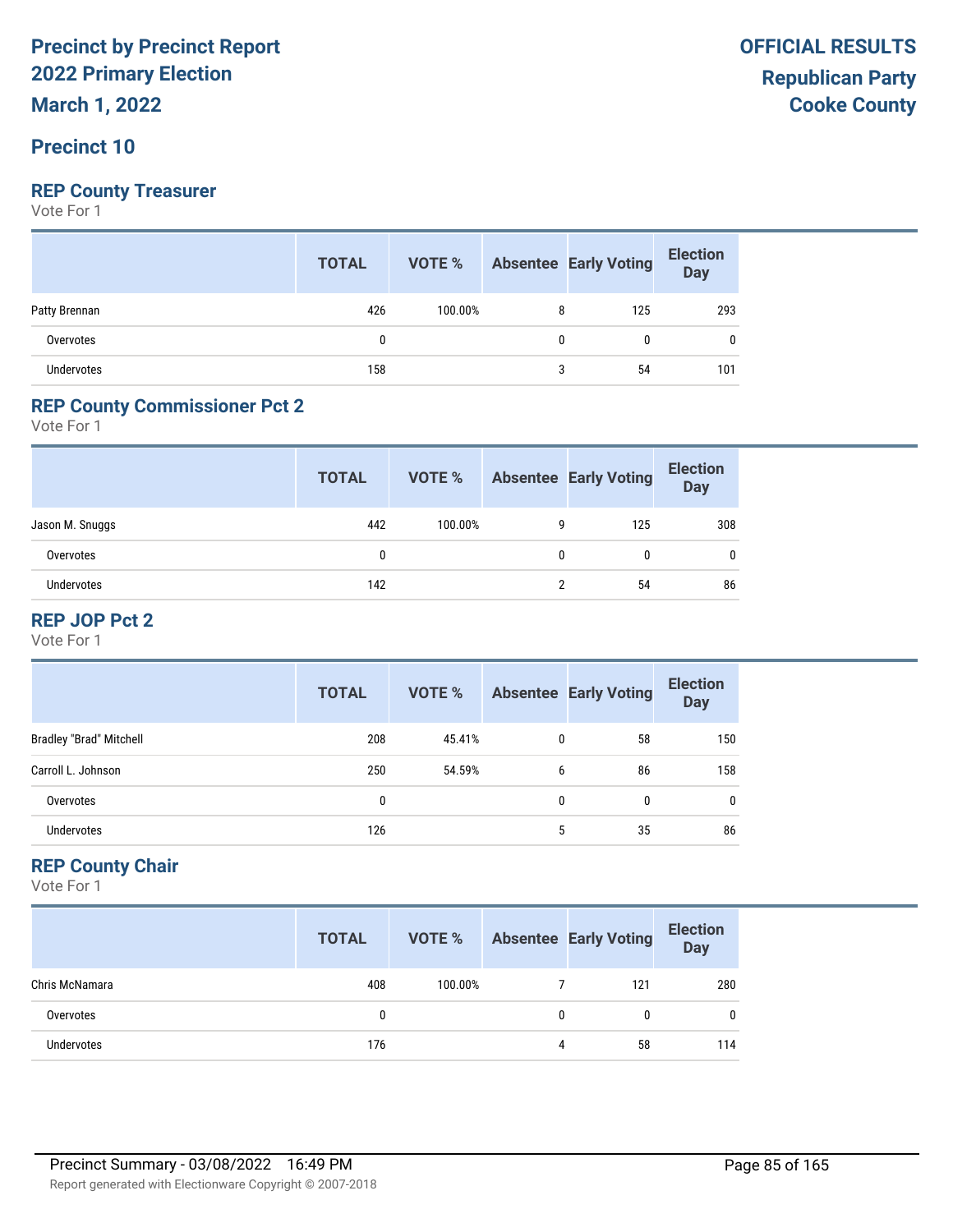# Precinct by Precinct Report
# 2022 Primary Election
# March 1, 2022

**OFFICIAL RESULTS**
**Republican Party**
**Cooke County**

## Precinct 10

### REP County Treasurer

Vote For 1

| | TOTAL | VOTE % | Absentee | Early Voting | Election Day |
|---|---|---|---|---|---|
| Patty Brennan | 426 | 100.00% | 8 | 125 | 293 |
| Overvotes | 0 | | 0 | 0 | 0 |
| Undervotes | 158 | | 3 | 54 | 101 |

### REP County Commissioner Pct 2

Vote For 1

| | TOTAL | VOTE % | Absentee | Early Voting | Election Day |
|---|---|---|---|---|---|
| Jason M. Snuggs | 442 | 100.00% | 9 | 125 | 308 |
| Overvotes | 0 | | 0 | 0 | 0 |
| Undervotes | 142 | | 2 | 54 | 86 |

### REP JOP Pct 2

Vote For 1

| | TOTAL | VOTE % | Absentee | Early Voting | Election Day |
|---|---|---|---|---|---|
| Bradley "Brad" Mitchell | 208 | 45.41% | 0 | 58 | 150 |
| Carroll L. Johnson | 250 | 54.59% | 6 | 86 | 158 |
| Overvotes | 0 | | 0 | 0 | 0 |
| Undervotes | 126 | | 5 | 35 | 86 |

### REP County Chair

Vote For 1

| | TOTAL | VOTE % | Absentee | Early Voting | Election Day |
|---|---|---|---|---|---|
| Chris McNamara | 408 | 100.00% | 7 | 121 | 280 |
| Overvotes | 0 | | 0 | 0 | 0 |
| Undervotes | 176 | | 4 | 58 | 114 |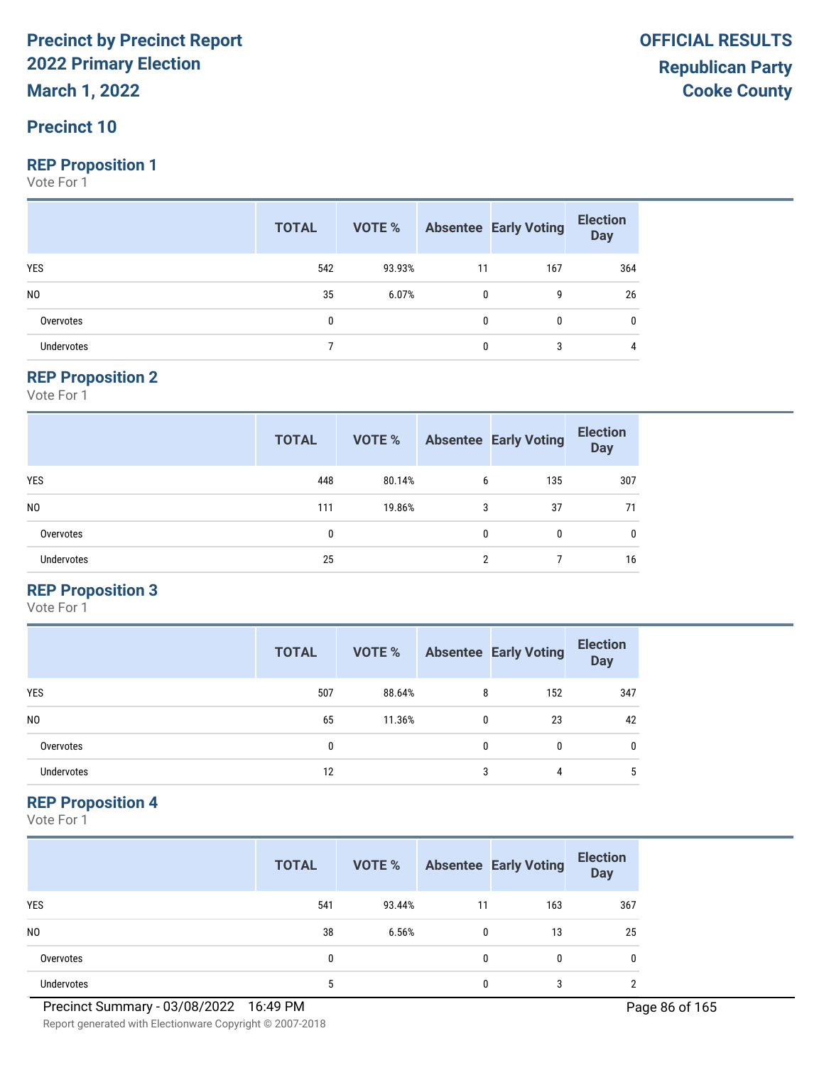# Precinct by Precinct Report
# 2022 Primary Election
# March 1, 2022

**OFFICIAL RESULTS**
**Republican Party**
**Cooke County**

## Precinct 10

### REP Proposition 1
Vote For 1

| | TOTAL | VOTE % | Absentee | Early Voting | Election Day |
|---|---|---|---|---|---|
| YES | 542 | 93.93% | 11 | 167 | 364 |
| NO | 35 | 6.07% | 0 | 9 | 26 |
| Overvotes | 0 | | 0 | 0 | 0 |
| Undervotes | 7 | | 0 | 3 | 4 |

### REP Proposition 2
Vote For 1

| | TOTAL | VOTE % | Absentee | Early Voting | Election Day |
|---|---|---|---|---|---|
| YES | 448 | 80.14% | 6 | 135 | 307 |
| NO | 111 | 19.86% | 3 | 37 | 71 |
| Overvotes | 0 | | 0 | 0 | 0 |
| Undervotes | 25 | | 2 | 7 | 16 |

### REP Proposition 3
Vote For 1

| | TOTAL | VOTE % | Absentee | Early Voting | Election Day |
|---|---|---|---|---|---|
| YES | 507 | 88.64% | 8 | 152 | 347 |
| NO | 65 | 11.36% | 0 | 23 | 42 |
| Overvotes | 0 | | 0 | 0 | 0 |
| Undervotes | 12 | | 3 | 4 | 5 |

### REP Proposition 4
Vote For 1

| | TOTAL | VOTE % | Absentee | Early Voting | Election Day |
|---|---|---|---|---|---|
| YES | 541 | 93.44% | 11 | 163 | 367 |
| NO | 38 | 6.56% | 0 | 13 | 25 |
| Overvotes | 0 | | 0 | 0 | 0 |
| Undervotes | 5 | | 0 | 3 | 2 |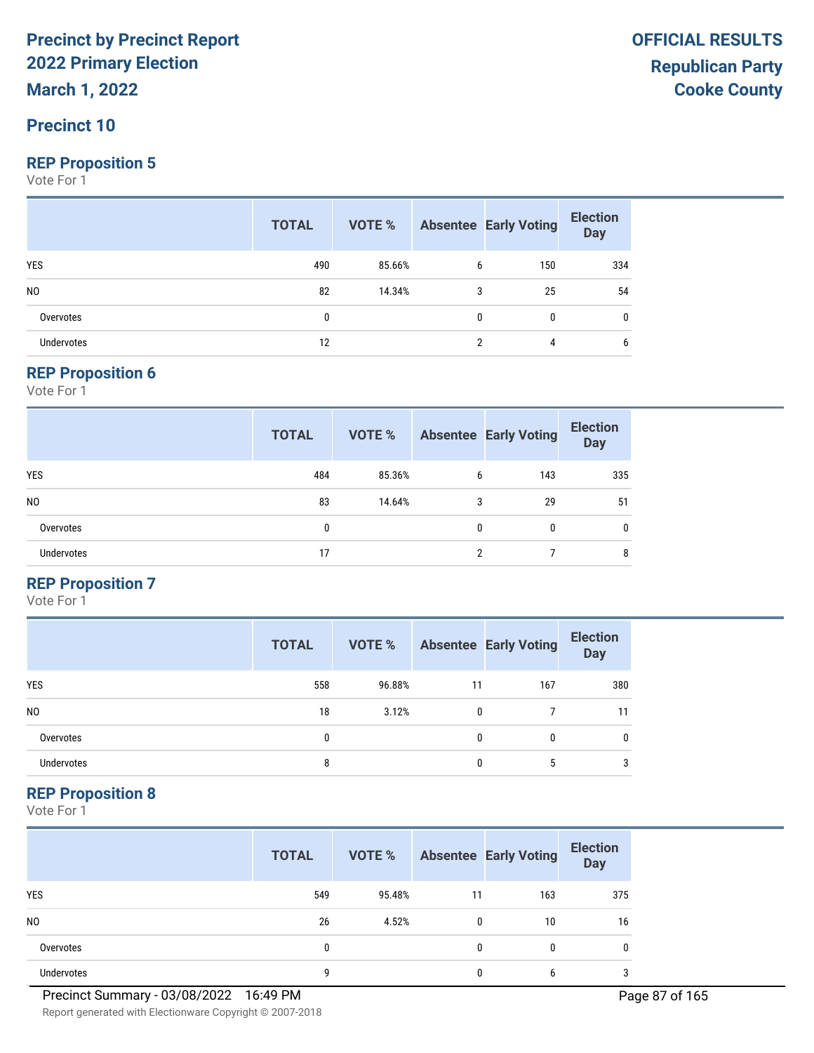# Precinct by Precinct Report
# 2022 Primary Election
# March 1, 2022

**OFFICIAL RESULTS**
**Republican Party**
**Cooke County**

## Precinct 10

### REP Proposition 5

Vote For 1

| | TOTAL | VOTE % | Absentee | Early Voting | Election Day |
|---|---|---|---|---|---|
| YES | 490 | 85.66% | 6 | 150 | 334 |
| NO | 82 | 14.34% | 3 | 25 | 54 |
| Overvotes | 0 | | 0 | 0 | 0 |
| Undervotes | 12 | | 2 | 4 | 6 |

### REP Proposition 6

Vote For 1

| | TOTAL | VOTE % | Absentee | Early Voting | Election Day |
|---|---|---|---|---|---|
| YES | 484 | 85.36% | 6 | 143 | 335 |
| NO | 83 | 14.64% | 3 | 29 | 51 |
| Overvotes | 0 | | 0 | 0 | 0 |
| Undervotes | 17 | | 2 | 7 | 8 |

### REP Proposition 7

Vote For 1

| | TOTAL | VOTE % | Absentee | Early Voting | Election Day |
|---|---|---|---|---|---|
| YES | 558 | 96.88% | 11 | 167 | 380 |
| NO | 18 | 3.12% | 0 | 7 | 11 |
| Overvotes | 0 | | 0 | 0 | 0 |
| Undervotes | 8 | | 0 | 5 | 3 |

### REP Proposition 8

Vote For 1

| | TOTAL | VOTE % | Absentee | Early Voting | Election Day |
|---|---|---|---|---|---|
| YES | 549 | 95.48% | 11 | 163 | 375 |
| NO | 26 | 4.52% | 0 | 10 | 16 |
| Overvotes | 0 | | 0 | 0 | 0 |
| Undervotes | 9 | | 0 | 6 | 3 |

Precinct Summary - 03/08/2022 16:49 PM

Report generated with Electionware Copyright © 2007-2018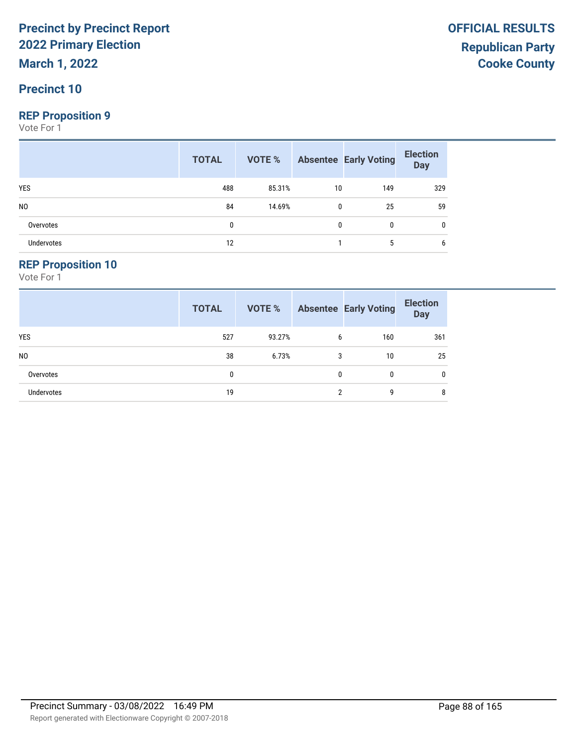# Precinct by Precinct Report
## 2022 Primary Election
## March 1, 2022

**OFFICIAL RESULTS**
**Republican Party**
**Cooke County**

## Precinct 10

### REP Proposition 9
Vote For 1

| | TOTAL | VOTE % | Absentee | Early Voting | Election Day |
|---|---|---|---|---|---|
| YES | 488 | 85.31% | 10 | 149 | 329 |
| NO | 84 | 14.69% | 0 | 25 | 59 |
| Overvotes | 0 | | 0 | 0 | 0 |
| Undervotes | 12 | | 1 | 5 | 6 |

### REP Proposition 10
Vote For 1

| | TOTAL | VOTE % | Absentee | Early Voting | Election Day |
|---|---|---|---|---|---|
| YES | 527 | 93.27% | 6 | 160 | 361 |
| NO | 38 | 6.73% | 3 | 10 | 25 |
| Overvotes | 0 | | 0 | 0 | 0 |
| Undervotes | 19 | | 2 | 9 | 8 |

Precinct Summary - 03/08/2022 16:49 PM

Report generated with Electionware Copyright © 2007-2018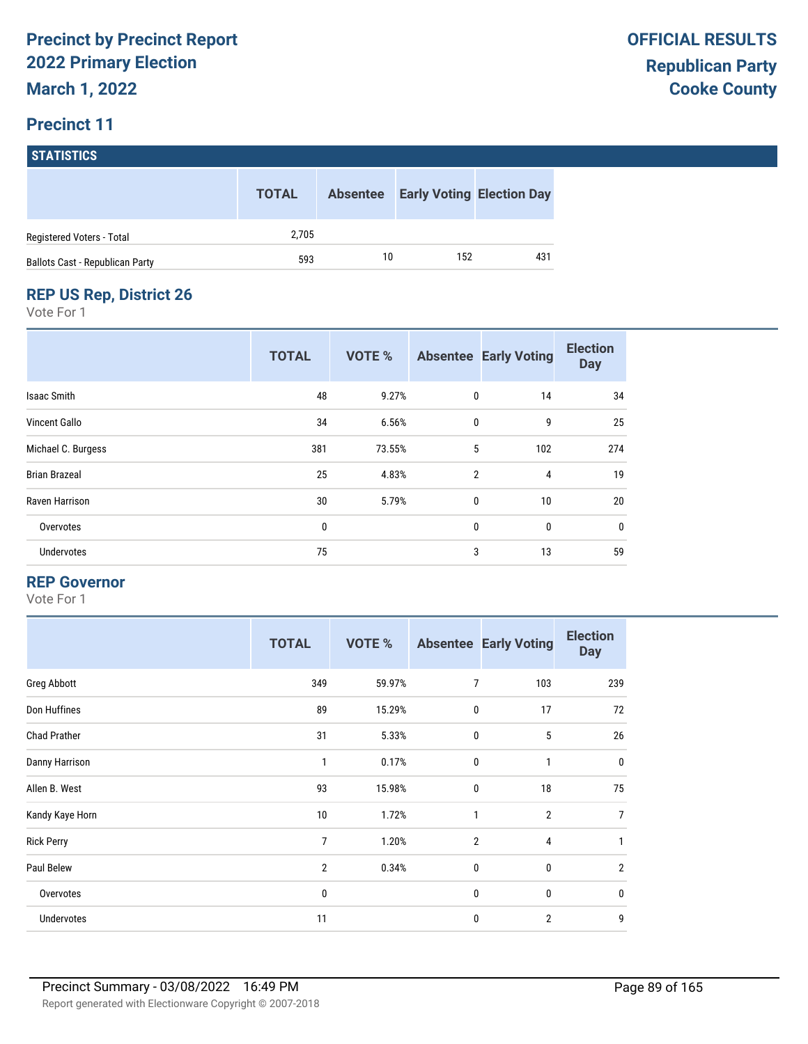# Precinct by Precinct Report
## 2022 Primary Election
### March 1, 2022

**OFFICIAL RESULTS**
**Republican Party**
**Cooke County**

## Precinct 11

### STATISTICS

| | TOTAL | Absentee | Early Voting | Election Day |
|---|---|---|---|---|
| Registered Voters - Total | 2,705 | | | |
| Ballots Cast - Republican Party | 593 | 10 | 152 | 431 |

### REP US Rep, District 26

Vote For 1

| | TOTAL | VOTE % | Absentee | Early Voting | Election Day |
|---|---|---|---|---|---|
| Isaac Smith | 48 | 9.27% | 0 | 14 | 34 |
| Vincent Gallo | 34 | 6.56% | 0 | 9 | 25 |
| Michael C. Burgess | 381 | 73.55% | 5 | 102 | 274 |
| Brian Brazeal | 25 | 4.83% | 2 | 4 | 19 |
| Raven Harrison | 30 | 5.79% | 0 | 10 | 20 |
| Overvotes | 0 | | 0 | 0 | 0 |
| Undervotes | 75 | | 3 | 13 | 59 |

### REP Governor

Vote For 1

| | TOTAL | VOTE % | Absentee | Early Voting | Election Day |
|---|---|---|---|---|---|
| Greg Abbott | 349 | 59.97% | 7 | 103 | 239 |
| Don Huffines | 89 | 15.29% | 0 | 17 | 72 |
| Chad Prather | 31 | 5.33% | 0 | 5 | 26 |
| Danny Harrison | 1 | 0.17% | 0 | 1 | 0 |
| Allen B. West | 93 | 15.98% | 0 | 18 | 75 |
| Kandy Kaye Horn | 10 | 1.72% | 1 | 2 | 7 |
| Rick Perry | 7 | 1.20% | 2 | 4 | 1 |
| Paul Belew | 2 | 0.34% | 0 | 0 | 2 |
| Overvotes | 0 | | 0 | 0 | 0 |
| Undervotes | 11 | | 0 | 2 | 9 |

Precinct Summary - 03/08/2022 16:49 PM

Report generated with Electionware Copyright © 2007-2018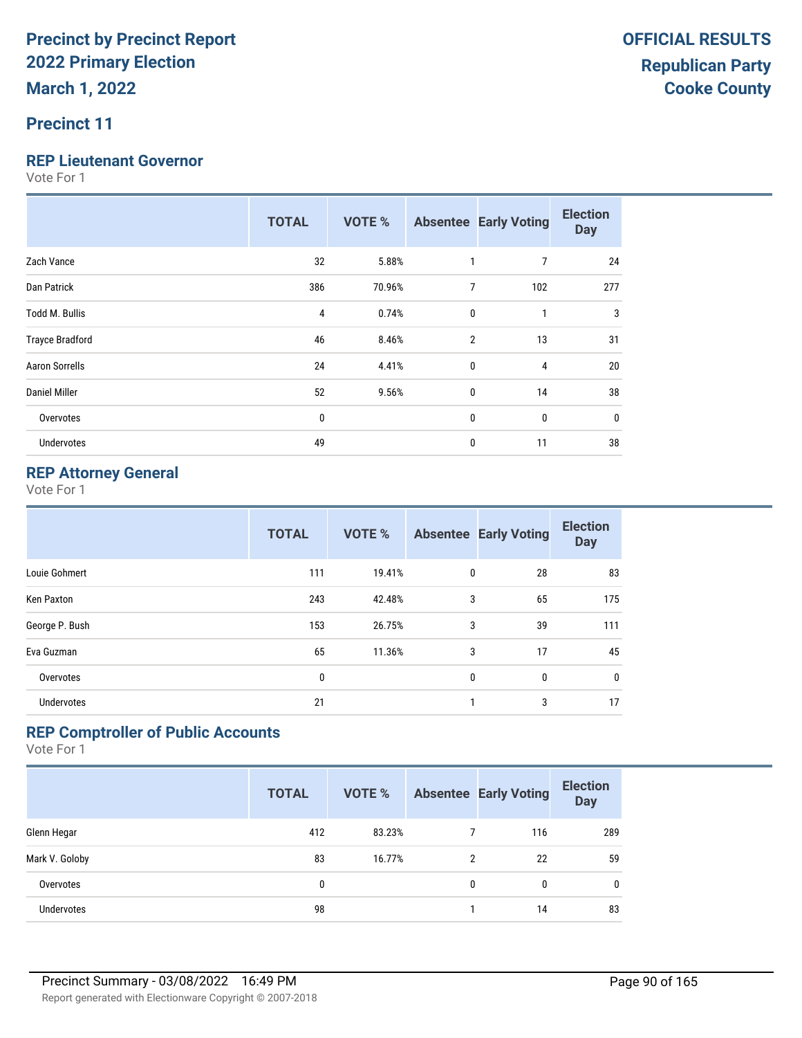# Precinct by Precinct Report
# 2022 Primary Election
# March 1, 2022

**OFFICIAL RESULTS**
**Republican Party**
**Cooke County**

## Precinct 11

### REP Lieutenant Governor

Vote For 1

| | TOTAL | VOTE % | Absentee | Early Voting | Election Day |
|---|---|---|---|---|---|
| Zach Vance | 32 | 5.88% | 1 | 7 | 24 |
| Dan Patrick | 386 | 70.96% | 7 | 102 | 277 |
| Todd M. Bullis | 4 | 0.74% | 0 | 1 | 3 |
| Trayce Bradford | 46 | 8.46% | 2 | 13 | 31 |
| Aaron Sorrells | 24 | 4.41% | 0 | 4 | 20 |
| Daniel Miller | 52 | 9.56% | 0 | 14 | 38 |
| Overvotes | 0 | | 0 | 0 | 0 |
| Undervotes | 49 | | 0 | 11 | 38 |

### REP Attorney General

Vote For 1

| | TOTAL | VOTE % | Absentee | Early Voting | Election Day |
|---|---|---|---|---|---|
| Louie Gohmert | 111 | 19.41% | 0 | 28 | 83 |
| Ken Paxton | 243 | 42.48% | 3 | 65 | 175 |
| George P. Bush | 153 | 26.75% | 3 | 39 | 111 |
| Eva Guzman | 65 | 11.36% | 3 | 17 | 45 |
| Overvotes | 0 | | 0 | 0 | 0 |
| Undervotes | 21 | | 1 | 3 | 17 |

### REP Comptroller of Public Accounts

Vote For 1

| | TOTAL | VOTE % | Absentee | Early Voting | Election Day |
|---|---|---|---|---|---|
| Glenn Hegar | 412 | 83.23% | 7 | 116 | 289 |
| Mark V. Goloby | 83 | 16.77% | 2 | 22 | 59 |
| Overvotes | 0 | | 0 | 0 | 0 |
| Undervotes | 98 | | 1 | 14 | 83 |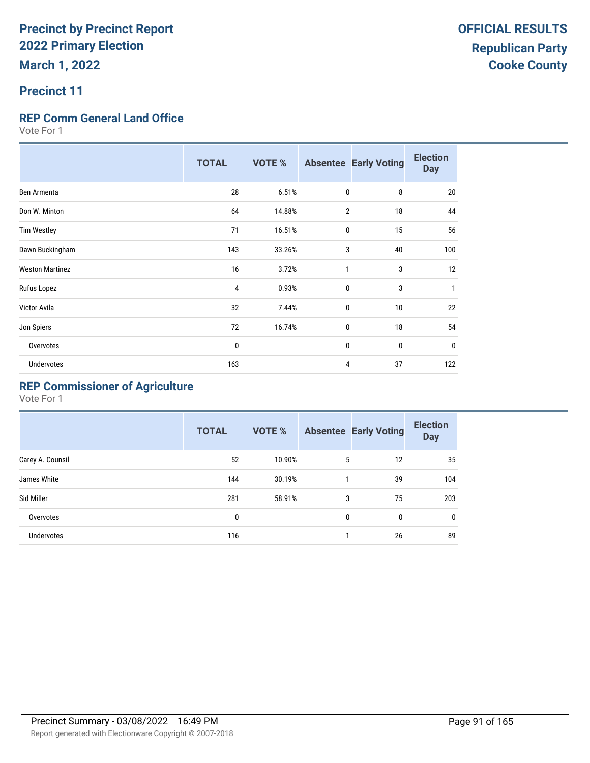# Precinct by Precinct Report
# 2022 Primary Election
# March 1, 2022

**OFFICIAL RESULTS**
**Republican Party**
**Cooke County**

## Precinct 11

### REP Comm General Land Office

Vote For 1

| | TOTAL | VOTE % | Absentee | Early Voting | Election Day |
|---|---|---|---|---|---|
| Ben Armenta | 28 | 6.51% | 0 | 8 | 20 |
| Don W. Minton | 64 | 14.88% | 2 | 18 | 44 |
| Tim Westley | 71 | 16.51% | 0 | 15 | 56 |
| Dawn Buckingham | 143 | 33.26% | 3 | 40 | 100 |
| Weston Martinez | 16 | 3.72% | 1 | 3 | 12 |
| Rufus Lopez | 4 | 0.93% | 0 | 3 | 1 |
| Victor Avila | 32 | 7.44% | 0 | 10 | 22 |
| Jon Spiers | 72 | 16.74% | 0 | 18 | 54 |
| Overvotes | 0 | | 0 | 0 | 0 |
| Undervotes | 163 | | 4 | 37 | 122 |

### REP Commissioner of Agriculture

Vote For 1

| | TOTAL | VOTE % | Absentee | Early Voting | Election Day |
|---|---|---|---|---|---|
| Carey A. Counsil | 52 | 10.90% | 5 | 12 | 35 |
| James White | 144 | 30.19% | 1 | 39 | 104 |
| Sid Miller | 281 | 58.91% | 3 | 75 | 203 |
| Overvotes | 0 | | 0 | 0 | 0 |
| Undervotes | 116 | | 1 | 26 | 89 |

Precinct Summary - 03/08/2022 16:49 PM

Report generated with Electionware Copyright © 2007-2018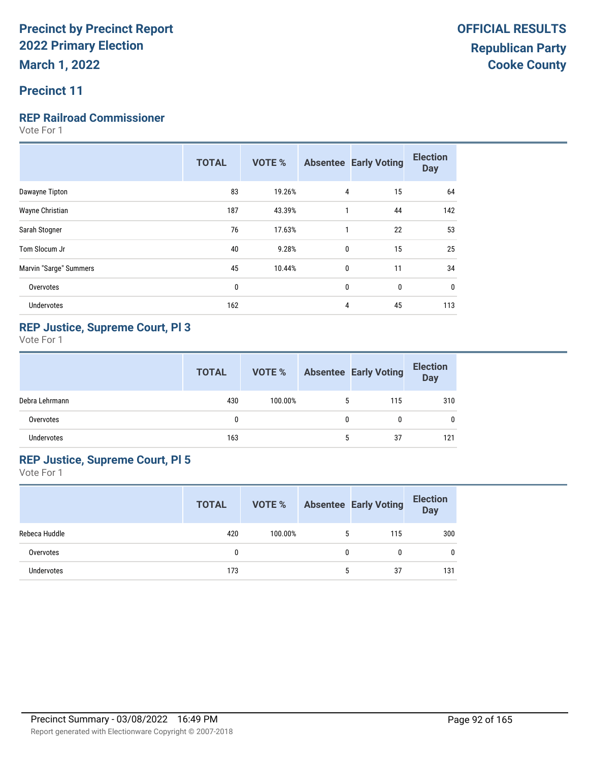# Precinct by Precinct Report
# 2022 Primary Election
# March 1, 2022

**OFFICIAL RESULTS**
**Republican Party**
**Cooke County**

## Precinct 11

### REP Railroad Commissioner
Vote For 1

| | TOTAL | VOTE % | Absentee | Early Voting | Election Day |
|---|---|---|---|---|---|
| Dawayne Tipton | 83 | 19.26% | 4 | 15 | 64 |
| Wayne Christian | 187 | 43.39% | 1 | 44 | 142 |
| Sarah Stogner | 76 | 17.63% | 1 | 22 | 53 |
| Tom Slocum Jr | 40 | 9.28% | 0 | 15 | 25 |
| Marvin "Sarge" Summers | 45 | 10.44% | 0 | 11 | 34 |
| Overvotes | 0 | | 0 | 0 | 0 |
| Undervotes | 162 | | 4 | 45 | 113 |

### REP Justice, Supreme Court, Pl 3
Vote For 1

| | TOTAL | VOTE % | Absentee | Early Voting | Election Day |
|---|---|---|---|---|---|
| Debra Lehrmann | 430 | 100.00% | 5 | 115 | 310 |
| Overvotes | 0 | | 0 | 0 | 0 |
| Undervotes | 163 | | 5 | 37 | 121 |

### REP Justice, Supreme Court, Pl 5
Vote For 1

| | TOTAL | VOTE % | Absentee | Early Voting | Election Day |
|---|---|---|---|---|---|
| Rebeca Huddle | 420 | 100.00% | 5 | 115 | 300 |
| Overvotes | 0 | | 0 | 0 | 0 |
| Undervotes | 173 | | 5 | 37 | 131 |

Precinct Summary - 03/08/2022 16:49 PM

Report generated with Electionware Copyright © 2007-2018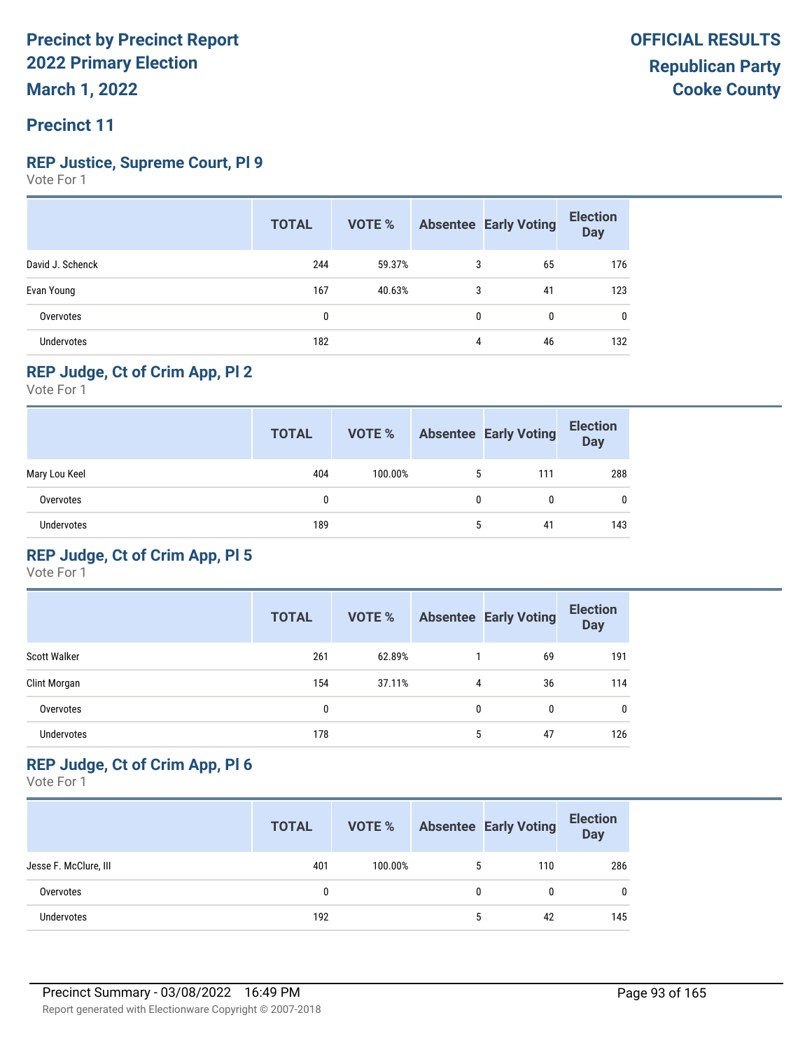# Precinct by Precinct Report
## 2022 Primary Election
## March 1, 2022

**OFFICIAL RESULTS**
**Republican Party**
**Cooke County**

## Precinct 11

### REP Justice, Supreme Court, Pl 9
Vote For 1

| | TOTAL | VOTE % | Absentee | Early Voting | Election Day |
|---|---|---|---|---|---|
| David J. Schenck | 244 | 59.37% | 3 | 65 | 176 |
| Evan Young | 167 | 40.63% | 3 | 41 | 123 |
| Overvotes | 0 | | 0 | 0 | 0 |
| Undervotes | 182 | | 4 | 46 | 132 |

### REP Judge, Ct of Crim App, Pl 2
Vote For 1

| | TOTAL | VOTE % | Absentee | Early Voting | Election Day |
|---|---|---|---|---|---|
| Mary Lou Keel | 404 | 100.00% | 5 | 111 | 288 |
| Overvotes | 0 | | 0 | 0 | 0 |
| Undervotes | 189 | | 5 | 41 | 143 |

### REP Judge, Ct of Crim App, Pl 5
Vote For 1

| | TOTAL | VOTE % | Absentee | Early Voting | Election Day |
|---|---|---|---|---|---|
| Scott Walker | 261 | 62.89% | 1 | 69 | 191 |
| Clint Morgan | 154 | 37.11% | 4 | 36 | 114 |
| Overvotes | 0 | | 0 | 0 | 0 |
| Undervotes | 178 | | 5 | 47 | 126 |

### REP Judge, Ct of Crim App, Pl 6
Vote For 1

| | TOTAL | VOTE % | Absentee | Early Voting | Election Day |
|---|---|---|---|---|---|
| Jesse F. McClure, III | 401 | 100.00% | 5 | 110 | 286 |
| Overvotes | 0 | | 0 | 0 | 0 |
| Undervotes | 192 | | 5 | 42 | 145 |

Precinct Summary - 03/08/2022 16:49 PM

Report generated with Electionware Copyright © 2007-2018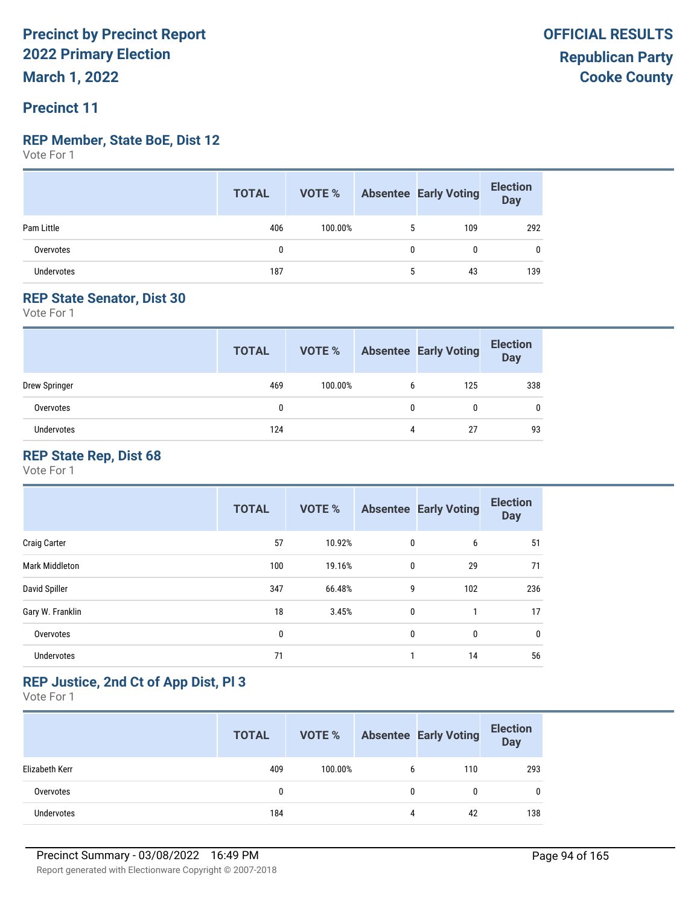# Precinct by Precinct Report
# 2022 Primary Election
# March 1, 2022

**OFFICIAL RESULTS**
**Republican Party**
**Cooke County**

## Precinct 11

### REP Member, State BoE, Dist 12

Vote For 1

| | TOTAL | VOTE % | Absentee | Early Voting | Election Day |
|---|---|---|---|---|---|
| Pam Little | 406 | 100.00% | 5 | 109 | 292 |
| Overvotes | 0 | | 0 | 0 | 0 |
| Undervotes | 187 | | 5 | 43 | 139 |

### REP State Senator, Dist 30

Vote For 1

| | TOTAL | VOTE % | Absentee | Early Voting | Election Day |
|---|---|---|---|---|---|
| Drew Springer | 469 | 100.00% | 6 | 125 | 338 |
| Overvotes | 0 | | 0 | 0 | 0 |
| Undervotes | 124 | | 4 | 27 | 93 |

### REP State Rep, Dist 68

Vote For 1

| | TOTAL | VOTE % | Absentee | Early Voting | Election Day |
|---|---|---|---|---|---|
| Craig Carter | 57 | 10.92% | 0 | 6 | 51 |
| Mark Middleton | 100 | 19.16% | 0 | 29 | 71 |
| David Spiller | 347 | 66.48% | 9 | 102 | 236 |
| Gary W. Franklin | 18 | 3.45% | 0 | 1 | 17 |
| Overvotes | 0 | | 0 | 0 | 0 |
| Undervotes | 71 | | 1 | 14 | 56 |

### REP Justice, 2nd Ct of App Dist, Pl 3

Vote For 1

| | TOTAL | VOTE % | Absentee | Early Voting | Election Day |
|---|---|---|---|---|---|
| Elizabeth Kerr | 409 | 100.00% | 6 | 110 | 293 |
| Overvotes | 0 | | 0 | 0 | 0 |
| Undervotes | 184 | | 4 | 42 | 138 |

Precinct Summary - 03/08/2022 16:49 PM

Report generated with Electionware Copyright © 2007-2018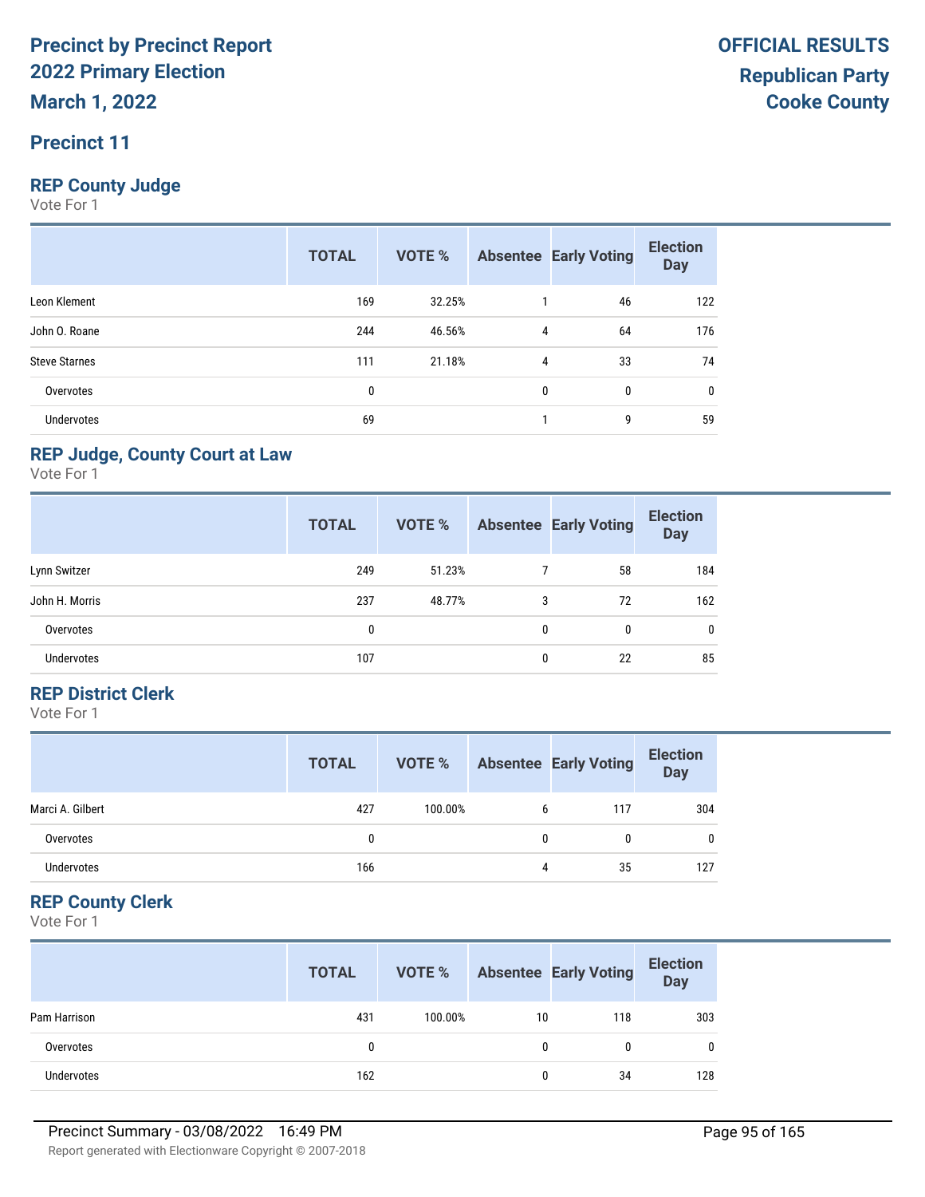# Precinct by Precinct Report
# 2022 Primary Election
# March 1, 2022

**OFFICIAL RESULTS**
**Republican Party**
**Cooke County**

## Precinct 11

### REP County Judge

Vote For 1

| | TOTAL | VOTE % | Absentee | Early Voting | Election Day |
|---|---|---|---|---|---|
| Leon Klement | 169 | 32.25% | 1 | 46 | 122 |
| John O. Roane | 244 | 46.56% | 4 | 64 | 176 |
| Steve Starnes | 111 | 21.18% | 4 | 33 | 74 |
| Overvotes | 0 | | 0 | 0 | 0 |
| Undervotes | 69 | | 1 | 9 | 59 |

### REP Judge, County Court at Law

Vote For 1

| | TOTAL | VOTE % | Absentee | Early Voting | Election Day |
|---|---|---|---|---|---|
| Lynn Switzer | 249 | 51.23% | 7 | 58 | 184 |
| John H. Morris | 237 | 48.77% | 3 | 72 | 162 |
| Overvotes | 0 | | 0 | 0 | 0 |
| Undervotes | 107 | | 0 | 22 | 85 |

### REP District Clerk

Vote For 1

| | TOTAL | VOTE % | Absentee | Early Voting | Election Day |
|---|---|---|---|---|---|
| Marci A. Gilbert | 427 | 100.00% | 6 | 117 | 304 |
| Overvotes | 0 | | 0 | 0 | 0 |
| Undervotes | 166 | | 4 | 35 | 127 |

### REP County Clerk

Vote For 1

| | TOTAL | VOTE % | Absentee | Early Voting | Election Day |
|---|---|---|---|---|---|
| Pam Harrison | 431 | 100.00% | 10 | 118 | 303 |
| Overvotes | 0 | | 0 | 0 | 0 |
| Undervotes | 162 | | 0 | 34 | 128 |

Precinct Summary - 03/08/2022 16:49 PM

Report generated with Electionware Copyright © 2007-2018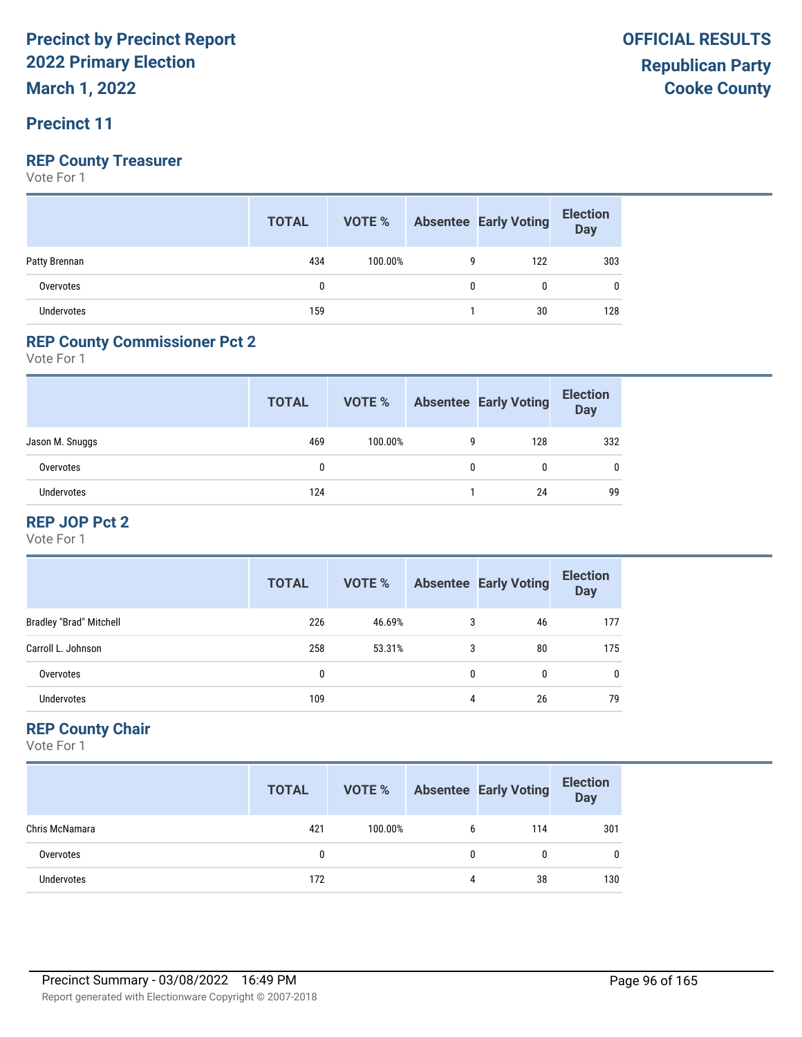# Precinct by Precinct Report
## 2022 Primary Election
### March 1, 2022

**OFFICIAL RESULTS**
**Republican Party**
**Cooke County**

## Precinct 11

### REP County Treasurer
Vote For 1

| | TOTAL | VOTE % | Absentee | Early Voting | Election Day |
|---|---|---|---|---|---|
| Patty Brennan | 434 | 100.00% | 9 | 122 | 303 |
| Overvotes | 0 | | 0 | 0 | 0 |
| Undervotes | 159 | | 1 | 30 | 128 |

### REP County Commissioner Pct 2
Vote For 1

| | TOTAL | VOTE % | Absentee | Early Voting | Election Day |
|---|---|---|---|---|---|
| Jason M. Snuggs | 469 | 100.00% | 9 | 128 | 332 |
| Overvotes | 0 | | 0 | 0 | 0 |
| Undervotes | 124 | | 1 | 24 | 99 |

### REP JOP Pct 2
Vote For 1

| | TOTAL | VOTE % | Absentee | Early Voting | Election Day |
|---|---|---|---|---|---|
| Bradley "Brad" Mitchell | 226 | 46.69% | 3 | 46 | 177 |
| Carroll L. Johnson | 258 | 53.31% | 3 | 80 | 175 |
| Overvotes | 0 | | 0 | 0 | 0 |
| Undervotes | 109 | | 4 | 26 | 79 |

### REP County Chair
Vote For 1

| | TOTAL | VOTE % | Absentee | Early Voting | Election Day |
|---|---|---|---|---|---|
| Chris McNamara | 421 | 100.00% | 6 | 114 | 301 |
| Overvotes | 0 | | 0 | 0 | 0 |
| Undervotes | 172 | | 4 | 38 | 130 |

Precinct Summary - 03/08/2022 16:49 PM

Report generated with Electionware Copyright © 2007-2018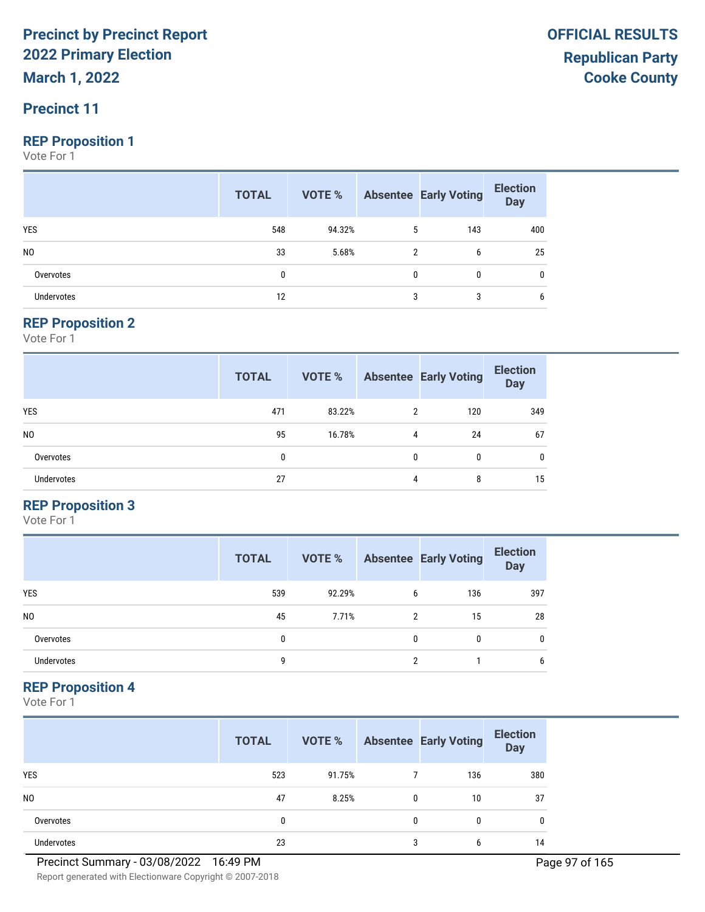# Precinct by Precinct Report
# 2022 Primary Election
# March 1, 2022

**OFFICIAL RESULTS**
**Republican Party**
**Cooke County**

## Precinct 11

### REP Proposition 1
Vote For 1

| | TOTAL | VOTE % | Absentee | Early Voting | Election Day |
|---|---|---|---|---|---|
| YES | 548 | 94.32% | 5 | 143 | 400 |
| NO | 33 | 5.68% | 2 | 6 | 25 |
| Overvotes | 0 | | 0 | 0 | 0 |
| Undervotes | 12 | | 3 | 3 | 6 |

### REP Proposition 2
Vote For 1

| | TOTAL | VOTE % | Absentee | Early Voting | Election Day |
|---|---|---|---|---|---|
| YES | 471 | 83.22% | 2 | 120 | 349 |
| NO | 95 | 16.78% | 4 | 24 | 67 |
| Overvotes | 0 | | 0 | 0 | 0 |
| Undervotes | 27 | | 4 | 8 | 15 |

### REP Proposition 3
Vote For 1

| | TOTAL | VOTE % | Absentee | Early Voting | Election Day |
|---|---|---|---|---|---|
| YES | 539 | 92.29% | 6 | 136 | 397 |
| NO | 45 | 7.71% | 2 | 15 | 28 |
| Overvotes | 0 | | 0 | 0 | 0 |
| Undervotes | 9 | | 2 | 1 | 6 |

### REP Proposition 4
Vote For 1

| | TOTAL | VOTE % | Absentee | Early Voting | Election Day |
|---|---|---|---|---|---|
| YES | 523 | 91.75% | 7 | 136 | 380 |
| NO | 47 | 8.25% | 0 | 10 | 37 |
| Overvotes | 0 | | 0 | 0 | 0 |
| Undervotes | 23 | | 3 | 6 | 14 |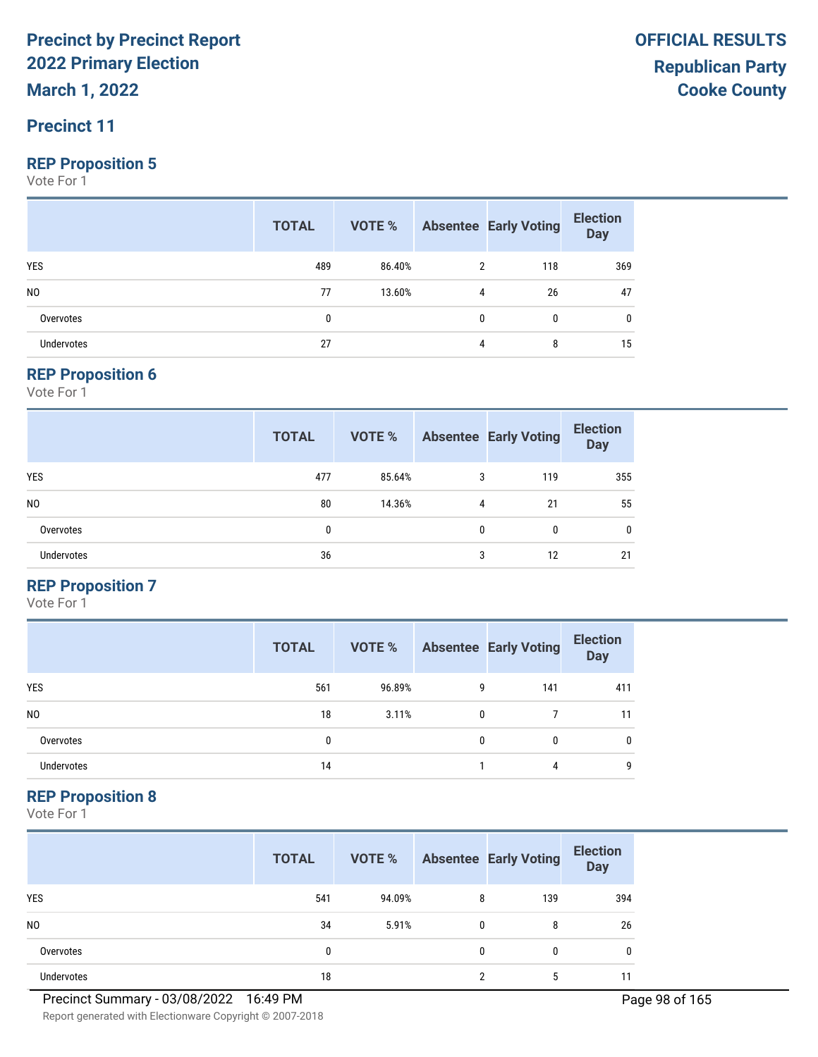# Precinct by Precinct Report
# 2022 Primary Election
# March 1, 2022

**OFFICIAL RESULTS**
**Republican Party**
**Cooke County**

## Precinct 11

### REP Proposition 5

Vote For 1

| | TOTAL | VOTE % | Absentee | Early Voting | Election Day |
|---|---|---|---|---|---|
| YES | 489 | 86.40% | 2 | 118 | 369 |
| NO | 77 | 13.60% | 4 | 26 | 47 |
| Overvotes | 0 | | 0 | 0 | 0 |
| Undervotes | 27 | | 4 | 8 | 15 |

### REP Proposition 6

Vote For 1

| | TOTAL | VOTE % | Absentee | Early Voting | Election Day |
|---|---|---|---|---|---|
| YES | 477 | 85.64% | 3 | 119 | 355 |
| NO | 80 | 14.36% | 4 | 21 | 55 |
| Overvotes | 0 | | 0 | 0 | 0 |
| Undervotes | 36 | | 3 | 12 | 21 |

### REP Proposition 7

Vote For 1

| | TOTAL | VOTE % | Absentee | Early Voting | Election Day |
|---|---|---|---|---|---|
| YES | 561 | 96.89% | 9 | 141 | 411 |
| NO | 18 | 3.11% | 0 | 7 | 11 |
| Overvotes | 0 | | 0 | 0 | 0 |
| Undervotes | 14 | | 1 | 4 | 9 |

### REP Proposition 8

Vote For 1

| | TOTAL | VOTE % | Absentee | Early Voting | Election Day |
|---|---|---|---|---|---|
| YES | 541 | 94.09% | 8 | 139 | 394 |
| NO | 34 | 5.91% | 0 | 8 | 26 |
| Overvotes | 0 | | 0 | 0 | 0 |
| Undervotes | 18 | | 2 | 5 | 11 |

Precinct Summary - 03/08/2022 16:49 PM

Report generated with Electionware Copyright © 2007-2018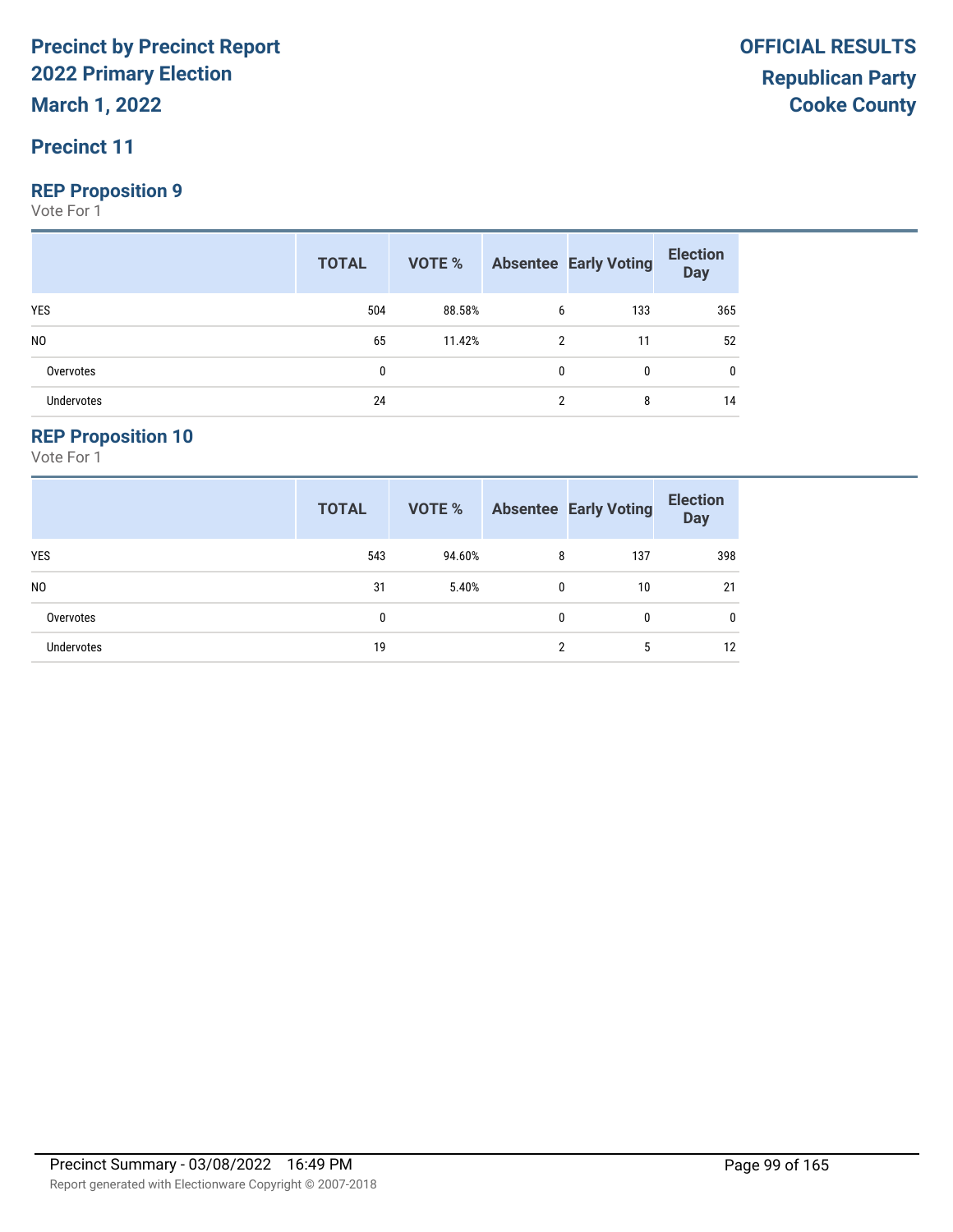# Precinct by Precinct Report
# 2022 Primary Election
## March 1, 2022

**OFFICIAL RESULTS**
**Republican Party**
**Cooke County**

## Precinct 11

### REP Proposition 9

Vote For 1

| | TOTAL | VOTE % | Absentee | Early Voting | Election Day |
|---|---|---|---|---|---|
| YES | 504 | 88.58% | 6 | 133 | 365 |
| NO | 65 | 11.42% | 2 | 11 | 52 |
| Overvotes | 0 | | 0 | 0 | 0 |
| Undervotes | 24 | | 2 | 8 | 14 |

### REP Proposition 10

Vote For 1

| | TOTAL | VOTE % | Absentee | Early Voting | Election Day |
|---|---|---|---|---|---|
| YES | 543 | 94.60% | 8 | 137 | 398 |
| NO | 31 | 5.40% | 0 | 10 | 21 |
| Overvotes | 0 | | 0 | 0 | 0 |
| Undervotes | 19 | | 2 | 5 | 12 |

Precinct Summary - 03/08/2022 16:49 PM

Report generated with Electionware Copyright © 2007-2018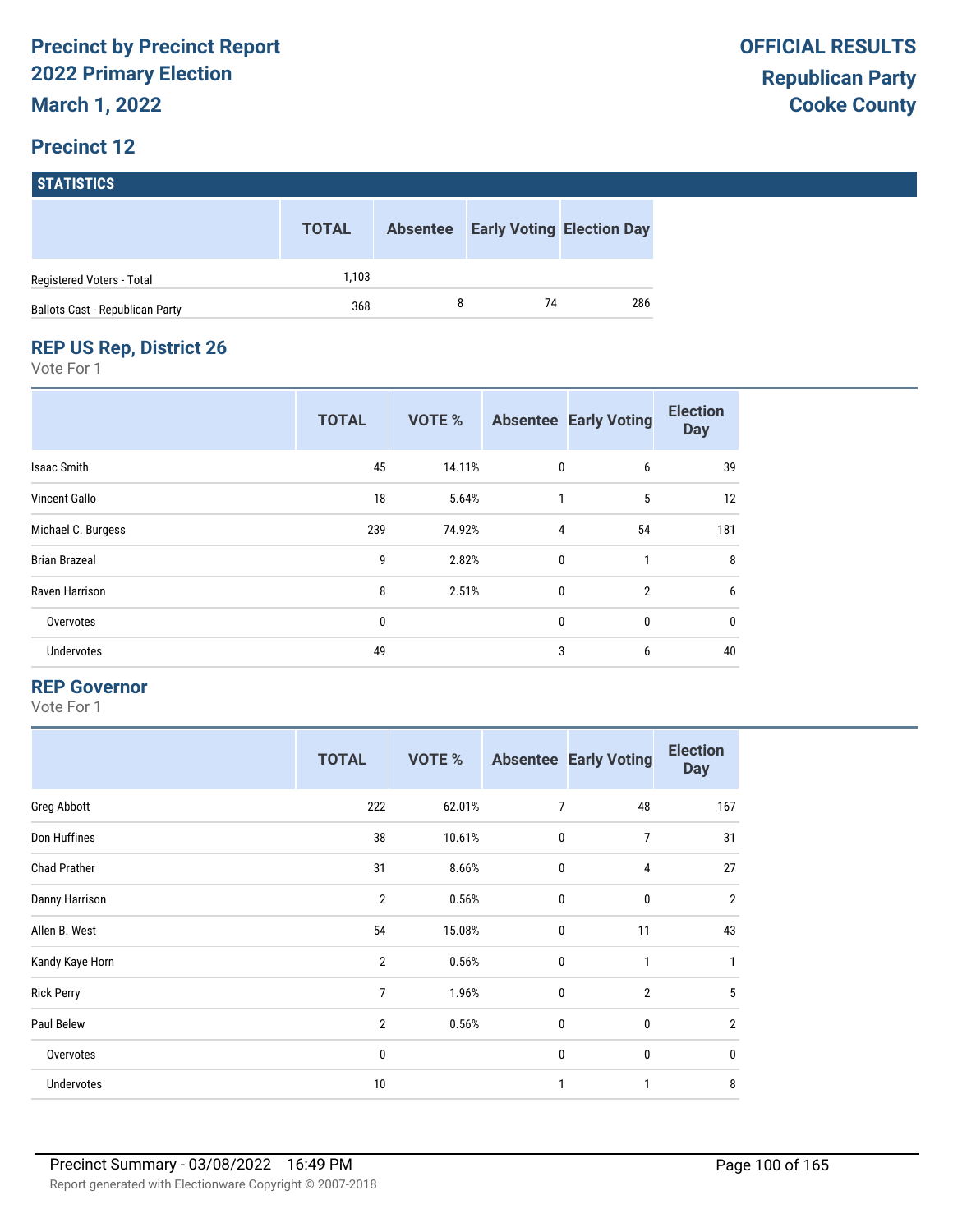# Precinct by Precinct Report
## 2022 Primary Election
## March 1, 2022

**OFFICIAL RESULTS**
**Republican Party**
**Cooke County**

## Precinct 12

### STATISTICS

| | TOTAL | Absentee | Early Voting | Election Day |
|---|---|---|---|---|
| Registered Voters - Total | 1,103 | | | |
| Ballots Cast - Republican Party | 368 | 8 | 74 | 286 |

### REP US Rep, District 26

Vote For 1

| | TOTAL | VOTE % | Absentee | Early Voting | Election Day |
|---|---|---|---|---|---|
| Isaac Smith | 45 | 14.11% | 0 | 6 | 39 |
| Vincent Gallo | 18 | 5.64% | 1 | 5 | 12 |
| Michael C. Burgess | 239 | 74.92% | 4 | 54 | 181 |
| Brian Brazeal | 9 | 2.82% | 0 | 1 | 8 |
| Raven Harrison | 8 | 2.51% | 0 | 2 | 6 |
| Overvotes | 0 | | 0 | 0 | 0 |
| Undervotes | 49 | | 3 | 6 | 40 |

### REP Governor

Vote For 1

| | TOTAL | VOTE % | Absentee | Early Voting | Election Day |
|---|---|---|---|---|---|
| Greg Abbott | 222 | 62.01% | 7 | 48 | 167 |
| Don Huffines | 38 | 10.61% | 0 | 7 | 31 |
| Chad Prather | 31 | 8.66% | 0 | 4 | 27 |
| Danny Harrison | 2 | 0.56% | 0 | 0 | 2 |
| Allen B. West | 54 | 15.08% | 0 | 11 | 43 |
| Kandy Kaye Horn | 2 | 0.56% | 0 | 1 | 1 |
| Rick Perry | 7 | 1.96% | 0 | 2 | 5 |
| Paul Belew | 2 | 0.56% | 0 | 0 | 2 |
| Overvotes | 0 | | 0 | 0 | 0 |
| Undervotes | 10 | | 1 | 1 | 8 |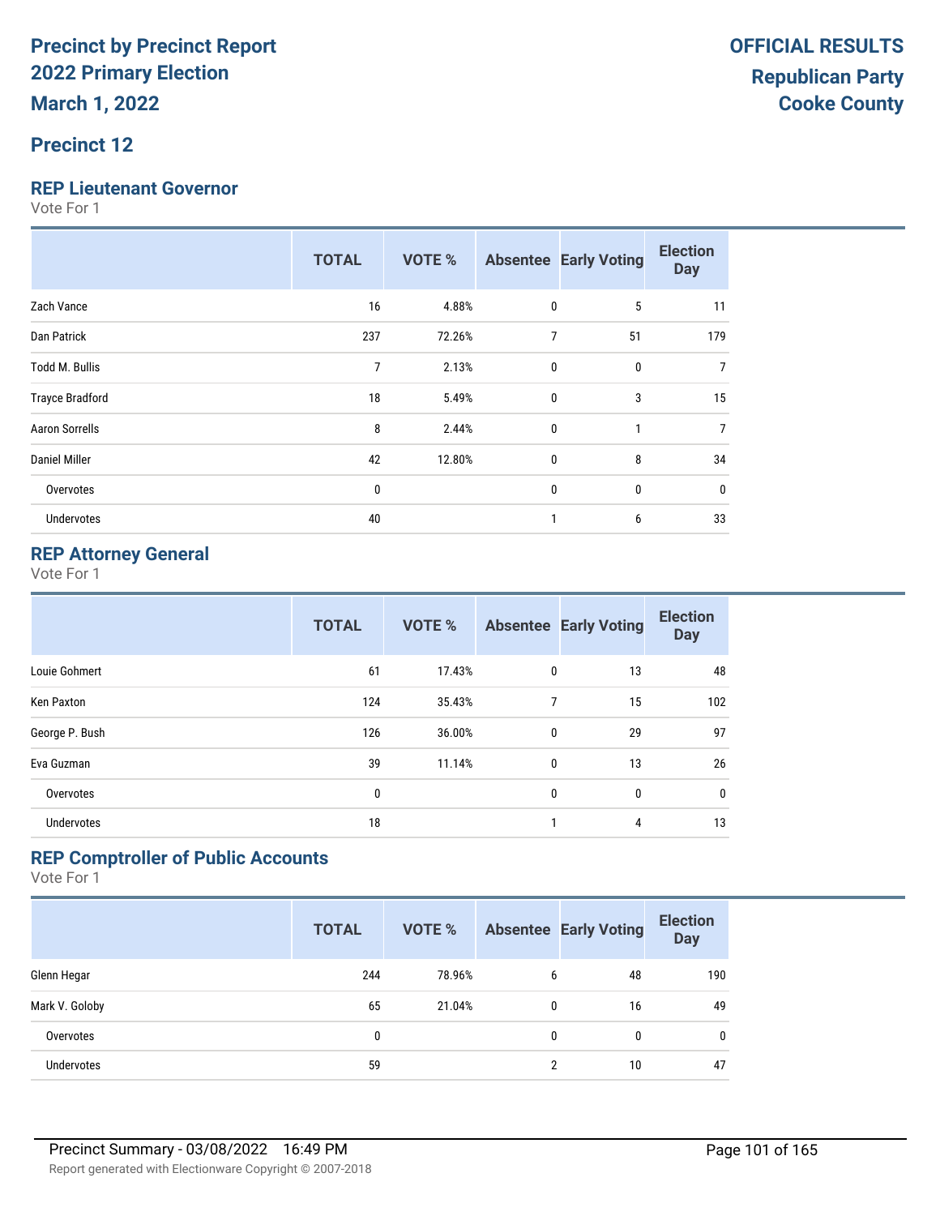# Precinct by Precinct Report
# 2022 Primary Election
# March 1, 2022

**OFFICIAL RESULTS**
**Republican Party**
**Cooke County**

## Precinct 12

### REP Lieutenant Governor

Vote For 1

| | TOTAL | VOTE % | Absentee | Early Voting | Election Day |
|---|---|---|---|---|---|
| Zach Vance | 16 | 4.88% | 0 | 5 | 11 |
| Dan Patrick | 237 | 72.26% | 7 | 51 | 179 |
| Todd M. Bullis | 7 | 2.13% | 0 | 0 | 7 |
| Trayce Bradford | 18 | 5.49% | 0 | 3 | 15 |
| Aaron Sorrells | 8 | 2.44% | 0 | 1 | 7 |
| Daniel Miller | 42 | 12.80% | 0 | 8 | 34 |
| Overvotes | 0 | | 0 | 0 | 0 |
| Undervotes | 40 | | 1 | 6 | 33 |

### REP Attorney General

Vote For 1

| | TOTAL | VOTE % | Absentee | Early Voting | Election Day |
|---|---|---|---|---|---|
| Louie Gohmert | 61 | 17.43% | 0 | 13 | 48 |
| Ken Paxton | 124 | 35.43% | 7 | 15 | 102 |
| George P. Bush | 126 | 36.00% | 0 | 29 | 97 |
| Eva Guzman | 39 | 11.14% | 0 | 13 | 26 |
| Overvotes | 0 | | 0 | 0 | 0 |
| Undervotes | 18 | | 1 | 4 | 13 |

### REP Comptroller of Public Accounts

Vote For 1

| | TOTAL | VOTE % | Absentee | Early Voting | Election Day |
|---|---|---|---|---|---|
| Glenn Hegar | 244 | 78.96% | 6 | 48 | 190 |
| Mark V. Goloby | 65 | 21.04% | 0 | 16 | 49 |
| Overvotes | 0 | | 0 | 0 | 0 |
| Undervotes | 59 | | 2 | 10 | 47 |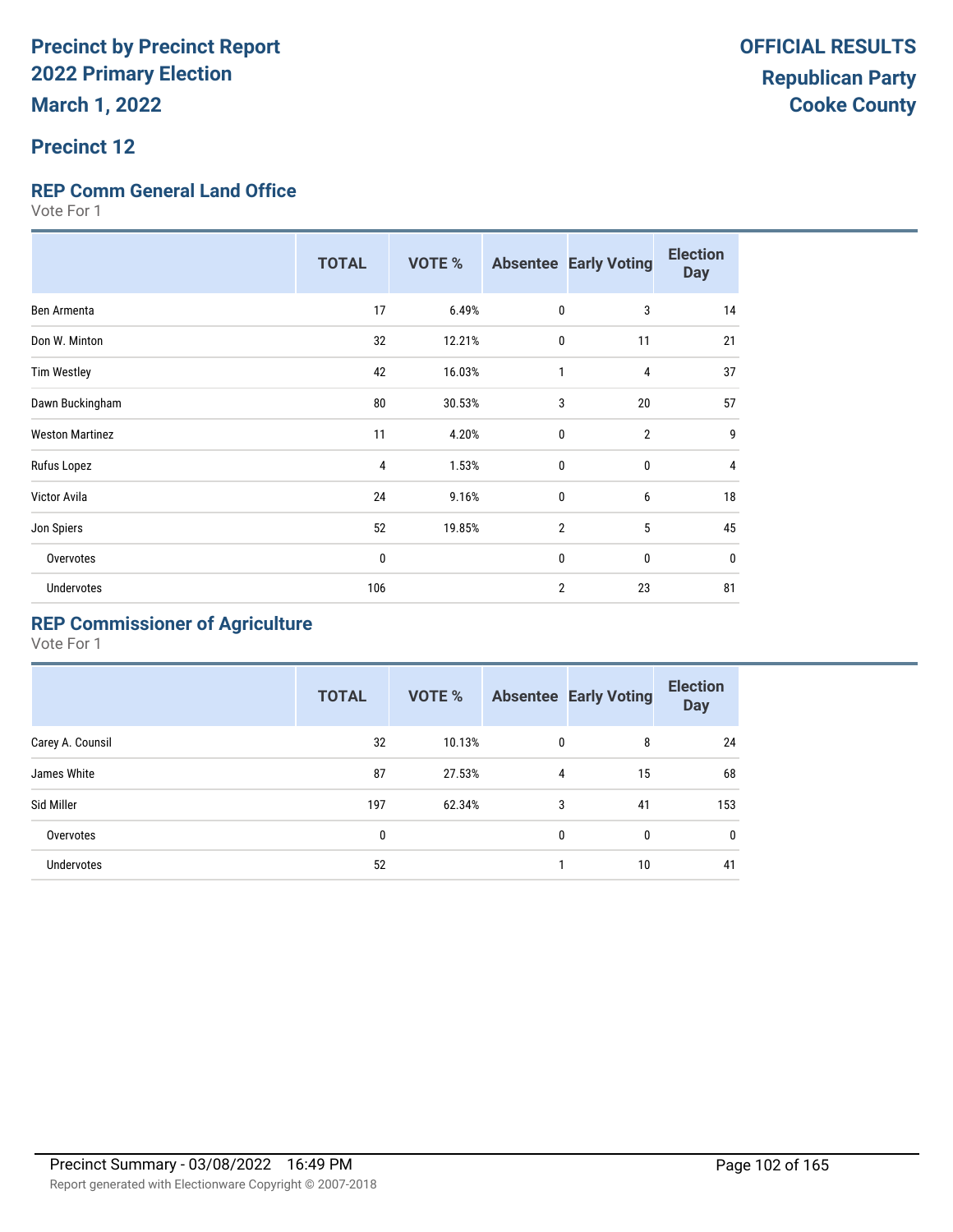# Precinct by Precinct Report
# 2022 Primary Election
**March 1, 2022**

**OFFICIAL RESULTS**
**Republican Party**
**Cooke County**

## Precinct 12

### REP Comm General Land Office

Vote For 1

| | TOTAL | VOTE % | Absentee | Early Voting | Election Day |
|---|---|---|---|---|---|
| Ben Armenta | 17 | 6.49% | 0 | 3 | 14 |
| Don W. Minton | 32 | 12.21% | 0 | 11 | 21 |
| Tim Westley | 42 | 16.03% | 1 | 4 | 37 |
| Dawn Buckingham | 80 | 30.53% | 3 | 20 | 57 |
| Weston Martinez | 11 | 4.20% | 0 | 2 | 9 |
| Rufus Lopez | 4 | 1.53% | 0 | 0 | 4 |
| Victor Avila | 24 | 9.16% | 0 | 6 | 18 |
| Jon Spiers | 52 | 19.85% | 2 | 5 | 45 |
| Overvotes | 0 | | 0 | 0 | 0 |
| Undervotes | 106 | | 2 | 23 | 81 |

### REP Commissioner of Agriculture

Vote For 1

| | TOTAL | VOTE % | Absentee | Early Voting | Election Day |
|---|---|---|---|---|---|
| Carey A. Counsil | 32 | 10.13% | 0 | 8 | 24 |
| James White | 87 | 27.53% | 4 | 15 | 68 |
| Sid Miller | 197 | 62.34% | 3 | 41 | 153 |
| Overvotes | 0 | | 0 | 0 | 0 |
| Undervotes | 52 | | 1 | 10 | 41 |

Precinct Summary - 03/08/2022 16:49 PM

Report generated with Electionware Copyright © 2007-2018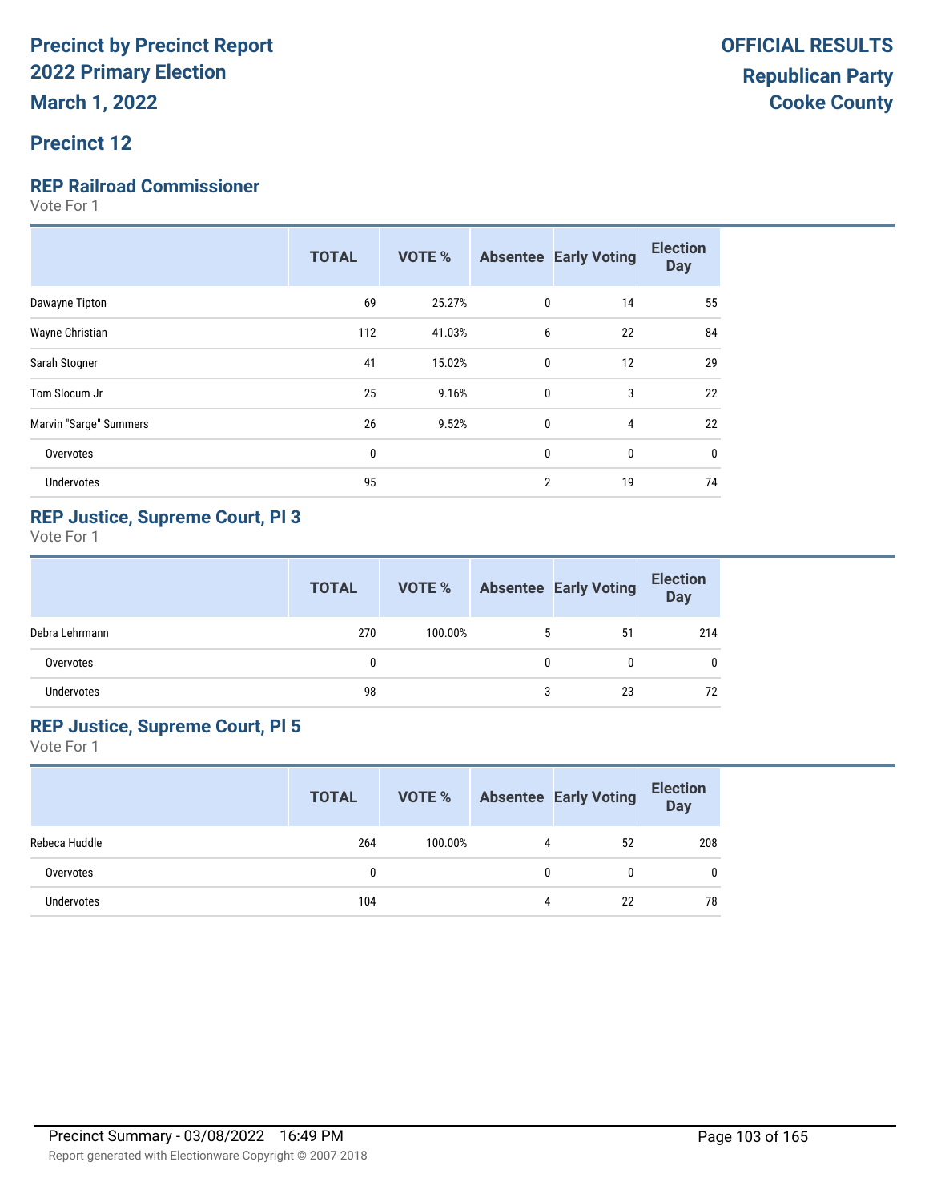# Precinct by Precinct Report
# 2022 Primary Election
## March 1, 2022

**OFFICIAL RESULTS**
**Republican Party**
**Cooke County**

## Precinct 12

### REP Railroad Commissioner

Vote For 1

| | TOTAL | VOTE % | Absentee | Early Voting | Election Day |
|---|---|---|---|---|---|
| Dawayne Tipton | 69 | 25.27% | 0 | 14 | 55 |
| Wayne Christian | 112 | 41.03% | 6 | 22 | 84 |
| Sarah Stogner | 41 | 15.02% | 0 | 12 | 29 |
| Tom Slocum Jr | 25 | 9.16% | 0 | 3 | 22 |
| Marvin "Sarge" Summers | 26 | 9.52% | 0 | 4 | 22 |
| Overvotes | 0 | | 0 | 0 | 0 |
| Undervotes | 95 | | 2 | 19 | 74 |

### REP Justice, Supreme Court, Pl 3

Vote For 1

| | TOTAL | VOTE % | Absentee | Early Voting | Election Day |
|---|---|---|---|---|---|
| Debra Lehrmann | 270 | 100.00% | 5 | 51 | 214 |
| Overvotes | 0 | | 0 | 0 | 0 |
| Undervotes | 98 | | 3 | 23 | 72 |

### REP Justice, Supreme Court, Pl 5

Vote For 1

| | TOTAL | VOTE % | Absentee | Early Voting | Election Day |
|---|---|---|---|---|---|
| Rebeca Huddle | 264 | 100.00% | 4 | 52 | 208 |
| Overvotes | 0 | | 0 | 0 | 0 |
| Undervotes | 104 | | 4 | 22 | 78 |

Precinct Summary - 03/08/2022 16:49 PM

Report generated with Electionware Copyright © 2007-2018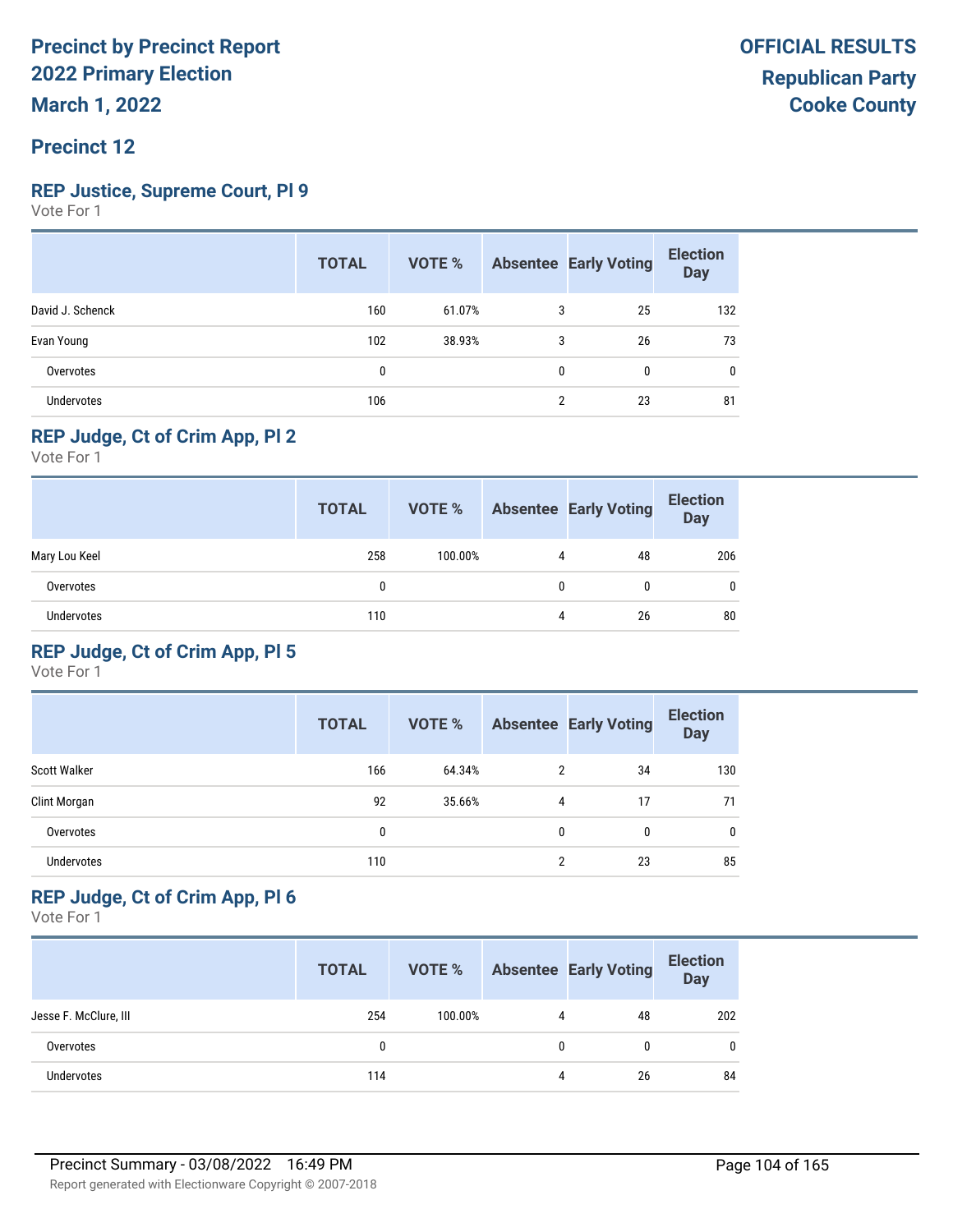# Precinct by Precinct Report
## 2022 Primary Election
## March 1, 2022

**OFFICIAL RESULTS**
**Republican Party**
**Cooke County**

## Precinct 12

### REP Justice, Supreme Court, Pl 9

Vote For 1

| | TOTAL | VOTE % | Absentee | Early Voting | Election Day |
|---|---|---|---|---|---|
| David J. Schenck | 160 | 61.07% | 3 | 25 | 132 |
| Evan Young | 102 | 38.93% | 3 | 26 | 73 |
| Overvotes | 0 | | 0 | 0 | 0 |
| Undervotes | 106 | | 2 | 23 | 81 |

### REP Judge, Ct of Crim App, Pl 2

Vote For 1

| | TOTAL | VOTE % | Absentee | Early Voting | Election Day |
|---|---|---|---|---|---|
| Mary Lou Keel | 258 | 100.00% | 4 | 48 | 206 |
| Overvotes | 0 | | 0 | 0 | 0 |
| Undervotes | 110 | | 4 | 26 | 80 |

### REP Judge, Ct of Crim App, Pl 5

Vote For 1

| | TOTAL | VOTE % | Absentee | Early Voting | Election Day |
|---|---|---|---|---|---|
| Scott Walker | 166 | 64.34% | 2 | 34 | 130 |
| Clint Morgan | 92 | 35.66% | 4 | 17 | 71 |
| Overvotes | 0 | | 0 | 0 | 0 |
| Undervotes | 110 | | 2 | 23 | 85 |

### REP Judge, Ct of Crim App, Pl 6

Vote For 1

| | TOTAL | VOTE % | Absentee | Early Voting | Election Day |
|---|---|---|---|---|---|
| Jesse F. McClure, III | 254 | 100.00% | 4 | 48 | 202 |
| Overvotes | 0 | | 0 | 0 | 0 |
| Undervotes | 114 | | 4 | 26 | 84 |

Precinct Summary - 03/08/2022 16:49 PM

Report generated with Electionware Copyright © 2007-2018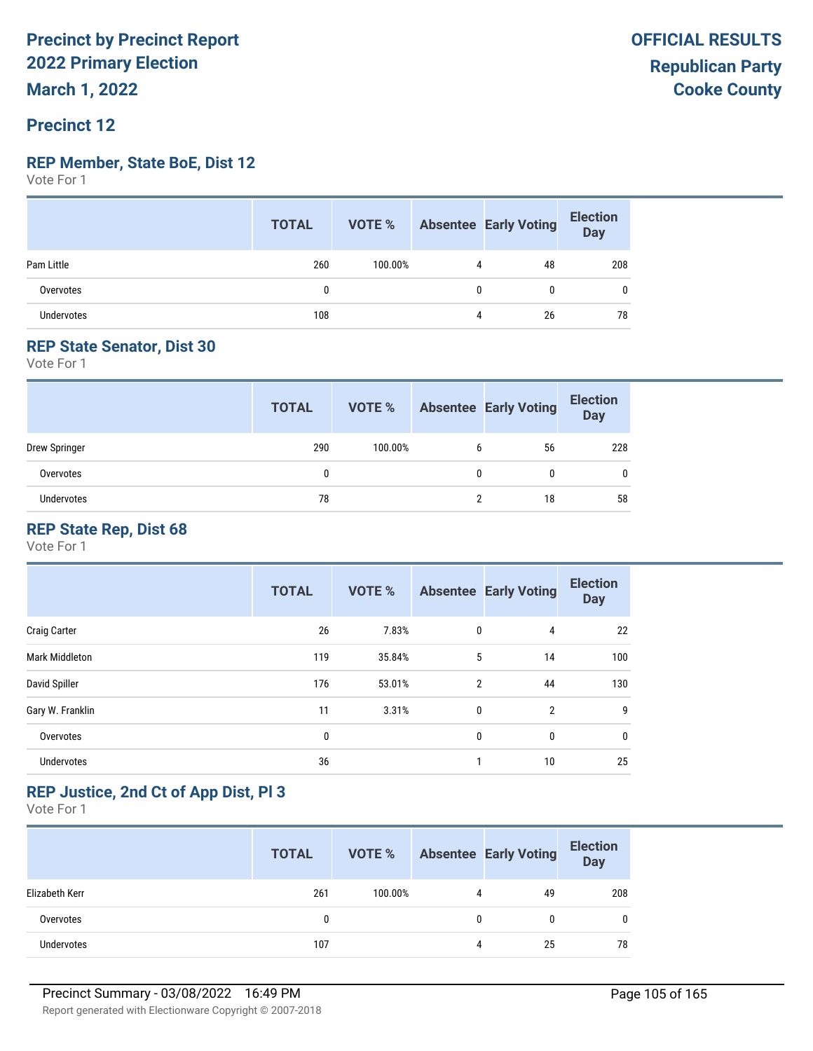# Precinct by Precinct Report
# 2022 Primary Election
# March 1, 2022

**OFFICIAL RESULTS**
**Republican Party**
**Cooke County**

## Precinct 12

### REP Member, State BoE, Dist 12

Vote For 1

| | TOTAL | VOTE % | Absentee | Early Voting | Election Day |
|---|---|---|---|---|---|
| Pam Little | 260 | 100.00% | 4 | 48 | 208 |
| Overvotes | 0 | | 0 | 0 | 0 |
| Undervotes | 108 | | 4 | 26 | 78 |

### REP State Senator, Dist 30

Vote For 1

| | TOTAL | VOTE % | Absentee | Early Voting | Election Day |
|---|---|---|---|---|---|
| Drew Springer | 290 | 100.00% | 6 | 56 | 228 |
| Overvotes | 0 | | 0 | 0 | 0 |
| Undervotes | 78 | | 2 | 18 | 58 |

### REP State Rep, Dist 68

Vote For 1

| | TOTAL | VOTE % | Absentee | Early Voting | Election Day |
|---|---|---|---|---|---|
| Craig Carter | 26 | 7.83% | 0 | 4 | 22 |
| Mark Middleton | 119 | 35.84% | 5 | 14 | 100 |
| David Spiller | 176 | 53.01% | 2 | 44 | 130 |
| Gary W. Franklin | 11 | 3.31% | 0 | 2 | 9 |
| Overvotes | 0 | | 0 | 0 | 0 |
| Undervotes | 36 | | 1 | 10 | 25 |

### REP Justice, 2nd Ct of App Dist, Pl 3

Vote For 1

| | TOTAL | VOTE % | Absentee | Early Voting | Election Day |
|---|---|---|---|---|---|
| Elizabeth Kerr | 261 | 100.00% | 4 | 49 | 208 |
| Overvotes | 0 | | 0 | 0 | 0 |
| Undervotes | 107 | | 4 | 25 | 78 |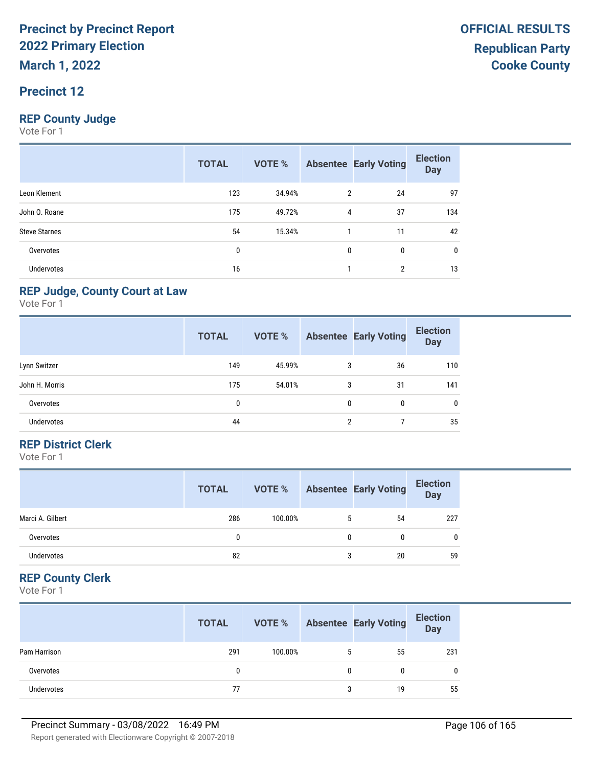# Precinct by Precinct Report
# 2022 Primary Election
# March 1, 2022

**OFFICIAL RESULTS**
**Republican Party**
**Cooke County**

## Precinct 12

### REP County Judge

Vote For 1

| | TOTAL | VOTE % | Absentee | Early Voting | Election Day |
|---|---|---|---|---|---|
| Leon Klement | 123 | 34.94% | 2 | 24 | 97 |
| John O. Roane | 175 | 49.72% | 4 | 37 | 134 |
| Steve Starnes | 54 | 15.34% | 1 | 11 | 42 |
| Overvotes | 0 | | 0 | 0 | 0 |
| Undervotes | 16 | | 1 | 2 | 13 |

### REP Judge, County Court at Law

Vote For 1

| | TOTAL | VOTE % | Absentee | Early Voting | Election Day |
|---|---|---|---|---|---|
| Lynn Switzer | 149 | 45.99% | 3 | 36 | 110 |
| John H. Morris | 175 | 54.01% | 3 | 31 | 141 |
| Overvotes | 0 | | 0 | 0 | 0 |
| Undervotes | 44 | | 2 | 7 | 35 |

### REP District Clerk

Vote For 1

| | TOTAL | VOTE % | Absentee | Early Voting | Election Day |
|---|---|---|---|---|---|
| Marci A. Gilbert | 286 | 100.00% | 5 | 54 | 227 |
| Overvotes | 0 | | 0 | 0 | 0 |
| Undervotes | 82 | | 3 | 20 | 59 |

### REP County Clerk

Vote For 1

| | TOTAL | VOTE % | Absentee | Early Voting | Election Day |
|---|---|---|---|---|---|
| Pam Harrison | 291 | 100.00% | 5 | 55 | 231 |
| Overvotes | 0 | | 0 | 0 | 0 |
| Undervotes | 77 | | 3 | 19 | 55 |

Precinct Summary - 03/08/2022 16:49 PM

Report generated with Electionware Copyright © 2007-2018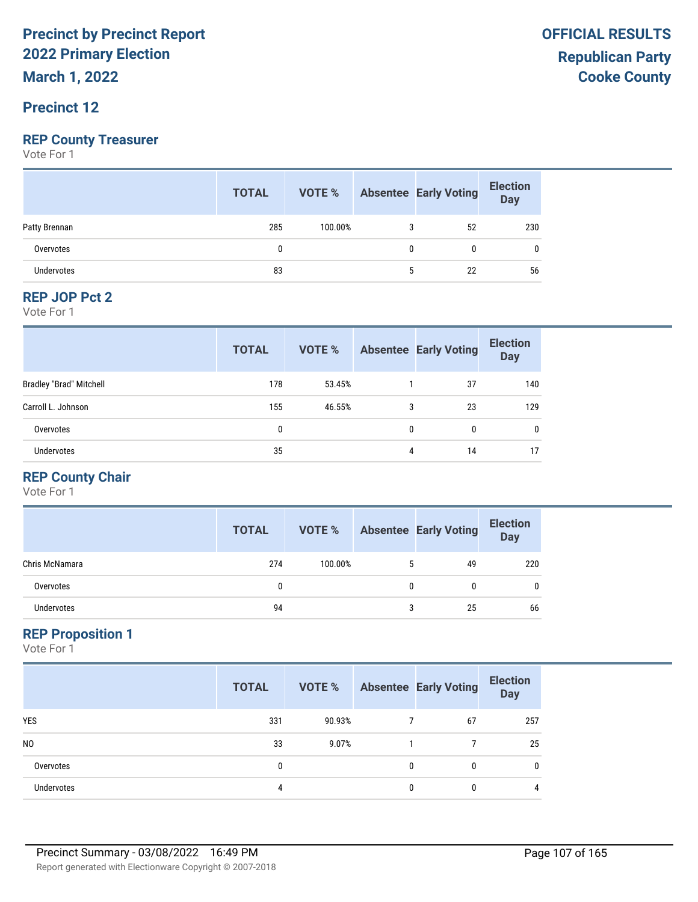**Precinct by Precinct Report**
**2022 Primary Election**
**March 1, 2022**

**OFFICIAL RESULTS**
**Republican Party**
**Cooke County**

## Precinct 12

### REP County Treasurer

Vote For 1

| | TOTAL | VOTE % | Absentee | Early Voting | Election Day |
|---|---|---|---|---|---|
| Patty Brennan | 285 | 100.00% | 3 | 52 | 230 |
| Overvotes | 0 | | 0 | 0 | 0 |
| Undervotes | 83 | | 5 | 22 | 56 |

### REP JOP Pct 2

Vote For 1

| | TOTAL | VOTE % | Absentee | Early Voting | Election Day |
|---|---|---|---|---|---|
| Bradley "Brad" Mitchell | 178 | 53.45% | 1 | 37 | 140 |
| Carroll L. Johnson | 155 | 46.55% | 3 | 23 | 129 |
| Overvotes | 0 | | 0 | 0 | 0 |
| Undervotes | 35 | | 4 | 14 | 17 |

### REP County Chair

Vote For 1

| | TOTAL | VOTE % | Absentee | Early Voting | Election Day |
|---|---|---|---|---|---|
| Chris McNamara | 274 | 100.00% | 5 | 49 | 220 |
| Overvotes | 0 | | 0 | 0 | 0 |
| Undervotes | 94 | | 3 | 25 | 66 |

### REP Proposition 1

Vote For 1

| | TOTAL | VOTE % | Absentee | Early Voting | Election Day |
|---|---|---|---|---|---|
| YES | 331 | 90.93% | 7 | 67 | 257 |
| NO | 33 | 9.07% | 1 | 7 | 25 |
| Overvotes | 0 | | 0 | 0 | 0 |
| Undervotes | 4 | | 0 | 0 | 4 |

Precinct Summary - 03/08/2022 16:49 PM

Report generated with Electionware Copyright © 2007-2018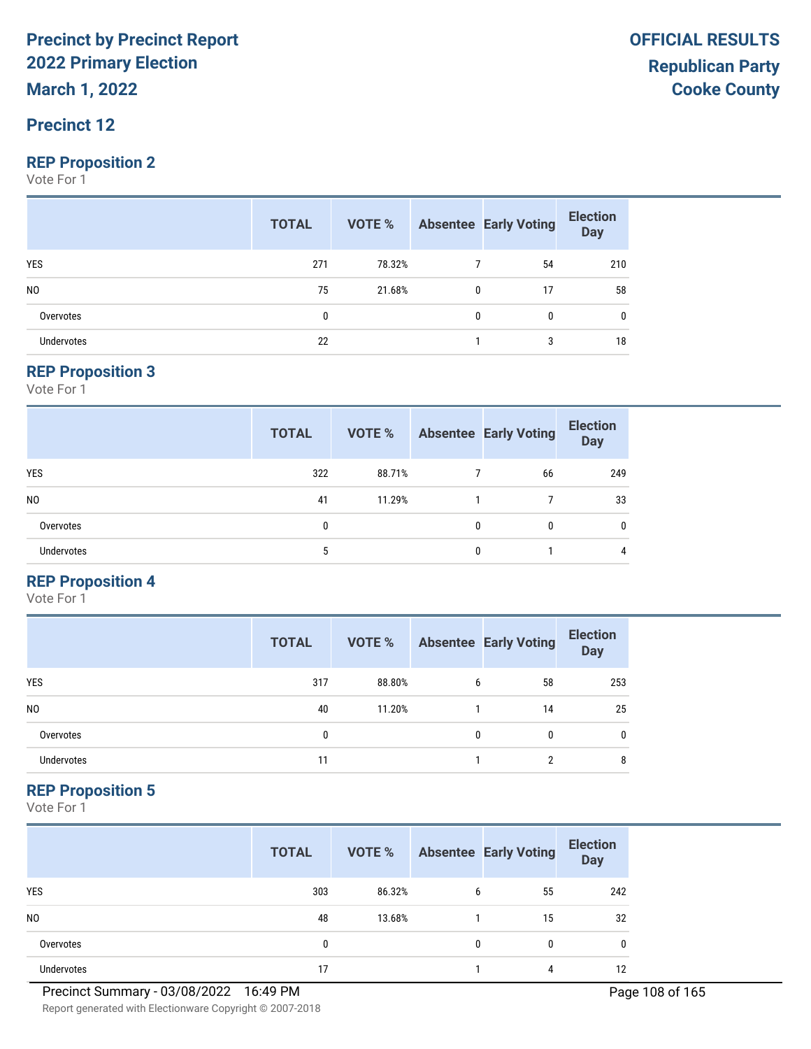# Precinct by Precinct Report
# 2022 Primary Election
# March 1, 2022

**OFFICIAL RESULTS**
**Republican Party**
**Cooke County**

## Precinct 12

### REP Proposition 2

Vote For 1

| | TOTAL | VOTE % | Absentee | Early Voting | Election Day |
|---|---|---|---|---|---|
| YES | 271 | 78.32% | 7 | 54 | 210 |
| NO | 75 | 21.68% | 0 | 17 | 58 |
| Overvotes | 0 | | 0 | 0 | 0 |
| Undervotes | 22 | | 1 | 3 | 18 |

### REP Proposition 3

Vote For 1

| | TOTAL | VOTE % | Absentee | Early Voting | Election Day |
|---|---|---|---|---|---|
| YES | 322 | 88.71% | 7 | 66 | 249 |
| NO | 41 | 11.29% | 1 | 7 | 33 |
| Overvotes | 0 | | 0 | 0 | 0 |
| Undervotes | 5 | | 0 | 1 | 4 |

### REP Proposition 4

Vote For 1

| | TOTAL | VOTE % | Absentee | Early Voting | Election Day |
|---|---|---|---|---|---|
| YES | 317 | 88.80% | 6 | 58 | 253 |
| NO | 40 | 11.20% | 1 | 14 | 25 |
| Overvotes | 0 | | 0 | 0 | 0 |
| Undervotes | 11 | | 1 | 2 | 8 |

### REP Proposition 5

Vote For 1

| | TOTAL | VOTE % | Absentee | Early Voting | Election Day |
|---|---|---|---|---|---|
| YES | 303 | 86.32% | 6 | 55 | 242 |
| NO | 48 | 13.68% | 1 | 15 | 32 |
| Overvotes | 0 | | 0 | 0 | 0 |
| Undervotes | 17 | | 1 | 4 | 12 |

Precinct Summary - 03/08/2022 16:49 PM

Report generated with Electionware Copyright © 2007-2018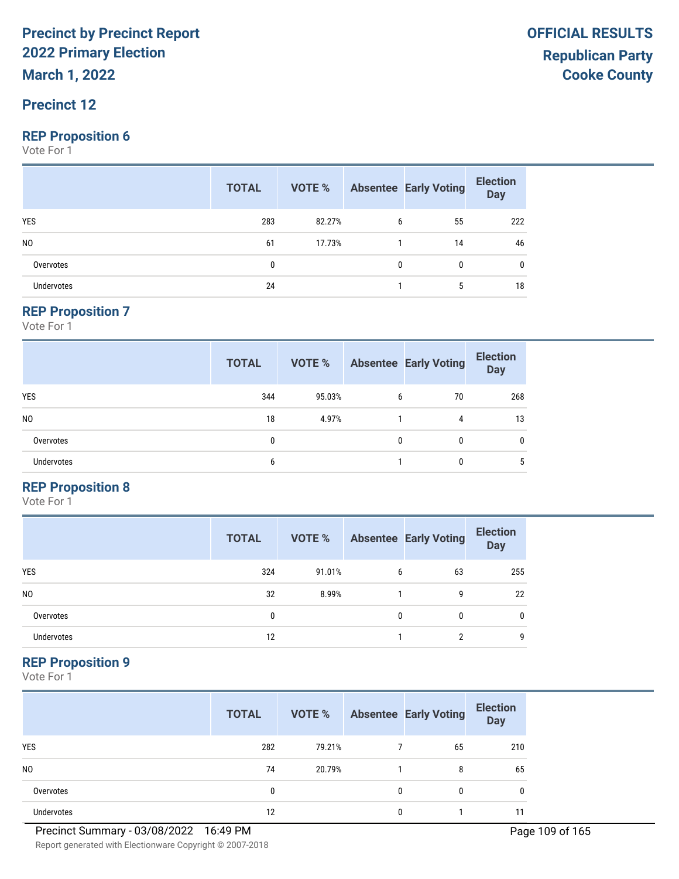# Precinct by Precinct Report
## 2022 Primary Election
## March 1, 2022

**OFFICIAL RESULTS**
**Republican Party**
**Cooke County**

## Precinct 12

### REP Proposition 6
Vote For 1

| | TOTAL | VOTE % | Absentee | Early Voting | Election Day |
|---|---|---|---|---|---|
| YES | 283 | 82.27% | 6 | 55 | 222 |
| NO | 61 | 17.73% | 1 | 14 | 46 |
| Overvotes | 0 | | 0 | 0 | 0 |
| Undervotes | 24 | | 1 | 5 | 18 |

### REP Proposition 7
Vote For 1

| | TOTAL | VOTE % | Absentee | Early Voting | Election Day |
|---|---|---|---|---|---|
| YES | 344 | 95.03% | 6 | 70 | 268 |
| NO | 18 | 4.97% | 1 | 4 | 13 |
| Overvotes | 0 | | 0 | 0 | 0 |
| Undervotes | 6 | | 1 | 0 | 5 |

### REP Proposition 8
Vote For 1

| | TOTAL | VOTE % | Absentee | Early Voting | Election Day |
|---|---|---|---|---|---|
| YES | 324 | 91.01% | 6 | 63 | 255 |
| NO | 32 | 8.99% | 1 | 9 | 22 |
| Overvotes | 0 | | 0 | 0 | 0 |
| Undervotes | 12 | | 1 | 2 | 9 |

### REP Proposition 9
Vote For 1

| | TOTAL | VOTE % | Absentee | Early Voting | Election Day |
|---|---|---|---|---|---|
| YES | 282 | 79.21% | 7 | 65 | 210 |
| NO | 74 | 20.79% | 1 | 8 | 65 |
| Overvotes | 0 | | 0 | 0 | 0 |
| Undervotes | 12 | | 0 | 1 | 11 |

Precinct Summary - 03/08/2022 16:49 PM

Report generated with Electionware Copyright © 2007-2018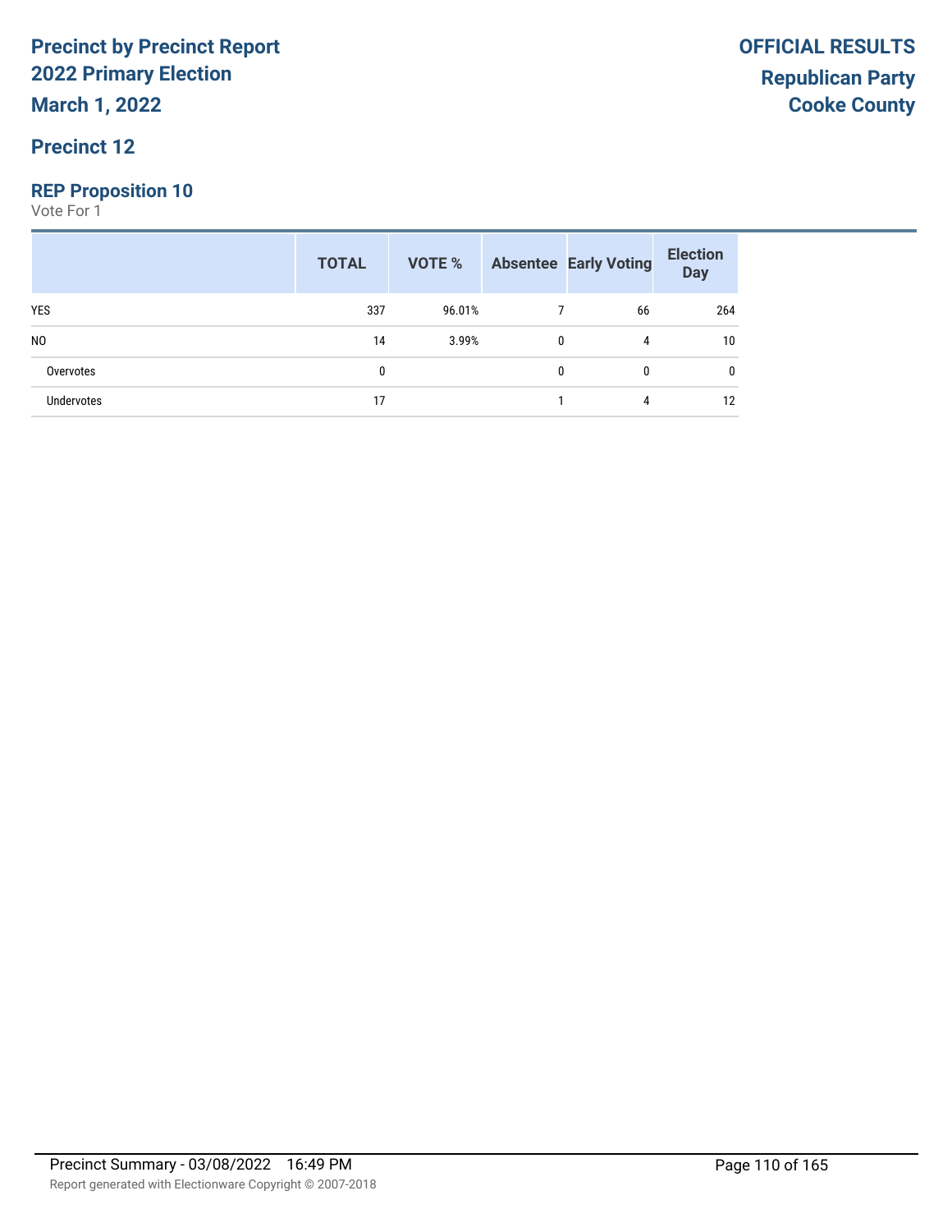# Precinct by Precinct Report
## 2022 Primary Election
**March 1, 2022**

**OFFICIAL RESULTS**
**Republican Party**
**Cooke County**

### Precinct 12

### REP Proposition 10
Vote For 1

| | TOTAL | VOTE % | Absentee | Early Voting | Election Day |
|---|---|---|---|---|---|
| YES | 337 | 96.01% | 7 | 66 | 264 |
| NO | 14 | 3.99% | 0 | 4 | 10 |
| Overvotes | 0 | | 0 | 0 | 0 |
| Undervotes | 17 | | 1 | 4 | 12 |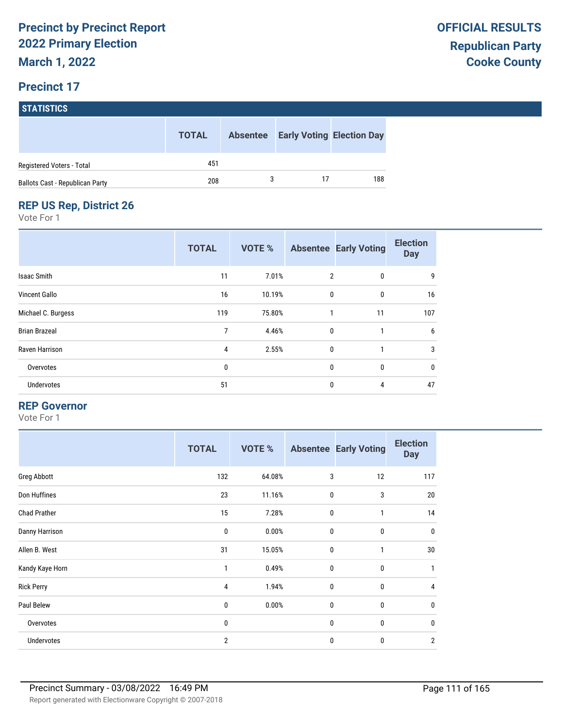# Precinct by Precinct Report
# 2022 Primary Election
# March 1, 2022

**OFFICIAL RESULTS**
**Republican Party**
**Cooke County**

## Precinct 17

### STATISTICS

| | TOTAL | Absentee | Early Voting | Election Day |
|---|---|---|---|---|
| Registered Voters - Total | 451 | | | |
| Ballots Cast - Republican Party | 208 | 3 | 17 | 188 |

### REP US Rep, District 26

Vote For 1

| | TOTAL | VOTE % | Absentee | Early Voting | Election Day |
|---|---|---|---|---|---|
| Isaac Smith | 11 | 7.01% | 2 | 0 | 9 |
| Vincent Gallo | 16 | 10.19% | 0 | 0 | 16 |
| Michael C. Burgess | 119 | 75.80% | 1 | 11 | 107 |
| Brian Brazeal | 7 | 4.46% | 0 | 1 | 6 |
| Raven Harrison | 4 | 2.55% | 0 | 1 | 3 |
| Overvotes | 0 | | 0 | 0 | 0 |
| Undervotes | 51 | | 0 | 4 | 47 |

### REP Governor

Vote For 1

| | TOTAL | VOTE % | Absentee | Early Voting | Election Day |
|---|---|---|---|---|---|
| Greg Abbott | 132 | 64.08% | 3 | 12 | 117 |
| Don Huffines | 23 | 11.16% | 0 | 3 | 20 |
| Chad Prather | 15 | 7.28% | 0 | 1 | 14 |
| Danny Harrison | 0 | 0.00% | 0 | 0 | 0 |
| Allen B. West | 31 | 15.05% | 0 | 1 | 30 |
| Kandy Kaye Horn | 1 | 0.49% | 0 | 0 | 1 |
| Rick Perry | 4 | 1.94% | 0 | 0 | 4 |
| Paul Belew | 0 | 0.00% | 0 | 0 | 0 |
| Overvotes | 0 | | 0 | 0 | 0 |
| Undervotes | 2 | | 0 | 0 | 2 |

Precinct Summary - 03/08/2022 16:49 PM

Report generated with Electionware Copyright © 2007-2018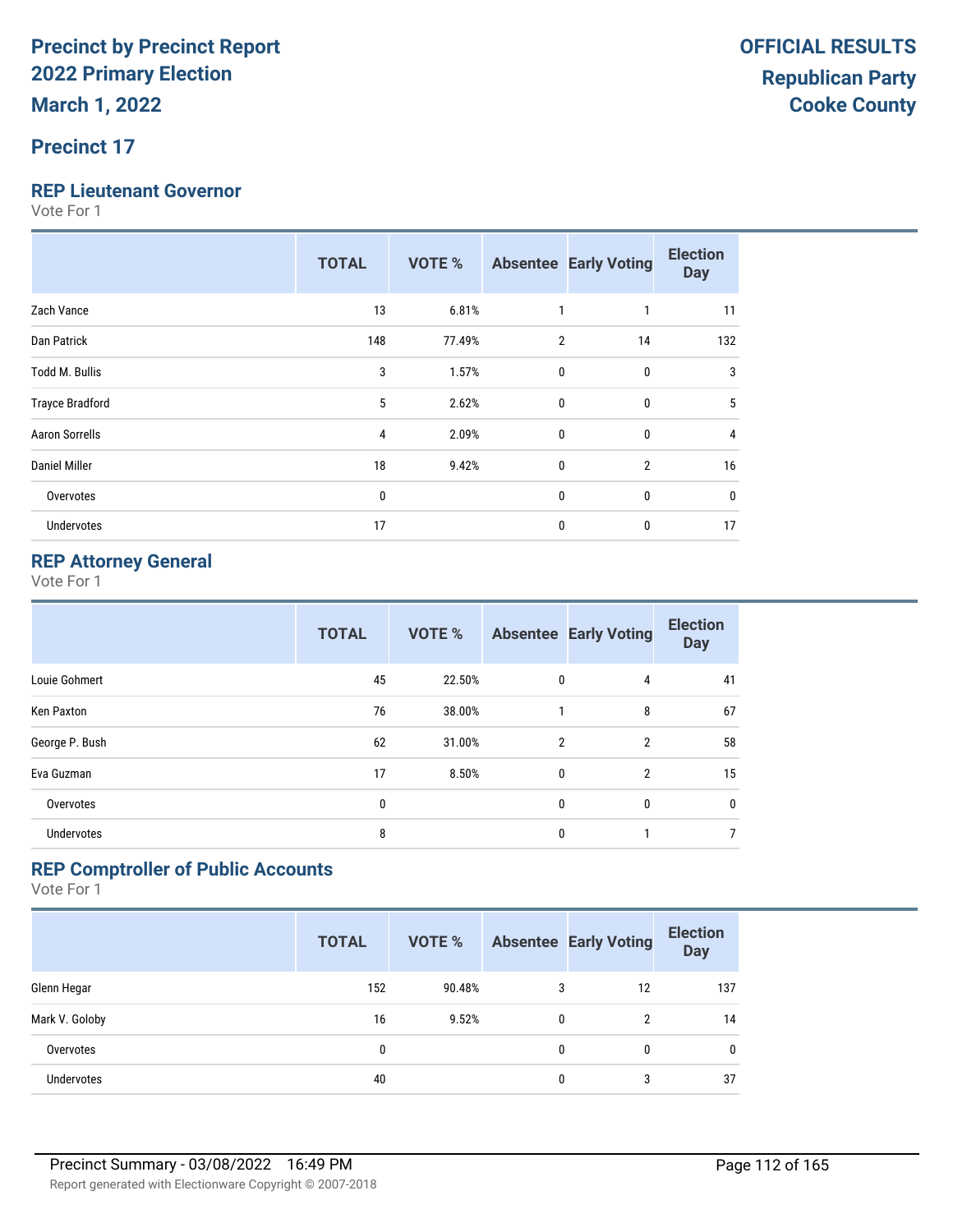# Precinct by Precinct Report
# 2022 Primary Election
## March 1, 2022

**OFFICIAL RESULTS**
**Republican Party**
**Cooke County**

## Precinct 17

### REP Lieutenant Governor
Vote For 1

| | TOTAL | VOTE % | Absentee | Early Voting | Election Day |
|---|---|---|---|---|---|
| Zach Vance | 13 | 6.81% | 1 | 1 | 11 |
| Dan Patrick | 148 | 77.49% | 2 | 14 | 132 |
| Todd M. Bullis | 3 | 1.57% | 0 | 0 | 3 |
| Trayce Bradford | 5 | 2.62% | 0 | 0 | 5 |
| Aaron Sorrells | 4 | 2.09% | 0 | 0 | 4 |
| Daniel Miller | 18 | 9.42% | 0 | 2 | 16 |
| Overvotes | 0 | | 0 | 0 | 0 |
| Undervotes | 17 | | 0 | 0 | 17 |

### REP Attorney General
Vote For 1

| | TOTAL | VOTE % | Absentee | Early Voting | Election Day |
|---|---|---|---|---|---|
| Louie Gohmert | 45 | 22.50% | 0 | 4 | 41 |
| Ken Paxton | 76 | 38.00% | 1 | 8 | 67 |
| George P. Bush | 62 | 31.00% | 2 | 2 | 58 |
| Eva Guzman | 17 | 8.50% | 0 | 2 | 15 |
| Overvotes | 0 | | 0 | 0 | 0 |
| Undervotes | 8 | | 0 | 1 | 7 |

### REP Comptroller of Public Accounts
Vote For 1

| | TOTAL | VOTE % | Absentee | Early Voting | Election Day |
|---|---|---|---|---|---|
| Glenn Hegar | 152 | 90.48% | 3 | 12 | 137 |
| Mark V. Goloby | 16 | 9.52% | 0 | 2 | 14 |
| Overvotes | 0 | | 0 | 0 | 0 |
| Undervotes | 40 | | 0 | 3 | 37 |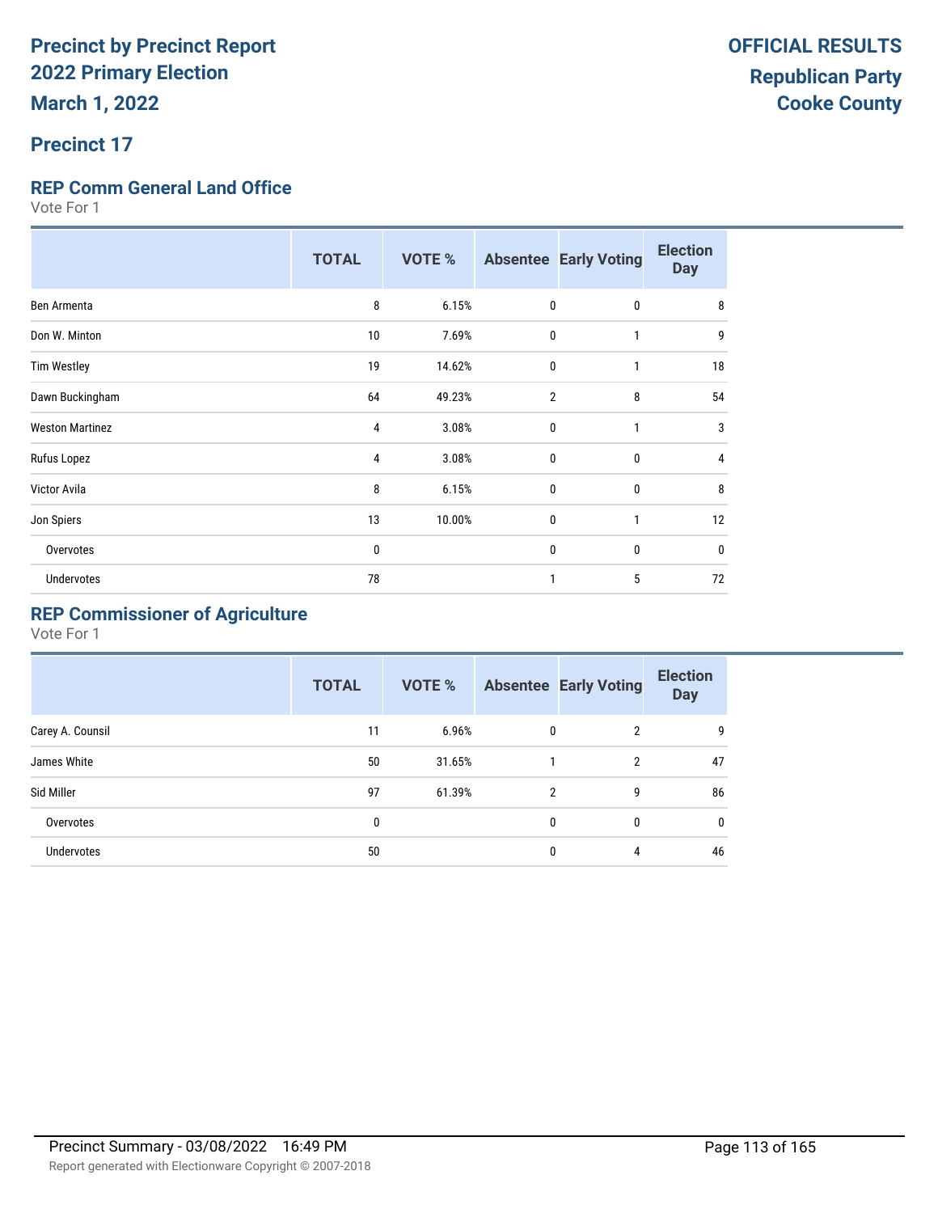# Precinct by Precinct Report
# 2022 Primary Election
# March 1, 2022

**OFFICIAL RESULTS**
**Republican Party**
**Cooke County**

## Precinct 17

### REP Comm General Land Office

Vote For 1

| | TOTAL | VOTE % | Absentee | Early Voting | Election Day |
|---|---|---|---|---|---|
| Ben Armenta | 8 | 6.15% | 0 | 0 | 8 |
| Don W. Minton | 10 | 7.69% | 0 | 1 | 9 |
| Tim Westley | 19 | 14.62% | 0 | 1 | 18 |
| Dawn Buckingham | 64 | 49.23% | 2 | 8 | 54 |
| Weston Martinez | 4 | 3.08% | 0 | 1 | 3 |
| Rufus Lopez | 4 | 3.08% | 0 | 0 | 4 |
| Victor Avila | 8 | 6.15% | 0 | 0 | 8 |
| Jon Spiers | 13 | 10.00% | 0 | 1 | 12 |
| Overvotes | 0 | | 0 | 0 | 0 |
| Undervotes | 78 | | 1 | 5 | 72 |

### REP Commissioner of Agriculture

Vote For 1

| | TOTAL | VOTE % | Absentee | Early Voting | Election Day |
|---|---|---|---|---|---|
| Carey A. Counsil | 11 | 6.96% | 0 | 2 | 9 |
| James White | 50 | 31.65% | 1 | 2 | 47 |
| Sid Miller | 97 | 61.39% | 2 | 9 | 86 |
| Overvotes | 0 | | 0 | 0 | 0 |
| Undervotes | 50 | | 0 | 4 | 46 |

Precinct Summary - 03/08/2022 16:49 PM

Report generated with Electionware Copyright © 2007-2018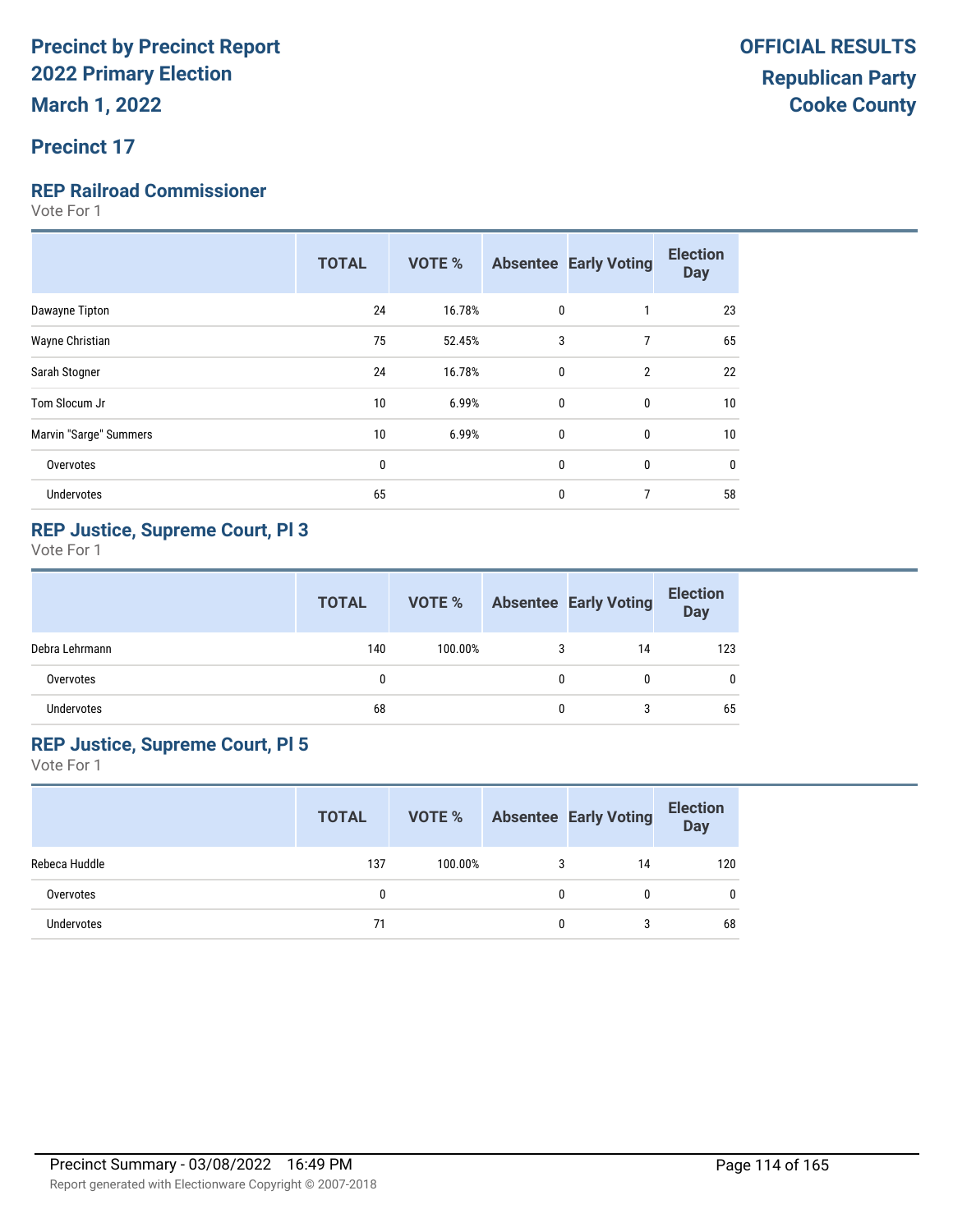**Precinct by Precinct Report**
**2022 Primary Election**
**March 1, 2022**

**OFFICIAL RESULTS**
**Republican Party**
**Cooke County**

## Precinct 17

### REP Railroad Commissioner

Vote For 1

| | TOTAL | VOTE % | Absentee | Early Voting | Election Day |
|---|---|---|---|---|---|
| Dawayne Tipton | 24 | 16.78% | 0 | 1 | 23 |
| Wayne Christian | 75 | 52.45% | 3 | 7 | 65 |
| Sarah Stogner | 24 | 16.78% | 0 | 2 | 22 |
| Tom Slocum Jr | 10 | 6.99% | 0 | 0 | 10 |
| Marvin "Sarge" Summers | 10 | 6.99% | 0 | 0 | 10 |
| Overvotes | 0 | | 0 | 0 | 0 |
| Undervotes | 65 | | 0 | 7 | 58 |

### REP Justice, Supreme Court, Pl 3

Vote For 1

| | TOTAL | VOTE % | Absentee | Early Voting | Election Day |
|---|---|---|---|---|---|
| Debra Lehrmann | 140 | 100.00% | 3 | 14 | 123 |
| Overvotes | 0 | | 0 | 0 | 0 |
| Undervotes | 68 | | 0 | 3 | 65 |

### REP Justice, Supreme Court, Pl 5

Vote For 1

| | TOTAL | VOTE % | Absentee | Early Voting | Election Day |
|---|---|---|---|---|---|
| Rebeca Huddle | 137 | 100.00% | 3 | 14 | 120 |
| Overvotes | 0 | | 0 | 0 | 0 |
| Undervotes | 71 | | 0 | 3 | 68 |

Precinct Summary - 03/08/2022 16:49 PM

Report generated with Electionware Copyright © 2007-2018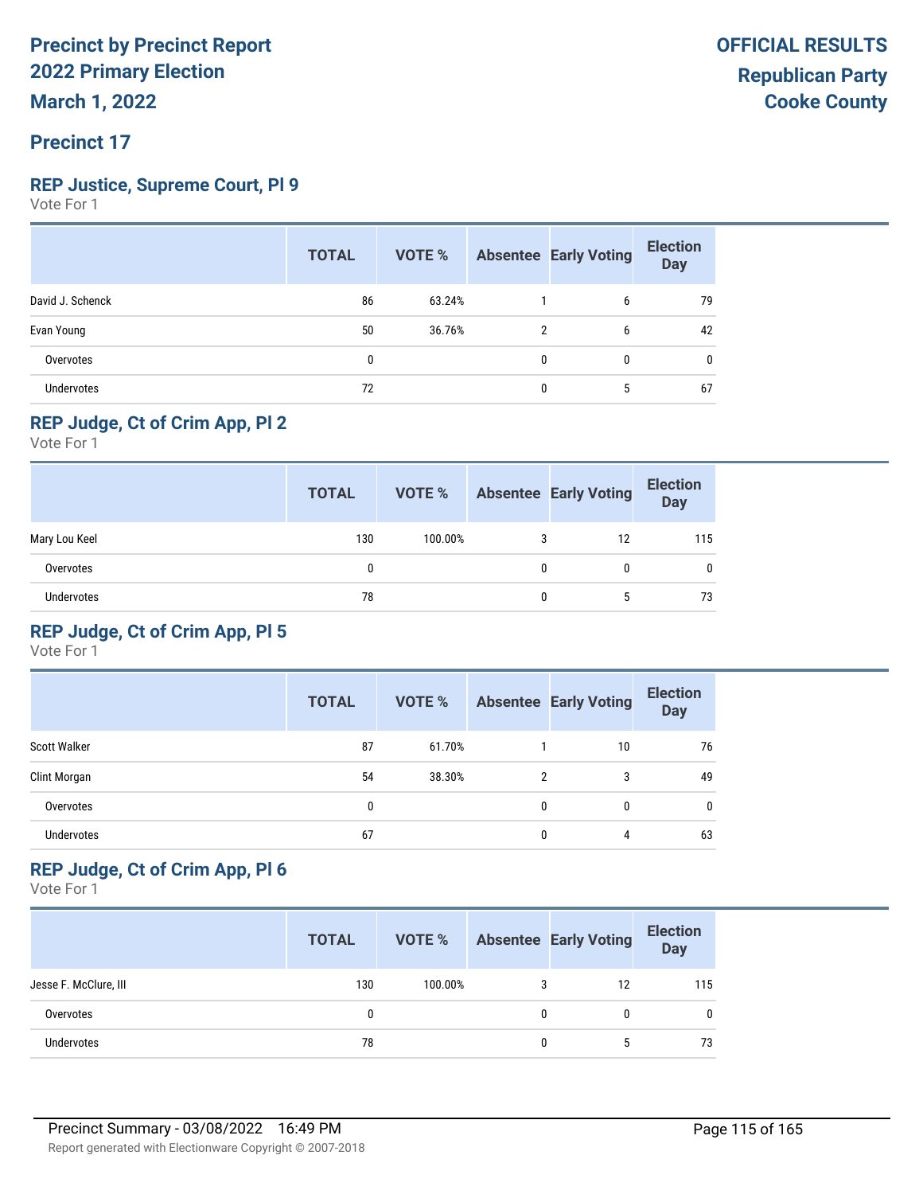# Precinct by Precinct Report
## 2022 Primary Election
## March 1, 2022

**OFFICIAL RESULTS**
**Republican Party**
**Cooke County**

## Precinct 17

### REP Justice, Supreme Court, Pl 9
Vote For 1

| | TOTAL | VOTE % | Absentee | Early Voting | Election Day |
|---|---|---|---|---|---|
| David J. Schenck | 86 | 63.24% | 1 | 6 | 79 |
| Evan Young | 50 | 36.76% | 2 | 6 | 42 |
| Overvotes | 0 | | 0 | 0 | 0 |
| Undervotes | 72 | | 0 | 5 | 67 |

### REP Judge, Ct of Crim App, Pl 2
Vote For 1

| | TOTAL | VOTE % | Absentee | Early Voting | Election Day |
|---|---|---|---|---|---|
| Mary Lou Keel | 130 | 100.00% | 3 | 12 | 115 |
| Overvotes | 0 | | 0 | 0 | 0 |
| Undervotes | 78 | | 0 | 5 | 73 |

### REP Judge, Ct of Crim App, Pl 5
Vote For 1

| | TOTAL | VOTE % | Absentee | Early Voting | Election Day |
|---|---|---|---|---|---|
| Scott Walker | 87 | 61.70% | 1 | 10 | 76 |
| Clint Morgan | 54 | 38.30% | 2 | 3 | 49 |
| Overvotes | 0 | | 0 | 0 | 0 |
| Undervotes | 67 | | 0 | 4 | 63 |

### REP Judge, Ct of Crim App, Pl 6
Vote For 1

| | TOTAL | VOTE % | Absentee | Early Voting | Election Day |
|---|---|---|---|---|---|
| Jesse F. McClure, III | 130 | 100.00% | 3 | 12 | 115 |
| Overvotes | 0 | | 0 | 0 | 0 |
| Undervotes | 78 | | 0 | 5 | 73 |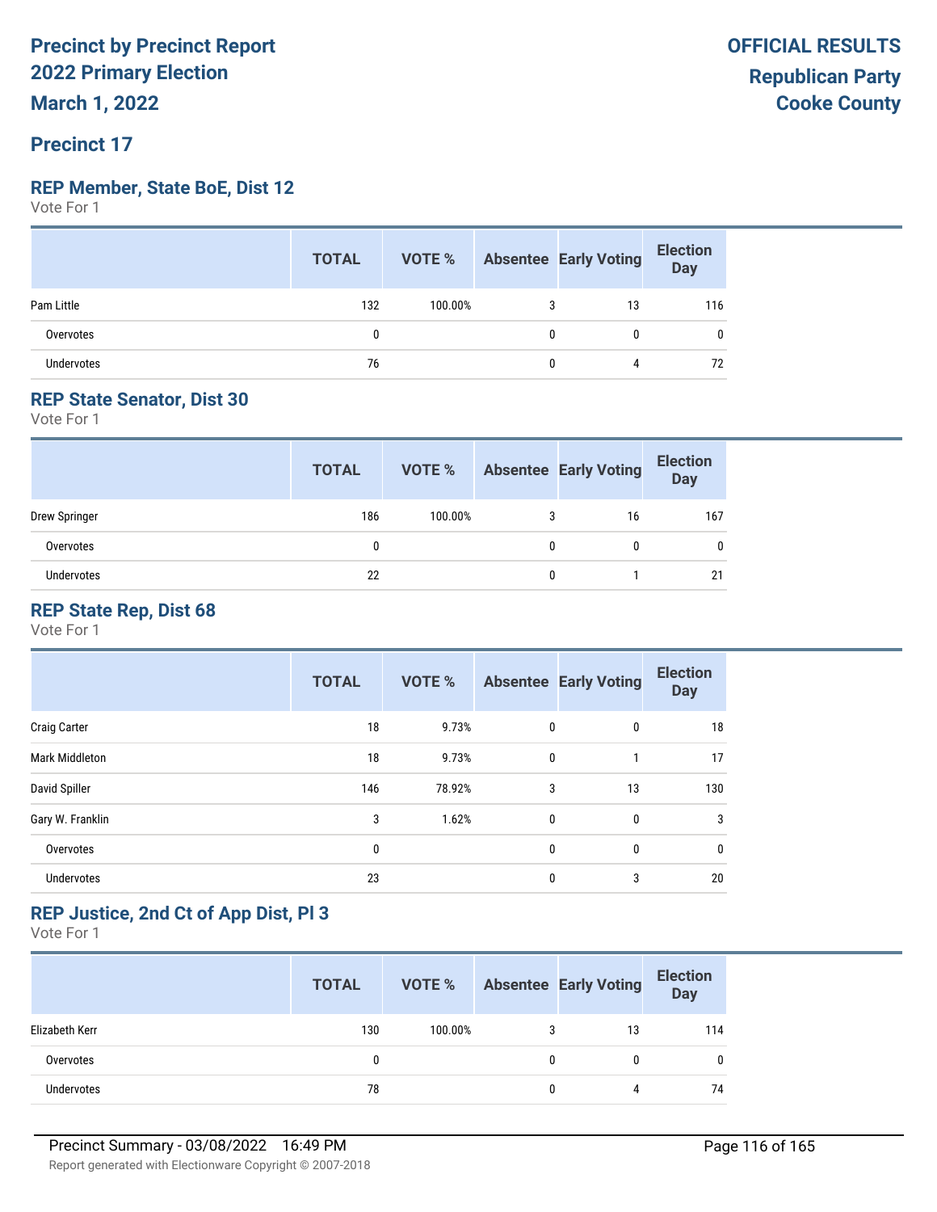# Precinct by Precinct Report
# 2022 Primary Election
# March 1, 2022

**OFFICIAL RESULTS**
**Republican Party**
**Cooke County**

## Precinct 17

### REP Member, State BoE, Dist 12

Vote For 1

| | TOTAL | VOTE % | Absentee | Early Voting | Election Day |
|---|---|---|---|---|---|
| Pam Little | 132 | 100.00% | 3 | 13 | 116 |
| Overvotes | 0 | | 0 | 0 | 0 |
| Undervotes | 76 | | 0 | 4 | 72 |

### REP State Senator, Dist 30

Vote For 1

| | TOTAL | VOTE % | Absentee | Early Voting | Election Day |
|---|---|---|---|---|---|
| Drew Springer | 186 | 100.00% | 3 | 16 | 167 |
| Overvotes | 0 | | 0 | 0 | 0 |
| Undervotes | 22 | | 0 | 1 | 21 |

### REP State Rep, Dist 68

Vote For 1

| | TOTAL | VOTE % | Absentee | Early Voting | Election Day |
|---|---|---|---|---|---|
| Craig Carter | 18 | 9.73% | 0 | 0 | 18 |
| Mark Middleton | 18 | 9.73% | 0 | 1 | 17 |
| David Spiller | 146 | 78.92% | 3 | 13 | 130 |
| Gary W. Franklin | 3 | 1.62% | 0 | 0 | 3 |
| Overvotes | 0 | | 0 | 0 | 0 |
| Undervotes | 23 | | 0 | 3 | 20 |

### REP Justice, 2nd Ct of App Dist, Pl 3

Vote For 1

| | TOTAL | VOTE % | Absentee | Early Voting | Election Day |
|---|---|---|---|---|---|
| Elizabeth Kerr | 130 | 100.00% | 3 | 13 | 114 |
| Overvotes | 0 | | 0 | 0 | 0 |
| Undervotes | 78 | | 0 | 4 | 74 |

Precinct Summary - 03/08/2022 16:49 PM

Report generated with Electionware Copyright © 2007-2018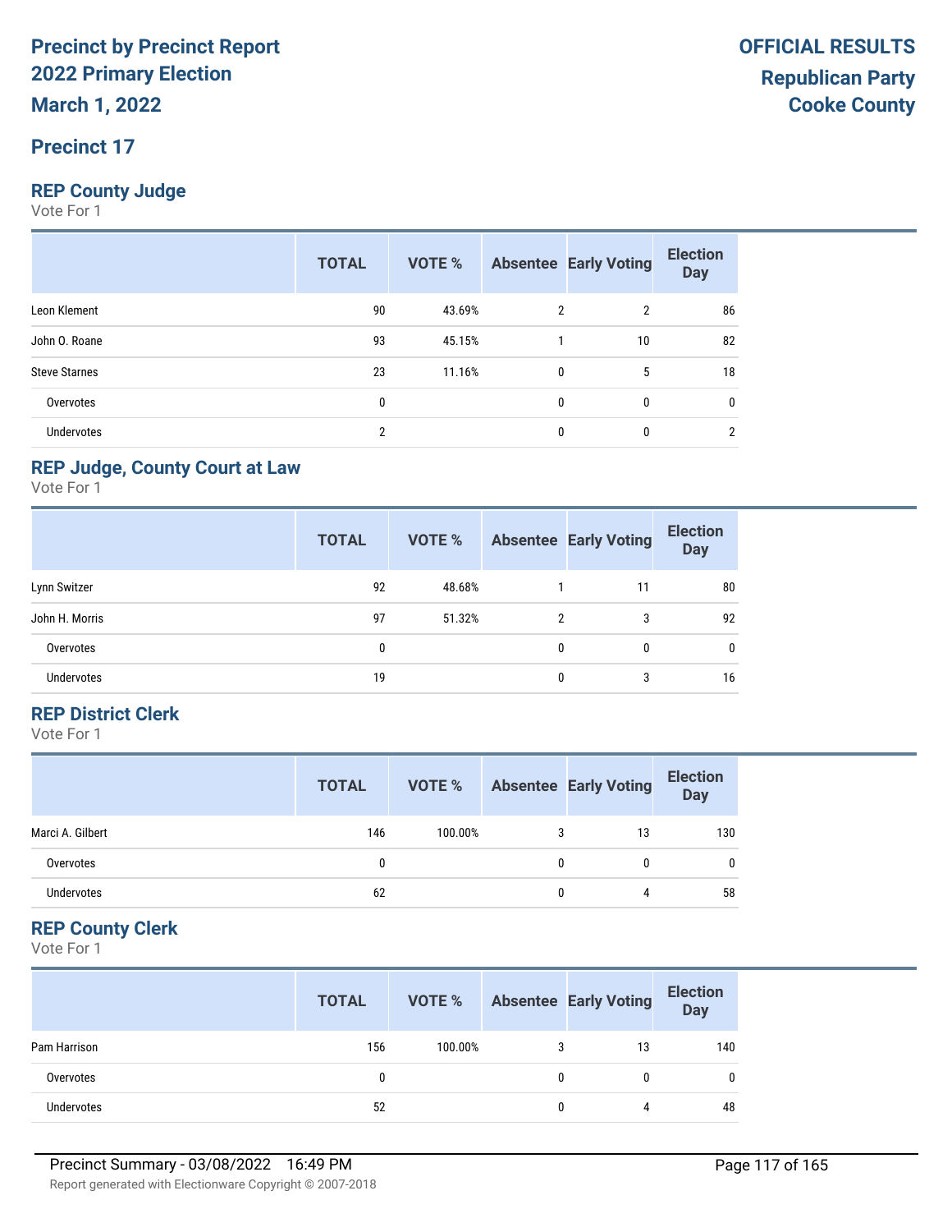# Precinct by Precinct Report
# 2022 Primary Election
# March 1, 2022

**OFFICIAL RESULTS**
**Republican Party**
**Cooke County**

## Precinct 17

### REP County Judge
Vote For 1

| | TOTAL | VOTE % | Absentee | Early Voting | Election Day |
|---|---|---|---|---|---|
| Leon Klement | 90 | 43.69% | 2 | 2 | 86 |
| John O. Roane | 93 | 45.15% | 1 | 10 | 82 |
| Steve Starnes | 23 | 11.16% | 0 | 5 | 18 |
| Overvotes | 0 | | 0 | 0 | 0 |
| Undervotes | 2 | | 0 | 0 | 2 |

### REP Judge, County Court at Law
Vote For 1

| | TOTAL | VOTE % | Absentee | Early Voting | Election Day |
|---|---|---|---|---|---|
| Lynn Switzer | 92 | 48.68% | 1 | 11 | 80 |
| John H. Morris | 97 | 51.32% | 2 | 3 | 92 |
| Overvotes | 0 | | 0 | 0 | 0 |
| Undervotes | 19 | | 0 | 3 | 16 |

### REP District Clerk
Vote For 1

| | TOTAL | VOTE % | Absentee | Early Voting | Election Day |
|---|---|---|---|---|---|
| Marci A. Gilbert | 146 | 100.00% | 3 | 13 | 130 |
| Overvotes | 0 | | 0 | 0 | 0 |
| Undervotes | 62 | | 0 | 4 | 58 |

### REP County Clerk
Vote For 1

| | TOTAL | VOTE % | Absentee | Early Voting | Election Day |
|---|---|---|---|---|---|
| Pam Harrison | 156 | 100.00% | 3 | 13 | 140 |
| Overvotes | 0 | | 0 | 0 | 0 |
| Undervotes | 52 | | 0 | 4 | 48 |

Precinct Summary - 03/08/2022 16:49 PM

Report generated with Electionware Copyright © 2007-2018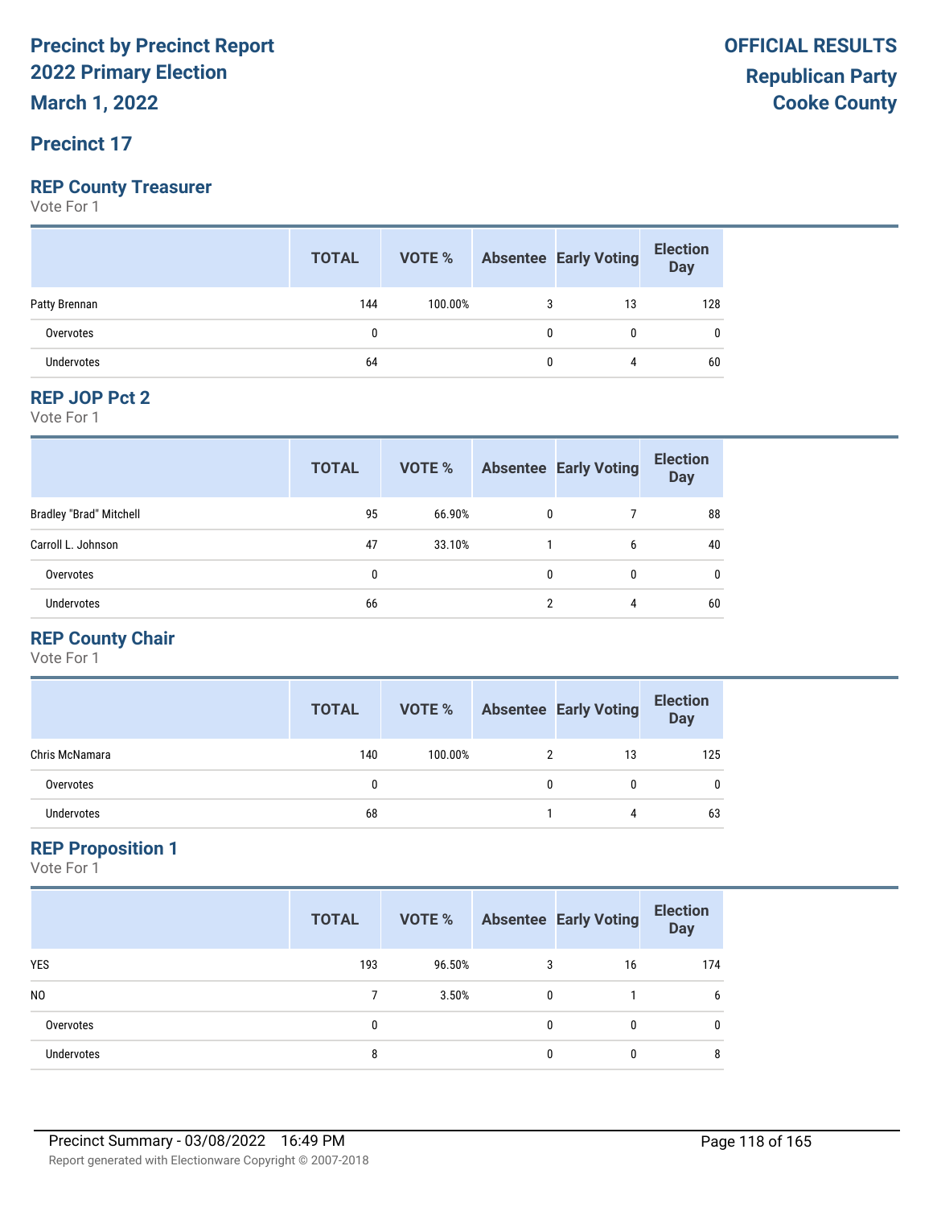# Precinct by Precinct Report 2022 Primary Election

**March 1, 2022**

**OFFICIAL RESULTS**
**Republican Party**
**Cooke County**

## Precinct 17

### REP County Treasurer

Vote For 1

| | TOTAL | VOTE % | Absentee | Early Voting | Election Day |
|---|---|---|---|---|---|
| Patty Brennan | 144 | 100.00% | 3 | 13 | 128 |
| Overvotes | 0 | | 0 | 0 | 0 |
| Undervotes | 64 | | 0 | 4 | 60 |

### REP JOP Pct 2

Vote For 1

| | TOTAL | VOTE % | Absentee | Early Voting | Election Day |
|---|---|---|---|---|---|
| Bradley "Brad" Mitchell | 95 | 66.90% | 0 | 7 | 88 |
| Carroll L. Johnson | 47 | 33.10% | 1 | 6 | 40 |
| Overvotes | 0 | | 0 | 0 | 0 |
| Undervotes | 66 | | 2 | 4 | 60 |

### REP County Chair

Vote For 1

| | TOTAL | VOTE % | Absentee | Early Voting | Election Day |
|---|---|---|---|---|---|
| Chris McNamara | 140 | 100.00% | 2 | 13 | 125 |
| Overvotes | 0 | | 0 | 0 | 0 |
| Undervotes | 68 | | 1 | 4 | 63 |

### REP Proposition 1

Vote For 1

| | TOTAL | VOTE % | Absentee | Early Voting | Election Day |
|---|---|---|---|---|---|
| YES | 193 | 96.50% | 3 | 16 | 174 |
| NO | 7 | 3.50% | 0 | 1 | 6 |
| Overvotes | 0 | | 0 | 0 | 0 |
| Undervotes | 8 | | 0 | 0 | 8 |

Precinct Summary - 03/08/2022 16:49 PM

Report generated with Electionware Copyright © 2007-2018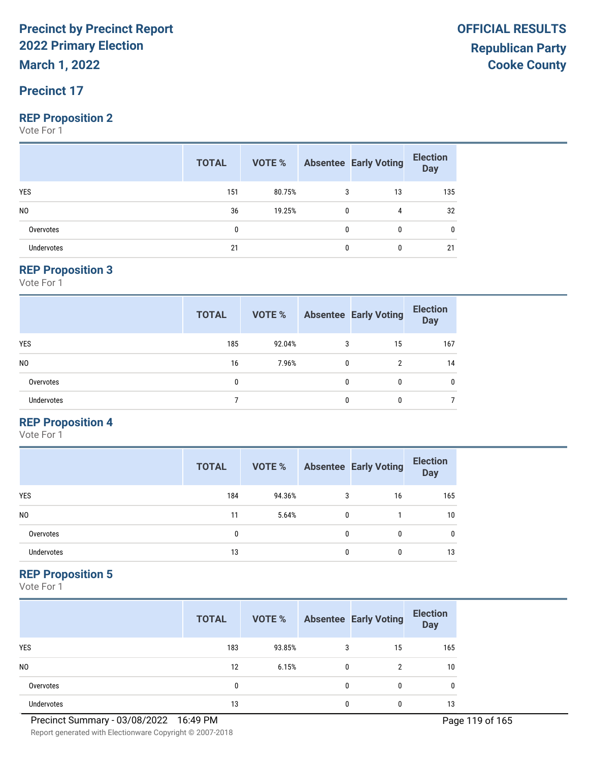# Precinct by Precinct Report
## 2022 Primary Election
## March 1, 2022

**OFFICIAL RESULTS**
**Republican Party**
**Cooke County**

## Precinct 17

### REP Proposition 2
Vote For 1

| | TOTAL | VOTE % | Absentee | Early Voting | Election Day |
|---|---|---|---|---|---|
| YES | 151 | 80.75% | 3 | 13 | 135 |
| NO | 36 | 19.25% | 0 | 4 | 32 |
| Overvotes | 0 | | 0 | 0 | 0 |
| Undervotes | 21 | | 0 | 0 | 21 |

### REP Proposition 3
Vote For 1

| | TOTAL | VOTE % | Absentee | Early Voting | Election Day |
|---|---|---|---|---|---|
| YES | 185 | 92.04% | 3 | 15 | 167 |
| NO | 16 | 7.96% | 0 | 2 | 14 |
| Overvotes | 0 | | 0 | 0 | 0 |
| Undervotes | 7 | | 0 | 0 | 7 |

### REP Proposition 4
Vote For 1

| | TOTAL | VOTE % | Absentee | Early Voting | Election Day |
|---|---|---|---|---|---|
| YES | 184 | 94.36% | 3 | 16 | 165 |
| NO | 11 | 5.64% | 0 | 1 | 10 |
| Overvotes | 0 | | 0 | 0 | 0 |
| Undervotes | 13 | | 0 | 0 | 13 |

### REP Proposition 5
Vote For 1

| | TOTAL | VOTE % | Absentee | Early Voting | Election Day |
|---|---|---|---|---|---|
| YES | 183 | 93.85% | 3 | 15 | 165 |
| NO | 12 | 6.15% | 0 | 2 | 10 |
| Overvotes | 0 | | 0 | 0 | 0 |
| Undervotes | 13 | | 0 | 0 | 13 |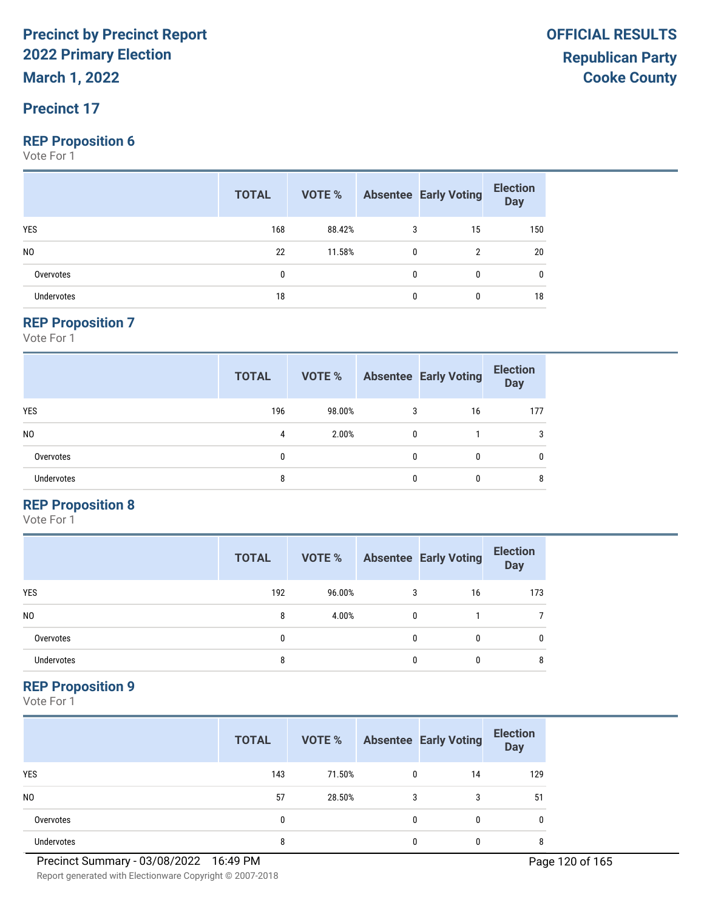# Precinct by Precinct Report
## 2022 Primary Election
## March 1, 2022

**OFFICIAL RESULTS**
**Republican Party**
**Cooke County**

## Precinct 17

### REP Proposition 6
Vote For 1

| | TOTAL | VOTE % | Absentee | Early Voting | Election Day |
|---|---|---|---|---|---|
| YES | 168 | 88.42% | 3 | 15 | 150 |
| NO | 22 | 11.58% | 0 | 2 | 20 |
| Overvotes | 0 | | 0 | 0 | 0 |
| Undervotes | 18 | | 0 | 0 | 18 |

### REP Proposition 7
Vote For 1

| | TOTAL | VOTE % | Absentee | Early Voting | Election Day |
|---|---|---|---|---|---|
| YES | 196 | 98.00% | 3 | 16 | 177 |
| NO | 4 | 2.00% | 0 | 1 | 3 |
| Overvotes | 0 | | 0 | 0 | 0 |
| Undervotes | 8 | | 0 | 0 | 8 |

### REP Proposition 8
Vote For 1

| | TOTAL | VOTE % | Absentee | Early Voting | Election Day |
|---|---|---|---|---|---|
| YES | 192 | 96.00% | 3 | 16 | 173 |
| NO | 8 | 4.00% | 0 | 1 | 7 |
| Overvotes | 0 | | 0 | 0 | 0 |
| Undervotes | 8 | | 0 | 0 | 8 |

### REP Proposition 9
Vote For 1

| | TOTAL | VOTE % | Absentee | Early Voting | Election Day |
|---|---|---|---|---|---|
| YES | 143 | 71.50% | 0 | 14 | 129 |
| NO | 57 | 28.50% | 3 | 3 | 51 |
| Overvotes | 0 | | 0 | 0 | 0 |
| Undervotes | 8 | | 0 | 0 | 8 |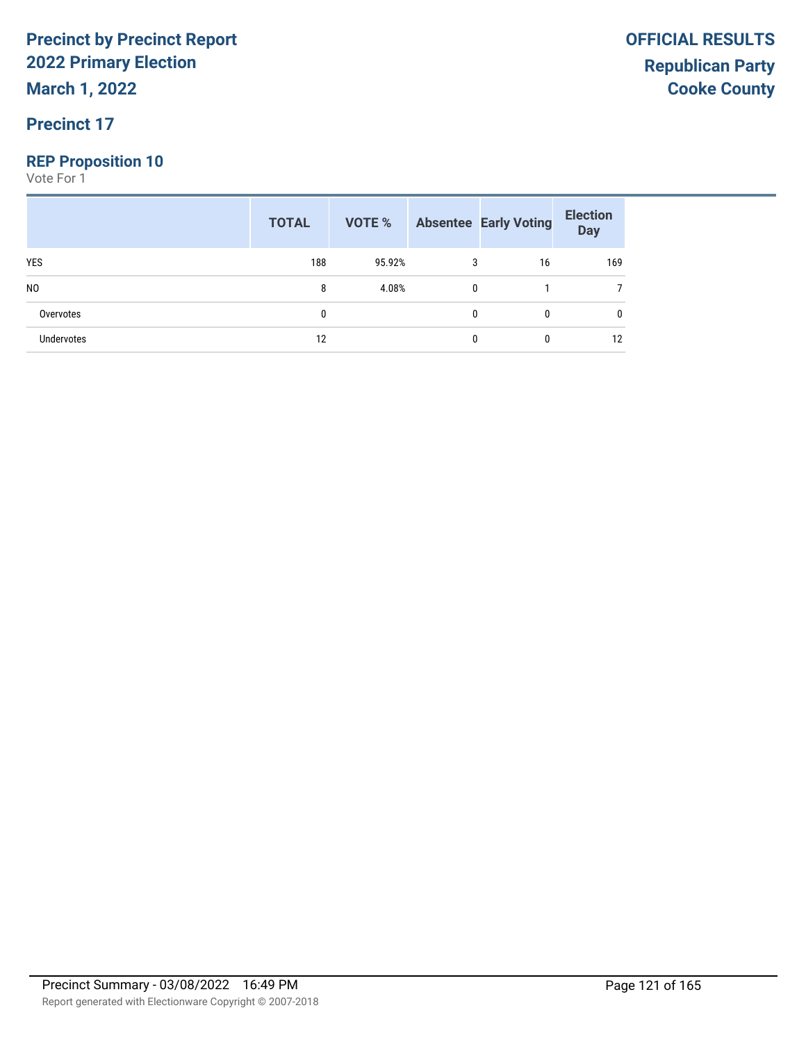# Precinct by Precinct Report
# 2022 Primary Election
# March 1, 2022

**OFFICIAL RESULTS**
**Republican Party**
**Cooke County**

## Precinct 17

### REP Proposition 10

Vote For 1

| | TOTAL | VOTE % | Absentee | Early Voting | Election Day |
|---|---|---|---|---|---|
| YES | 188 | 95.92% | 3 | 16 | 169 |
| NO | 8 | 4.08% | 0 | 1 | 7 |
| Overvotes | 0 | | 0 | 0 | 0 |
| Undervotes | 12 | | 0 | 0 | 12 |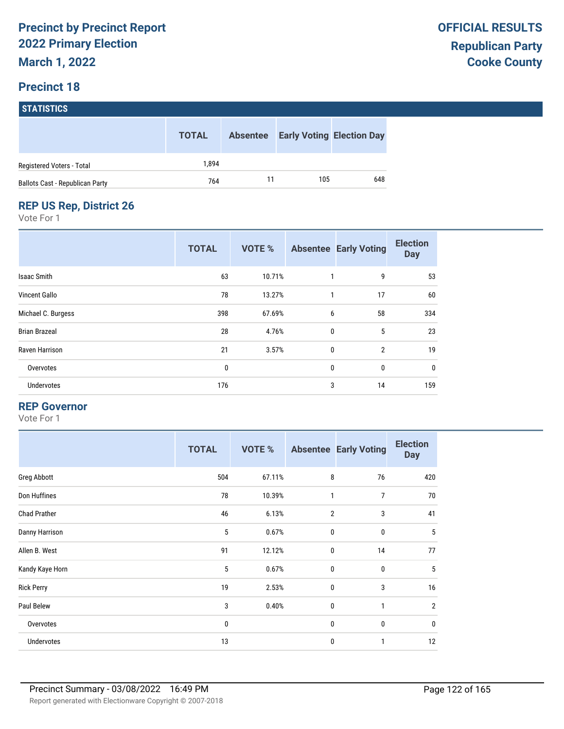# Precinct by Precinct Report
## 2022 Primary Election
## March 1, 2022

**OFFICIAL RESULTS**
**Republican Party**
**Cooke County**

## Precinct 18

### STATISTICS

| | TOTAL | Absentee | Early Voting | Election Day |
|---|---|---|---|---|
| Registered Voters - Total | 1,894 | | | |
| Ballots Cast - Republican Party | 764 | 11 | 105 | 648 |

### REP US Rep, District 26

Vote For 1

| | TOTAL | VOTE % | Absentee | Early Voting | Election Day |
|---|---|---|---|---|---|
| Isaac Smith | 63 | 10.71% | 1 | 9 | 53 |
| Vincent Gallo | 78 | 13.27% | 1 | 17 | 60 |
| Michael C. Burgess | 398 | 67.69% | 6 | 58 | 334 |
| Brian Brazeal | 28 | 4.76% | 0 | 5 | 23 |
| Raven Harrison | 21 | 3.57% | 0 | 2 | 19 |
| Overvotes | 0 | | 0 | 0 | 0 |
| Undervotes | 176 | | 3 | 14 | 159 |

### REP Governor

Vote For 1

| | TOTAL | VOTE % | Absentee | Early Voting | Election Day |
|---|---|---|---|---|---|
| Greg Abbott | 504 | 67.11% | 8 | 76 | 420 |
| Don Huffines | 78 | 10.39% | 1 | 7 | 70 |
| Chad Prather | 46 | 6.13% | 2 | 3 | 41 |
| Danny Harrison | 5 | 0.67% | 0 | 0 | 5 |
| Allen B. West | 91 | 12.12% | 0 | 14 | 77 |
| Kandy Kaye Horn | 5 | 0.67% | 0 | 0 | 5 |
| Rick Perry | 19 | 2.53% | 0 | 3 | 16 |
| Paul Belew | 3 | 0.40% | 0 | 1 | 2 |
| Overvotes | 0 | | 0 | 0 | 0 |
| Undervotes | 13 | | 0 | 1 | 12 |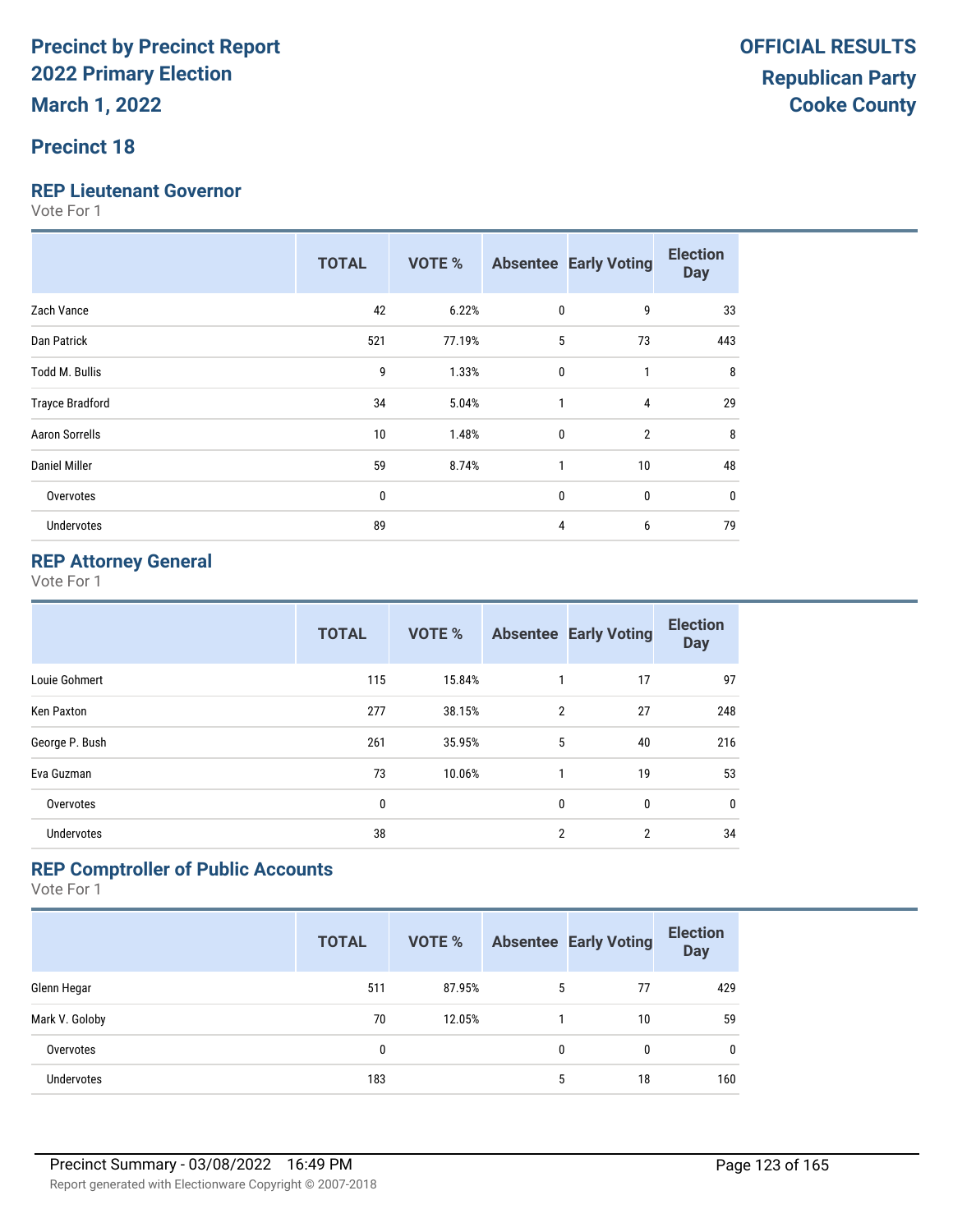# Precinct by Precinct Report
# 2022 Primary Election
# March 1, 2022

**OFFICIAL RESULTS**
**Republican Party**
**Cooke County**

## Precinct 18

### REP Lieutenant Governor

Vote For 1

| | TOTAL | VOTE % | Absentee | Early Voting | Election Day |
|---|---|---|---|---|---|
| Zach Vance | 42 | 6.22% | 0 | 9 | 33 |
| Dan Patrick | 521 | 77.19% | 5 | 73 | 443 |
| Todd M. Bullis | 9 | 1.33% | 0 | 1 | 8 |
| Trayce Bradford | 34 | 5.04% | 1 | 4 | 29 |
| Aaron Sorrells | 10 | 1.48% | 0 | 2 | 8 |
| Daniel Miller | 59 | 8.74% | 1 | 10 | 48 |
| Overvotes | 0 | | 0 | 0 | 0 |
| Undervotes | 89 | | 4 | 6 | 79 |

### REP Attorney General

Vote For 1

| | TOTAL | VOTE % | Absentee | Early Voting | Election Day |
|---|---|---|---|---|---|
| Louie Gohmert | 115 | 15.84% | 1 | 17 | 97 |
| Ken Paxton | 277 | 38.15% | 2 | 27 | 248 |
| George P. Bush | 261 | 35.95% | 5 | 40 | 216 |
| Eva Guzman | 73 | 10.06% | 1 | 19 | 53 |
| Overvotes | 0 | | 0 | 0 | 0 |
| Undervotes | 38 | | 2 | 2 | 34 |

### REP Comptroller of Public Accounts

Vote For 1

| | TOTAL | VOTE % | Absentee | Early Voting | Election Day |
|---|---|---|---|---|---|
| Glenn Hegar | 511 | 87.95% | 5 | 77 | 429 |
| Mark V. Goloby | 70 | 12.05% | 1 | 10 | 59 |
| Overvotes | 0 | | 0 | 0 | 0 |
| Undervotes | 183 | | 5 | 18 | 160 |

Precinct Summary - 03/08/2022 16:49 PM

Report generated with Electionware Copyright © 2007-2018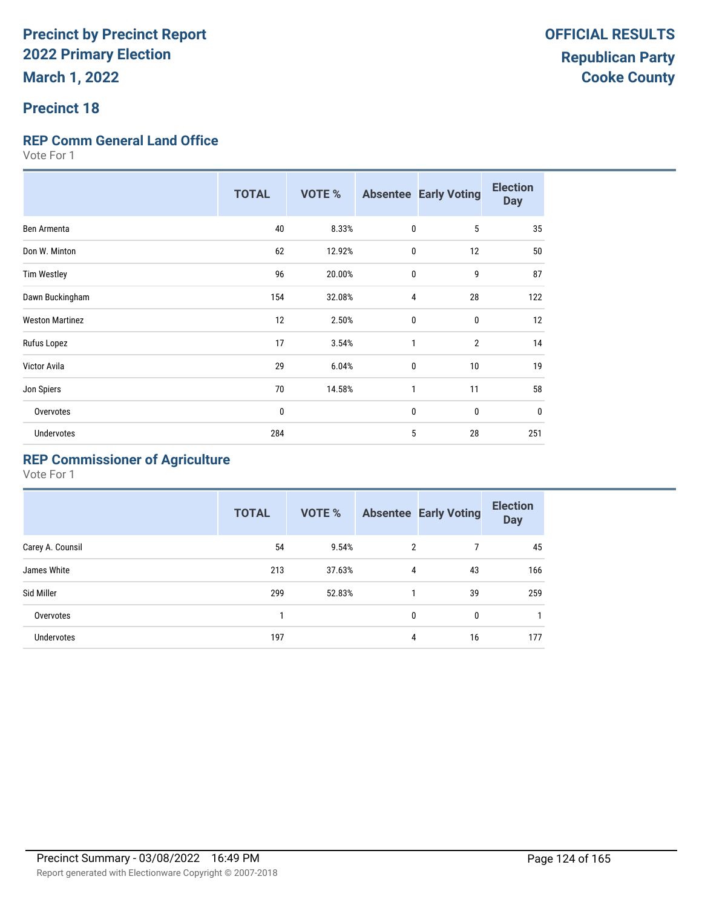# Precinct by Precinct Report
# 2022 Primary Election
## March 1, 2022

**OFFICIAL RESULTS**
**Republican Party**
**Cooke County**

## Precinct 18

### REP Comm General Land Office

Vote For 1

| | TOTAL | VOTE % | Absentee | Early Voting | Election Day |
|---|---|---|---|---|---|
| Ben Armenta | 40 | 8.33% | 0 | 5 | 35 |
| Don W. Minton | 62 | 12.92% | 0 | 12 | 50 |
| Tim Westley | 96 | 20.00% | 0 | 9 | 87 |
| Dawn Buckingham | 154 | 32.08% | 4 | 28 | 122 |
| Weston Martinez | 12 | 2.50% | 0 | 0 | 12 |
| Rufus Lopez | 17 | 3.54% | 1 | 2 | 14 |
| Victor Avila | 29 | 6.04% | 0 | 10 | 19 |
| Jon Spiers | 70 | 14.58% | 1 | 11 | 58 |
| Overvotes | 0 | | 0 | 0 | 0 |
| Undervotes | 284 | | 5 | 28 | 251 |

### REP Commissioner of Agriculture

Vote For 1

| | TOTAL | VOTE % | Absentee | Early Voting | Election Day |
|---|---|---|---|---|---|
| Carey A. Counsil | 54 | 9.54% | 2 | 7 | 45 |
| James White | 213 | 37.63% | 4 | 43 | 166 |
| Sid Miller | 299 | 52.83% | 1 | 39 | 259 |
| Overvotes | 1 | | 0 | 0 | 1 |
| Undervotes | 197 | | 4 | 16 | 177 |

Precinct Summary - 03/08/2022 16:49 PM

Report generated with Electionware Copyright © 2007-2018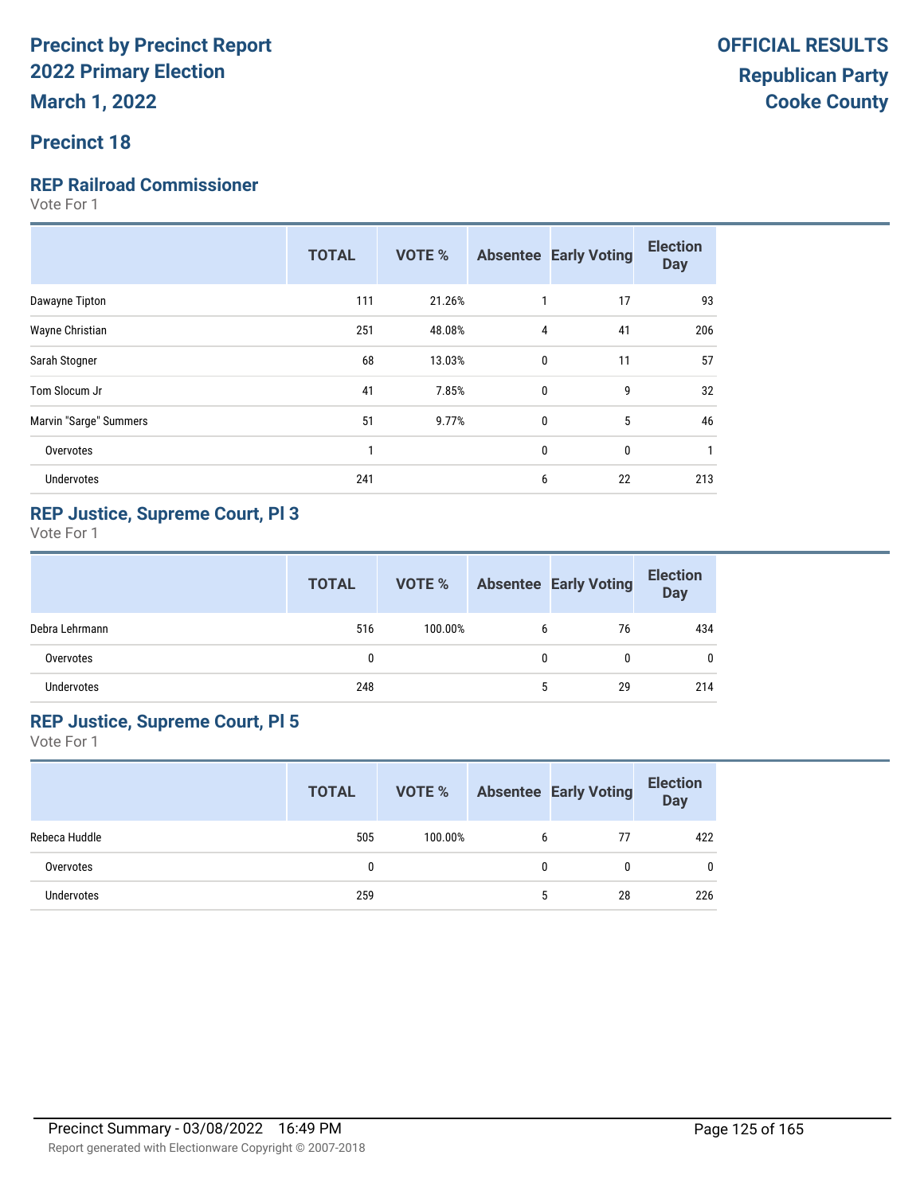# Precinct by Precinct Report
## 2022 Primary Election
## March 1, 2022

**OFFICIAL RESULTS**
**Republican Party**
**Cooke County**

## Precinct 18

### REP Railroad Commissioner

Vote For 1

| | TOTAL | VOTE % | Absentee | Early Voting | Election Day |
|---|---|---|---|---|---|
| Dawayne Tipton | 111 | 21.26% | 1 | 17 | 93 |
| Wayne Christian | 251 | 48.08% | 4 | 41 | 206 |
| Sarah Stogner | 68 | 13.03% | 0 | 11 | 57 |
| Tom Slocum Jr | 41 | 7.85% | 0 | 9 | 32 |
| Marvin "Sarge" Summers | 51 | 9.77% | 0 | 5 | 46 |
| Overvotes | 1 | | 0 | 0 | 1 |
| Undervotes | 241 | | 6 | 22 | 213 |

### REP Justice, Supreme Court, Pl 3

Vote For 1

| | TOTAL | VOTE % | Absentee | Early Voting | Election Day |
|---|---|---|---|---|---|
| Debra Lehrmann | 516 | 100.00% | 6 | 76 | 434 |
| Overvotes | 0 | | 0 | 0 | 0 |
| Undervotes | 248 | | 5 | 29 | 214 |

### REP Justice, Supreme Court, Pl 5

Vote For 1

| | TOTAL | VOTE % | Absentee | Early Voting | Election Day |
|---|---|---|---|---|---|
| Rebeca Huddle | 505 | 100.00% | 6 | 77 | 422 |
| Overvotes | 0 | | 0 | 0 | 0 |
| Undervotes | 259 | | 5 | 28 | 226 |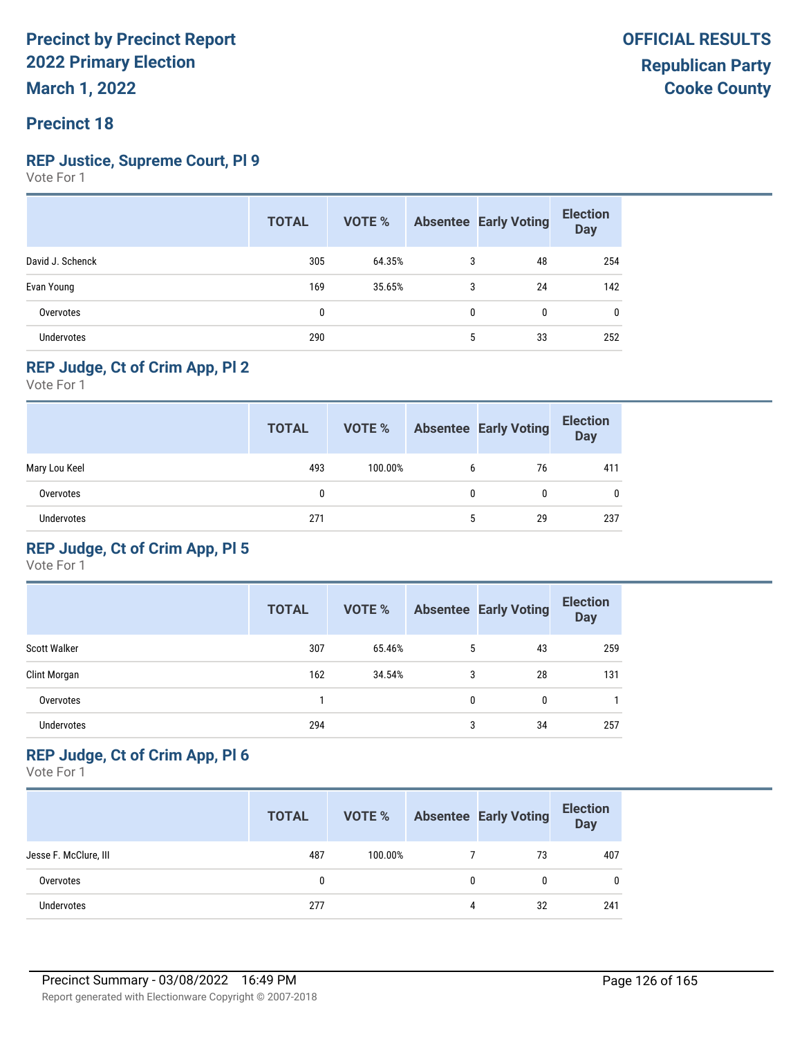**Precinct by Precinct Report**
**2022 Primary Election**
**March 1, 2022**

**OFFICIAL RESULTS**
**Republican Party**
**Cooke County**

## Precinct 18

### REP Justice, Supreme Court, Pl 9

Vote For 1

| | TOTAL | VOTE % | Absentee | Early Voting | Election Day |
|---|---|---|---|---|---|
| David J. Schenck | 305 | 64.35% | 3 | 48 | 254 |
| Evan Young | 169 | 35.65% | 3 | 24 | 142 |
| Overvotes | 0 | | 0 | 0 | 0 |
| Undervotes | 290 | | 5 | 33 | 252 |

### REP Judge, Ct of Crim App, Pl 2

Vote For 1

| | TOTAL | VOTE % | Absentee | Early Voting | Election Day |
|---|---|---|---|---|---|
| Mary Lou Keel | 493 | 100.00% | 6 | 76 | 411 |
| Overvotes | 0 | | 0 | 0 | 0 |
| Undervotes | 271 | | 5 | 29 | 237 |

### REP Judge, Ct of Crim App, Pl 5

Vote For 1

| | TOTAL | VOTE % | Absentee | Early Voting | Election Day |
|---|---|---|---|---|---|
| Scott Walker | 307 | 65.46% | 5 | 43 | 259 |
| Clint Morgan | 162 | 34.54% | 3 | 28 | 131 |
| Overvotes | 1 | | 0 | 0 | 1 |
| Undervotes | 294 | | 3 | 34 | 257 |

### REP Judge, Ct of Crim App, Pl 6

Vote For 1

| | TOTAL | VOTE % | Absentee | Early Voting | Election Day |
|---|---|---|---|---|---|
| Jesse F. McClure, III | 487 | 100.00% | 7 | 73 | 407 |
| Overvotes | 0 | | 0 | 0 | 0 |
| Undervotes | 277 | | 4 | 32 | 241 |

Precinct Summary - 03/08/2022 16:49 PM

Report generated with Electionware Copyright © 2007-2018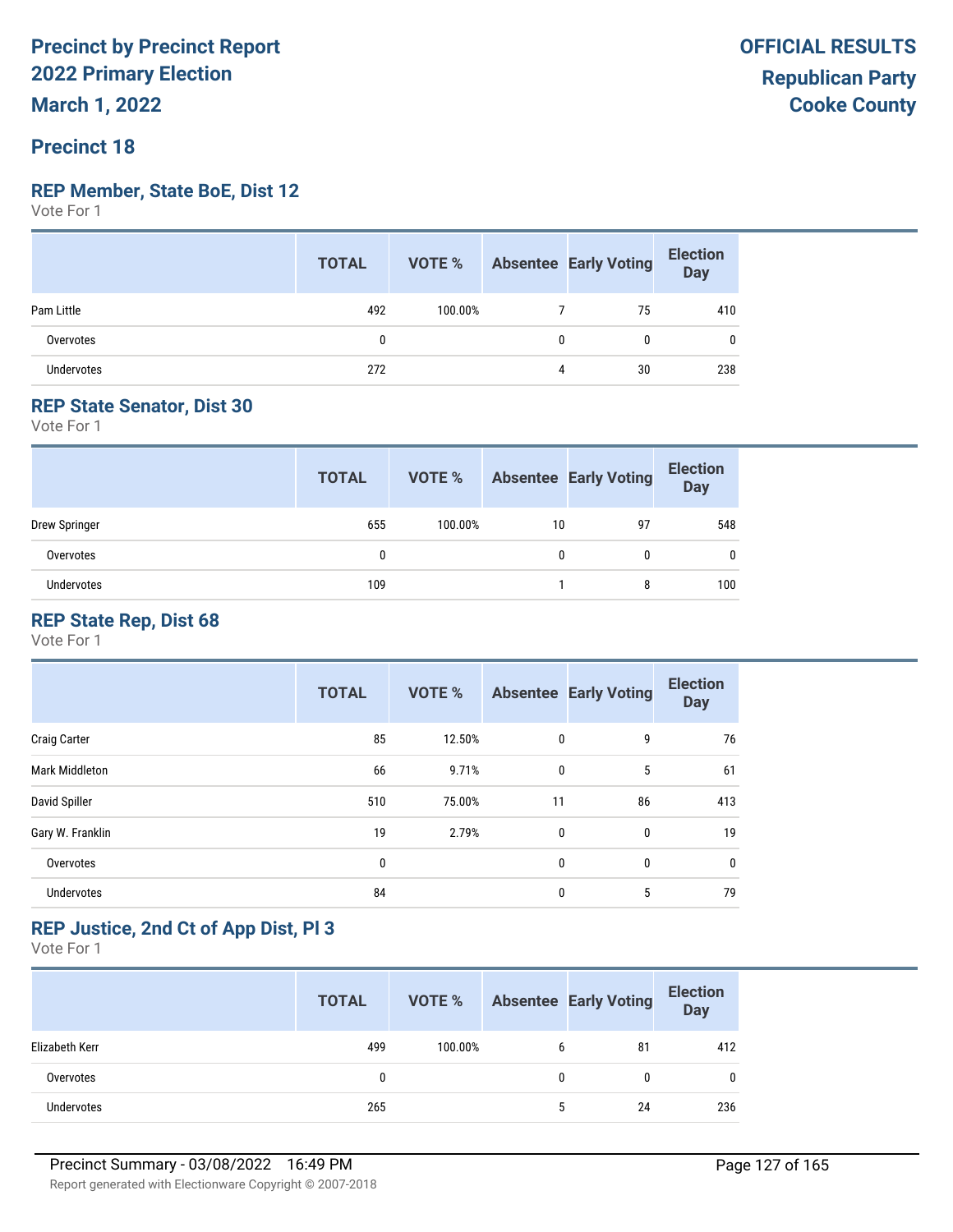Precinct by Precinct Report
2022 Primary Election
March 1, 2022

OFFICIAL RESULTS
Republican Party
Cooke County

## Precinct 18

### REP Member, State BoE, Dist 12

Vote For 1

| | TOTAL | VOTE % | Absentee | Early Voting | Election Day |
|---|---|---|---|---|---|
| Pam Little | 492 | 100.00% | 7 | 75 | 410 |
| Overvotes | 0 | | 0 | 0 | 0 |
| Undervotes | 272 | | 4 | 30 | 238 |

### REP State Senator, Dist 30

Vote For 1

| | TOTAL | VOTE % | Absentee | Early Voting | Election Day |
|---|---|---|---|---|---|
| Drew Springer | 655 | 100.00% | 10 | 97 | 548 |
| Overvotes | 0 | | 0 | 0 | 0 |
| Undervotes | 109 | | 1 | 8 | 100 |

### REP State Rep, Dist 68

Vote For 1

| | TOTAL | VOTE % | Absentee | Early Voting | Election Day |
|---|---|---|---|---|---|
| Craig Carter | 85 | 12.50% | 0 | 9 | 76 |
| Mark Middleton | 66 | 9.71% | 0 | 5 | 61 |
| David Spiller | 510 | 75.00% | 11 | 86 | 413 |
| Gary W. Franklin | 19 | 2.79% | 0 | 0 | 19 |
| Overvotes | 0 | | 0 | 0 | 0 |
| Undervotes | 84 | | 0 | 5 | 79 |

### REP Justice, 2nd Ct of App Dist, Pl 3

Vote For 1

| | TOTAL | VOTE % | Absentee | Early Voting | Election Day |
|---|---|---|---|---|---|
| Elizabeth Kerr | 499 | 100.00% | 6 | 81 | 412 |
| Overvotes | 0 | | 0 | 0 | 0 |
| Undervotes | 265 | | 5 | 24 | 236 |

Precinct Summary - 03/08/2022 16:49 PM

Report generated with Electionware Copyright © 2007-2018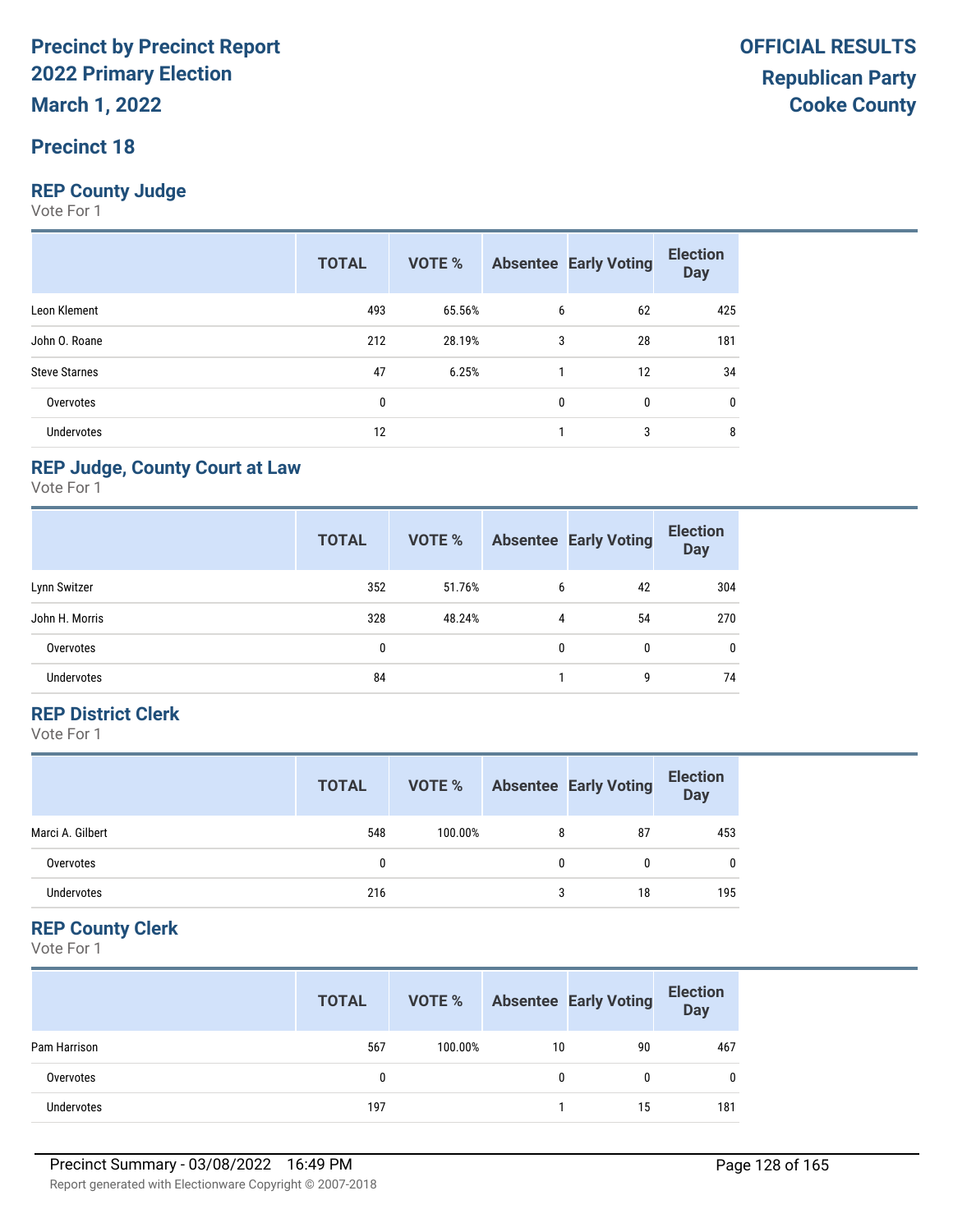# Precinct by Precinct Report
## 2022 Primary Election
## March 1, 2022

## OFFICIAL RESULTS
## Republican Party
## Cooke County

## Precinct 18

### REP County Judge
Vote For 1

| | TOTAL | VOTE % | Absentee | Early Voting | Election Day |
|---|---|---|---|---|---|
| Leon Klement | 493 | 65.56% | 6 | 62 | 425 |
| John O. Roane | 212 | 28.19% | 3 | 28 | 181 |
| Steve Starnes | 47 | 6.25% | 1 | 12 | 34 |
| Overvotes | 0 | | 0 | 0 | 0 |
| Undervotes | 12 | | 1 | 3 | 8 |

### REP Judge, County Court at Law
Vote For 1

| | TOTAL | VOTE % | Absentee | Early Voting | Election Day |
|---|---|---|---|---|---|
| Lynn Switzer | 352 | 51.76% | 6 | 42 | 304 |
| John H. Morris | 328 | 48.24% | 4 | 54 | 270 |
| Overvotes | 0 | | 0 | 0 | 0 |
| Undervotes | 84 | | 1 | 9 | 74 |

### REP District Clerk
Vote For 1

| | TOTAL | VOTE % | Absentee | Early Voting | Election Day |
|---|---|---|---|---|---|
| Marci A. Gilbert | 548 | 100.00% | 8 | 87 | 453 |
| Overvotes | 0 | | 0 | 0 | 0 |
| Undervotes | 216 | | 3 | 18 | 195 |

### REP County Clerk
Vote For 1

| | TOTAL | VOTE % | Absentee | Early Voting | Election Day |
|---|---|---|---|---|---|
| Pam Harrison | 567 | 100.00% | 10 | 90 | 467 |
| Overvotes | 0 | | 0 | 0 | 0 |
| Undervotes | 197 | | 1 | 15 | 181 |

Precinct Summary - 03/08/2022 16:49 PM

Report generated with Electionware Copyright © 2007-2018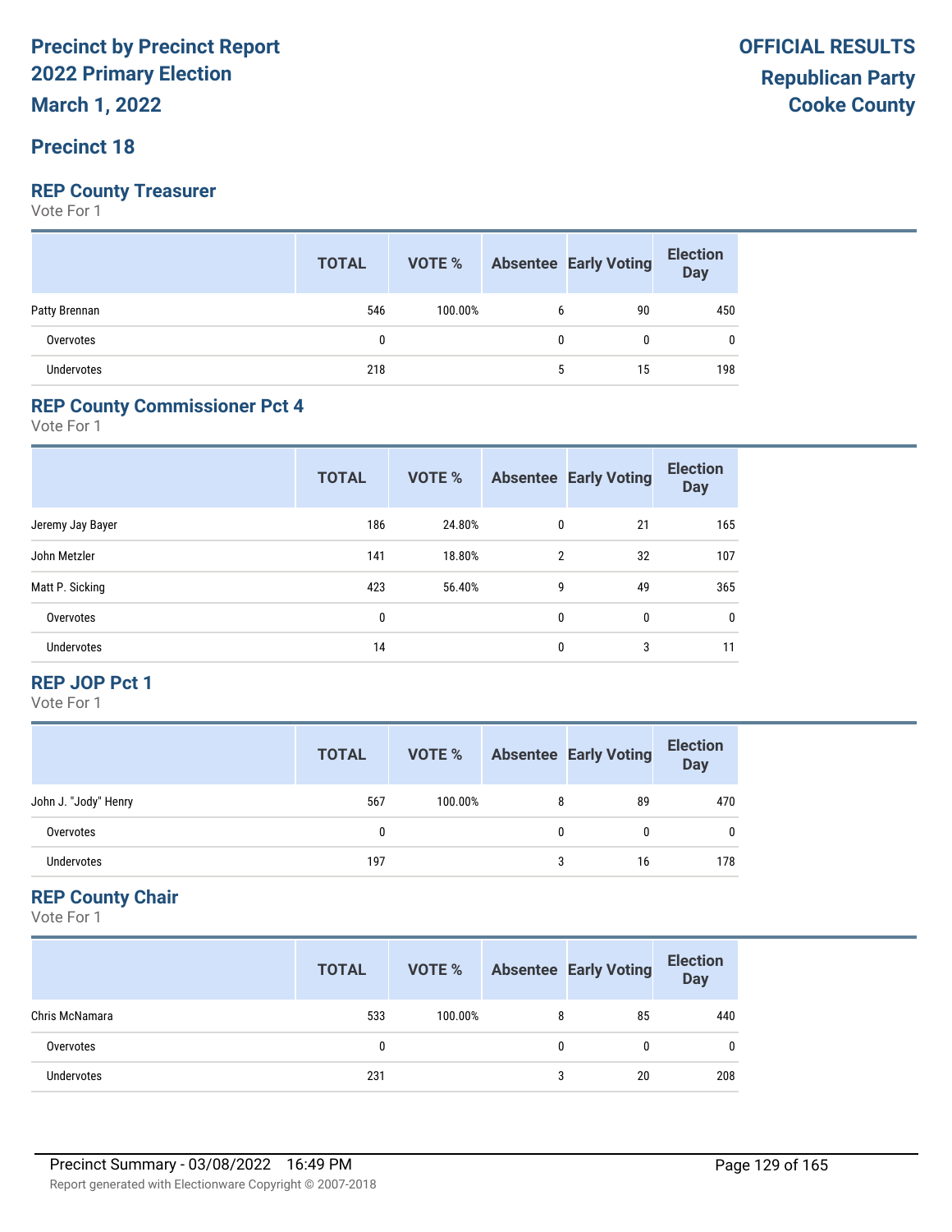# Precinct by Precinct Report
# 2022 Primary Election
# March 1, 2022

**OFFICIAL RESULTS**
**Republican Party**
**Cooke County**

## Precinct 18

### REP County Treasurer
Vote For 1

| | TOTAL | VOTE % | Absentee | Early Voting | Election Day |
|---|---|---|---|---|---|
| Patty Brennan | 546 | 100.00% | 6 | 90 | 450 |
| Overvotes | 0 | | 0 | 0 | 0 |
| Undervotes | 218 | | 5 | 15 | 198 |

### REP County Commissioner Pct 4
Vote For 1

| | TOTAL | VOTE % | Absentee | Early Voting | Election Day |
|---|---|---|---|---|---|
| Jeremy Jay Bayer | 186 | 24.80% | 0 | 21 | 165 |
| John Metzler | 141 | 18.80% | 2 | 32 | 107 |
| Matt P. Sicking | 423 | 56.40% | 9 | 49 | 365 |
| Overvotes | 0 | | 0 | 0 | 0 |
| Undervotes | 14 | | 0 | 3 | 11 |

### REP JOP Pct 1
Vote For 1

| | TOTAL | VOTE % | Absentee | Early Voting | Election Day |
|---|---|---|---|---|---|
| John J. "Jody" Henry | 567 | 100.00% | 8 | 89 | 470 |
| Overvotes | 0 | | 0 | 0 | 0 |
| Undervotes | 197 | | 3 | 16 | 178 |

### REP County Chair
Vote For 1

| | TOTAL | VOTE % | Absentee | Early Voting | Election Day |
|---|---|---|---|---|---|
| Chris McNamara | 533 | 100.00% | 8 | 85 | 440 |
| Overvotes | 0 | | 0 | 0 | 0 |
| Undervotes | 231 | | 3 | 20 | 208 |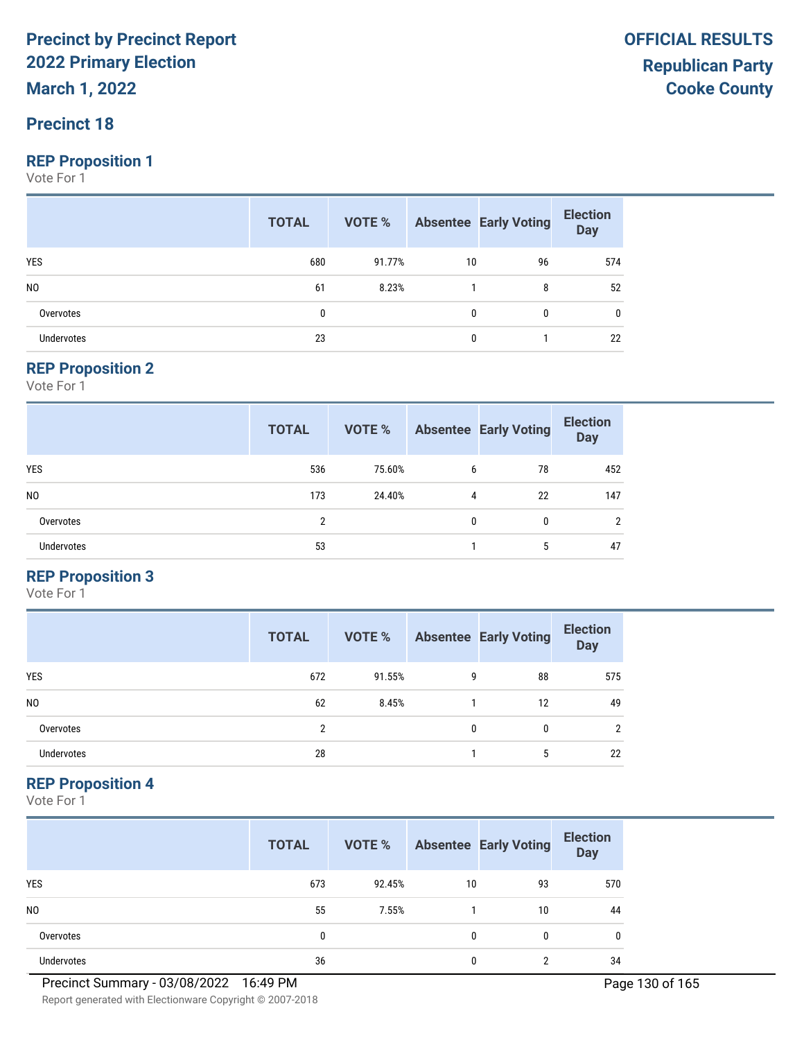# Precinct by Precinct Report
## 2022 Primary Election
## March 1, 2022

**OFFICIAL RESULTS**
**Republican Party**
**Cooke County**

## Precinct 18

### REP Proposition 1
Vote For 1

| | TOTAL | VOTE % | Absentee | Early Voting | Election Day |
|---|---|---|---|---|---|
| YES | 680 | 91.77% | 10 | 96 | 574 |
| NO | 61 | 8.23% | 1 | 8 | 52 |
| Overvotes | 0 | | 0 | 0 | 0 |
| Undervotes | 23 | | 0 | 1 | 22 |

### REP Proposition 2
Vote For 1

| | TOTAL | VOTE % | Absentee | Early Voting | Election Day |
|---|---|---|---|---|---|
| YES | 536 | 75.60% | 6 | 78 | 452 |
| NO | 173 | 24.40% | 4 | 22 | 147 |
| Overvotes | 2 | | 0 | 0 | 2 |
| Undervotes | 53 | | 1 | 5 | 47 |

### REP Proposition 3
Vote For 1

| | TOTAL | VOTE % | Absentee | Early Voting | Election Day |
|---|---|---|---|---|---|
| YES | 672 | 91.55% | 9 | 88 | 575 |
| NO | 62 | 8.45% | 1 | 12 | 49 |
| Overvotes | 2 | | 0 | 0 | 2 |
| Undervotes | 28 | | 1 | 5 | 22 |

### REP Proposition 4
Vote For 1

| | TOTAL | VOTE % | Absentee | Early Voting | Election Day |
|---|---|---|---|---|---|
| YES | 673 | 92.45% | 10 | 93 | 570 |
| NO | 55 | 7.55% | 1 | 10 | 44 |
| Overvotes | 0 | | 0 | 0 | 0 |
| Undervotes | 36 | | 0 | 2 | 34 |

Precinct Summary - 03/08/2022 16:49 PM

Report generated with Electionware Copyright © 2007-2018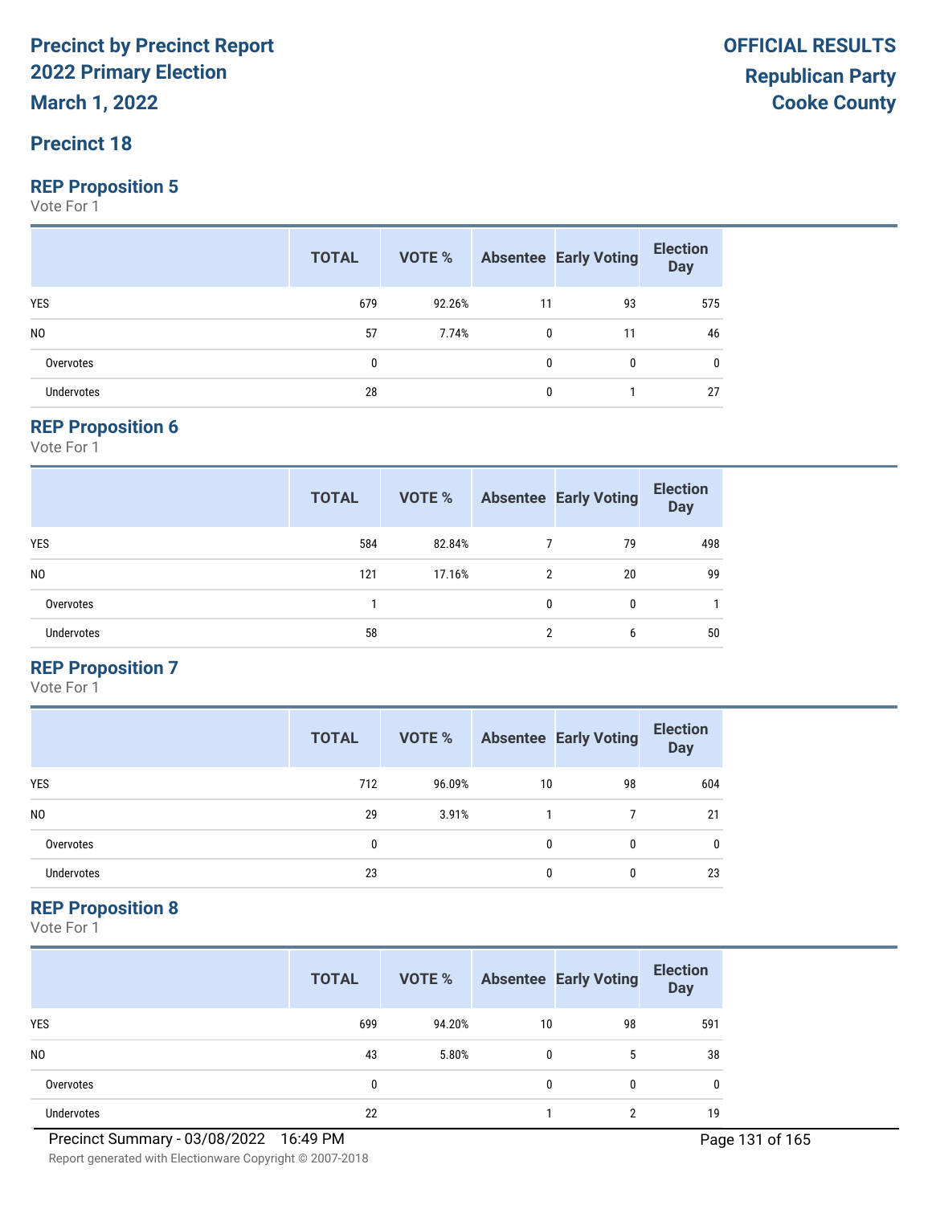# Precinct by Precinct Report
## 2022 Primary Election
## March 1, 2022

**OFFICIAL RESULTS**
**Republican Party**
**Cooke County**

## Precinct 18

### REP Proposition 5

Vote For 1

| | TOTAL | VOTE % | Absentee | Early Voting | Election Day |
|---|---|---|---|---|---|
| YES | 679 | 92.26% | 11 | 93 | 575 |
| NO | 57 | 7.74% | 0 | 11 | 46 |
| Overvotes | 0 | | 0 | 0 | 0 |
| Undervotes | 28 | | 0 | 1 | 27 |

### REP Proposition 6

Vote For 1

| | TOTAL | VOTE % | Absentee | Early Voting | Election Day |
|---|---|---|---|---|---|
| YES | 584 | 82.84% | 7 | 79 | 498 |
| NO | 121 | 17.16% | 2 | 20 | 99 |
| Overvotes | 1 | | 0 | 0 | 1 |
| Undervotes | 58 | | 2 | 6 | 50 |

### REP Proposition 7

Vote For 1

| | TOTAL | VOTE % | Absentee | Early Voting | Election Day |
|---|---|---|---|---|---|
| YES | 712 | 96.09% | 10 | 98 | 604 |
| NO | 29 | 3.91% | 1 | 7 | 21 |
| Overvotes | 0 | | 0 | 0 | 0 |
| Undervotes | 23 | | 0 | 0 | 23 |

### REP Proposition 8

Vote For 1

| | TOTAL | VOTE % | Absentee | Early Voting | Election Day |
|---|---|---|---|---|---|
| YES | 699 | 94.20% | 10 | 98 | 591 |
| NO | 43 | 5.80% | 0 | 5 | 38 |
| Overvotes | 0 | | 0 | 0 | 0 |
| Undervotes | 22 | | 1 | 2 | 19 |

Precinct Summary - 03/08/2022 16:49 PM

Report generated with Electionware Copyright © 2007-2018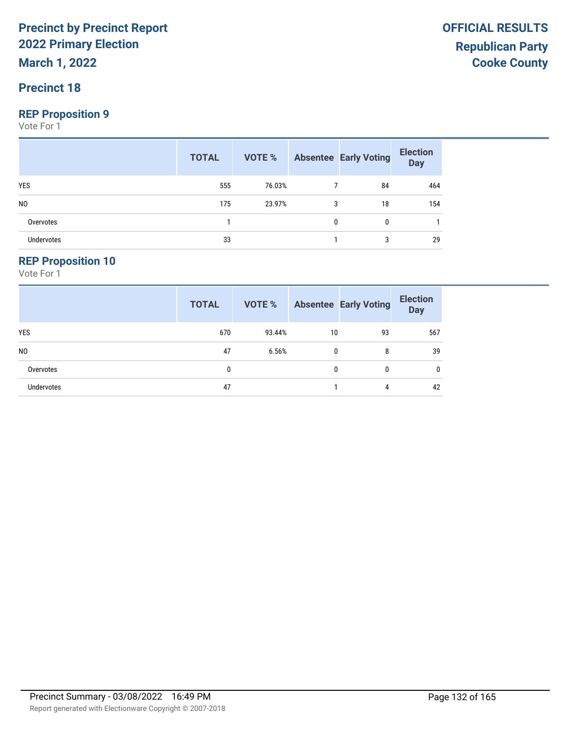# Precinct by Precinct Report
# 2022 Primary Election
## March 1, 2022

**OFFICIAL RESULTS**
**Republican Party**
**Cooke County**

## Precinct 18

### REP Proposition 9

Vote For 1

| | TOTAL | VOTE % | Absentee | Early Voting | Election Day |
|---|---|---|---|---|---|
| YES | 555 | 76.03% | 7 | 84 | 464 |
| NO | 175 | 23.97% | 3 | 18 | 154 |
| Overvotes | 1 | | 0 | 0 | 1 |
| Undervotes | 33 | | 1 | 3 | 29 |

### REP Proposition 10

Vote For 1

| | TOTAL | VOTE % | Absentee | Early Voting | Election Day |
|---|---|---|---|---|---|
| YES | 670 | 93.44% | 10 | 93 | 567 |
| NO | 47 | 6.56% | 0 | 8 | 39 |
| Overvotes | 0 | | 0 | 0 | 0 |
| Undervotes | 47 | | 1 | 4 | 42 |

Precinct Summary - 03/08/2022 16:49 PM

Report generated with Electionware Copyright © 2007-2018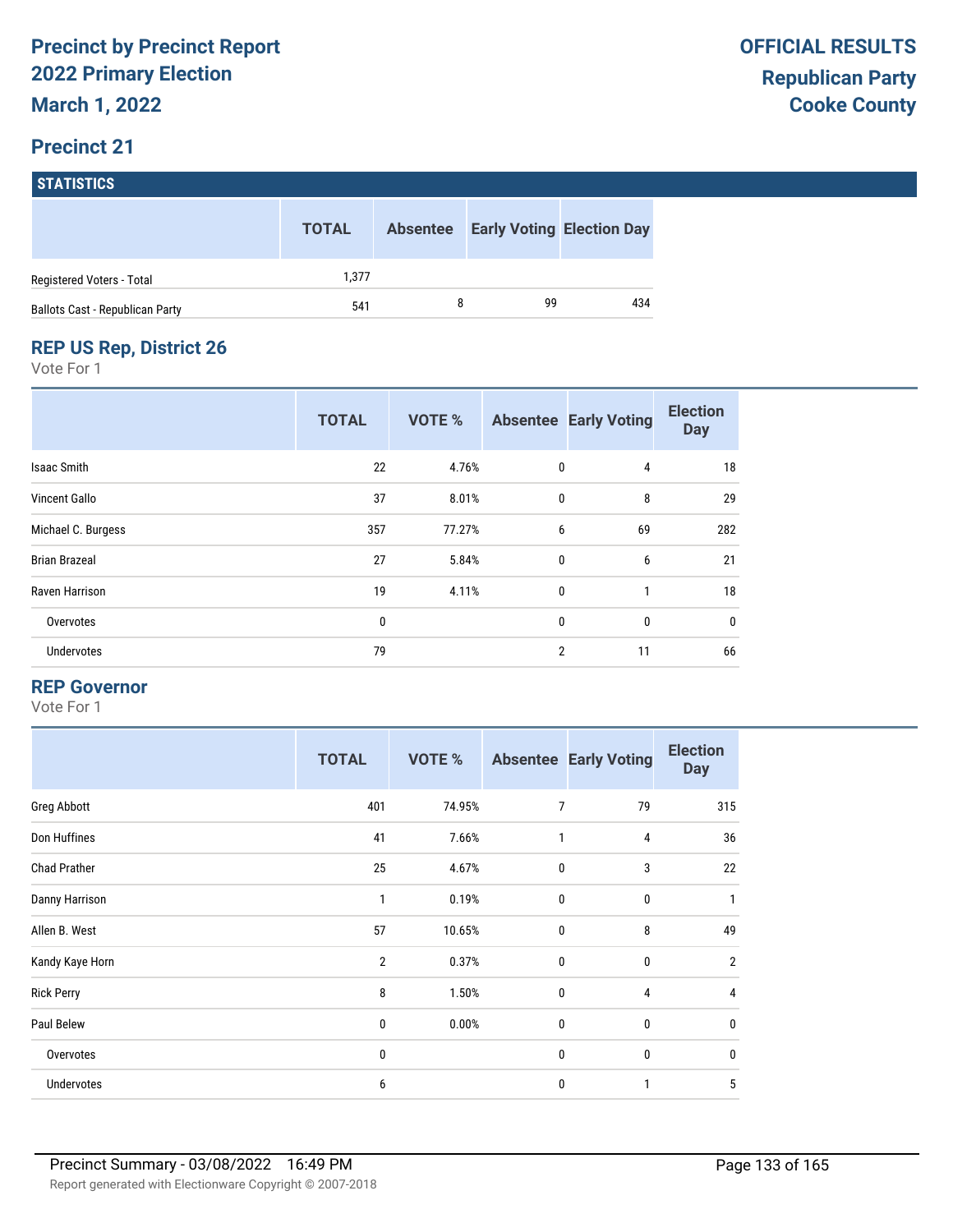# Precinct by Precinct Report
## 2022 Primary Election
## March 1, 2022

**OFFICIAL RESULTS**
**Republican Party**
**Cooke County**

## Precinct 21

### STATISTICS

| | TOTAL | Absentee | Early Voting | Election Day |
|---|---|---|---|---|
| Registered Voters - Total | 1,377 | | | |
| Ballots Cast - Republican Party | 541 | 8 | 99 | 434 |

### REP US Rep, District 26

Vote For 1

| | TOTAL | VOTE % | Absentee | Early Voting | Election Day |
|---|---|---|---|---|---|
| Isaac Smith | 22 | 4.76% | 0 | 4 | 18 |
| Vincent Gallo | 37 | 8.01% | 0 | 8 | 29 |
| Michael C. Burgess | 357 | 77.27% | 6 | 69 | 282 |
| Brian Brazeal | 27 | 5.84% | 0 | 6 | 21 |
| Raven Harrison | 19 | 4.11% | 0 | 1 | 18 |
| Overvotes | 0 | | 0 | 0 | 0 |
| Undervotes | 79 | | 2 | 11 | 66 |

### REP Governor

Vote For 1

| | TOTAL | VOTE % | Absentee | Early Voting | Election Day |
|---|---|---|---|---|---|
| Greg Abbott | 401 | 74.95% | 7 | 79 | 315 |
| Don Huffines | 41 | 7.66% | 1 | 4 | 36 |
| Chad Prather | 25 | 4.67% | 0 | 3 | 22 |
| Danny Harrison | 1 | 0.19% | 0 | 0 | 1 |
| Allen B. West | 57 | 10.65% | 0 | 8 | 49 |
| Kandy Kaye Horn | 2 | 0.37% | 0 | 0 | 2 |
| Rick Perry | 8 | 1.50% | 0 | 4 | 4 |
| Paul Belew | 0 | 0.00% | 0 | 0 | 0 |
| Overvotes | 0 | | 0 | 0 | 0 |
| Undervotes | 6 | | 0 | 1 | 5 |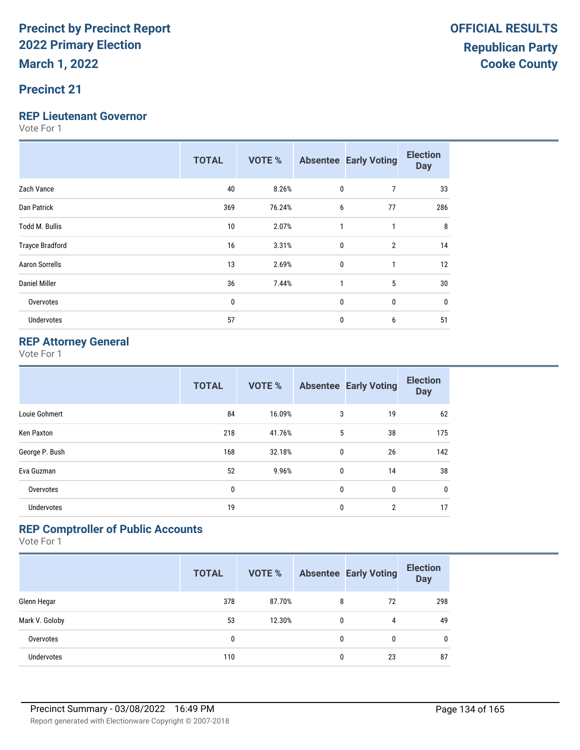# Precinct by Precinct Report 2022 Primary Election

**March 1, 2022**

**OFFICIAL RESULTS**
**Republican Party**
**Cooke County**

## Precinct 21

### REP Lieutenant Governor

Vote For 1

| | TOTAL | VOTE % | Absentee | Early Voting | Election Day |
|---|---|---|---|---|---|
| Zach Vance | 40 | 8.26% | 0 | 7 | 33 |
| Dan Patrick | 369 | 76.24% | 6 | 77 | 286 |
| Todd M. Bullis | 10 | 2.07% | 1 | 1 | 8 |
| Trayce Bradford | 16 | 3.31% | 0 | 2 | 14 |
| Aaron Sorrells | 13 | 2.69% | 0 | 1 | 12 |
| Daniel Miller | 36 | 7.44% | 1 | 5 | 30 |
| Overvotes | 0 | | 0 | 0 | 0 |
| Undervotes | 57 | | 0 | 6 | 51 |

### REP Attorney General

Vote For 1

| | TOTAL | VOTE % | Absentee | Early Voting | Election Day |
|---|---|---|---|---|---|
| Louie Gohmert | 84 | 16.09% | 3 | 19 | 62 |
| Ken Paxton | 218 | 41.76% | 5 | 38 | 175 |
| George P. Bush | 168 | 32.18% | 0 | 26 | 142 |
| Eva Guzman | 52 | 9.96% | 0 | 14 | 38 |
| Overvotes | 0 | | 0 | 0 | 0 |
| Undervotes | 19 | | 0 | 2 | 17 |

### REP Comptroller of Public Accounts

Vote For 1

| | TOTAL | VOTE % | Absentee | Early Voting | Election Day |
|---|---|---|---|---|---|
| Glenn Hegar | 378 | 87.70% | 8 | 72 | 298 |
| Mark V. Goloby | 53 | 12.30% | 0 | 4 | 49 |
| Overvotes | 0 | | 0 | 0 | 0 |
| Undervotes | 110 | | 0 | 23 | 87 |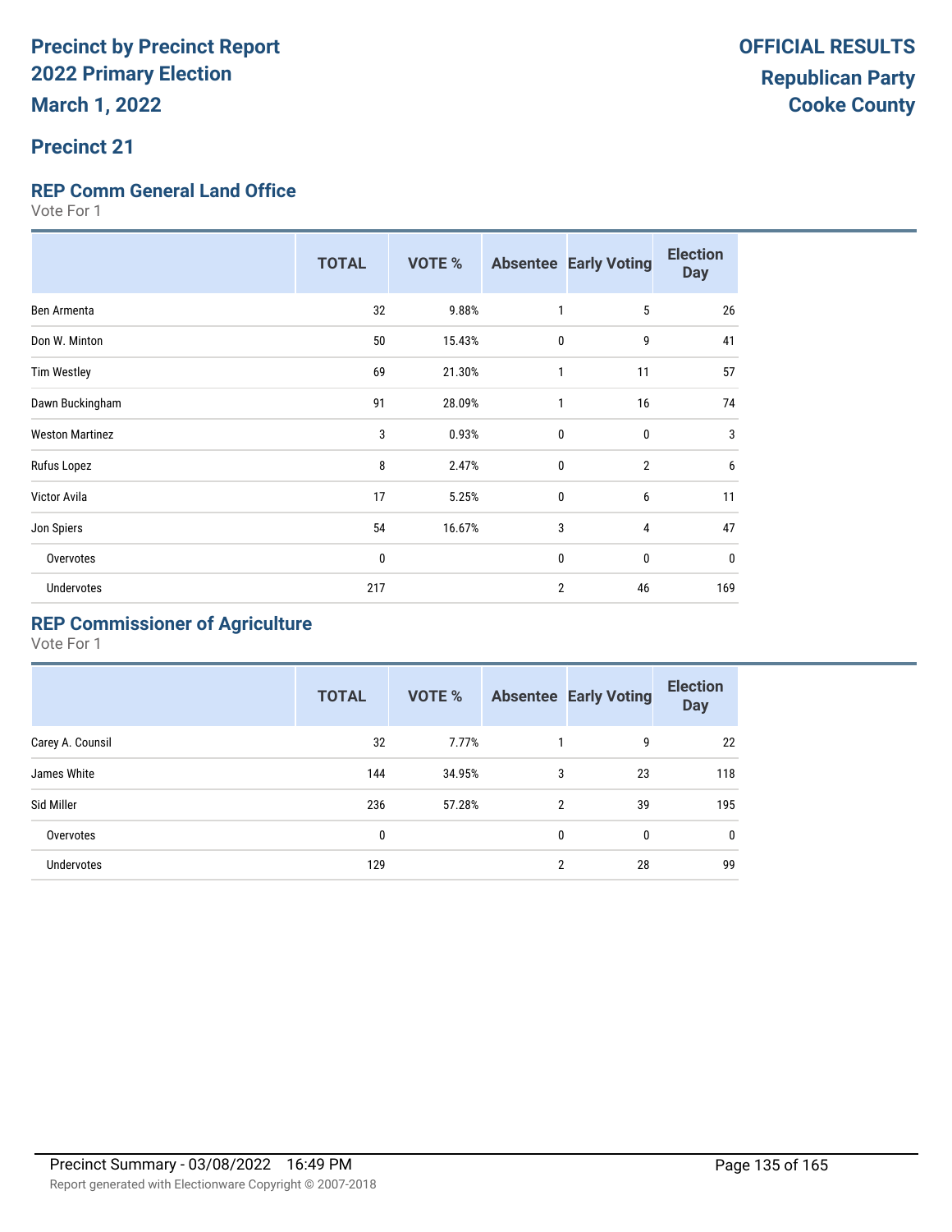# Precinct by Precinct Report
# 2022 Primary Election
**March 1, 2022**

**OFFICIAL RESULTS**
**Republican Party**
**Cooke County**

## Precinct 21

### REP Comm General Land Office
Vote For 1

| | TOTAL | VOTE % | Absentee | Early Voting | Election Day |
|---|---|---|---|---|---|
| Ben Armenta | 32 | 9.88% | 1 | 5 | 26 |
| Don W. Minton | 50 | 15.43% | 0 | 9 | 41 |
| Tim Westley | 69 | 21.30% | 1 | 11 | 57 |
| Dawn Buckingham | 91 | 28.09% | 1 | 16 | 74 |
| Weston Martinez | 3 | 0.93% | 0 | 0 | 3 |
| Rufus Lopez | 8 | 2.47% | 0 | 2 | 6 |
| Victor Avila | 17 | 5.25% | 0 | 6 | 11 |
| Jon Spiers | 54 | 16.67% | 3 | 4 | 47 |
| Overvotes | 0 | | 0 | 0 | 0 |
| Undervotes | 217 | | 2 | 46 | 169 |

### REP Commissioner of Agriculture
Vote For 1

| | TOTAL | VOTE % | Absentee | Early Voting | Election Day |
|---|---|---|---|---|---|
| Carey A. Counsil | 32 | 7.77% | 1 | 9 | 22 |
| James White | 144 | 34.95% | 3 | 23 | 118 |
| Sid Miller | 236 | 57.28% | 2 | 39 | 195 |
| Overvotes | 0 | | 0 | 0 | 0 |
| Undervotes | 129 | | 2 | 28 | 99 |

Precinct Summary - 03/08/2022 16:49 PM

Report generated with Electionware Copyright © 2007-2018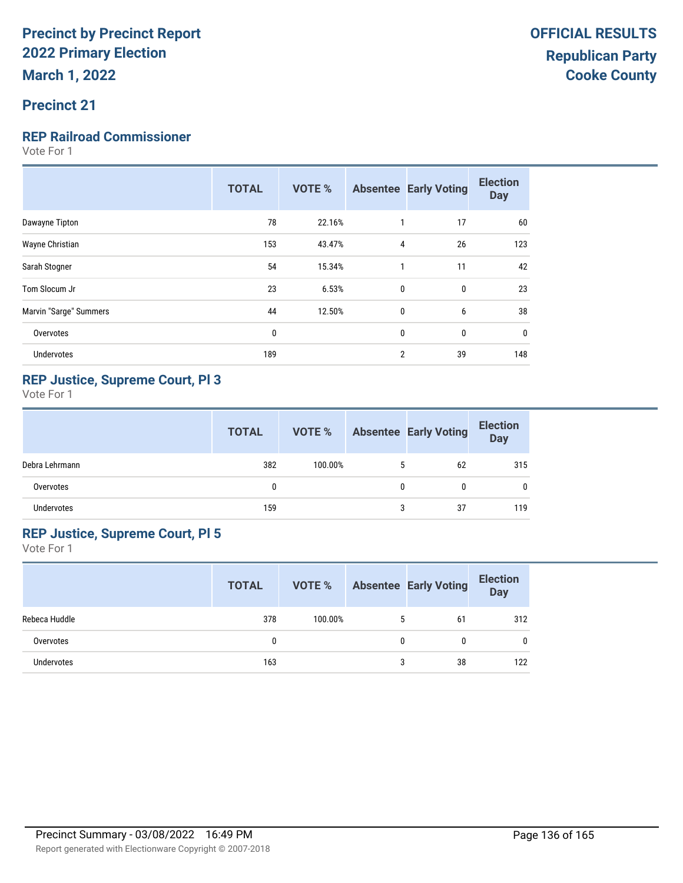# Precinct by Precinct Report
# 2022 Primary Election
# March 1, 2022

**OFFICIAL RESULTS**
**Republican Party**
**Cooke County**

## Precinct 21

### REP Railroad Commissioner

Vote For 1

| | TOTAL | VOTE % | Absentee | Early Voting | Election Day |
|---|---|---|---|---|---|
| Dawayne Tipton | 78 | 22.16% | 1 | 17 | 60 |
| Wayne Christian | 153 | 43.47% | 4 | 26 | 123 |
| Sarah Stogner | 54 | 15.34% | 1 | 11 | 42 |
| Tom Slocum Jr | 23 | 6.53% | 0 | 0 | 23 |
| Marvin "Sarge" Summers | 44 | 12.50% | 0 | 6 | 38 |
| Overvotes | 0 | | 0 | 0 | 0 |
| Undervotes | 189 | | 2 | 39 | 148 |

### REP Justice, Supreme Court, Pl 3

Vote For 1

| | TOTAL | VOTE % | Absentee | Early Voting | Election Day |
|---|---|---|---|---|---|
| Debra Lehrmann | 382 | 100.00% | 5 | 62 | 315 |
| Overvotes | 0 | | 0 | 0 | 0 |
| Undervotes | 159 | | 3 | 37 | 119 |

### REP Justice, Supreme Court, Pl 5

Vote For 1

| | TOTAL | VOTE % | Absentee | Early Voting | Election Day |
|---|---|---|---|---|---|
| Rebeca Huddle | 378 | 100.00% | 5 | 61 | 312 |
| Overvotes | 0 | | 0 | 0 | 0 |
| Undervotes | 163 | | 3 | 38 | 122 |

Precinct Summary - 03/08/2022 16:49 PM

Report generated with Electionware Copyright © 2007-2018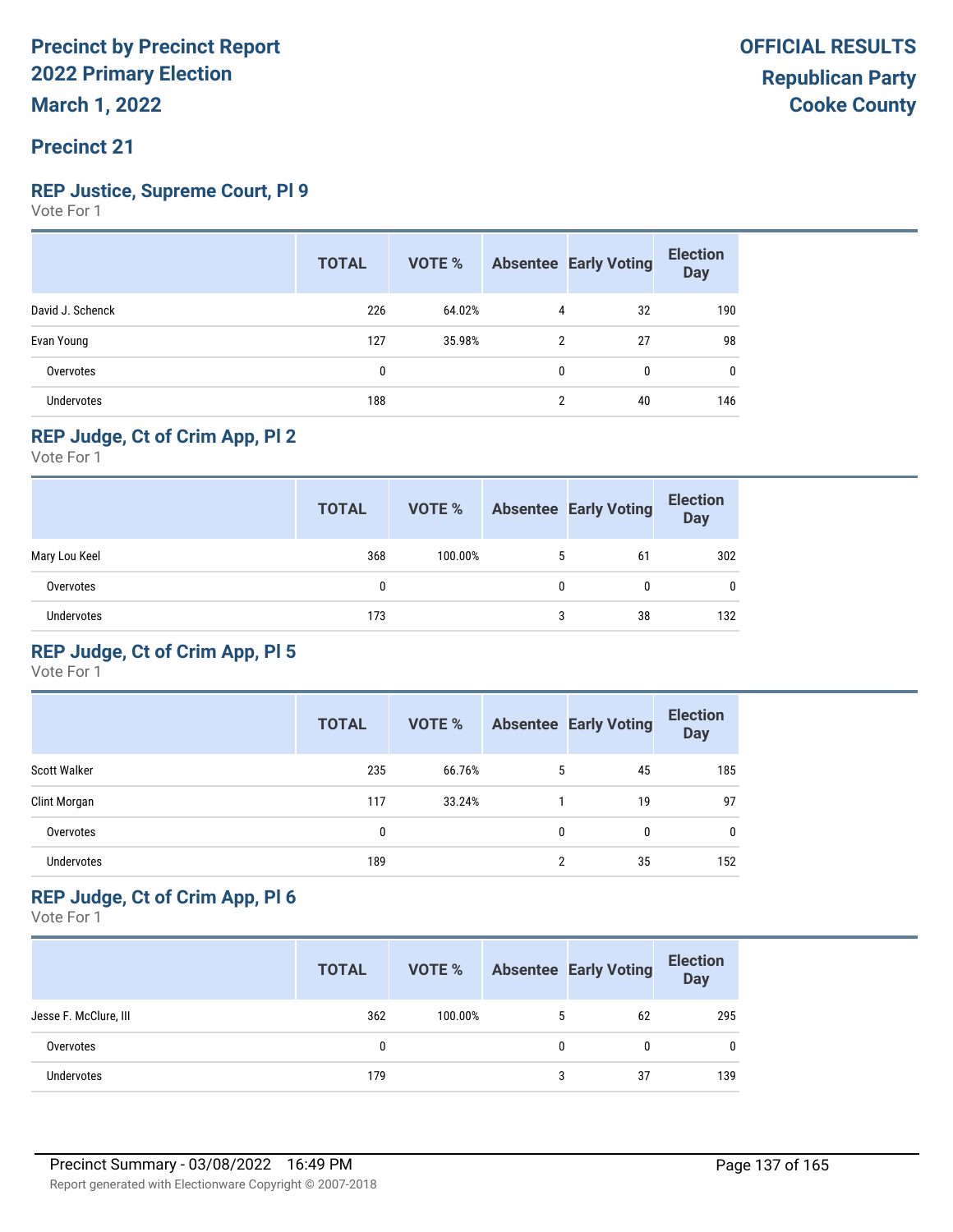# Precinct by Precinct Report
# 2022 Primary Election
# March 1, 2022

**OFFICIAL RESULTS**
**Republican Party**
**Cooke County**

## Precinct 21

### REP Justice, Supreme Court, Pl 9
Vote For 1

| | TOTAL | VOTE % | Absentee | Early Voting | Election Day |
|---|---|---|---|---|---|
| David J. Schenck | 226 | 64.02% | 4 | 32 | 190 |
| Evan Young | 127 | 35.98% | 2 | 27 | 98 |
| Overvotes | 0 | | 0 | 0 | 0 |
| Undervotes | 188 | | 2 | 40 | 146 |

### REP Judge, Ct of Crim App, Pl 2
Vote For 1

| | TOTAL | VOTE % | Absentee | Early Voting | Election Day |
|---|---|---|---|---|---|
| Mary Lou Keel | 368 | 100.00% | 5 | 61 | 302 |
| Overvotes | 0 | | 0 | 0 | 0 |
| Undervotes | 173 | | 3 | 38 | 132 |

### REP Judge, Ct of Crim App, Pl 5
Vote For 1

| | TOTAL | VOTE % | Absentee | Early Voting | Election Day |
|---|---|---|---|---|---|
| Scott Walker | 235 | 66.76% | 5 | 45 | 185 |
| Clint Morgan | 117 | 33.24% | 1 | 19 | 97 |
| Overvotes | 0 | | 0 | 0 | 0 |
| Undervotes | 189 | | 2 | 35 | 152 |

### REP Judge, Ct of Crim App, Pl 6
Vote For 1

| | TOTAL | VOTE % | Absentee | Early Voting | Election Day |
|---|---|---|---|---|---|
| Jesse F. McClure, III | 362 | 100.00% | 5 | 62 | 295 |
| Overvotes | 0 | | 0 | 0 | 0 |
| Undervotes | 179 | | 3 | 37 | 139 |

Precinct Summary - 03/08/2022 16:49 PM

Report generated with Electionware Copyright © 2007-2018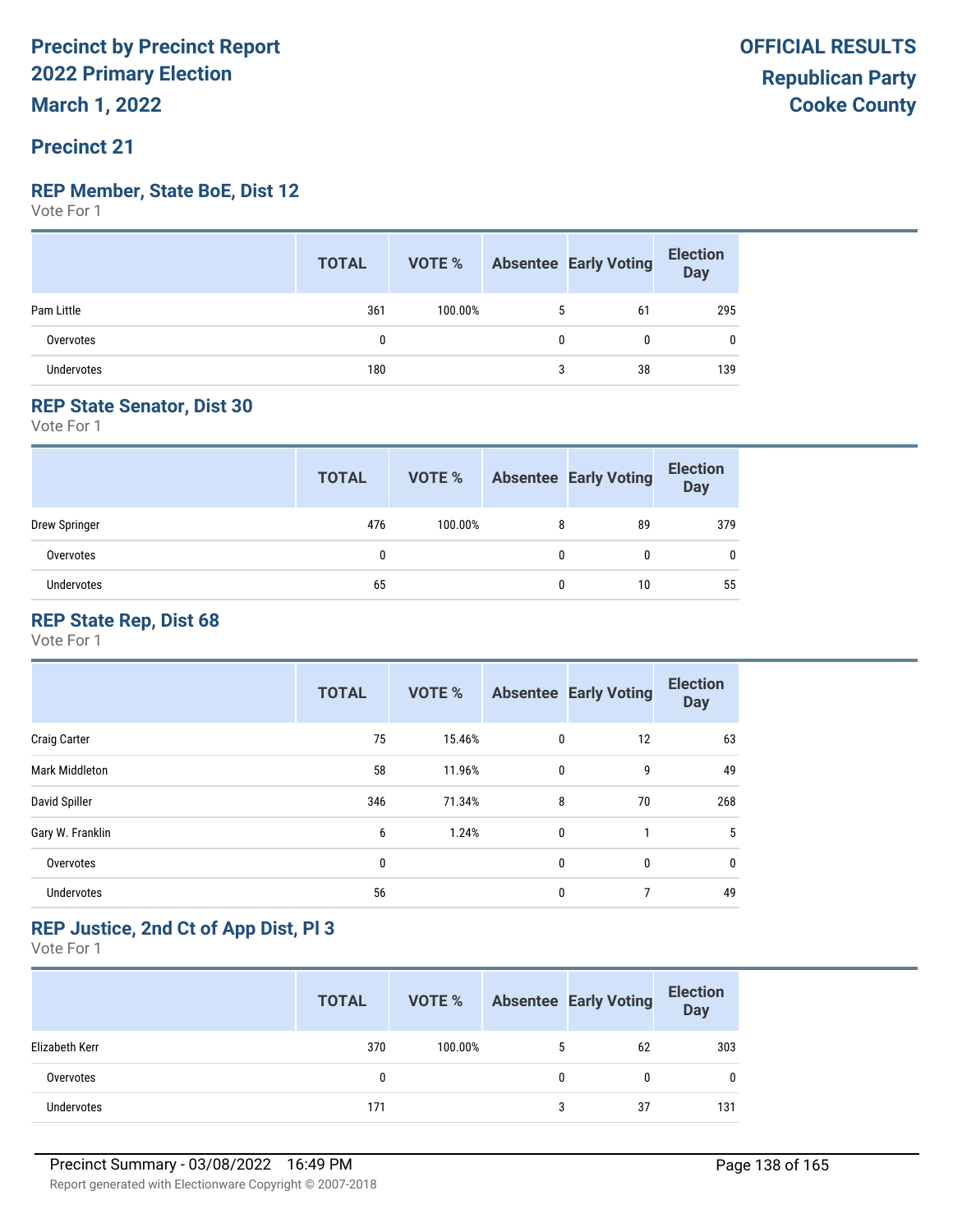# Precinct by Precinct Report
# 2022 Primary Election
# March 1, 2022

**OFFICIAL RESULTS**
**Republican Party**
**Cooke County**

## Precinct 21

### REP Member, State BoE, Dist 12
Vote For 1

| | TOTAL | VOTE % | Absentee | Early Voting | Election Day |
|---|---|---|---|---|---|
| Pam Little | 361 | 100.00% | 5 | 61 | 295 |
| Overvotes | 0 | | 0 | 0 | 0 |
| Undervotes | 180 | | 3 | 38 | 139 |

### REP State Senator, Dist 30
Vote For 1

| | TOTAL | VOTE % | Absentee | Early Voting | Election Day |
|---|---|---|---|---|---|
| Drew Springer | 476 | 100.00% | 8 | 89 | 379 |
| Overvotes | 0 | | 0 | 0 | 0 |
| Undervotes | 65 | | 0 | 10 | 55 |

### REP State Rep, Dist 68
Vote For 1

| | TOTAL | VOTE % | Absentee | Early Voting | Election Day |
|---|---|---|---|---|---|
| Craig Carter | 75 | 15.46% | 0 | 12 | 63 |
| Mark Middleton | 58 | 11.96% | 0 | 9 | 49 |
| David Spiller | 346 | 71.34% | 8 | 70 | 268 |
| Gary W. Franklin | 6 | 1.24% | 0 | 1 | 5 |
| Overvotes | 0 | | 0 | 0 | 0 |
| Undervotes | 56 | | 0 | 7 | 49 |

### REP Justice, 2nd Ct of App Dist, Pl 3
Vote For 1

| | TOTAL | VOTE % | Absentee | Early Voting | Election Day |
|---|---|---|---|---|---|
| Elizabeth Kerr | 370 | 100.00% | 5 | 62 | 303 |
| Overvotes | 0 | | 0 | 0 | 0 |
| Undervotes | 171 | | 3 | 37 | 131 |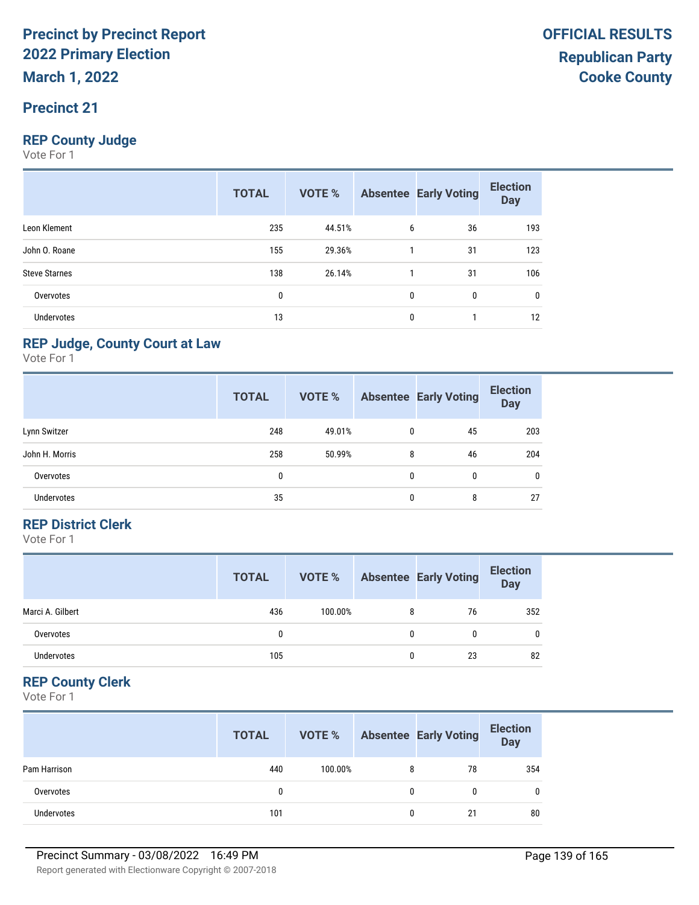# Precinct by Precinct Report
# 2022 Primary Election
## March 1, 2022

**OFFICIAL RESULTS**
**Republican Party**
**Cooke County**

## Precinct 21

### REP County Judge

Vote For 1

| | TOTAL | VOTE % | Absentee | Early Voting | Election Day |
|---|---|---|---|---|---|
| Leon Klement | 235 | 44.51% | 6 | 36 | 193 |
| John O. Roane | 155 | 29.36% | 1 | 31 | 123 |
| Steve Starnes | 138 | 26.14% | 1 | 31 | 106 |
| Overvotes | 0 | | 0 | 0 | 0 |
| Undervotes | 13 | | 0 | 1 | 12 |

### REP Judge, County Court at Law

Vote For 1

| | TOTAL | VOTE % | Absentee | Early Voting | Election Day |
|---|---|---|---|---|---|
| Lynn Switzer | 248 | 49.01% | 0 | 45 | 203 |
| John H. Morris | 258 | 50.99% | 8 | 46 | 204 |
| Overvotes | 0 | | 0 | 0 | 0 |
| Undervotes | 35 | | 0 | 8 | 27 |

### REP District Clerk

Vote For 1

| | TOTAL | VOTE % | Absentee | Early Voting | Election Day |
|---|---|---|---|---|---|
| Marci A. Gilbert | 436 | 100.00% | 8 | 76 | 352 |
| Overvotes | 0 | | 0 | 0 | 0 |
| Undervotes | 105 | | 0 | 23 | 82 |

### REP County Clerk

Vote For 1

| | TOTAL | VOTE % | Absentee | Early Voting | Election Day |
|---|---|---|---|---|---|
| Pam Harrison | 440 | 100.00% | 8 | 78 | 354 |
| Overvotes | 0 | | 0 | 0 | 0 |
| Undervotes | 101 | | 0 | 21 | 80 |

Precinct Summary - 03/08/2022 16:49 PM

Report generated with Electionware Copyright © 2007-2018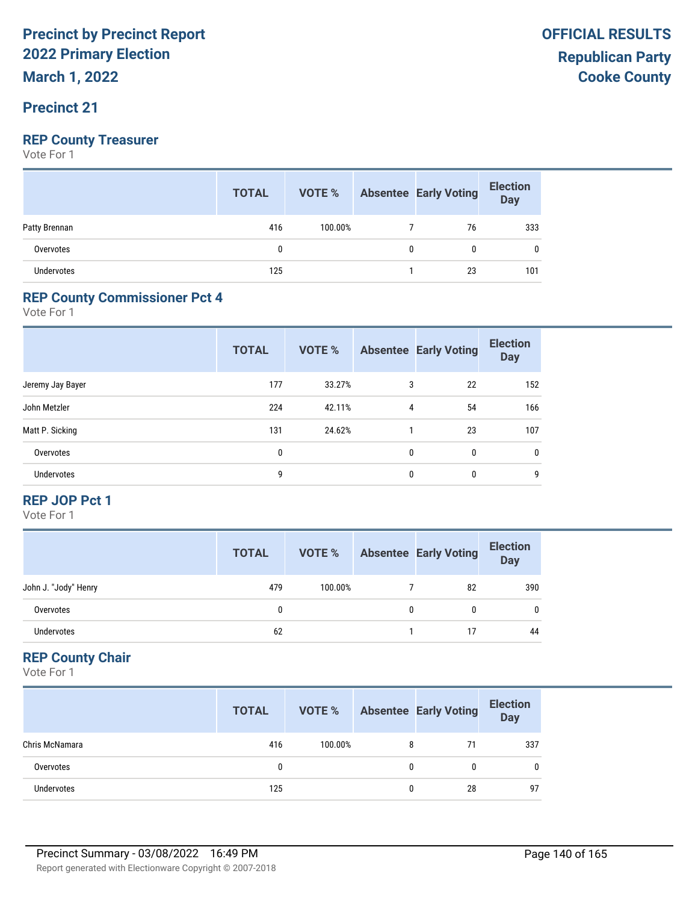# Precinct by Precinct Report
# 2022 Primary Election
## March 1, 2022

**OFFICIAL RESULTS**
**Republican Party**
**Cooke County**

## Precinct 21

### REP County Treasurer

Vote For 1

| | TOTAL | VOTE % | Absentee | Early Voting | Election Day |
|---|---|---|---|---|---|
| Patty Brennan | 416 | 100.00% | 7 | 76 | 333 |
| Overvotes | 0 | | 0 | 0 | 0 |
| Undervotes | 125 | | 1 | 23 | 101 |

### REP County Commissioner Pct 4

Vote For 1

| | TOTAL | VOTE % | Absentee | Early Voting | Election Day |
|---|---|---|---|---|---|
| Jeremy Jay Bayer | 177 | 33.27% | 3 | 22 | 152 |
| John Metzler | 224 | 42.11% | 4 | 54 | 166 |
| Matt P. Sicking | 131 | 24.62% | 1 | 23 | 107 |
| Overvotes | 0 | | 0 | 0 | 0 |
| Undervotes | 9 | | 0 | 0 | 9 |

### REP JOP Pct 1

Vote For 1

| | TOTAL | VOTE % | Absentee | Early Voting | Election Day |
|---|---|---|---|---|---|
| John J. "Jody" Henry | 479 | 100.00% | 7 | 82 | 390 |
| Overvotes | 0 | | 0 | 0 | 0 |
| Undervotes | 62 | | 1 | 17 | 44 |

### REP County Chair

Vote For 1

| | TOTAL | VOTE % | Absentee | Early Voting | Election Day |
|---|---|---|---|---|---|
| Chris McNamara | 416 | 100.00% | 8 | 71 | 337 |
| Overvotes | 0 | | 0 | 0 | 0 |
| Undervotes | 125 | | 0 | 28 | 97 |

Precinct Summary - 03/08/2022 16:49 PM

Report generated with Electionware Copyright © 2007-2018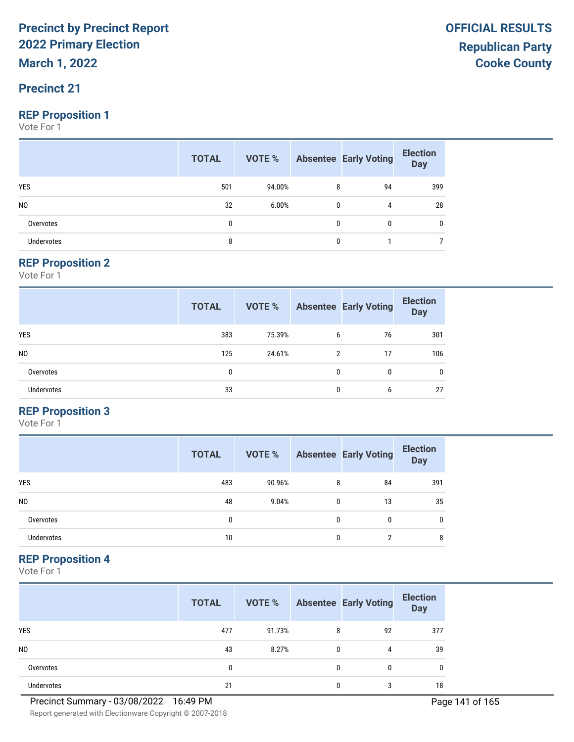# Precinct by Precinct Report
## 2022 Primary Election
## March 1, 2022

**OFFICIAL RESULTS**
**Republican Party**
**Cooke County**

## Precinct 21

### REP Proposition 1
Vote For 1

| | TOTAL | VOTE % | Absentee | Early Voting | Election Day |
|---|---|---|---|---|---|
| YES | 501 | 94.00% | 8 | 94 | 399 |
| NO | 32 | 6.00% | 0 | 4 | 28 |
| Overvotes | 0 | | 0 | 0 | 0 |
| Undervotes | 8 | | 0 | 1 | 7 |

### REP Proposition 2
Vote For 1

| | TOTAL | VOTE % | Absentee | Early Voting | Election Day |
|---|---|---|---|---|---|
| YES | 383 | 75.39% | 6 | 76 | 301 |
| NO | 125 | 24.61% | 2 | 17 | 106 |
| Overvotes | 0 | | 0 | 0 | 0 |
| Undervotes | 33 | | 0 | 6 | 27 |

### REP Proposition 3
Vote For 1

| | TOTAL | VOTE % | Absentee | Early Voting | Election Day |
|---|---|---|---|---|---|
| YES | 483 | 90.96% | 8 | 84 | 391 |
| NO | 48 | 9.04% | 0 | 13 | 35 |
| Overvotes | 0 | | 0 | 0 | 0 |
| Undervotes | 10 | | 0 | 2 | 8 |

### REP Proposition 4
Vote For 1

| | TOTAL | VOTE % | Absentee | Early Voting | Election Day |
|---|---|---|---|---|---|
| YES | 477 | 91.73% | 8 | 92 | 377 |
| NO | 43 | 8.27% | 0 | 4 | 39 |
| Overvotes | 0 | | 0 | 0 | 0 |
| Undervotes | 21 | | 0 | 3 | 18 |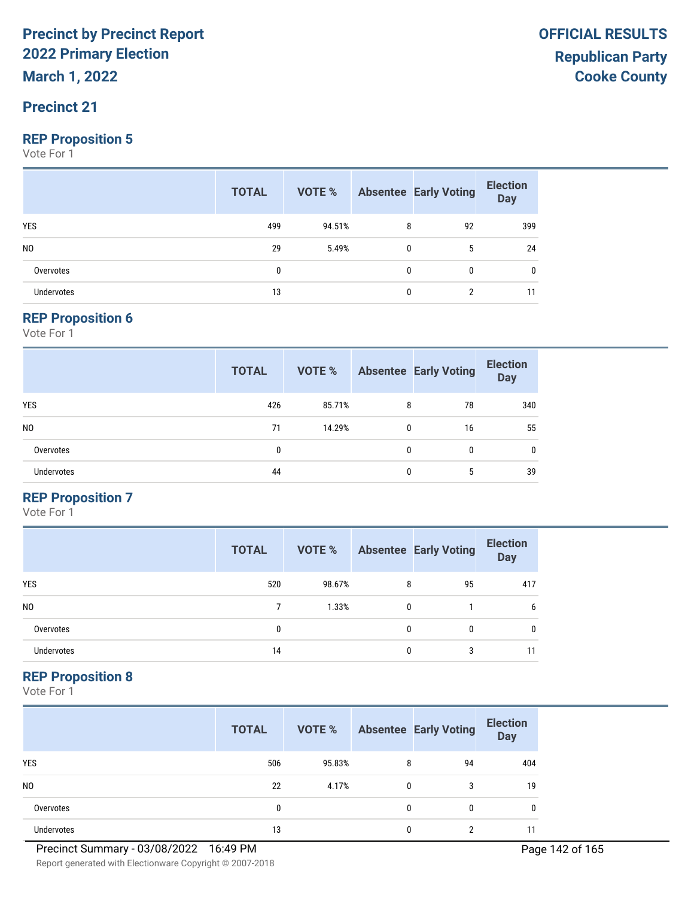# Precinct by Precinct Report
# 2022 Primary Election
# March 1, 2022

**OFFICIAL RESULTS**
**Republican Party**
**Cooke County**

## Precinct 21

### REP Proposition 5
Vote For 1

| | TOTAL | VOTE % | Absentee | Early Voting | Election Day |
|---|---|---|---|---|---|
| YES | 499 | 94.51% | 8 | 92 | 399 |
| NO | 29 | 5.49% | 0 | 5 | 24 |
| Overvotes | 0 | | 0 | 0 | 0 |
| Undervotes | 13 | | 0 | 2 | 11 |

### REP Proposition 6
Vote For 1

| | TOTAL | VOTE % | Absentee | Early Voting | Election Day |
|---|---|---|---|---|---|
| YES | 426 | 85.71% | 8 | 78 | 340 |
| NO | 71 | 14.29% | 0 | 16 | 55 |
| Overvotes | 0 | | 0 | 0 | 0 |
| Undervotes | 44 | | 0 | 5 | 39 |

### REP Proposition 7
Vote For 1

| | TOTAL | VOTE % | Absentee | Early Voting | Election Day |
|---|---|---|---|---|---|
| YES | 520 | 98.67% | 8 | 95 | 417 |
| NO | 7 | 1.33% | 0 | 1 | 6 |
| Overvotes | 0 | | 0 | 0 | 0 |
| Undervotes | 14 | | 0 | 3 | 11 |

### REP Proposition 8
Vote For 1

| | TOTAL | VOTE % | Absentee | Early Voting | Election Day |
|---|---|---|---|---|---|
| YES | 506 | 95.83% | 8 | 94 | 404 |
| NO | 22 | 4.17% | 0 | 3 | 19 |
| Overvotes | 0 | | 0 | 0 | 0 |
| Undervotes | 13 | | 0 | 2 | 11 |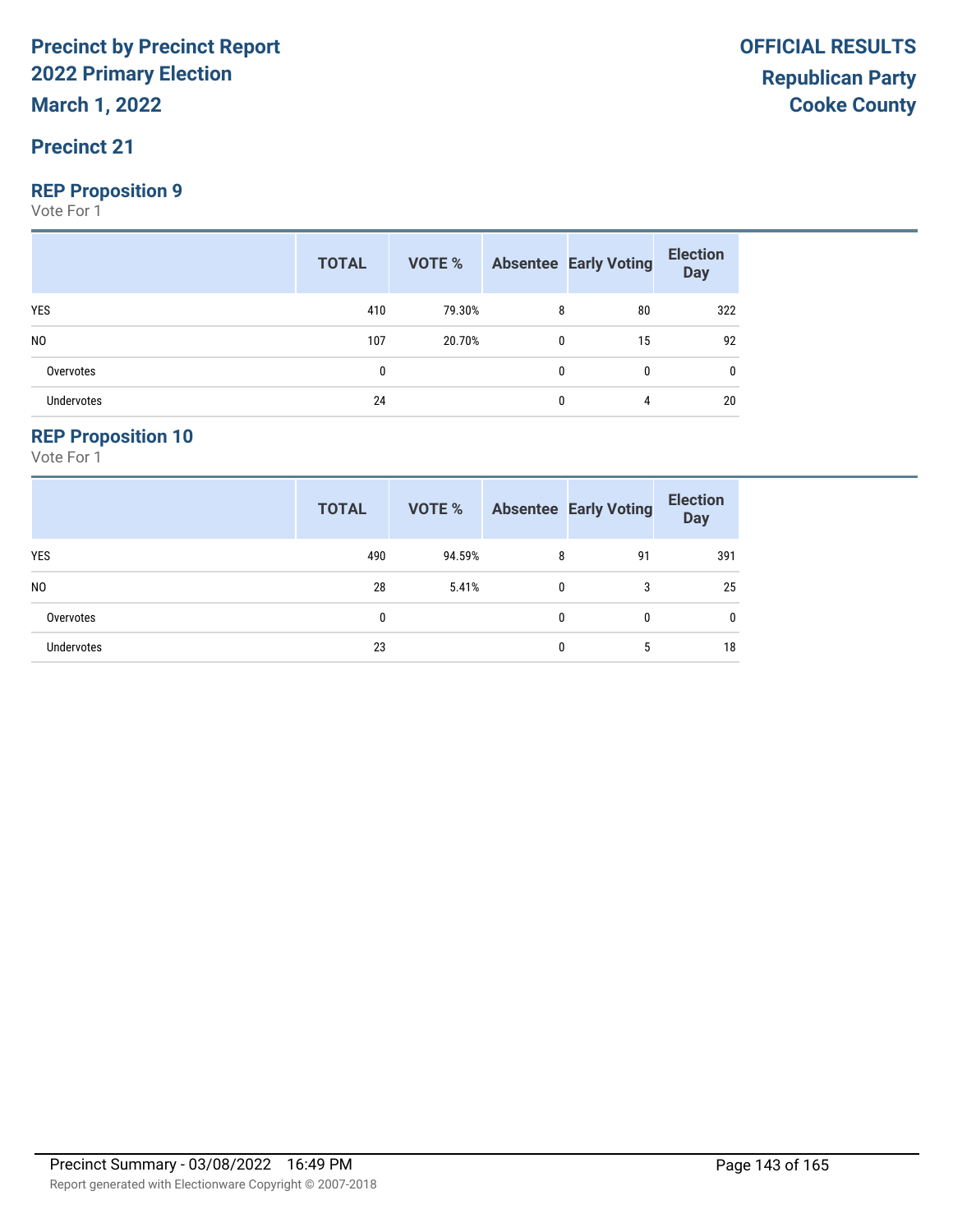**Precinct by Precinct Report**
**2022 Primary Election**
**March 1, 2022**

**OFFICIAL RESULTS**
**Republican Party**
**Cooke County**

## Precinct 21

### REP Proposition 9

Vote For 1

| | TOTAL | VOTE % | Absentee | Early Voting | Election Day |
|---|---|---|---|---|---|
| YES | 410 | 79.30% | 8 | 80 | 322 |
| NO | 107 | 20.70% | 0 | 15 | 92 |
| Overvotes | 0 | | 0 | 0 | 0 |
| Undervotes | 24 | | 0 | 4 | 20 |

### REP Proposition 10

Vote For 1

| | TOTAL | VOTE % | Absentee | Early Voting | Election Day |
|---|---|---|---|---|---|
| YES | 490 | 94.59% | 8 | 91 | 391 |
| NO | 28 | 5.41% | 0 | 3 | 25 |
| Overvotes | 0 | | 0 | 0 | 0 |
| Undervotes | 23 | | 0 | 5 | 18 |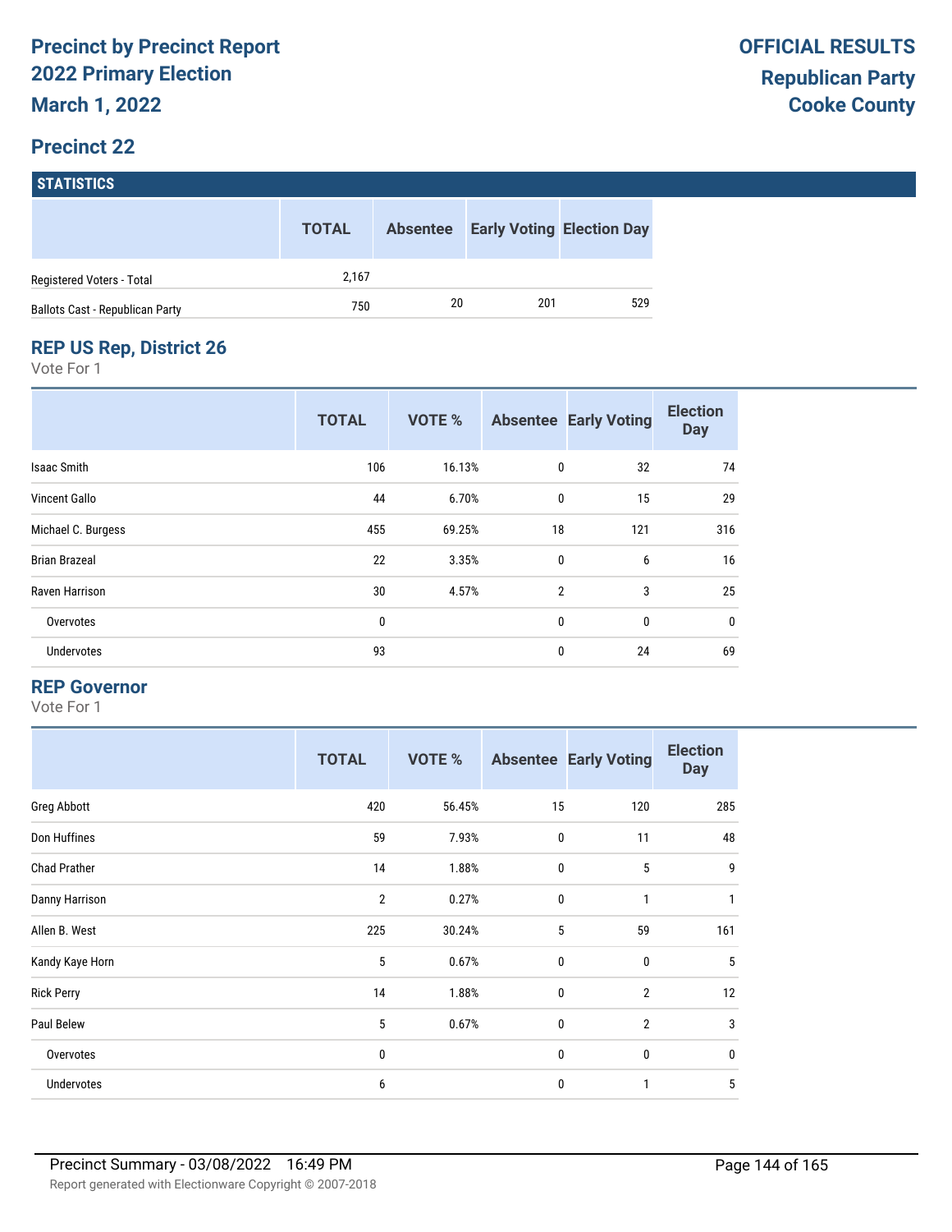# Precinct by Precinct Report
## 2022 Primary Election
### March 1, 2022

**OFFICIAL RESULTS**
**Republican Party**
**Cooke County**

## Precinct 22

### STATISTICS

| | TOTAL | Absentee | Early Voting | Election Day |
|---|---|---|---|---|
| Registered Voters - Total | 2,167 | | | |
| Ballots Cast - Republican Party | 750 | 20 | 201 | 529 |

### REP US Rep, District 26

Vote For 1

| | TOTAL | VOTE % | Absentee | Early Voting | Election Day |
|---|---|---|---|---|---|
| Isaac Smith | 106 | 16.13% | 0 | 32 | 74 |
| Vincent Gallo | 44 | 6.70% | 0 | 15 | 29 |
| Michael C. Burgess | 455 | 69.25% | 18 | 121 | 316 |
| Brian Brazeal | 22 | 3.35% | 0 | 6 | 16 |
| Raven Harrison | 30 | 4.57% | 2 | 3 | 25 |
| Overvotes | 0 | | 0 | 0 | 0 |
| Undervotes | 93 | | 0 | 24 | 69 |

### REP Governor

Vote For 1

| | TOTAL | VOTE % | Absentee | Early Voting | Election Day |
|---|---|---|---|---|---|
| Greg Abbott | 420 | 56.45% | 15 | 120 | 285 |
| Don Huffines | 59 | 7.93% | 0 | 11 | 48 |
| Chad Prather | 14 | 1.88% | 0 | 5 | 9 |
| Danny Harrison | 2 | 0.27% | 0 | 1 | 1 |
| Allen B. West | 225 | 30.24% | 5 | 59 | 161 |
| Kandy Kaye Horn | 5 | 0.67% | 0 | 0 | 5 |
| Rick Perry | 14 | 1.88% | 0 | 2 | 12 |
| Paul Belew | 5 | 0.67% | 0 | 2 | 3 |
| Overvotes | 0 | | 0 | 0 | 0 |
| Undervotes | 6 | | 0 | 1 | 5 |

Precinct Summary - 03/08/2022 16:49 PM

Report generated with Electionware Copyright © 2007-2018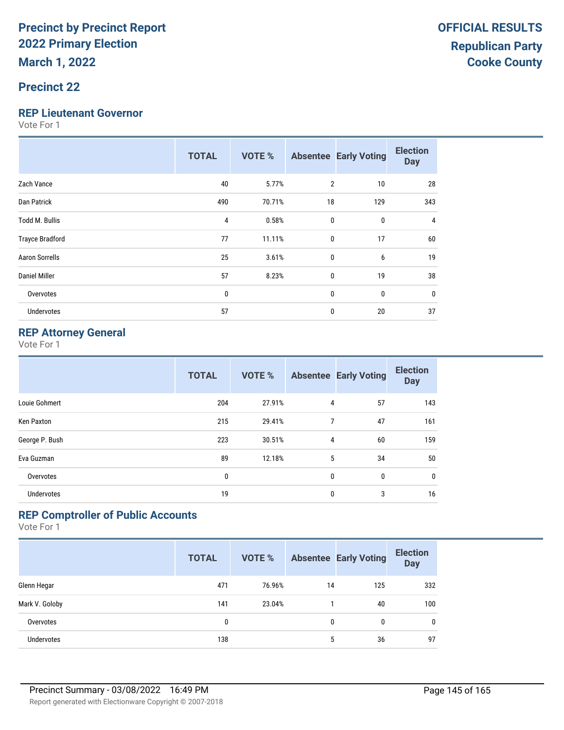# Precinct by Precinct Report
# 2022 Primary Election
# March 1, 2022

**OFFICIAL RESULTS**
**Republican Party**
**Cooke County**

## Precinct 22

### REP Lieutenant Governor

Vote For 1

| | TOTAL | VOTE % | Absentee | Early Voting | Election Day |
|---|---|---|---|---|---|
| Zach Vance | 40 | 5.77% | 2 | 10 | 28 |
| Dan Patrick | 490 | 70.71% | 18 | 129 | 343 |
| Todd M. Bullis | 4 | 0.58% | 0 | 0 | 4 |
| Trayce Bradford | 77 | 11.11% | 0 | 17 | 60 |
| Aaron Sorrells | 25 | 3.61% | 0 | 6 | 19 |
| Daniel Miller | 57 | 8.23% | 0 | 19 | 38 |
| Overvotes | 0 | | 0 | 0 | 0 |
| Undervotes | 57 | | 0 | 20 | 37 |

### REP Attorney General

Vote For 1

| | TOTAL | VOTE % | Absentee | Early Voting | Election Day |
|---|---|---|---|---|---|
| Louie Gohmert | 204 | 27.91% | 4 | 57 | 143 |
| Ken Paxton | 215 | 29.41% | 7 | 47 | 161 |
| George P. Bush | 223 | 30.51% | 4 | 60 | 159 |
| Eva Guzman | 89 | 12.18% | 5 | 34 | 50 |
| Overvotes | 0 | | 0 | 0 | 0 |
| Undervotes | 19 | | 0 | 3 | 16 |

### REP Comptroller of Public Accounts

Vote For 1

| | TOTAL | VOTE % | Absentee | Early Voting | Election Day |
|---|---|---|---|---|---|
| Glenn Hegar | 471 | 76.96% | 14 | 125 | 332 |
| Mark V. Goloby | 141 | 23.04% | 1 | 40 | 100 |
| Overvotes | 0 | | 0 | 0 | 0 |
| Undervotes | 138 | | 5 | 36 | 97 |

Precinct Summary - 03/08/2022 16:49 PM

Report generated with Electionware Copyright © 2007-2018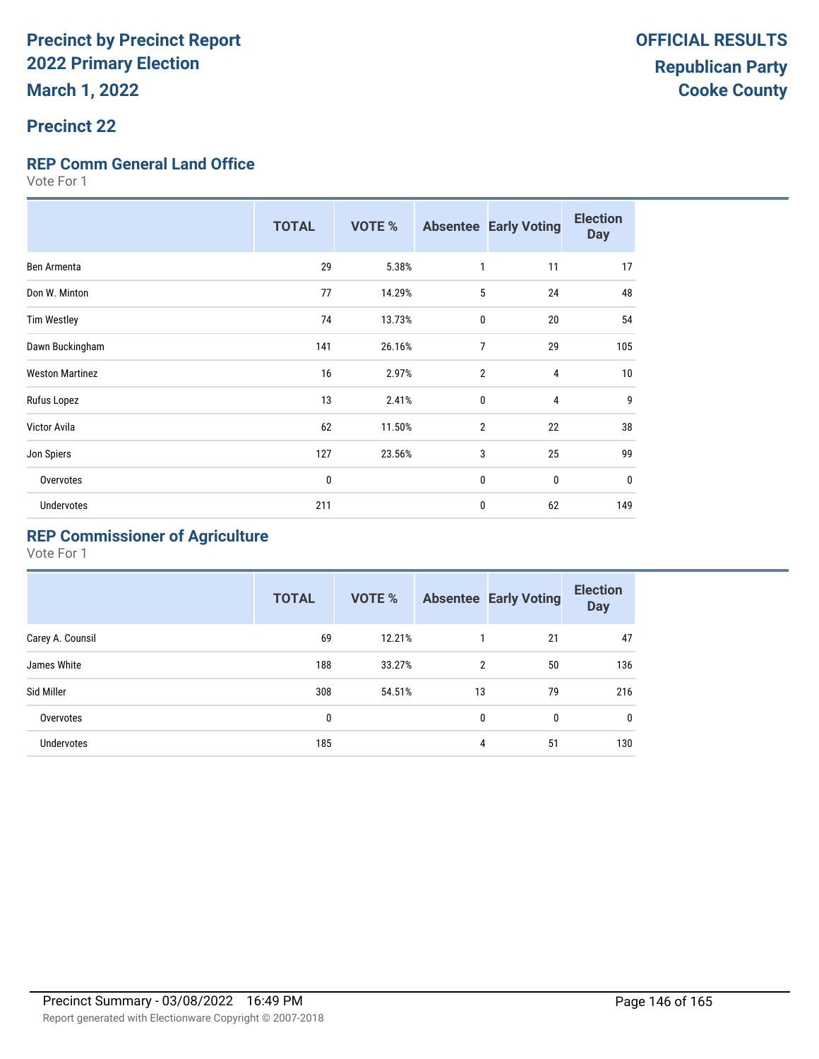# Precinct by Precinct Report
## 2022 Primary Election
## March 1, 2022

**OFFICIAL RESULTS**
**Republican Party**
**Cooke County**

## Precinct 22

### REP Comm General Land Office

Vote For 1

| | TOTAL | VOTE % | Absentee | Early Voting | Election Day |
|---|---|---|---|---|---|
| Ben Armenta | 29 | 5.38% | 1 | 11 | 17 |
| Don W. Minton | 77 | 14.29% | 5 | 24 | 48 |
| Tim Westley | 74 | 13.73% | 0 | 20 | 54 |
| Dawn Buckingham | 141 | 26.16% | 7 | 29 | 105 |
| Weston Martinez | 16 | 2.97% | 2 | 4 | 10 |
| Rufus Lopez | 13 | 2.41% | 0 | 4 | 9 |
| Victor Avila | 62 | 11.50% | 2 | 22 | 38 |
| Jon Spiers | 127 | 23.56% | 3 | 25 | 99 |
| Overvotes | 0 | | 0 | 0 | 0 |
| Undervotes | 211 | | 0 | 62 | 149 |

### REP Commissioner of Agriculture

Vote For 1

| | TOTAL | VOTE % | Absentee | Early Voting | Election Day |
|---|---|---|---|---|---|
| Carey A. Counsil | 69 | 12.21% | 1 | 21 | 47 |
| James White | 188 | 33.27% | 2 | 50 | 136 |
| Sid Miller | 308 | 54.51% | 13 | 79 | 216 |
| Overvotes | 0 | | 0 | 0 | 0 |
| Undervotes | 185 | | 4 | 51 | 130 |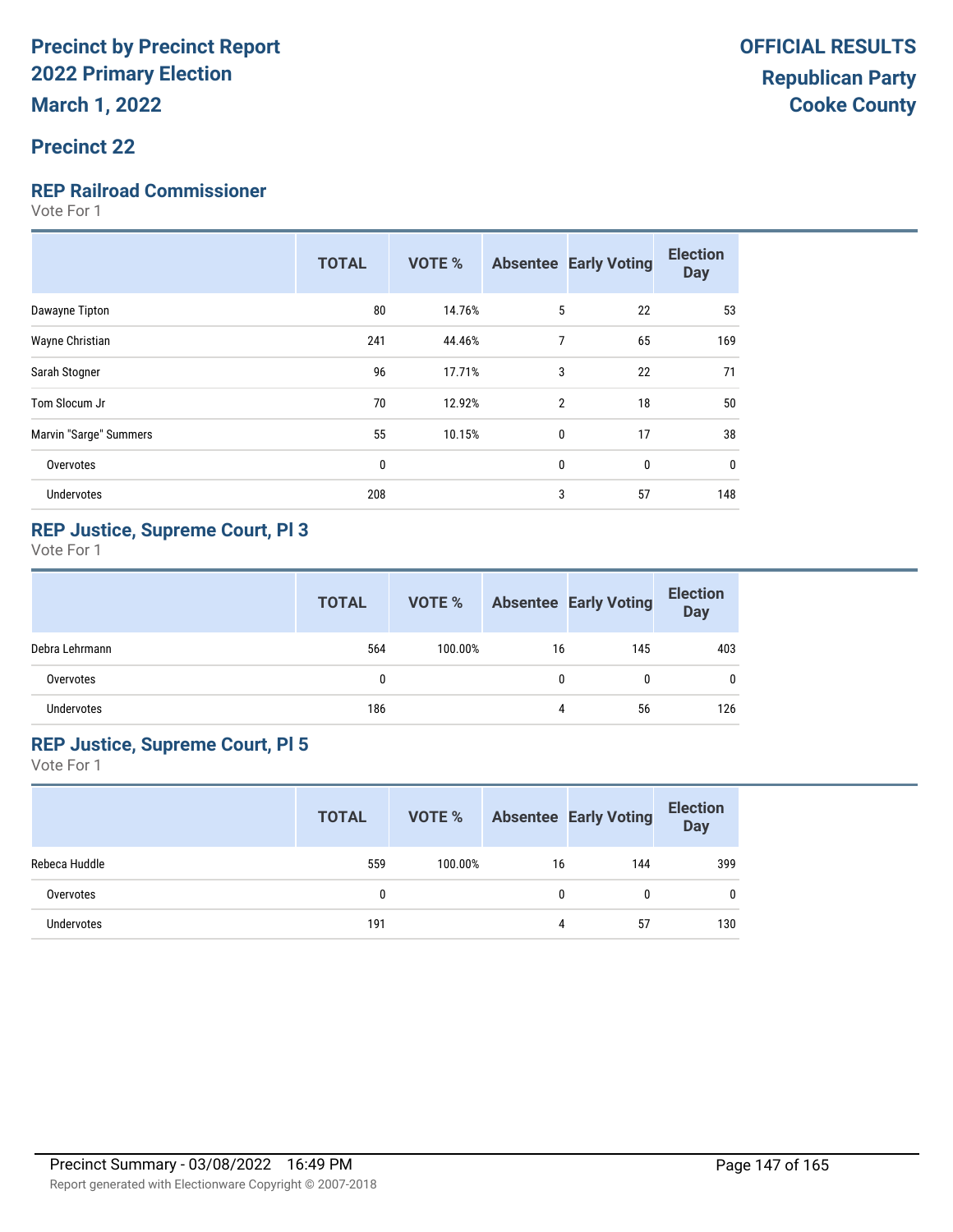# Precinct by Precinct Report
# 2022 Primary Election
# March 1, 2022

**OFFICIAL RESULTS**
**Republican Party**
**Cooke County**

## Precinct 22

### REP Railroad Commissioner

Vote For 1

| | TOTAL | VOTE % | Absentee | Early Voting | Election Day |
|---|---|---|---|---|---|
| Dawayne Tipton | 80 | 14.76% | 5 | 22 | 53 |
| Wayne Christian | 241 | 44.46% | 7 | 65 | 169 |
| Sarah Stogner | 96 | 17.71% | 3 | 22 | 71 |
| Tom Slocum Jr | 70 | 12.92% | 2 | 18 | 50 |
| Marvin "Sarge" Summers | 55 | 10.15% | 0 | 17 | 38 |
| Overvotes | 0 | | 0 | 0 | 0 |
| Undervotes | 208 | | 3 | 57 | 148 |

### REP Justice, Supreme Court, Pl 3

Vote For 1

| | TOTAL | VOTE % | Absentee | Early Voting | Election Day |
|---|---|---|---|---|---|
| Debra Lehrmann | 564 | 100.00% | 16 | 145 | 403 |
| Overvotes | 0 | | 0 | 0 | 0 |
| Undervotes | 186 | | 4 | 56 | 126 |

### REP Justice, Supreme Court, Pl 5

Vote For 1

| | TOTAL | VOTE % | Absentee | Early Voting | Election Day |
|---|---|---|---|---|---|
| Rebeca Huddle | 559 | 100.00% | 16 | 144 | 399 |
| Overvotes | 0 | | 0 | 0 | 0 |
| Undervotes | 191 | | 4 | 57 | 130 |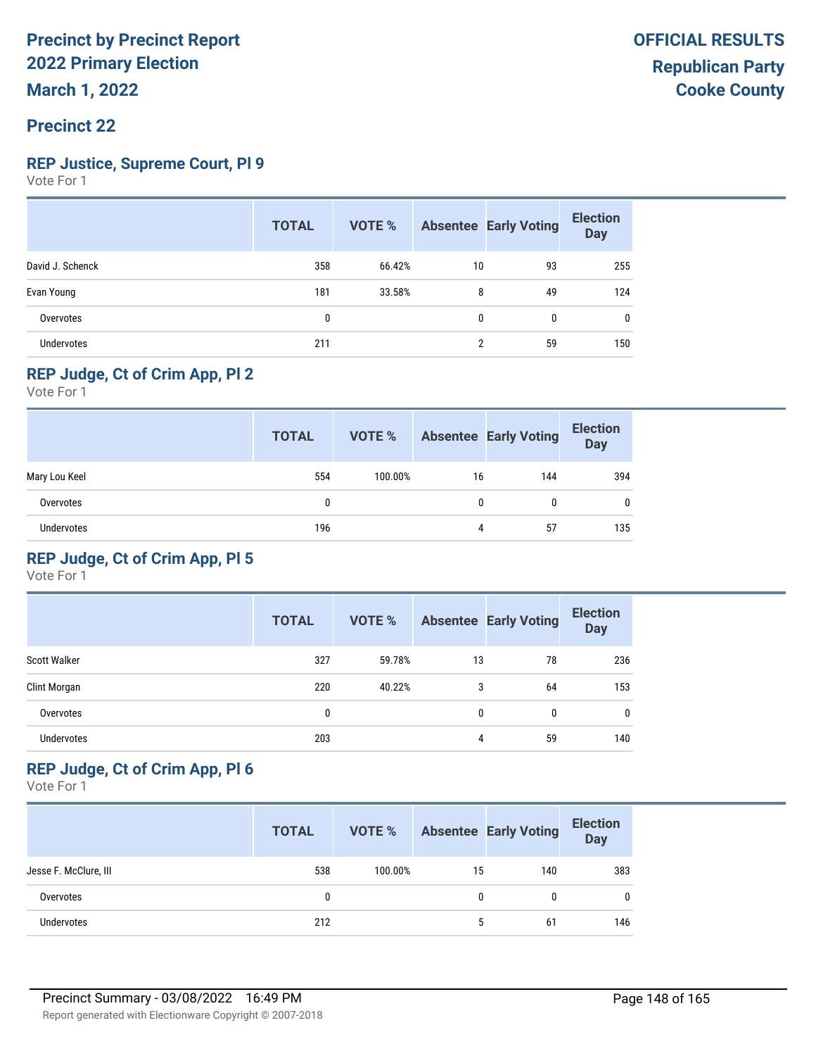# Precinct by Precinct Report
## 2022 Primary Election
## March 1, 2022

**OFFICIAL RESULTS**
**Republican Party**
**Cooke County**

## Precinct 22

### REP Justice, Supreme Court, Pl 9

Vote For 1

| | TOTAL | VOTE % | Absentee | Early Voting | Election Day |
|---|---|---|---|---|---|
| David J. Schenck | 358 | 66.42% | 10 | 93 | 255 |
| Evan Young | 181 | 33.58% | 8 | 49 | 124 |
| Overvotes | 0 | | 0 | 0 | 0 |
| Undervotes | 211 | | 2 | 59 | 150 |

### REP Judge, Ct of Crim App, Pl 2

Vote For 1

| | TOTAL | VOTE % | Absentee | Early Voting | Election Day |
|---|---|---|---|---|---|
| Mary Lou Keel | 554 | 100.00% | 16 | 144 | 394 |
| Overvotes | 0 | | 0 | 0 | 0 |
| Undervotes | 196 | | 4 | 57 | 135 |

### REP Judge, Ct of Crim App, Pl 5

Vote For 1

| | TOTAL | VOTE % | Absentee | Early Voting | Election Day |
|---|---|---|---|---|---|
| Scott Walker | 327 | 59.78% | 13 | 78 | 236 |
| Clint Morgan | 220 | 40.22% | 3 | 64 | 153 |
| Overvotes | 0 | | 0 | 0 | 0 |
| Undervotes | 203 | | 4 | 59 | 140 |

### REP Judge, Ct of Crim App, Pl 6

Vote For 1

| | TOTAL | VOTE % | Absentee | Early Voting | Election Day |
|---|---|---|---|---|---|
| Jesse F. McClure, III | 538 | 100.00% | 15 | 140 | 383 |
| Overvotes | 0 | | 0 | 0 | 0 |
| Undervotes | 212 | | 5 | 61 | 146 |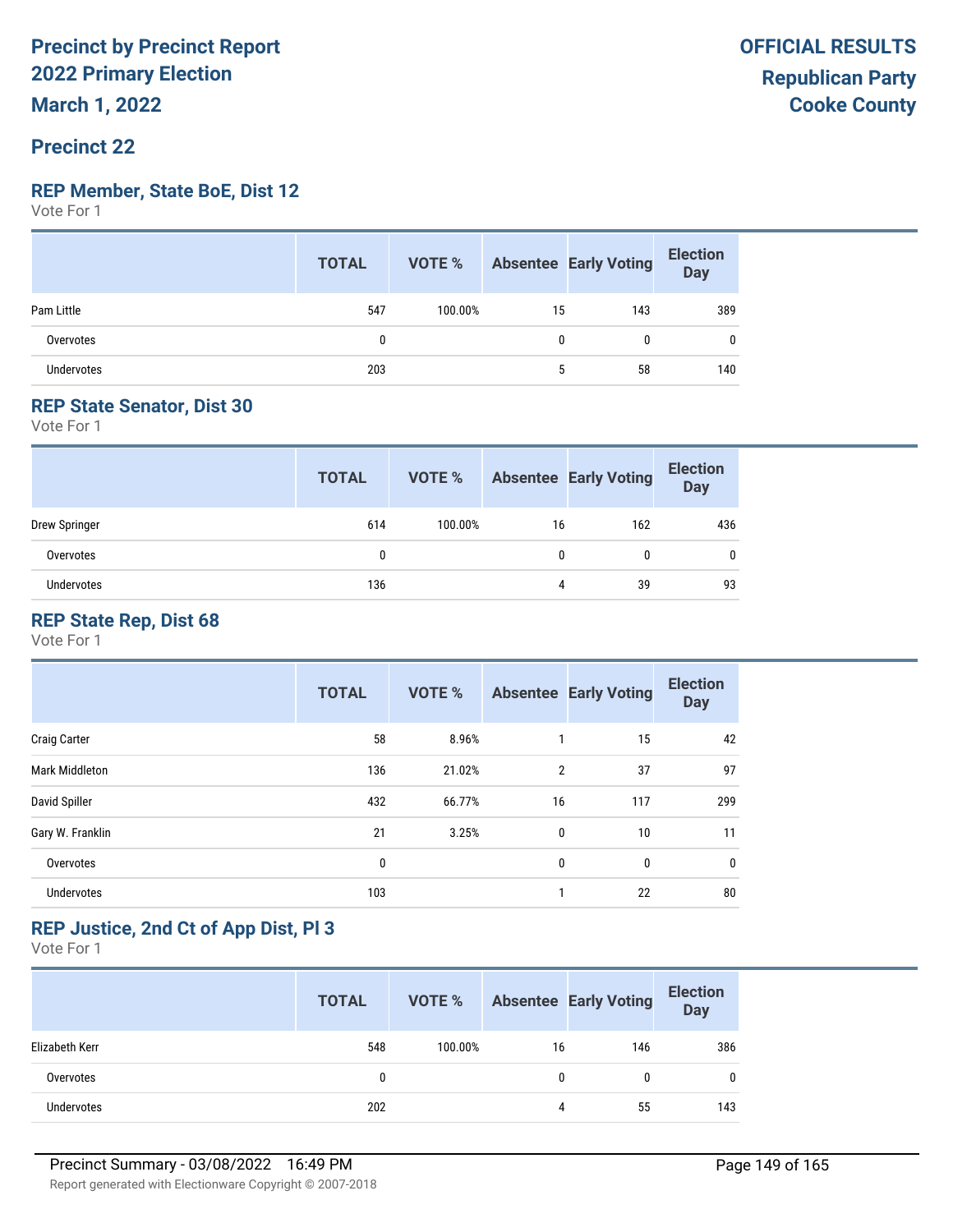# Precinct by Precinct Report
# 2022 Primary Election
# March 1, 2022

**OFFICIAL RESULTS**
**Republican Party**
**Cooke County**

## Precinct 22

### REP Member, State BoE, Dist 12

Vote For 1

| | TOTAL | VOTE % | Absentee | Early Voting | Election Day |
|---|---|---|---|---|---|
| Pam Little | 547 | 100.00% | 15 | 143 | 389 |
| Overvotes | 0 | | 0 | 0 | 0 |
| Undervotes | 203 | | 5 | 58 | 140 |

### REP State Senator, Dist 30

Vote For 1

| | TOTAL | VOTE % | Absentee | Early Voting | Election Day |
|---|---|---|---|---|---|
| Drew Springer | 614 | 100.00% | 16 | 162 | 436 |
| Overvotes | 0 | | 0 | 0 | 0 |
| Undervotes | 136 | | 4 | 39 | 93 |

### REP State Rep, Dist 68

Vote For 1

| | TOTAL | VOTE % | Absentee | Early Voting | Election Day |
|---|---|---|---|---|---|
| Craig Carter | 58 | 8.96% | 1 | 15 | 42 |
| Mark Middleton | 136 | 21.02% | 2 | 37 | 97 |
| David Spiller | 432 | 66.77% | 16 | 117 | 299 |
| Gary W. Franklin | 21 | 3.25% | 0 | 10 | 11 |
| Overvotes | 0 | | 0 | 0 | 0 |
| Undervotes | 103 | | 1 | 22 | 80 |

### REP Justice, 2nd Ct of App Dist, Pl 3

Vote For 1

| | TOTAL | VOTE % | Absentee | Early Voting | Election Day |
|---|---|---|---|---|---|
| Elizabeth Kerr | 548 | 100.00% | 16 | 146 | 386 |
| Overvotes | 0 | | 0 | 0 | 0 |
| Undervotes | 202 | | 4 | 55 | 143 |

Precinct Summary - 03/08/2022 16:49 PM

Report generated with Electionware Copyright © 2007-2018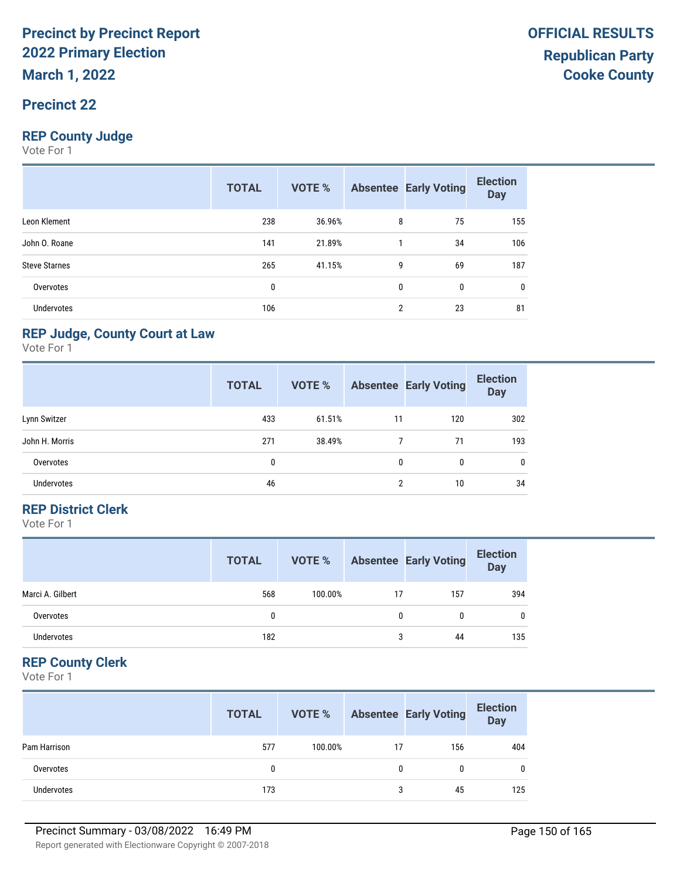# Precinct by Precinct Report
## 2022 Primary Election
## March 1, 2022

## OFFICIAL RESULTS
## Republican Party
## Cooke County

## Precinct 22

### REP County Judge
Vote For 1

| | TOTAL | VOTE % | Absentee | Early Voting | Election Day |
|---|---|---|---|---|---|
| Leon Klement | 238 | 36.96% | 8 | 75 | 155 |
| John O. Roane | 141 | 21.89% | 1 | 34 | 106 |
| Steve Starnes | 265 | 41.15% | 9 | 69 | 187 |
| Overvotes | 0 | | 0 | 0 | 0 |
| Undervotes | 106 | | 2 | 23 | 81 |

### REP Judge, County Court at Law
Vote For 1

| | TOTAL | VOTE % | Absentee | Early Voting | Election Day |
|---|---|---|---|---|---|
| Lynn Switzer | 433 | 61.51% | 11 | 120 | 302 |
| John H. Morris | 271 | 38.49% | 7 | 71 | 193 |
| Overvotes | 0 | | 0 | 0 | 0 |
| Undervotes | 46 | | 2 | 10 | 34 |

### REP District Clerk
Vote For 1

| | TOTAL | VOTE % | Absentee | Early Voting | Election Day |
|---|---|---|---|---|---|
| Marci A. Gilbert | 568 | 100.00% | 17 | 157 | 394 |
| Overvotes | 0 | | 0 | 0 | 0 |
| Undervotes | 182 | | 3 | 44 | 135 |

### REP County Clerk
Vote For 1

| | TOTAL | VOTE % | Absentee | Early Voting | Election Day |
|---|---|---|---|---|---|
| Pam Harrison | 577 | 100.00% | 17 | 156 | 404 |
| Overvotes | 0 | | 0 | 0 | 0 |
| Undervotes | 173 | | 3 | 45 | 125 |

Precinct Summary - 03/08/2022 16:49 PM

Report generated with Electionware Copyright © 2007-2018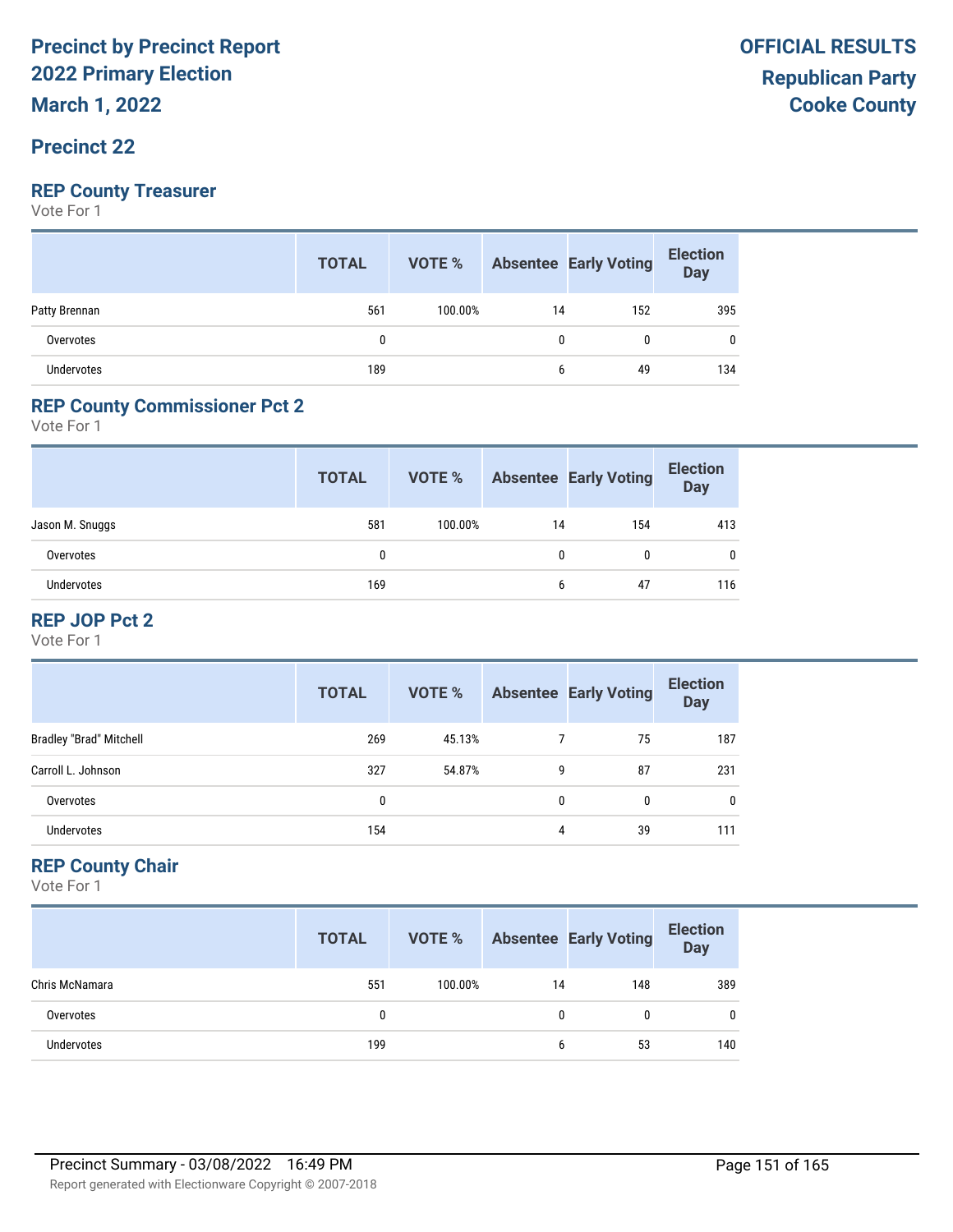# Precinct by Precinct Report
# 2022 Primary Election
# March 1, 2022

**OFFICIAL RESULTS**
**Republican Party**
**Cooke County**

## Precinct 22

### REP County Treasurer
Vote For 1

| | TOTAL | VOTE % | Absentee | Early Voting | Election Day |
|---|---|---|---|---|---|
| Patty Brennan | 561 | 100.00% | 14 | 152 | 395 |
| Overvotes | 0 | | 0 | 0 | 0 |
| Undervotes | 189 | | 6 | 49 | 134 |

### REP County Commissioner Pct 2
Vote For 1

| | TOTAL | VOTE % | Absentee | Early Voting | Election Day |
|---|---|---|---|---|---|
| Jason M. Snuggs | 581 | 100.00% | 14 | 154 | 413 |
| Overvotes | 0 | | 0 | 0 | 0 |
| Undervotes | 169 | | 6 | 47 | 116 |

### REP JOP Pct 2
Vote For 1

| | TOTAL | VOTE % | Absentee | Early Voting | Election Day |
|---|---|---|---|---|---|
| Bradley "Brad" Mitchell | 269 | 45.13% | 7 | 75 | 187 |
| Carroll L. Johnson | 327 | 54.87% | 9 | 87 | 231 |
| Overvotes | 0 | | 0 | 0 | 0 |
| Undervotes | 154 | | 4 | 39 | 111 |

### REP County Chair
Vote For 1

| | TOTAL | VOTE % | Absentee | Early Voting | Election Day |
|---|---|---|---|---|---|
| Chris McNamara | 551 | 100.00% | 14 | 148 | 389 |
| Overvotes | 0 | | 0 | 0 | 0 |
| Undervotes | 199 | | 6 | 53 | 140 |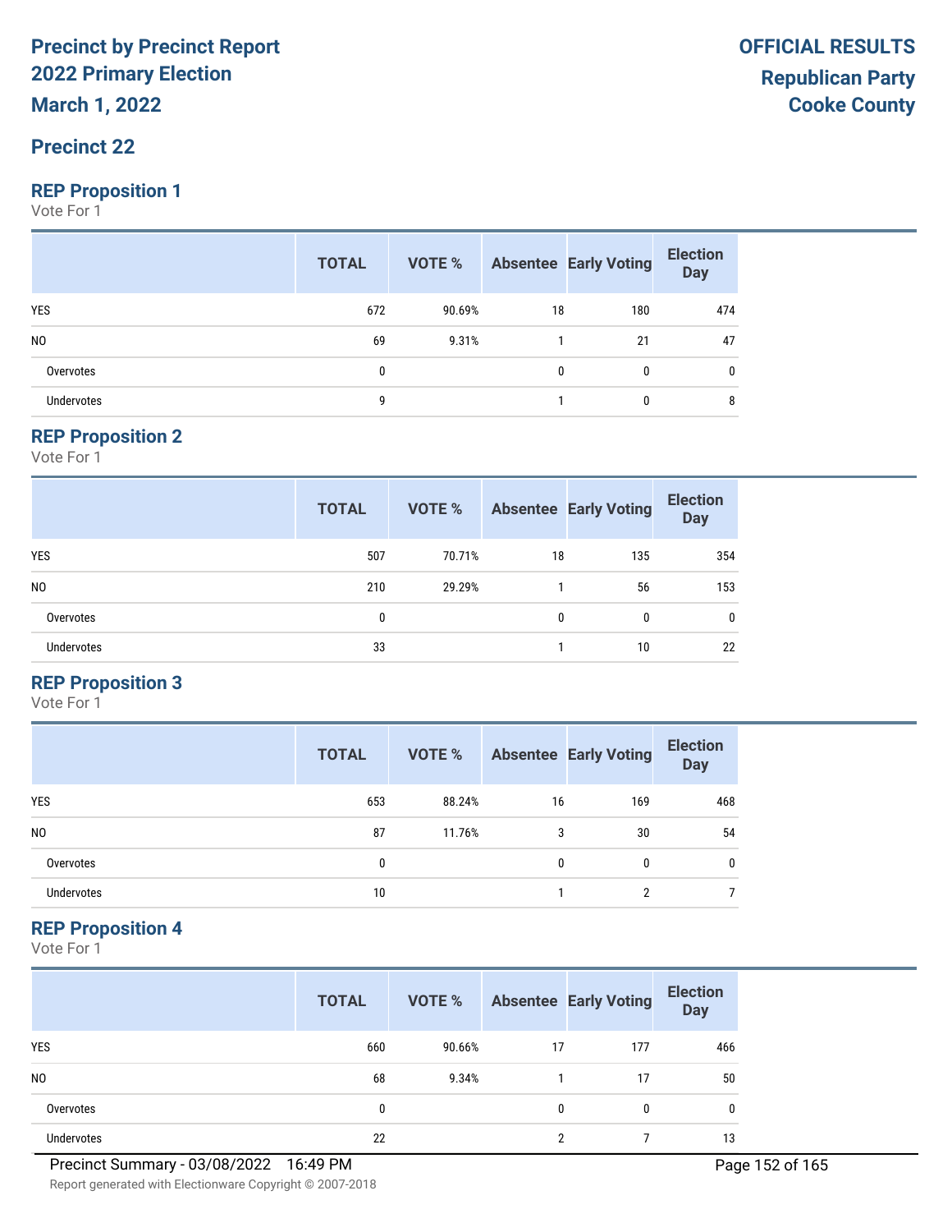# Precinct by Precinct Report
# 2022 Primary Election
# March 1, 2022

**OFFICIAL RESULTS**
**Republican Party**
**Cooke County**

## Precinct 22

### REP Proposition 1

Vote For 1

| | TOTAL | VOTE % | Absentee | Early Voting | Election Day |
|---|---|---|---|---|---|
| YES | 672 | 90.69% | 18 | 180 | 474 |
| NO | 69 | 9.31% | 1 | 21 | 47 |
| Overvotes | 0 | | 0 | 0 | 0 |
| Undervotes | 9 | | 1 | 0 | 8 |

### REP Proposition 2

Vote For 1

| | TOTAL | VOTE % | Absentee | Early Voting | Election Day |
|---|---|---|---|---|---|
| YES | 507 | 70.71% | 18 | 135 | 354 |
| NO | 210 | 29.29% | 1 | 56 | 153 |
| Overvotes | 0 | | 0 | 0 | 0 |
| Undervotes | 33 | | 1 | 10 | 22 |

### REP Proposition 3

Vote For 1

| | TOTAL | VOTE % | Absentee | Early Voting | Election Day |
|---|---|---|---|---|---|
| YES | 653 | 88.24% | 16 | 169 | 468 |
| NO | 87 | 11.76% | 3 | 30 | 54 |
| Overvotes | 0 | | 0 | 0 | 0 |
| Undervotes | 10 | | 1 | 2 | 7 |

### REP Proposition 4

Vote For 1

| | TOTAL | VOTE % | Absentee | Early Voting | Election Day |
|---|---|---|---|---|---|
| YES | 660 | 90.66% | 17 | 177 | 466 |
| NO | 68 | 9.34% | 1 | 17 | 50 |
| Overvotes | 0 | | 0 | 0 | 0 |
| Undervotes | 22 | | 2 | 7 | 13 |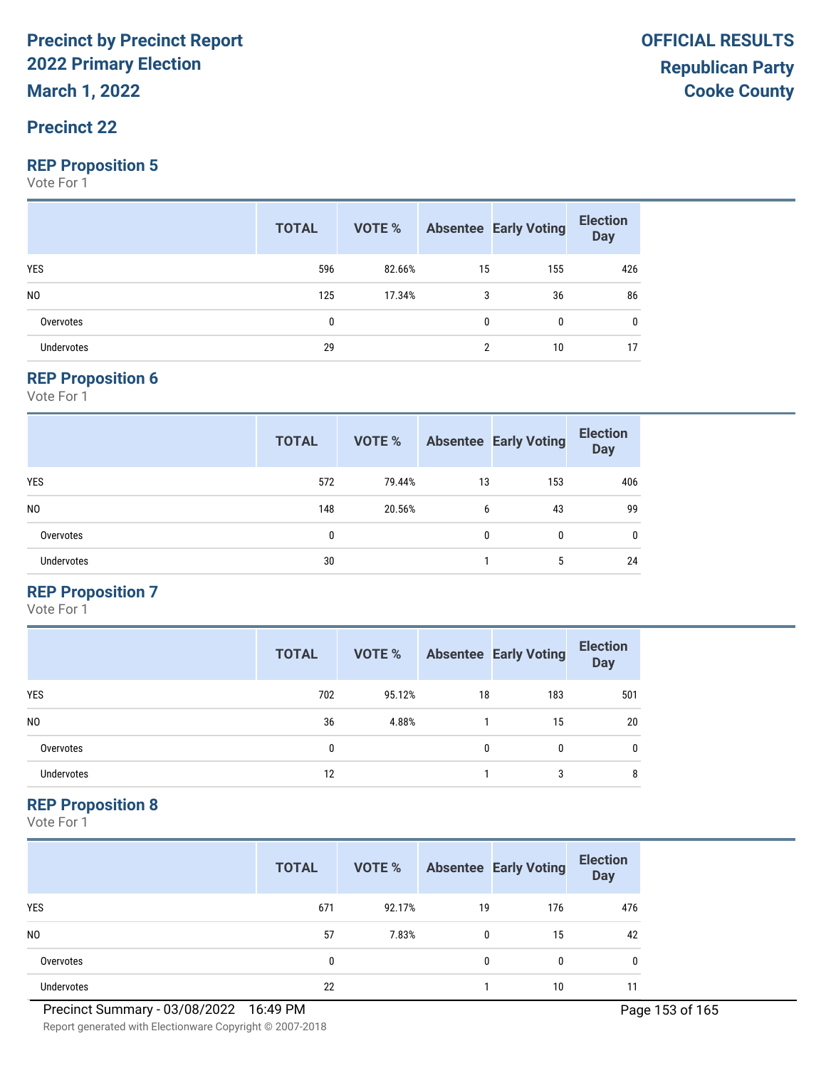# Precinct by Precinct Report
# 2022 Primary Election
# March 1, 2022

**OFFICIAL RESULTS**
**Republican Party**
**Cooke County**

## Precinct 22

### REP Proposition 5

Vote For 1

| | TOTAL | VOTE % | Absentee | Early Voting | Election Day |
|---|---|---|---|---|---|
| YES | 596 | 82.66% | 15 | 155 | 426 |
| NO | 125 | 17.34% | 3 | 36 | 86 |
| Overvotes | 0 | | 0 | 0 | 0 |
| Undervotes | 29 | | 2 | 10 | 17 |

### REP Proposition 6

Vote For 1

| | TOTAL | VOTE % | Absentee | Early Voting | Election Day |
|---|---|---|---|---|---|
| YES | 572 | 79.44% | 13 | 153 | 406 |
| NO | 148 | 20.56% | 6 | 43 | 99 |
| Overvotes | 0 | | 0 | 0 | 0 |
| Undervotes | 30 | | 1 | 5 | 24 |

### REP Proposition 7

Vote For 1

| | TOTAL | VOTE % | Absentee | Early Voting | Election Day |
|---|---|---|---|---|---|
| YES | 702 | 95.12% | 18 | 183 | 501 |
| NO | 36 | 4.88% | 1 | 15 | 20 |
| Overvotes | 0 | | 0 | 0 | 0 |
| Undervotes | 12 | | 1 | 3 | 8 |

### REP Proposition 8

Vote For 1

| | TOTAL | VOTE % | Absentee | Early Voting | Election Day |
|---|---|---|---|---|---|
| YES | 671 | 92.17% | 19 | 176 | 476 |
| NO | 57 | 7.83% | 0 | 15 | 42 |
| Overvotes | 0 | | 0 | 0 | 0 |
| Undervotes | 22 | | 1 | 10 | 11 |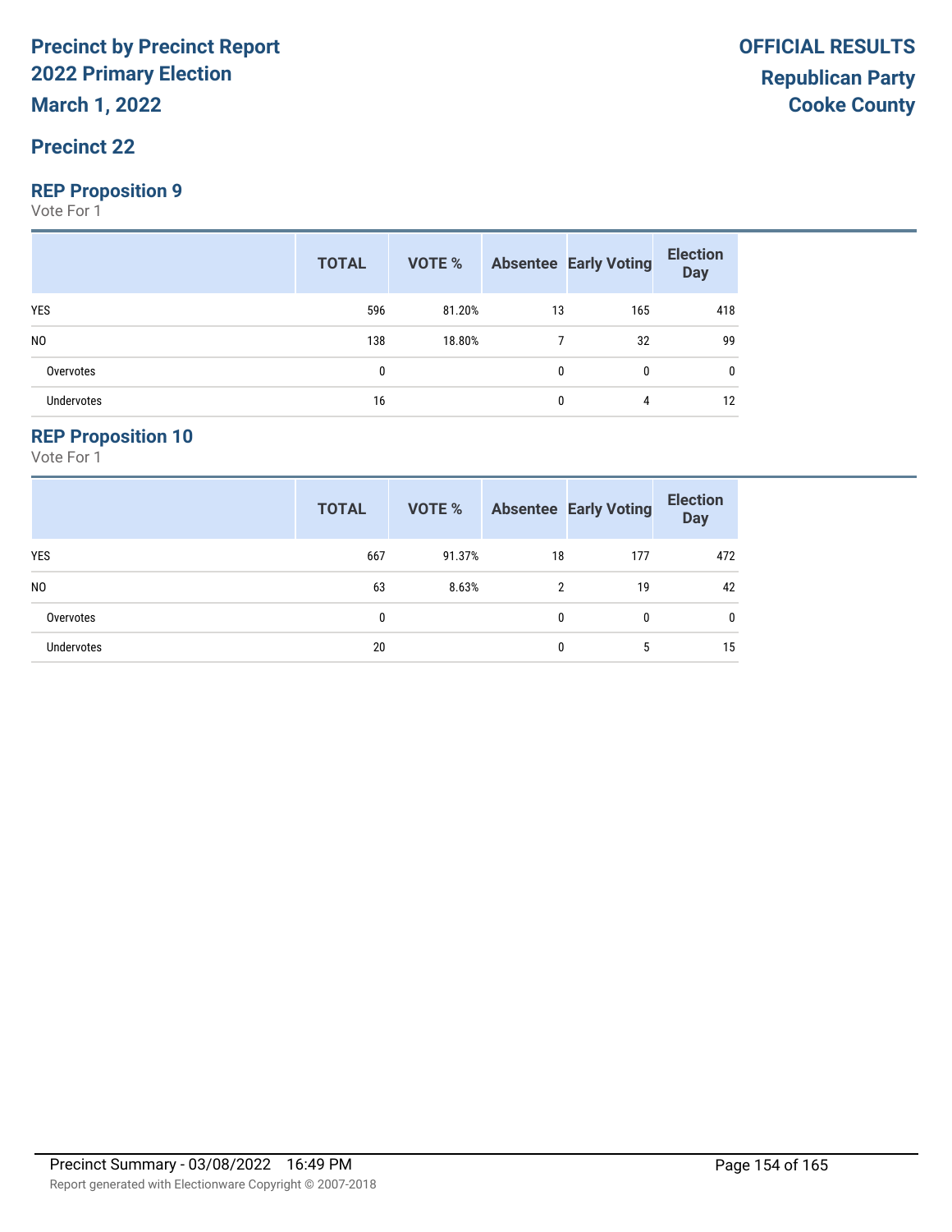# Precinct by Precinct Report
## 2022 Primary Election
**March 1, 2022**

**OFFICIAL RESULTS**
**Republican Party**
**Cooke County**

## Precinct 22

### REP Proposition 9
Vote For 1

| | TOTAL | VOTE % | Absentee | Early Voting | Election Day |
|---|---|---|---|---|---|
| YES | 596 | 81.20% | 13 | 165 | 418 |
| NO | 138 | 18.80% | 7 | 32 | 99 |
| Overvotes | 0 | | 0 | 0 | 0 |
| Undervotes | 16 | | 0 | 4 | 12 |

### REP Proposition 10
Vote For 1

| | TOTAL | VOTE % | Absentee | Early Voting | Election Day |
|---|---|---|---|---|---|
| YES | 667 | 91.37% | 18 | 177 | 472 |
| NO | 63 | 8.63% | 2 | 19 | 42 |
| Overvotes | 0 | | 0 | 0 | 0 |
| Undervotes | 20 | | 0 | 5 | 15 |

Precinct Summary - 03/08/2022 16:49 PM

Report generated with Electionware Copyright © 2007-2018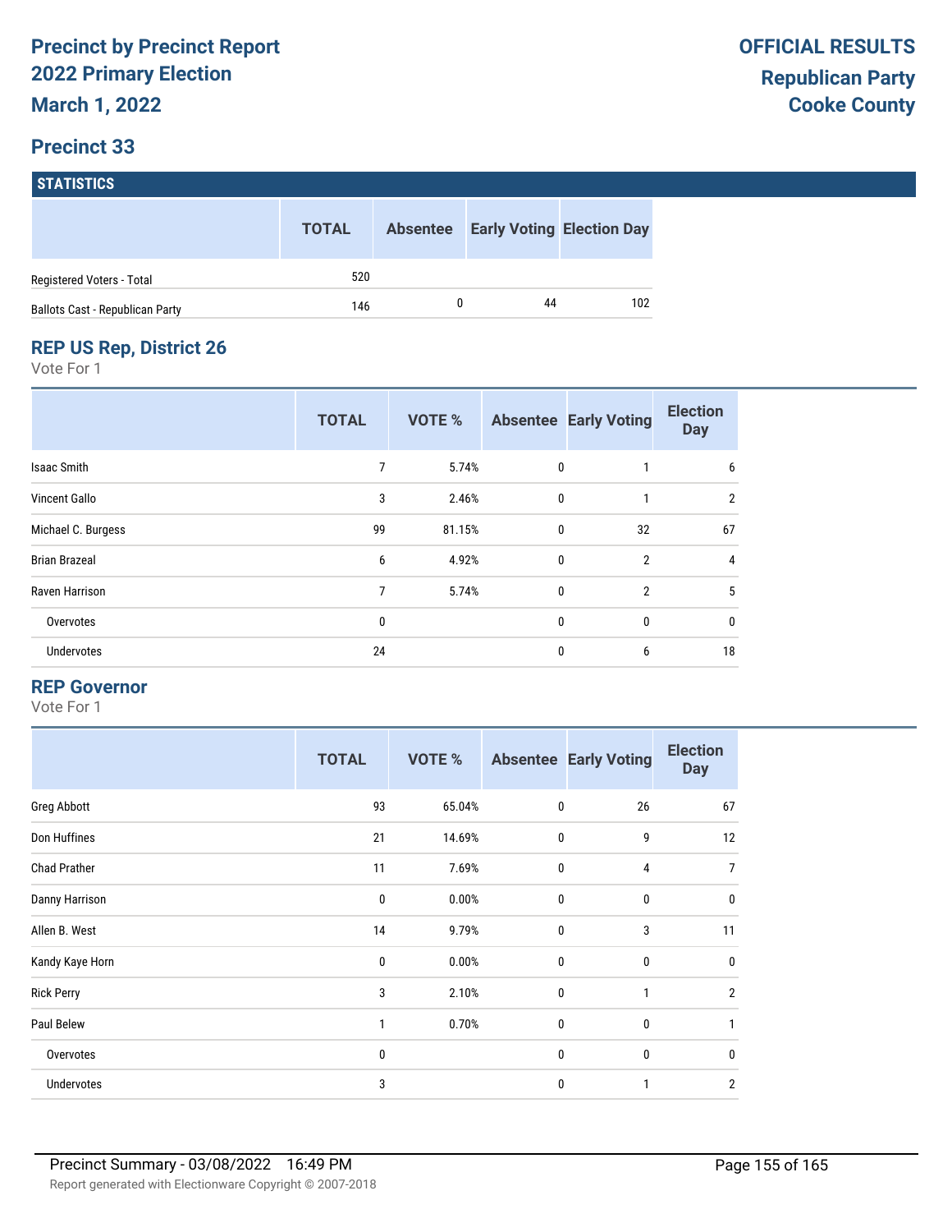# Precinct by Precinct Report
# 2022 Primary Election
# March 1, 2022

**OFFICIAL RESULTS**
**Republican Party**
**Cooke County**

## Precinct 33

### STATISTICS

| | TOTAL | Absentee | Early Voting | Election Day |
|---|---|---|---|---|
| Registered Voters - Total | 520 | | | |
| Ballots Cast - Republican Party | 146 | 0 | 44 | 102 |

### REP US Rep, District 26

Vote For 1

| | TOTAL | VOTE % | Absentee | Early Voting | Election Day |
|---|---|---|---|---|---|
| Isaac Smith | 7 | 5.74% | 0 | 1 | 6 |
| Vincent Gallo | 3 | 2.46% | 0 | 1 | 2 |
| Michael C. Burgess | 99 | 81.15% | 0 | 32 | 67 |
| Brian Brazeal | 6 | 4.92% | 0 | 2 | 4 |
| Raven Harrison | 7 | 5.74% | 0 | 2 | 5 |
| Overvotes | 0 | | 0 | 0 | 0 |
| Undervotes | 24 | | 0 | 6 | 18 |

### REP Governor

Vote For 1

| | TOTAL | VOTE % | Absentee | Early Voting | Election Day |
|---|---|---|---|---|---|
| Greg Abbott | 93 | 65.04% | 0 | 26 | 67 |
| Don Huffines | 21 | 14.69% | 0 | 9 | 12 |
| Chad Prather | 11 | 7.69% | 0 | 4 | 7 |
| Danny Harrison | 0 | 0.00% | 0 | 0 | 0 |
| Allen B. West | 14 | 9.79% | 0 | 3 | 11 |
| Kandy Kaye Horn | 0 | 0.00% | 0 | 0 | 0 |
| Rick Perry | 3 | 2.10% | 0 | 1 | 2 |
| Paul Belew | 1 | 0.70% | 0 | 0 | 1 |
| Overvotes | 0 | | 0 | 0 | 0 |
| Undervotes | 3 | | 0 | 1 | 2 |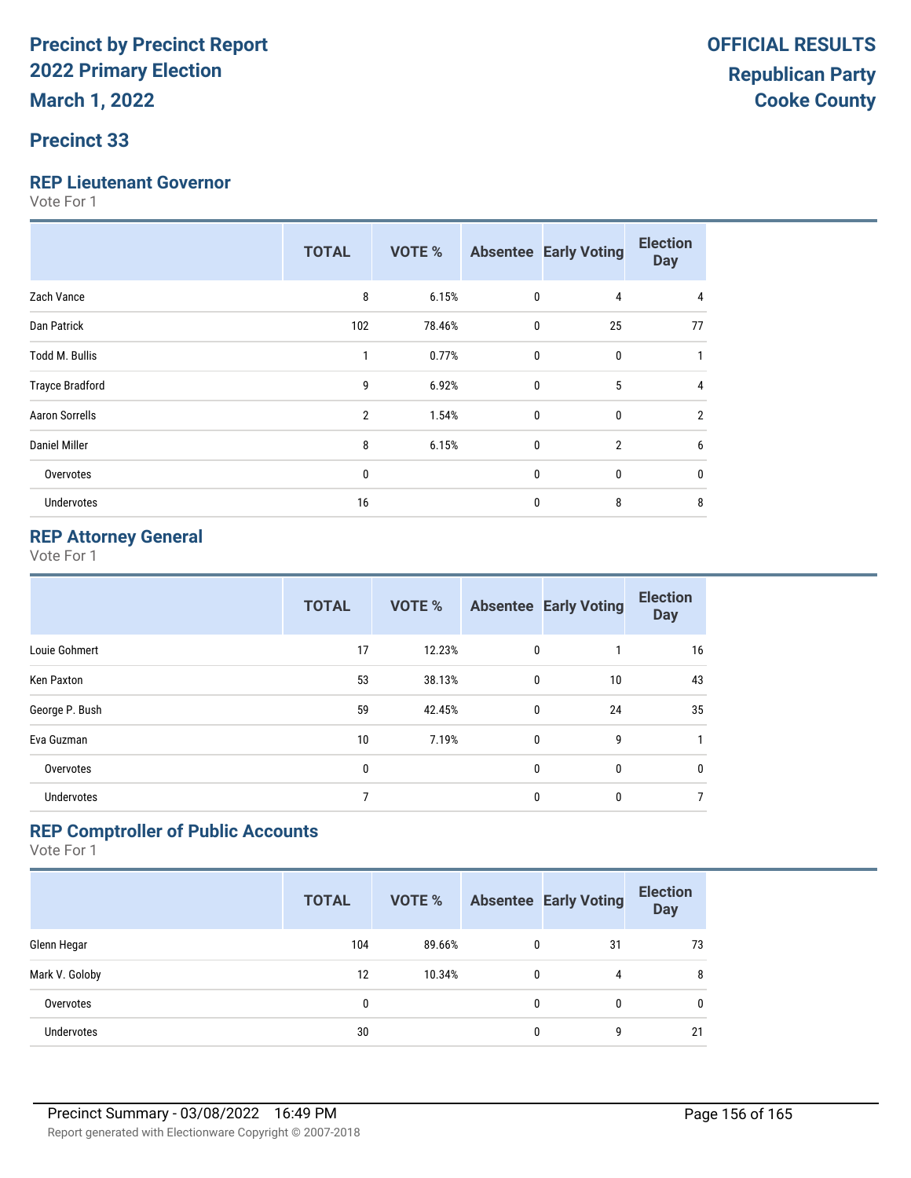# Precinct by Precinct Report
# 2022 Primary Election
# March 1, 2022

**OFFICIAL RESULTS**
**Republican Party**
**Cooke County**

## Precinct 33

### REP Lieutenant Governor

Vote For 1

| | TOTAL | VOTE % | Absentee | Early Voting | Election Day |
|---|---|---|---|---|---|
| Zach Vance | 8 | 6.15% | 0 | 4 | 4 |
| Dan Patrick | 102 | 78.46% | 0 | 25 | 77 |
| Todd M. Bullis | 1 | 0.77% | 0 | 0 | 1 |
| Trayce Bradford | 9 | 6.92% | 0 | 5 | 4 |
| Aaron Sorrells | 2 | 1.54% | 0 | 0 | 2 |
| Daniel Miller | 8 | 6.15% | 0 | 2 | 6 |
| Overvotes | 0 | | 0 | 0 | 0 |
| Undervotes | 16 | | 0 | 8 | 8 |

### REP Attorney General

Vote For 1

| | TOTAL | VOTE % | Absentee | Early Voting | Election Day |
|---|---|---|---|---|---|
| Louie Gohmert | 17 | 12.23% | 0 | 1 | 16 |
| Ken Paxton | 53 | 38.13% | 0 | 10 | 43 |
| George P. Bush | 59 | 42.45% | 0 | 24 | 35 |
| Eva Guzman | 10 | 7.19% | 0 | 9 | 1 |
| Overvotes | 0 | | 0 | 0 | 0 |
| Undervotes | 7 | | 0 | 0 | 7 |

### REP Comptroller of Public Accounts

Vote For 1

| | TOTAL | VOTE % | Absentee | Early Voting | Election Day |
|---|---|---|---|---|---|
| Glenn Hegar | 104 | 89.66% | 0 | 31 | 73 |
| Mark V. Goloby | 12 | 10.34% | 0 | 4 | 8 |
| Overvotes | 0 | | 0 | 0 | 0 |
| Undervotes | 30 | | 0 | 9 | 21 |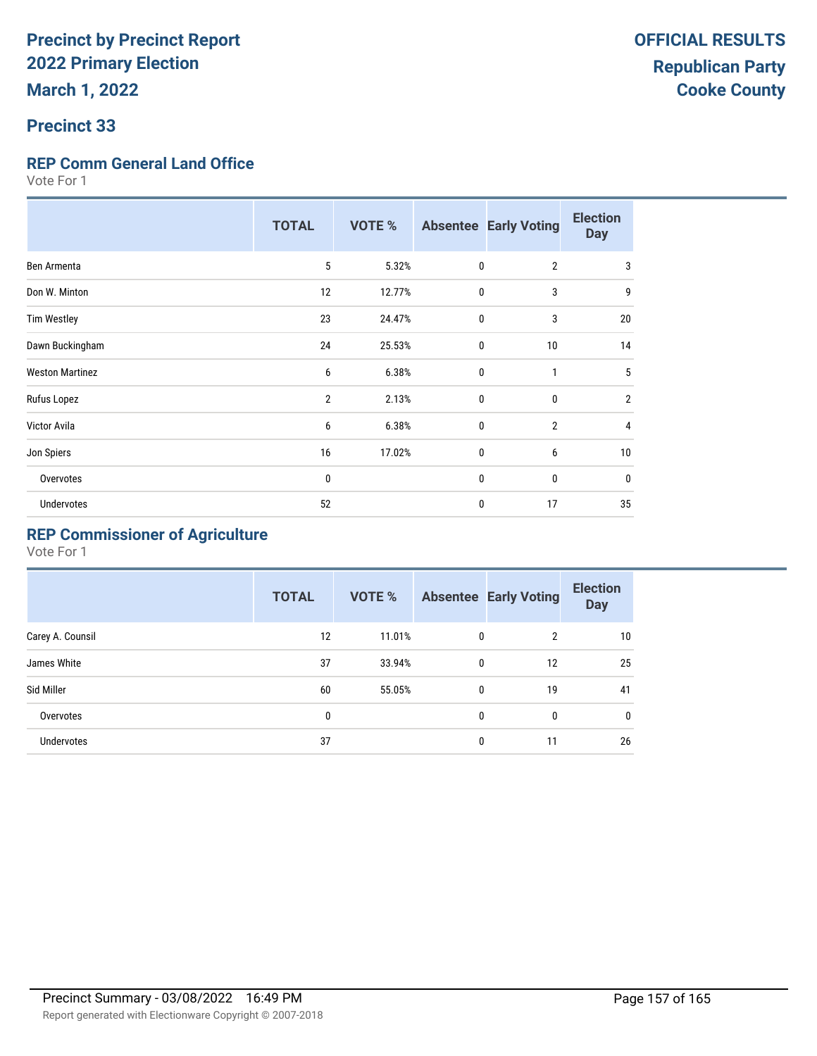# Precinct by Precinct Report
# 2022 Primary Election
# March 1, 2022

**OFFICIAL RESULTS**
**Republican Party**
**Cooke County**

## Precinct 33

### REP Comm General Land Office

Vote For 1

| | TOTAL | VOTE % | Absentee | Early Voting | Election Day |
|---|---|---|---|---|---|
| Ben Armenta | 5 | 5.32% | 0 | 2 | 3 |
| Don W. Minton | 12 | 12.77% | 0 | 3 | 9 |
| Tim Westley | 23 | 24.47% | 0 | 3 | 20 |
| Dawn Buckingham | 24 | 25.53% | 0 | 10 | 14 |
| Weston Martinez | 6 | 6.38% | 0 | 1 | 5 |
| Rufus Lopez | 2 | 2.13% | 0 | 0 | 2 |
| Victor Avila | 6 | 6.38% | 0 | 2 | 4 |
| Jon Spiers | 16 | 17.02% | 0 | 6 | 10 |
| Overvotes | 0 | | 0 | 0 | 0 |
| Undervotes | 52 | | 0 | 17 | 35 |

### REP Commissioner of Agriculture

Vote For 1

| | TOTAL | VOTE % | Absentee | Early Voting | Election Day |
|---|---|---|---|---|---|
| Carey A. Counsil | 12 | 11.01% | 0 | 2 | 10 |
| James White | 37 | 33.94% | 0 | 12 | 25 |
| Sid Miller | 60 | 55.05% | 0 | 19 | 41 |
| Overvotes | 0 | | 0 | 0 | 0 |
| Undervotes | 37 | | 0 | 11 | 26 |

Precinct Summary - 03/08/2022 16:49 PM

Report generated with Electionware Copyright © 2007-2018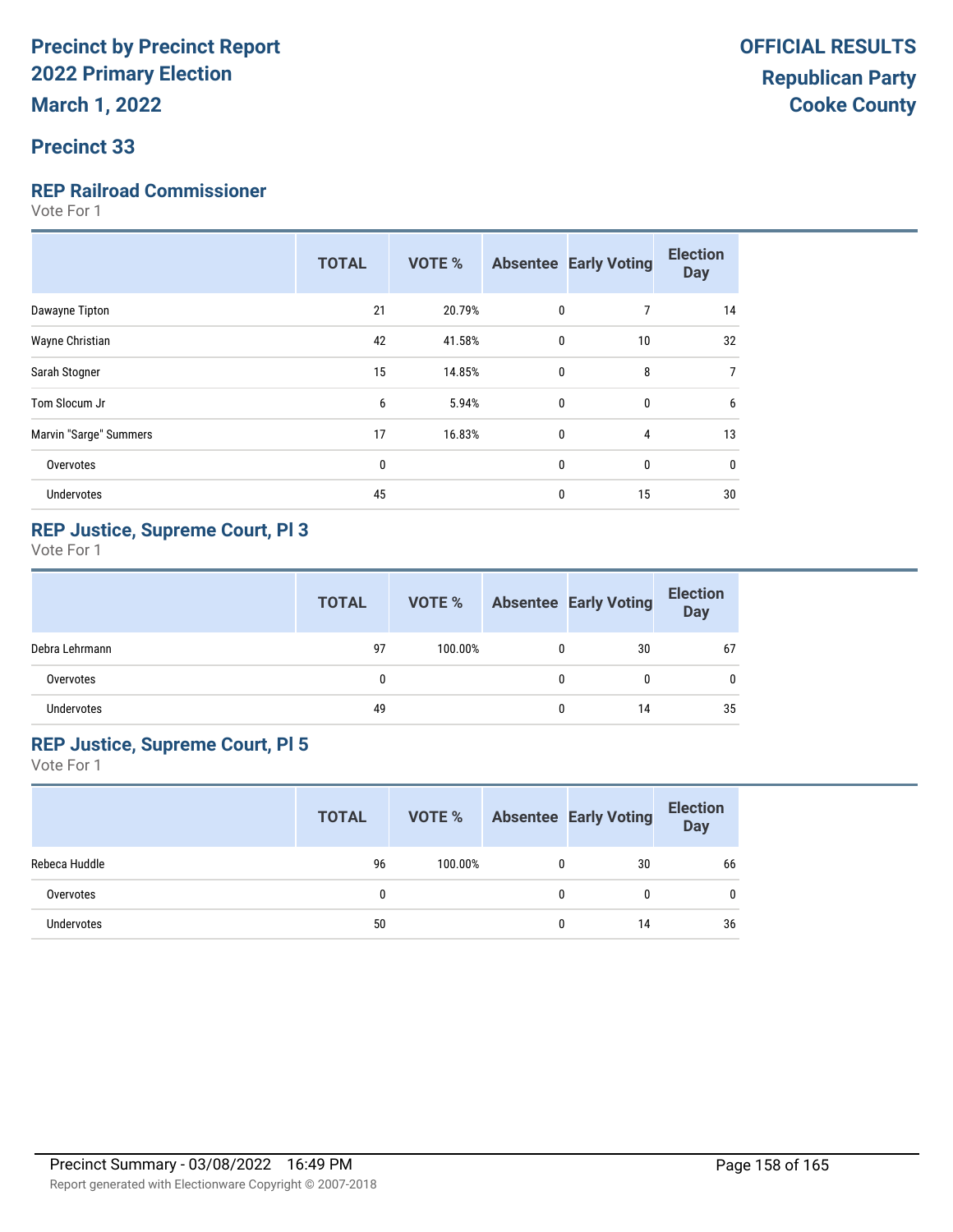# Precinct by Precinct Report
# 2022 Primary Election
# March 1, 2022

**OFFICIAL RESULTS**
**Republican Party**
**Cooke County**

## Precinct 33

### REP Railroad Commissioner

Vote For 1

| | TOTAL | VOTE % | Absentee | Early Voting | Election Day |
|---|---|---|---|---|---|
| Dawayne Tipton | 21 | 20.79% | 0 | 7 | 14 |
| Wayne Christian | 42 | 41.58% | 0 | 10 | 32 |
| Sarah Stogner | 15 | 14.85% | 0 | 8 | 7 |
| Tom Slocum Jr | 6 | 5.94% | 0 | 0 | 6 |
| Marvin "Sarge" Summers | 17 | 16.83% | 0 | 4 | 13 |
| Overvotes | 0 | | 0 | 0 | 0 |
| Undervotes | 45 | | 0 | 15 | 30 |

### REP Justice, Supreme Court, Pl 3

Vote For 1

| | TOTAL | VOTE % | Absentee | Early Voting | Election Day |
|---|---|---|---|---|---|
| Debra Lehrmann | 97 | 100.00% | 0 | 30 | 67 |
| Overvotes | 0 | | 0 | 0 | 0 |
| Undervotes | 49 | | 0 | 14 | 35 |

### REP Justice, Supreme Court, Pl 5

Vote For 1

| | TOTAL | VOTE % | Absentee | Early Voting | Election Day |
|---|---|---|---|---|---|
| Rebeca Huddle | 96 | 100.00% | 0 | 30 | 66 |
| Overvotes | 0 | | 0 | 0 | 0 |
| Undervotes | 50 | | 0 | 14 | 36 |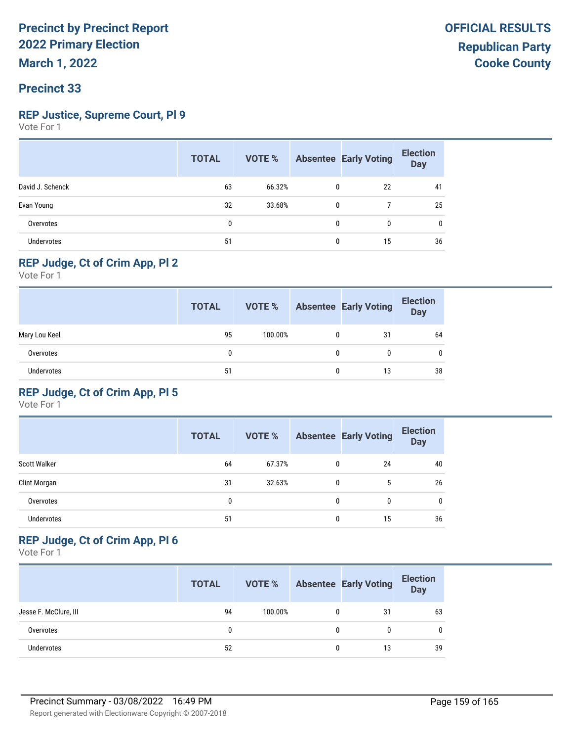# Precinct by Precinct Report
# 2022 Primary Election
# March 1, 2022

**OFFICIAL RESULTS**
**Republican Party**
**Cooke County**

## Precinct 33

### REP Justice, Supreme Court, Pl 9

Vote For 1

| | TOTAL | VOTE % | Absentee | Early Voting | Election Day |
|---|---|---|---|---|---|
| David J. Schenck | 63 | 66.32% | 0 | 22 | 41 |
| Evan Young | 32 | 33.68% | 0 | 7 | 25 |
| Overvotes | 0 | | 0 | 0 | 0 |
| Undervotes | 51 | | 0 | 15 | 36 |

### REP Judge, Ct of Crim App, Pl 2

Vote For 1

| | TOTAL | VOTE % | Absentee | Early Voting | Election Day |
|---|---|---|---|---|---|
| Mary Lou Keel | 95 | 100.00% | 0 | 31 | 64 |
| Overvotes | 0 | | 0 | 0 | 0 |
| Undervotes | 51 | | 0 | 13 | 38 |

### REP Judge, Ct of Crim App, Pl 5

Vote For 1

| | TOTAL | VOTE % | Absentee | Early Voting | Election Day |
|---|---|---|---|---|---|
| Scott Walker | 64 | 67.37% | 0 | 24 | 40 |
| Clint Morgan | 31 | 32.63% | 0 | 5 | 26 |
| Overvotes | 0 | | 0 | 0 | 0 |
| Undervotes | 51 | | 0 | 15 | 36 |

### REP Judge, Ct of Crim App, Pl 6

Vote For 1

| | TOTAL | VOTE % | Absentee | Early Voting | Election Day |
|---|---|---|---|---|---|
| Jesse F. McClure, III | 94 | 100.00% | 0 | 31 | 63 |
| Overvotes | 0 | | 0 | 0 | 0 |
| Undervotes | 52 | | 0 | 13 | 39 |

Precinct Summary - 03/08/2022 16:49 PM

Report generated with Electionware Copyright © 2007-2018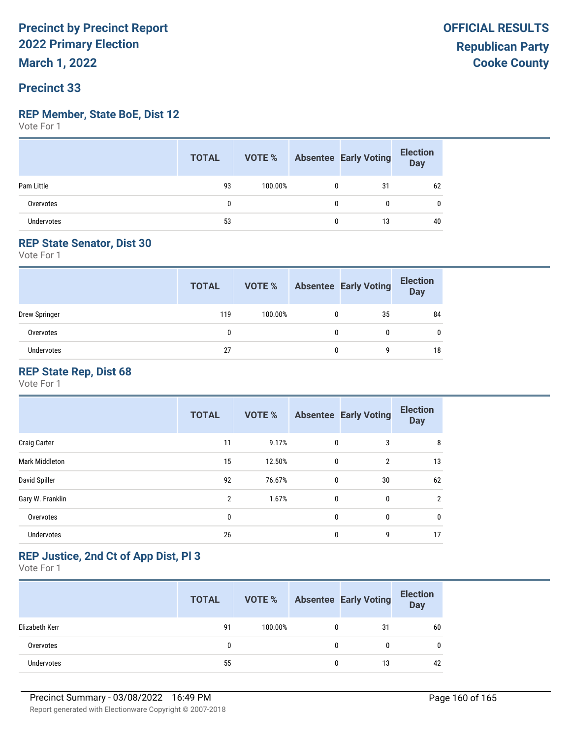Precinct by Precinct Report
2022 Primary Election
March 1, 2022

OFFICIAL RESULTS
Republican Party
Cooke County

## Precinct 33

### REP Member, State BoE, Dist 12

Vote For 1

| | TOTAL | VOTE % | Absentee | Early Voting | Election Day |
|---|---|---|---|---|---|
| Pam Little | 93 | 100.00% | 0 | 31 | 62 |
| Overvotes | 0 | | 0 | 0 | 0 |
| Undervotes | 53 | | 0 | 13 | 40 |

### REP State Senator, Dist 30

Vote For 1

| | TOTAL | VOTE % | Absentee | Early Voting | Election Day |
|---|---|---|---|---|---|
| Drew Springer | 119 | 100.00% | 0 | 35 | 84 |
| Overvotes | 0 | | 0 | 0 | 0 |
| Undervotes | 27 | | 0 | 9 | 18 |

### REP State Rep, Dist 68

Vote For 1

| | TOTAL | VOTE % | Absentee | Early Voting | Election Day |
|---|---|---|---|---|---|
| Craig Carter | 11 | 9.17% | 0 | 3 | 8 |
| Mark Middleton | 15 | 12.50% | 0 | 2 | 13 |
| David Spiller | 92 | 76.67% | 0 | 30 | 62 |
| Gary W. Franklin | 2 | 1.67% | 0 | 0 | 2 |
| Overvotes | 0 | | 0 | 0 | 0 |
| Undervotes | 26 | | 0 | 9 | 17 |

### REP Justice, 2nd Ct of App Dist, Pl 3

Vote For 1

| | TOTAL | VOTE % | Absentee | Early Voting | Election Day |
|---|---|---|---|---|---|
| Elizabeth Kerr | 91 | 100.00% | 0 | 31 | 60 |
| Overvotes | 0 | | 0 | 0 | 0 |
| Undervotes | 55 | | 0 | 13 | 42 |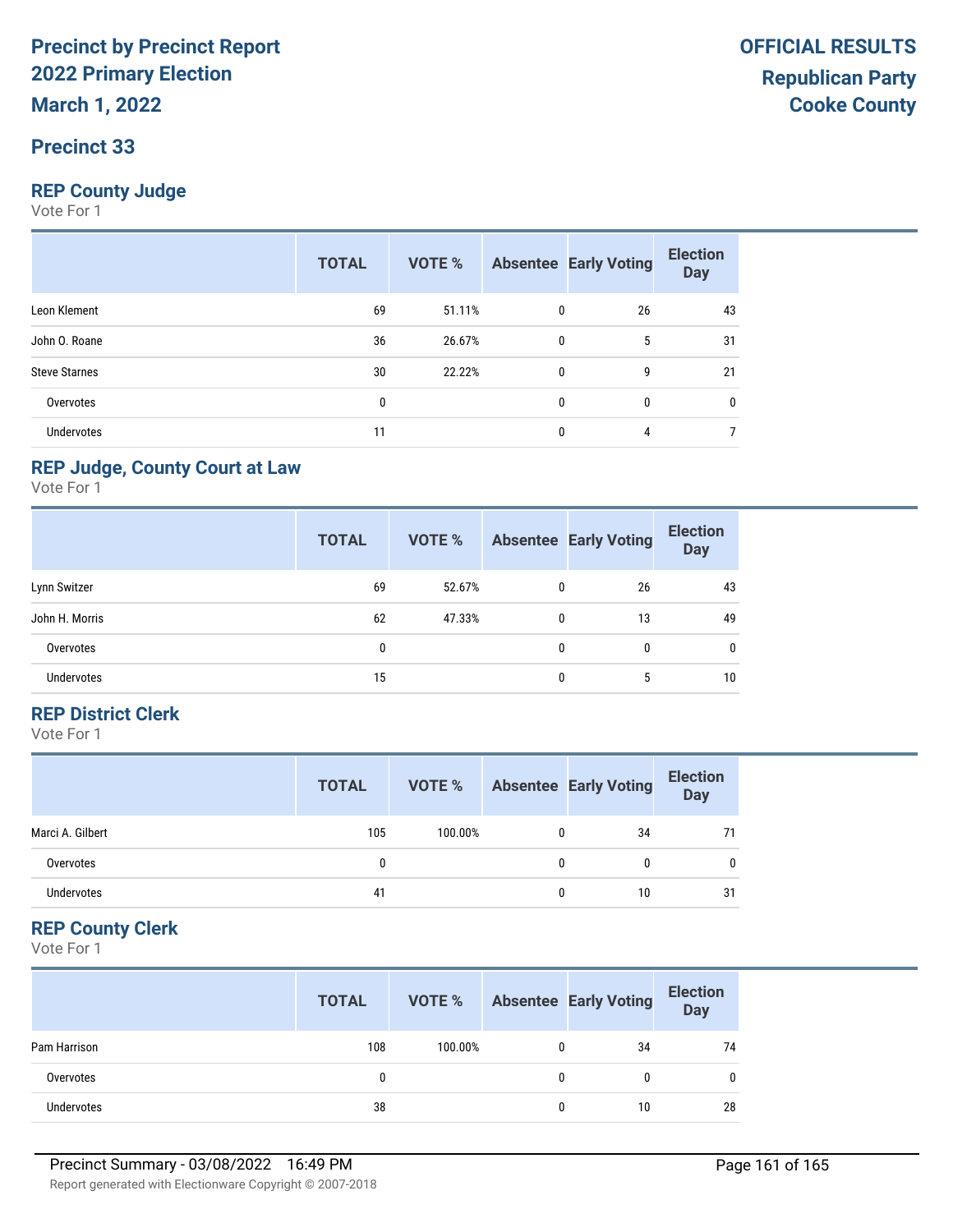# Precinct by Precinct Report
# 2022 Primary Election
# March 1, 2022

**OFFICIAL RESULTS**
**Republican Party**
**Cooke County**

## Precinct 33

### REP County Judge
Vote For 1

| | TOTAL | VOTE % | Absentee | Early Voting | Election Day |
|---|---|---|---|---|---|
| Leon Klement | 69 | 51.11% | 0 | 26 | 43 |
| John O. Roane | 36 | 26.67% | 0 | 5 | 31 |
| Steve Starnes | 30 | 22.22% | 0 | 9 | 21 |
| Overvotes | 0 | | 0 | 0 | 0 |
| Undervotes | 11 | | 0 | 4 | 7 |

### REP Judge, County Court at Law
Vote For 1

| | TOTAL | VOTE % | Absentee | Early Voting | Election Day |
|---|---|---|---|---|---|
| Lynn Switzer | 69 | 52.67% | 0 | 26 | 43 |
| John H. Morris | 62 | 47.33% | 0 | 13 | 49 |
| Overvotes | 0 | | 0 | 0 | 0 |
| Undervotes | 15 | | 0 | 5 | 10 |

### REP District Clerk
Vote For 1

| | TOTAL | VOTE % | Absentee | Early Voting | Election Day |
|---|---|---|---|---|---|
| Marci A. Gilbert | 105 | 100.00% | 0 | 34 | 71 |
| Overvotes | 0 | | 0 | 0 | 0 |
| Undervotes | 41 | | 0 | 10 | 31 |

### REP County Clerk
Vote For 1

| | TOTAL | VOTE % | Absentee | Early Voting | Election Day |
|---|---|---|---|---|---|
| Pam Harrison | 108 | 100.00% | 0 | 34 | 74 |
| Overvotes | 0 | | 0 | 0 | 0 |
| Undervotes | 38 | | 0 | 10 | 28 |

Precinct Summary - 03/08/2022 16:49 PM

Report generated with Electionware Copyright © 2007-2018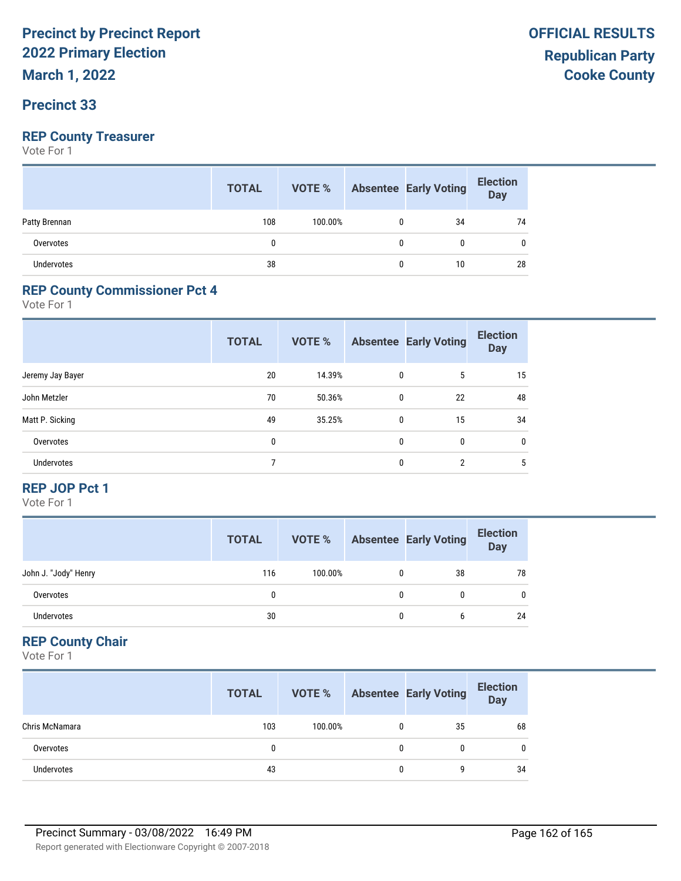# Precinct by Precinct Report
# 2022 Primary Election
# March 1, 2022

**OFFICIAL RESULTS**
**Republican Party**
**Cooke County**

## Precinct 33

### REP County Treasurer
Vote For 1

| | TOTAL | VOTE % | Absentee | Early Voting | Election Day |
|---|---|---|---|---|---|
| Patty Brennan | 108 | 100.00% | 0 | 34 | 74 |
| Overvotes | 0 | | 0 | 0 | 0 |
| Undervotes | 38 | | 0 | 10 | 28 |

### REP County Commissioner Pct 4
Vote For 1

| | TOTAL | VOTE % | Absentee | Early Voting | Election Day |
|---|---|---|---|---|---|
| Jeremy Jay Bayer | 20 | 14.39% | 0 | 5 | 15 |
| John Metzler | 70 | 50.36% | 0 | 22 | 48 |
| Matt P. Sicking | 49 | 35.25% | 0 | 15 | 34 |
| Overvotes | 0 | | 0 | 0 | 0 |
| Undervotes | 7 | | 0 | 2 | 5 |

### REP JOP Pct 1
Vote For 1

| | TOTAL | VOTE % | Absentee | Early Voting | Election Day |
|---|---|---|---|---|---|
| John J. "Jody" Henry | 116 | 100.00% | 0 | 38 | 78 |
| Overvotes | 0 | | 0 | 0 | 0 |
| Undervotes | 30 | | 0 | 6 | 24 |

### REP County Chair
Vote For 1

| | TOTAL | VOTE % | Absentee | Early Voting | Election Day |
|---|---|---|---|---|---|
| Chris McNamara | 103 | 100.00% | 0 | 35 | 68 |
| Overvotes | 0 | | 0 | 0 | 0 |
| Undervotes | 43 | | 0 | 9 | 34 |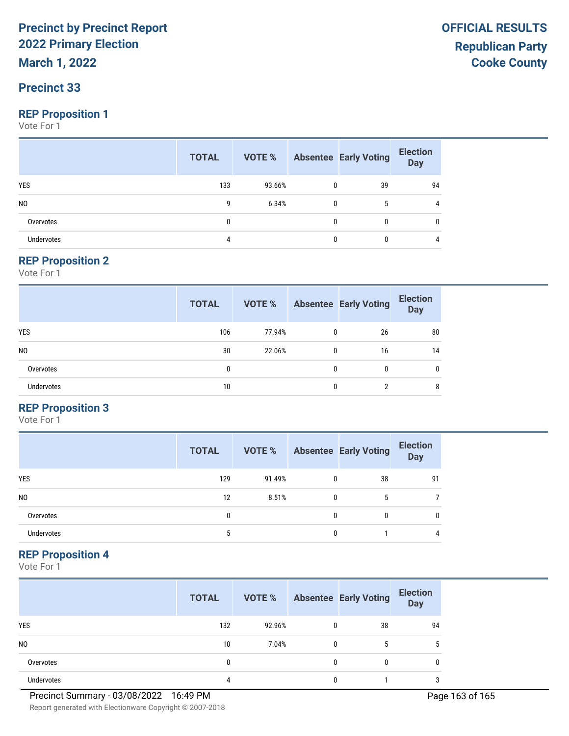# Precinct by Precinct Report
# 2022 Primary Election
# March 1, 2022

**OFFICIAL RESULTS**
**Republican Party**
**Cooke County**

## Precinct 33

### REP Proposition 1
Vote For 1

| | TOTAL | VOTE % | Absentee | Early Voting | Election Day |
|---|---|---|---|---|---|
| YES | 133 | 93.66% | 0 | 39 | 94 |
| NO | 9 | 6.34% | 0 | 5 | 4 |
| Overvotes | 0 | | 0 | 0 | 0 |
| Undervotes | 4 | | 0 | 0 | 4 |

### REP Proposition 2
Vote For 1

| | TOTAL | VOTE % | Absentee | Early Voting | Election Day |
|---|---|---|---|---|---|
| YES | 106 | 77.94% | 0 | 26 | 80 |
| NO | 30 | 22.06% | 0 | 16 | 14 |
| Overvotes | 0 | | 0 | 0 | 0 |
| Undervotes | 10 | | 0 | 2 | 8 |

### REP Proposition 3
Vote For 1

| | TOTAL | VOTE % | Absentee | Early Voting | Election Day |
|---|---|---|---|---|---|
| YES | 129 | 91.49% | 0 | 38 | 91 |
| NO | 12 | 8.51% | 0 | 5 | 7 |
| Overvotes | 0 | | 0 | 0 | 0 |
| Undervotes | 5 | | 0 | 1 | 4 |

### REP Proposition 4
Vote For 1

| | TOTAL | VOTE % | Absentee | Early Voting | Election Day |
|---|---|---|---|---|---|
| YES | 132 | 92.96% | 0 | 38 | 94 |
| NO | 10 | 7.04% | 0 | 5 | 5 |
| Overvotes | 0 | | 0 | 0 | 0 |
| Undervotes | 4 | | 0 | 1 | 3 |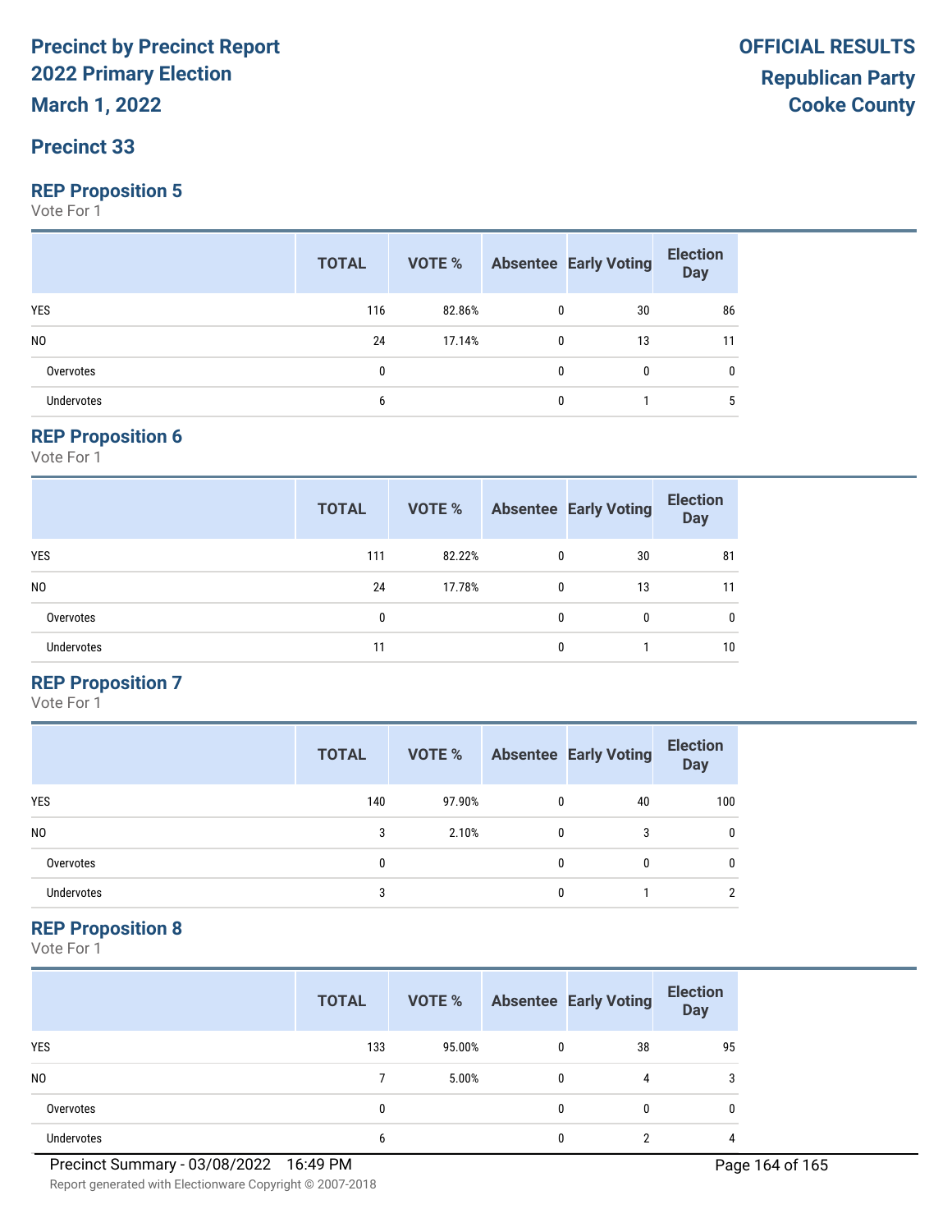# Precinct by Precinct Report
# 2022 Primary Election
## March 1, 2022

**OFFICIAL RESULTS**
**Republican Party**
**Cooke County**

## Precinct 33

### REP Proposition 5
Vote For 1

| | TOTAL | VOTE % | Absentee | Early Voting | Election Day |
|---|---|---|---|---|---|
| YES | 116 | 82.86% | 0 | 30 | 86 |
| NO | 24 | 17.14% | 0 | 13 | 11 |
| Overvotes | 0 | | 0 | 0 | 0 |
| Undervotes | 6 | | 0 | 1 | 5 |

### REP Proposition 6
Vote For 1

| | TOTAL | VOTE % | Absentee | Early Voting | Election Day |
|---|---|---|---|---|---|
| YES | 111 | 82.22% | 0 | 30 | 81 |
| NO | 24 | 17.78% | 0 | 13 | 11 |
| Overvotes | 0 | | 0 | 0 | 0 |
| Undervotes | 11 | | 0 | 1 | 10 |

### REP Proposition 7
Vote For 1

| | TOTAL | VOTE % | Absentee | Early Voting | Election Day |
|---|---|---|---|---|---|
| YES | 140 | 97.90% | 0 | 40 | 100 |
| NO | 3 | 2.10% | 0 | 3 | 0 |
| Overvotes | 0 | | 0 | 0 | 0 |
| Undervotes | 3 | | 0 | 1 | 2 |

### REP Proposition 8
Vote For 1

| | TOTAL | VOTE % | Absentee | Early Voting | Election Day |
|---|---|---|---|---|---|
| YES | 133 | 95.00% | 0 | 38 | 95 |
| NO | 7 | 5.00% | 0 | 4 | 3 |
| Overvotes | 0 | | 0 | 0 | 0 |
| Undervotes | 6 | | 0 | 2 | 4 |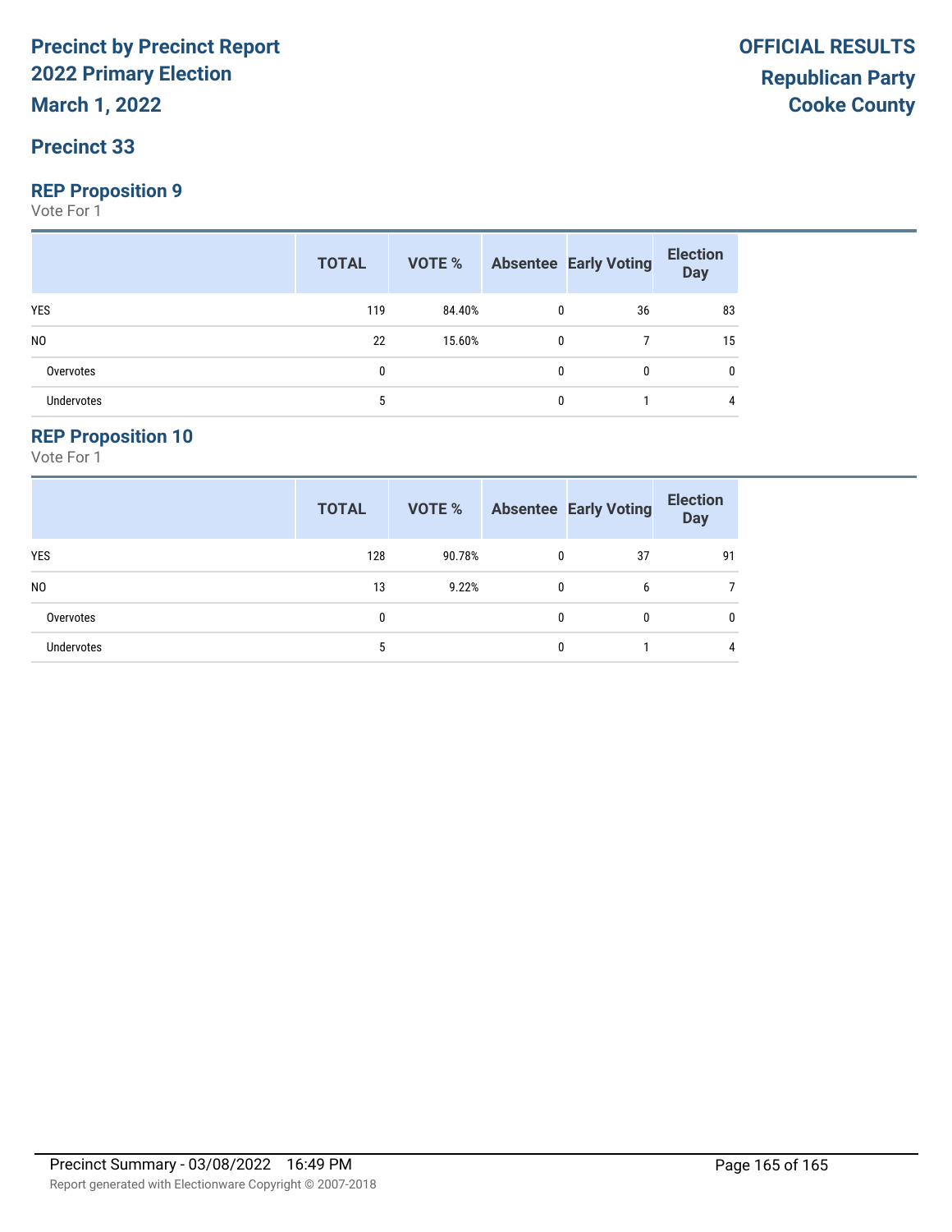# Precinct by Precinct Report
## 2022 Primary Election
## March 1, 2022

**OFFICIAL RESULTS**
**Republican Party**
**Cooke County**

## Precinct 33

### REP Proposition 9

Vote For 1

| | TOTAL | VOTE % | Absentee | Early Voting | Election Day |
|---|---|---|---|---|---|
| YES | 119 | 84.40% | 0 | 36 | 83 |
| NO | 22 | 15.60% | 0 | 7 | 15 |
| Overvotes | 0 | | 0 | 0 | 0 |
| Undervotes | 5 | | 0 | 1 | 4 |

### REP Proposition 10

Vote For 1

| | TOTAL | VOTE % | Absentee | Early Voting | Election Day |
|---|---|---|---|---|---|
| YES | 128 | 90.78% | 0 | 37 | 91 |
| NO | 13 | 9.22% | 0 | 6 | 7 |
| Overvotes | 0 | | 0 | 0 | 0 |
| Undervotes | 5 | | 0 | 1 | 4 |

Precinct Summary - 03/08/2022 16:49 PM

Report generated with Electionware Copyright © 2007-2018